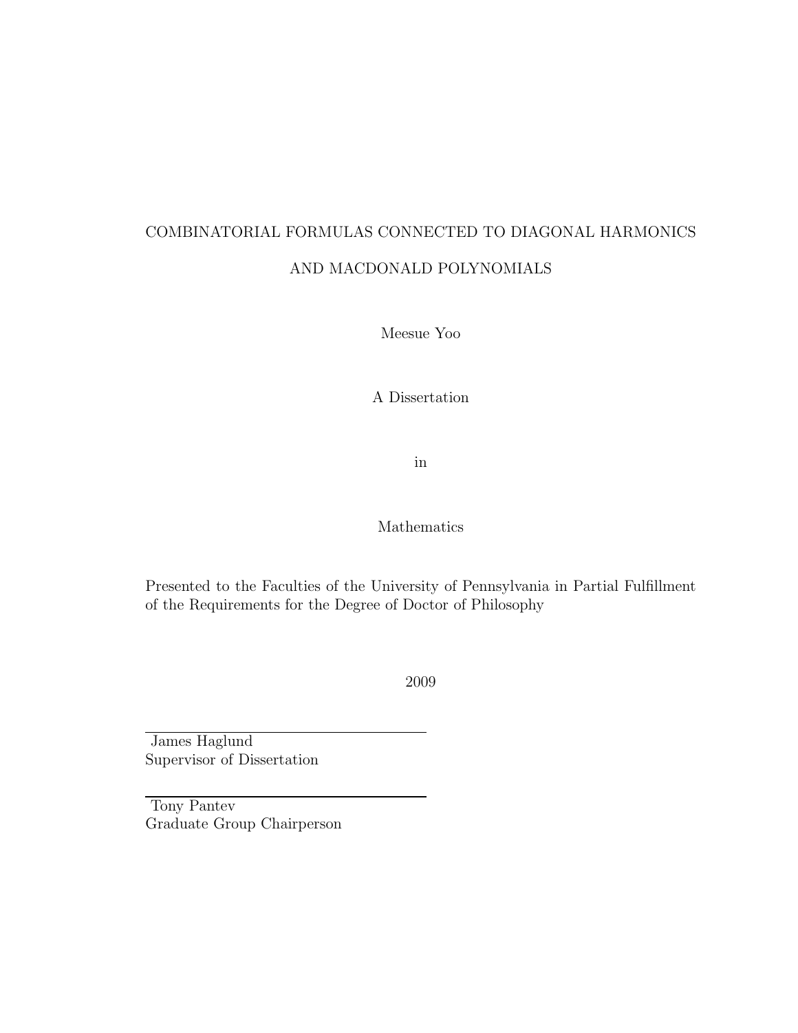# COMBINATORIAL FORMULAS CONNECTED TO DIAGONAL HARMONICS AND MACDONALD POLYNOMIALS

Meesue Yoo

A Dissertation

in

Mathematics

Presented to the Faculties of the University of Pennsylvania in Partial Fulfillment of the Requirements for the Degree of Doctor of Philosophy

2009

James Haglund
Supervisor of Dissertation

Tony Pantev
Graduate Group Chairperson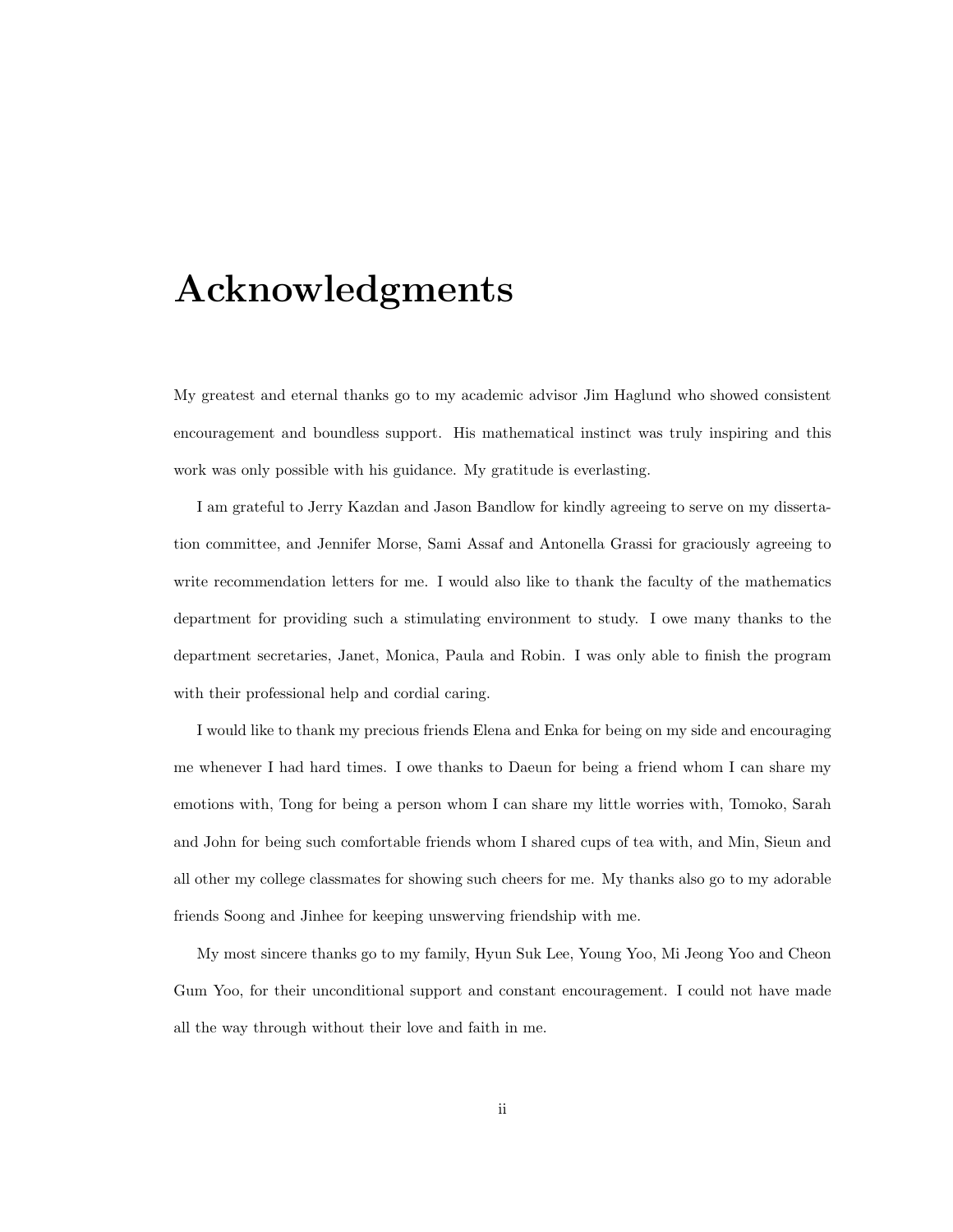# Acknowledgments

My greatest and eternal thanks go to my academic advisor Jim Haglund who showed consistent encouragement and boundless support. His mathematical instinct was truly inspiring and this work was only possible with his guidance. My gratitude is everlasting.

I am grateful to Jerry Kazdan and Jason Bandlow for kindly agreeing to serve on my dissertation committee, and Jennifer Morse, Sami Assaf and Antonella Grassi for graciously agreeing to write recommendation letters for me. I would also like to thank the faculty of the mathematics department for providing such a stimulating environment to study. I owe many thanks to the department secretaries, Janet, Monica, Paula and Robin. I was only able to finish the program with their professional help and cordial caring.

I would like to thank my precious friends Elena and Enka for being on my side and encouraging me whenever I had hard times. I owe thanks to Daeun for being a friend whom I can share my emotions with, Tong for being a person whom I can share my little worries with, Tomoko, Sarah and John for being such comfortable friends whom I shared cups of tea with, and Min, Sieun and all other my college classmates for showing such cheers for me. My thanks also go to my adorable friends Soong and Jinhee for keeping unswerving friendship with me.

My most sincere thanks go to my family, Hyun Suk Lee, Young Yoo, Mi Jeong Yoo and Cheon Gum Yoo, for their unconditional support and constant encouragement. I could not have made all the way through without their love and faith in me.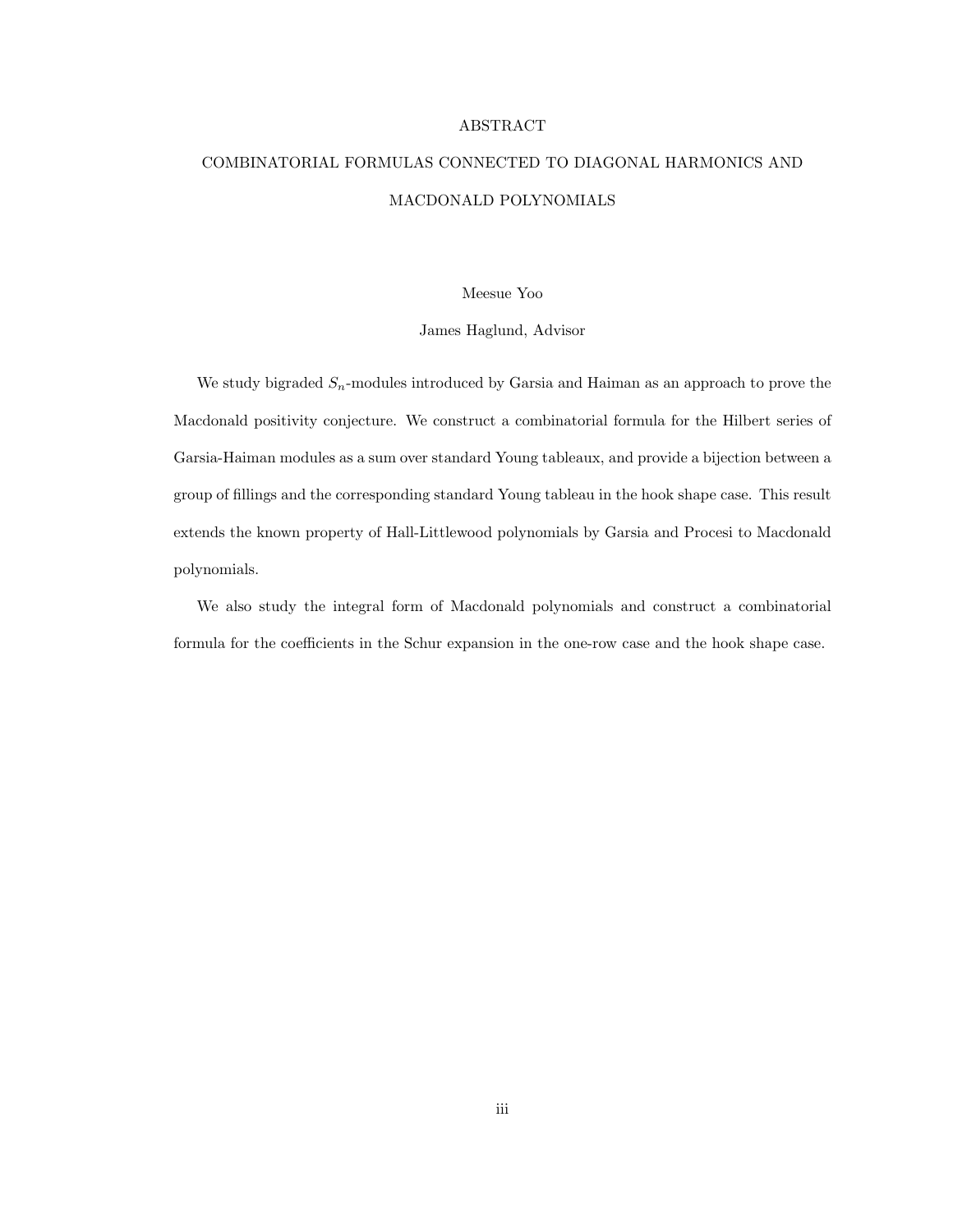# ABSTRACT

## COMBINATORIAL FORMULAS CONNECTED TO DIAGONAL HARMONICS AND MACDONALD POLYNOMIALS

Meesue Yoo

James Haglund, Advisor

We study bigraded $S_n$-modules introduced by Garsia and Haiman as an approach to prove the Macdonald positivity conjecture. We construct a combinatorial formula for the Hilbert series of Garsia-Haiman modules as a sum over standard Young tableaux, and provide a bijection between a group of fillings and the corresponding standard Young tableau in the hook shape case. This result extends the known property of Hall-Littlewood polynomials by Garsia and Procesi to Macdonald polynomials.

We also study the integral form of Macdonald polynomials and construct a combinatorial formula for the coefficients in the Schur expansion in the one-row case and the hook shape case.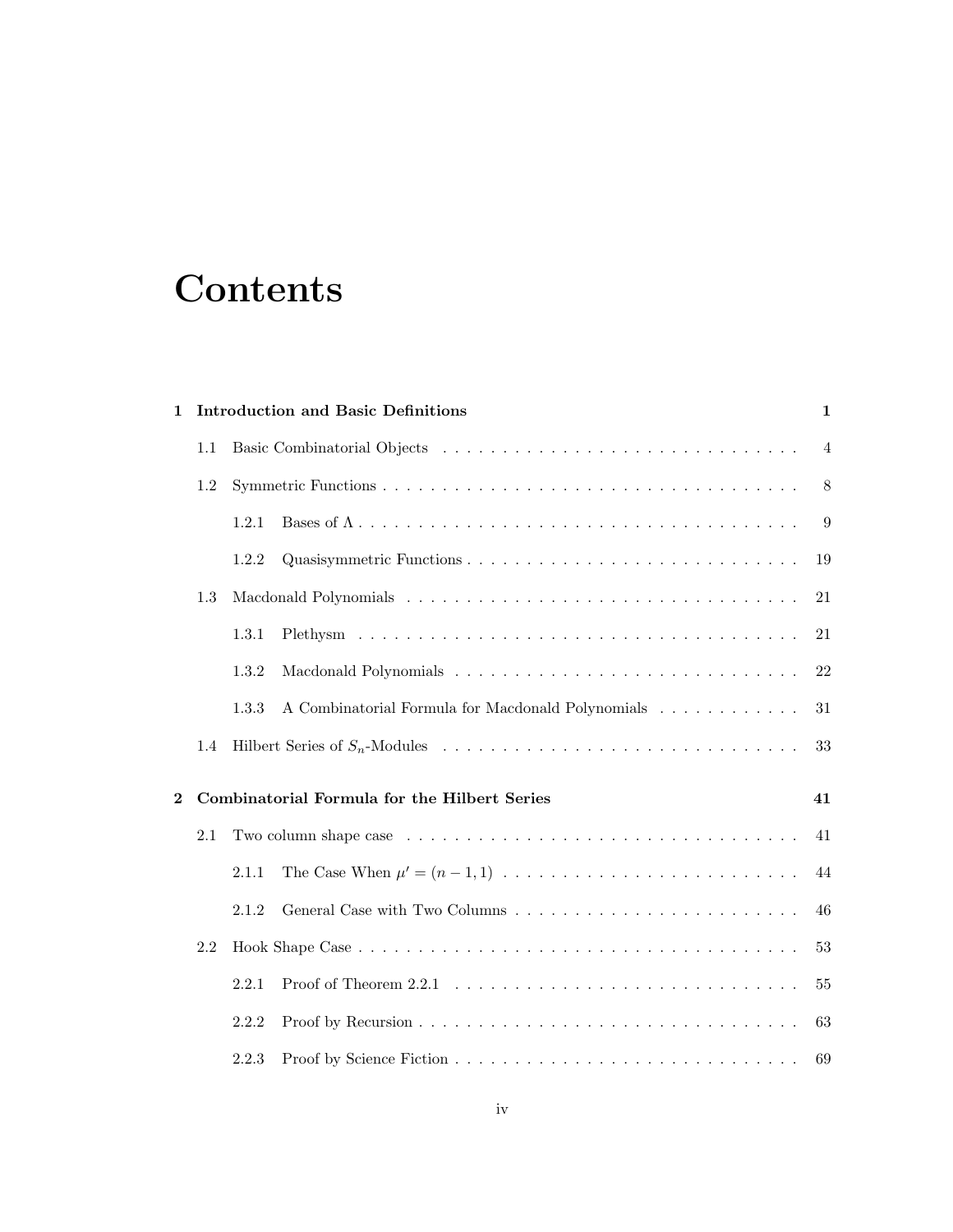# Contents

**1 Introduction and Basic Definitions** **1**

- 1.1 Basic Combinatorial Objects . . . . . . . . . . . . . . . . . . . . . . . . . . . . . . 4
- 1.2 Symmetric Functions . . . . . . . . . . . . . . . . . . . . . . . . . . . . . . . . . . 8
  - 1.2.1 Bases of $\Lambda$ . . . . . . . . . . . . . . . . . . . . . . . . . . . . . . . . . . 9
  - 1.2.2 Quasisymmetric Functions . . . . . . . . . . . . . . . . . . . . . . . . . . . 19
- 1.3 Macdonald Polynomials . . . . . . . . . . . . . . . . . . . . . . . . . . . . . . . . 21
  - 1.3.1 Plethysm . . . . . . . . . . . . . . . . . . . . . . . . . . . . . . . . . . . . 21
  - 1.3.2 Macdonald Polynomials . . . . . . . . . . . . . . . . . . . . . . . . . . . . 22
  - 1.3.3 A Combinatorial Formula for Macdonald Polynomials . . . . . . . . . . . . 31
- 1.4 Hilbert Series of $S_n$-Modules . . . . . . . . . . . . . . . . . . . . . . . . . . . . . 33

**2 Combinatorial Formula for the Hilbert Series** **41**

- 2.1 Two column shape case . . . . . . . . . . . . . . . . . . . . . . . . . . . . . . . . 41
  - 2.1.1 The Case When $\mu' = (n-1, 1)$ . . . . . . . . . . . . . . . . . . . . . . . . 44
  - 2.1.2 General Case with Two Columns . . . . . . . . . . . . . . . . . . . . . . . 46
- 2.2 Hook Shape Case . . . . . . . . . . . . . . . . . . . . . . . . . . . . . . . . . . . . 53
  - 2.2.1 Proof of Theorem 2.2.1 . . . . . . . . . . . . . . . . . . . . . . . . . . . . 55
  - 2.2.2 Proof by Recursion . . . . . . . . . . . . . . . . . . . . . . . . . . . . . . . 63
  - 2.2.3 Proof by Science Fiction . . . . . . . . . . . . . . . . . . . . . . . . . . . . 69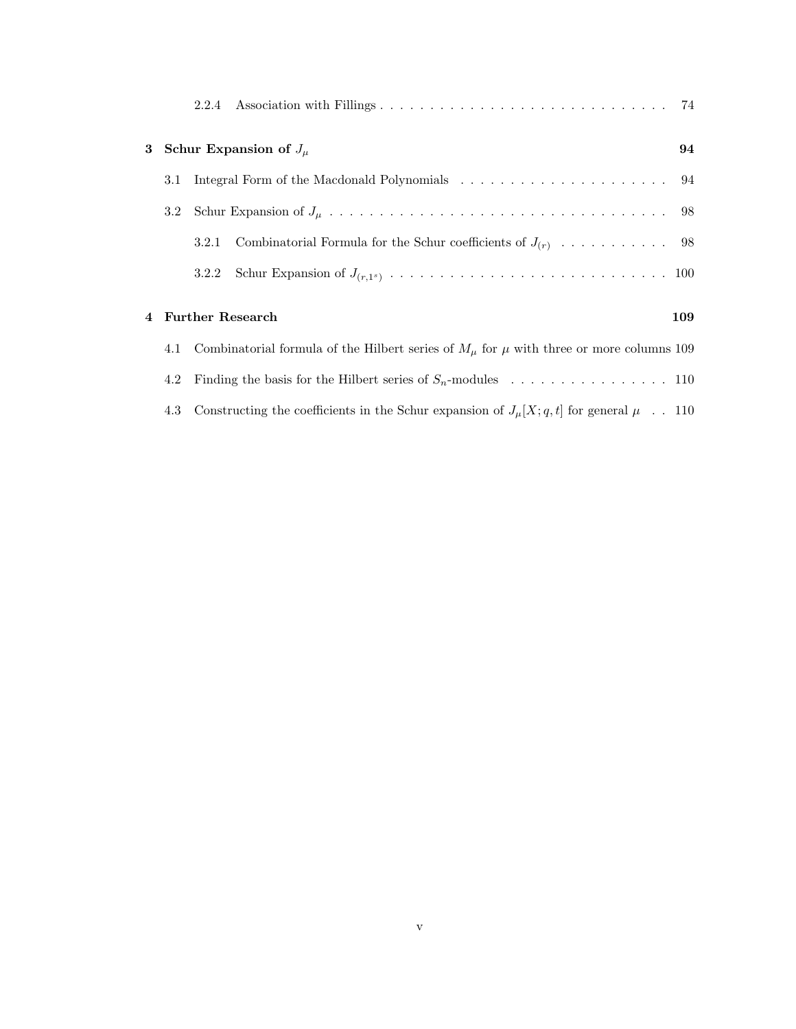2.2.4 Association with Fillings . . . . . . . . . . . . . . . . . . . . . . . . . . . . . . 74

**3 Schur Expansion of $J_\mu$** **94**

3.1 Integral Form of the Macdonald Polynomials . . . . . . . . . . . . . . . . . . . . . . 94

3.2 Schur Expansion of $J_\mu$ . . . . . . . . . . . . . . . . . . . . . . . . . . . . . . . . . . . 98

3.2.1 Combinatorial Formula for the Schur coefficients of $J_{(r)}$ . . . . . . . . . . . 98

3.2.2 Schur Expansion of $J_{(r,1^s)}$ . . . . . . . . . . . . . . . . . . . . . . . . . . . . 100

**4 Further Research** **109**

4.1 Combinatorial formula of the Hilbert series of $M_\mu$ for $\mu$ with three or more columns 109

4.2 Finding the basis for the Hilbert series of $S_n$-modules . . . . . . . . . . . . . . . . 110

4.3 Constructing the coefficients in the Schur expansion of $J_\mu[X;q,t]$ for general $\mu$ . . 110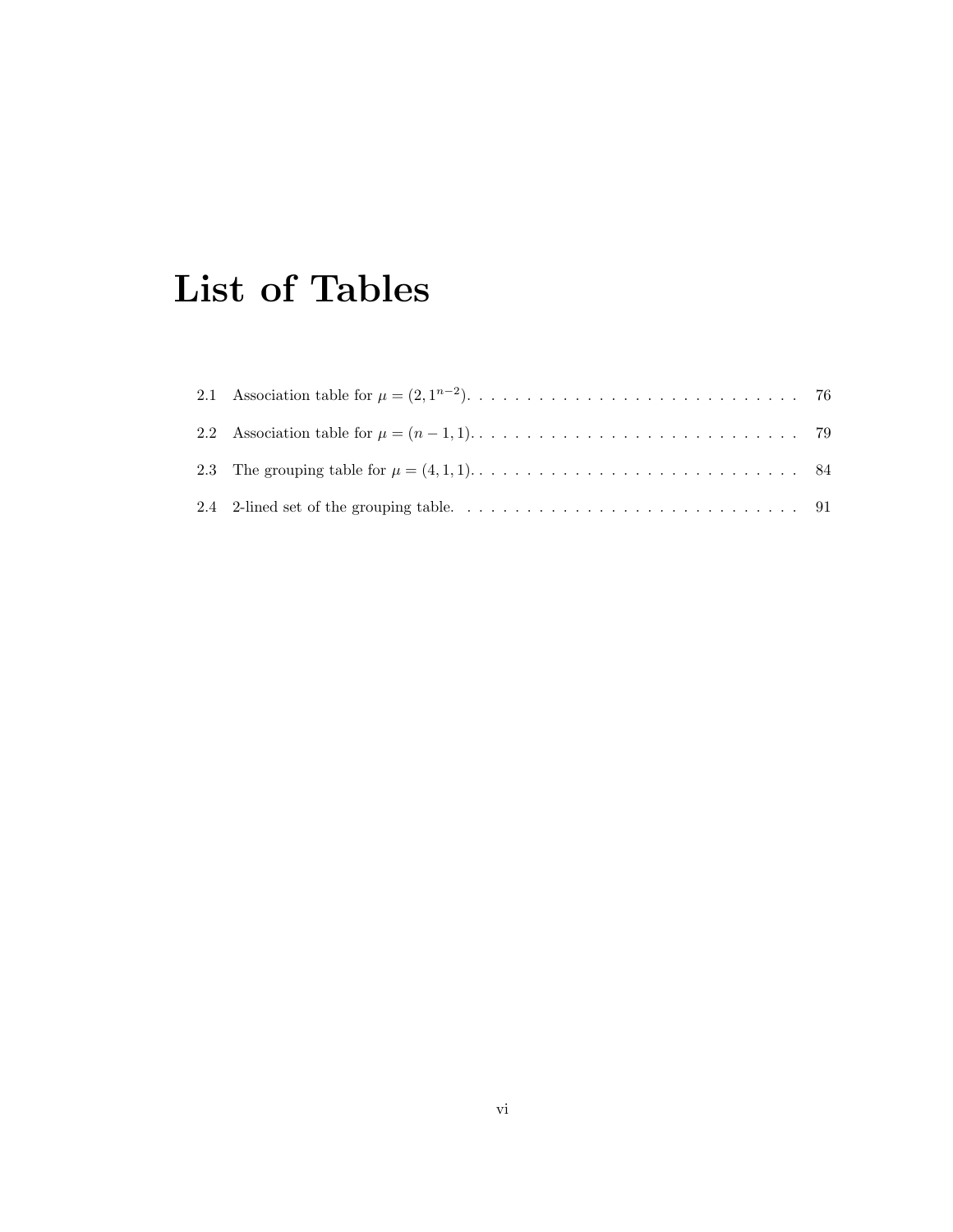# List of Tables

2.1 Association table for $\mu = (2, 1^{n-2})$. . . . . . . . . . . . . . . . . . . . . . . . . . . . 76

2.2 Association table for $\mu = (n-1, 1)$. . . . . . . . . . . . . . . . . . . . . . . . . . . . . 79

2.3 The grouping table for $\mu = (4, 1, 1)$. . . . . . . . . . . . . . . . . . . . . . . . . . . . 84

2.4 2-lined set of the grouping table. . . . . . . . . . . . . . . . . . . . . . . . . . . . . . 91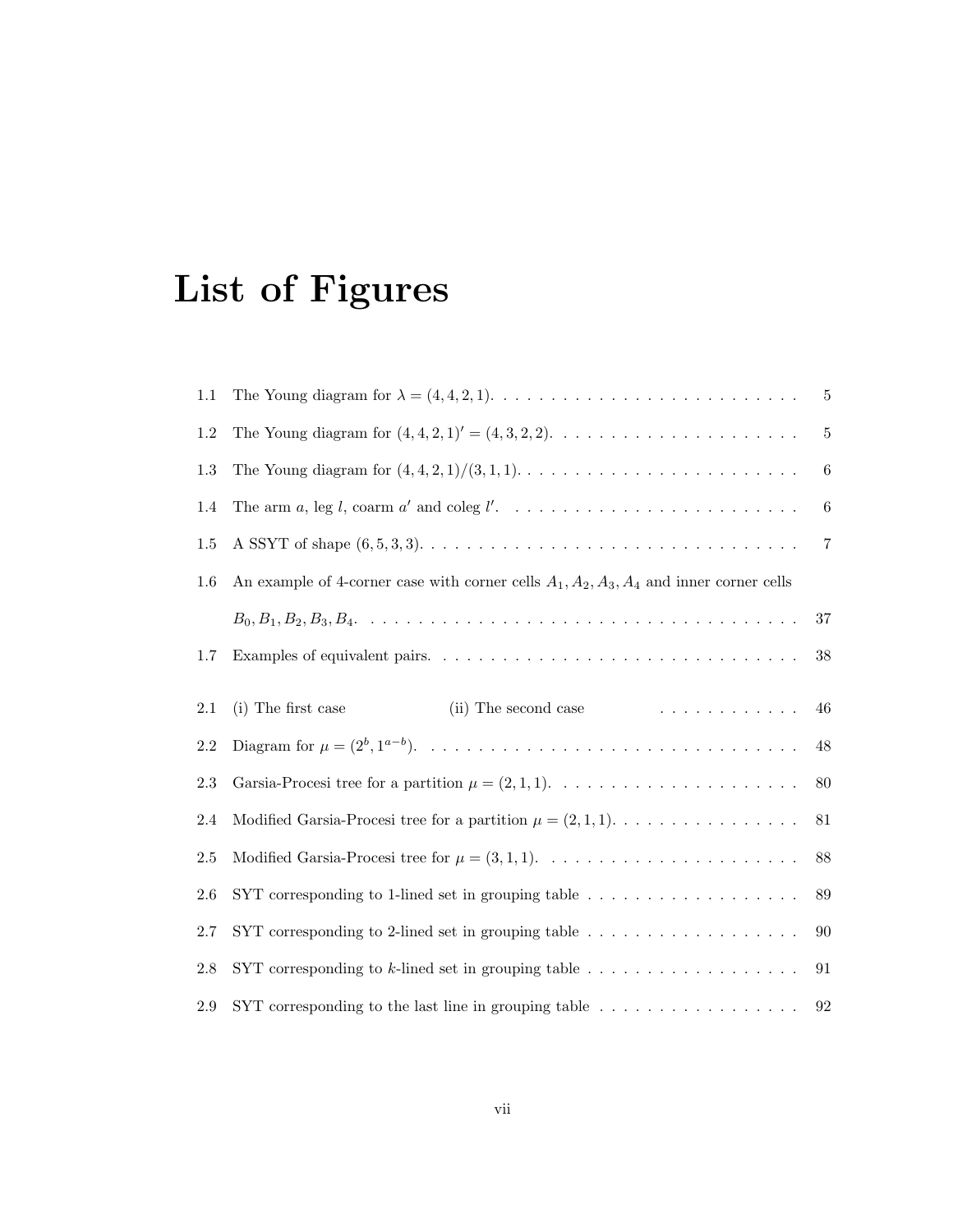# List of Figures

1.1 The Young diagram for $\lambda = (4, 4, 2, 1)$. . . . . . . . . . . . . . . . . . . . . . . . . . 5

1.2 The Young diagram for $(4, 4, 2, 1)' = (4, 3, 2, 2)$. . . . . . . . . . . . . . . . . . . . . 5

1.3 The Young diagram for $(4, 4, 2, 1)/(3, 1, 1)$. . . . . . . . . . . . . . . . . . . . . . . . 6

1.4 The arm $a$, leg $l$, coarm $a'$ and coleg $l'$. . . . . . . . . . . . . . . . . . . . . . . . . 6

1.5 A SSYT of shape $(6, 5, 3, 3)$. . . . . . . . . . . . . . . . . . . . . . . . . . . . . . . . 7

1.6 An example of 4-corner case with corner cells $A_1, A_2, A_3, A_4$ and inner corner cells $B_0, B_1, B_2, B_3, B_4$. . . . . . . . . . . . . . . . . . . . . . . . . . . . . . . . . . . . . 37

1.7 Examples of equivalent pairs. . . . . . . . . . . . . . . . . . . . . . . . . . . . . . . 38

2.1 (i) The first case (ii) The second case . . . . . . . . . . . . . 46

2.2 Diagram for $\mu = (2^b, 1^{a-b})$. . . . . . . . . . . . . . . . . . . . . . . . . . . . . . . . 48

2.3 Garsia-Procesi tree for a partition $\mu = (2, 1, 1)$. . . . . . . . . . . . . . . . . . . . . 80

2.4 Modified Garsia-Procesi tree for a partition $\mu = (2, 1, 1)$. . . . . . . . . . . . . . . . 81

2.5 Modified Garsia-Procesi tree for $\mu = (3, 1, 1)$. . . . . . . . . . . . . . . . . . . . . . 88

2.6 SYT corresponding to 1-lined set in grouping table . . . . . . . . . . . . . . . . . . 89

2.7 SYT corresponding to 2-lined set in grouping table . . . . . . . . . . . . . . . . . . 90

2.8 SYT corresponding to $k$-lined set in grouping table . . . . . . . . . . . . . . . . . . 91

2.9 SYT corresponding to the last line in grouping table . . . . . . . . . . . . . . . . . 92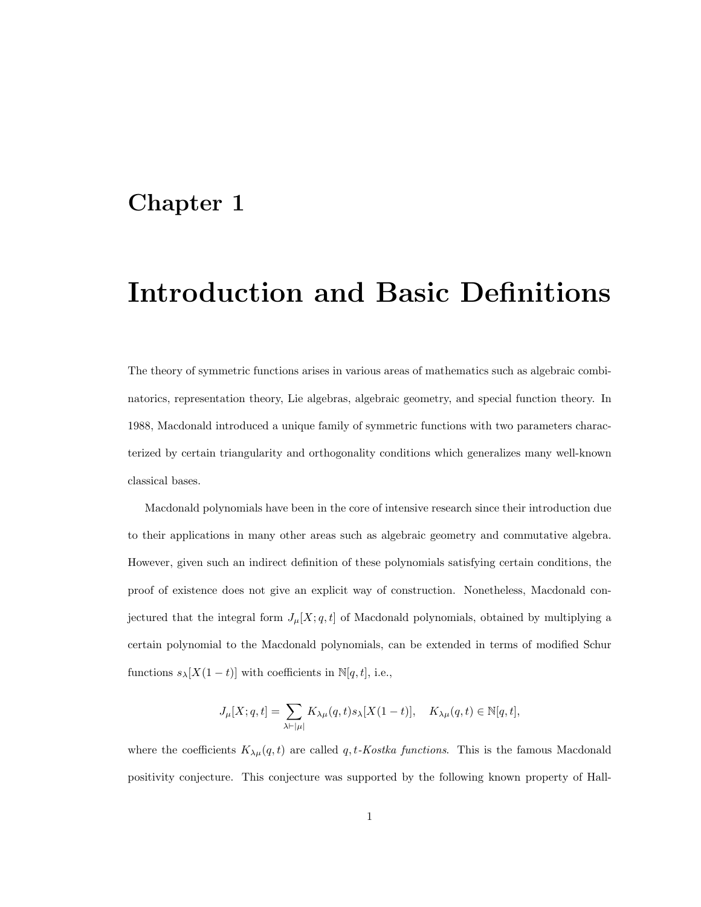# Chapter 1

# Introduction and Basic Definitions

The theory of symmetric functions arises in various areas of mathematics such as algebraic combinatorics, representation theory, Lie algebras, algebraic geometry, and special function theory. In 1988, Macdonald introduced a unique family of symmetric functions with two parameters characterized by certain triangularity and orthogonality conditions which generalizes many well-known classical bases.

Macdonald polynomials have been in the core of intensive research since their introduction due to their applications in many other areas such as algebraic geometry and commutative algebra. However, given such an indirect definition of these polynomials satisfying certain conditions, the proof of existence does not give an explicit way of construction. Nonetheless, Macdonald conjectured that the integral form $J_\mu[X; q, t]$ of Macdonald polynomials, obtained by multiplying a certain polynomial to the Macdonald polynomials, can be extended in terms of modified Schur functions $s_\lambda[X(1-t)]$ with coefficients in $\mathbb{N}[q, t]$, i.e.,

$$J_\mu[X; q, t] = \sum_{\lambda \vdash |\mu|} K_{\lambda\mu}(q, t) s_\lambda[X(1-t)], \quad K_{\lambda\mu}(q, t) \in \mathbb{N}[q, t],$$

where the coefficients $K_{\lambda\mu}(q, t)$ are called *$q, t$-Kostka functions*. This is the famous Macdonald positivity conjecture. This conjecture was supported by the following known property of Hall-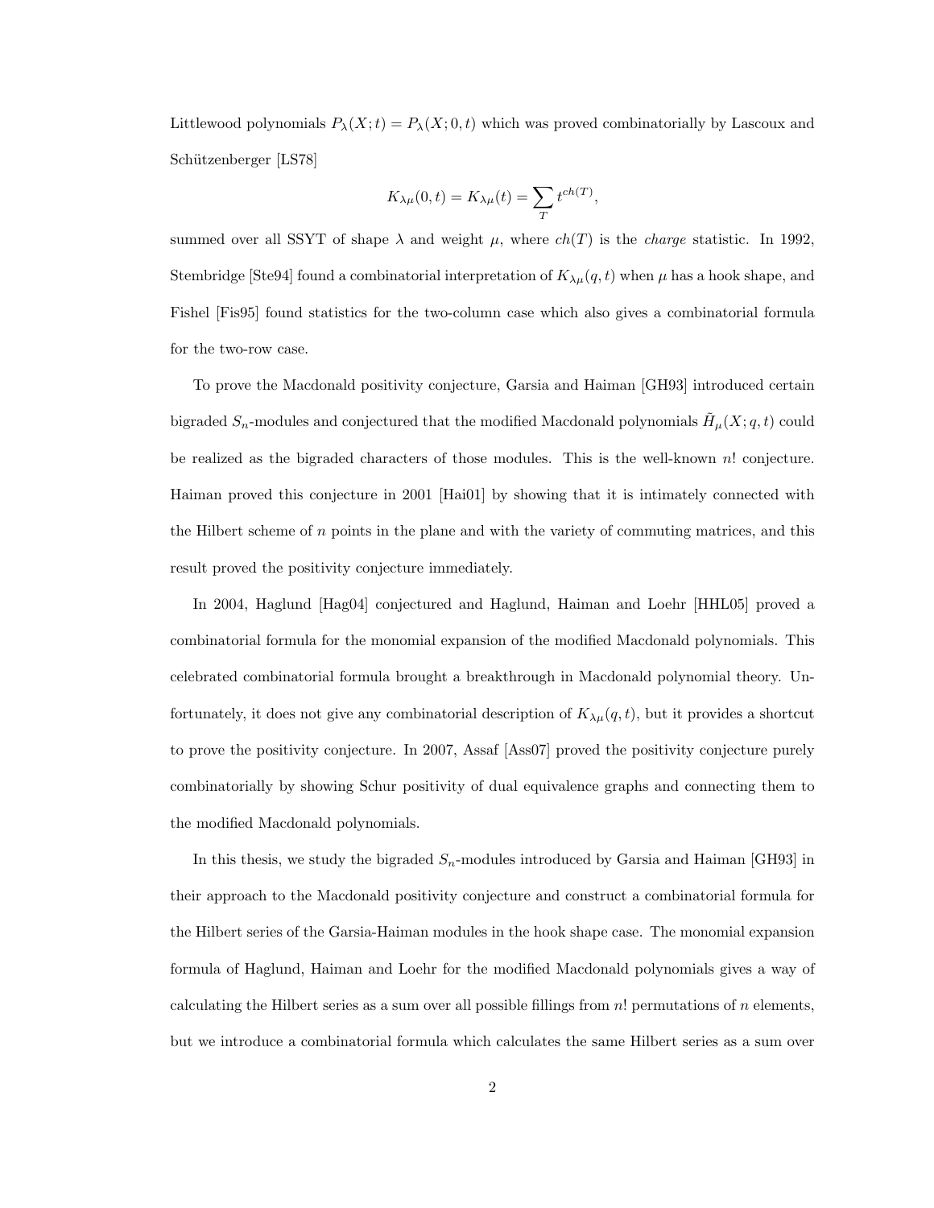Littlewood polynomials $P_\lambda(X;t) = P_\lambda(X;0,t)$ which was proved combinatorially by Lascoux and Schützenberger [LS78]

$$K_{\lambda\mu}(0,t) = K_{\lambda\mu}(t) = \sum_{T} t^{ch(T)},$$

summed over all SSYT of shape $\lambda$ and weight $\mu$, where $ch(T)$ is the *charge* statistic. In 1992, Stembridge [Ste94] found a combinatorial interpretation of $K_{\lambda\mu}(q,t)$ when $\mu$ has a hook shape, and Fishel [Fis95] found statistics for the two-column case which also gives a combinatorial formula for the two-row case.

To prove the Macdonald positivity conjecture, Garsia and Haiman [GH93] introduced certain bigraded $S_n$-modules and conjectured that the modified Macdonald polynomials $\tilde{H}_\mu(X;q,t)$ could be realized as the bigraded characters of those modules. This is the well-known $n!$ conjecture. Haiman proved this conjecture in 2001 [Hai01] by showing that it is intimately connected with the Hilbert scheme of $n$ points in the plane and with the variety of commuting matrices, and this result proved the positivity conjecture immediately.

In 2004, Haglund [Hag04] conjectured and Haglund, Haiman and Loehr [HHL05] proved a combinatorial formula for the monomial expansion of the modified Macdonald polynomials. This celebrated combinatorial formula brought a breakthrough in Macdonald polynomial theory. Unfortunately, it does not give any combinatorial description of $K_{\lambda\mu}(q,t)$, but it provides a shortcut to prove the positivity conjecture. In 2007, Assaf [Ass07] proved the positivity conjecture purely combinatorially by showing Schur positivity of dual equivalence graphs and connecting them to the modified Macdonald polynomials.

In this thesis, we study the bigraded $S_n$-modules introduced by Garsia and Haiman [GH93] in their approach to the Macdonald positivity conjecture and construct a combinatorial formula for the Hilbert series of the Garsia-Haiman modules in the hook shape case. The monomial expansion formula of Haglund, Haiman and Loehr for the modified Macdonald polynomials gives a way of calculating the Hilbert series as a sum over all possible fillings from $n!$ permutations of $n$ elements, but we introduce a combinatorial formula which calculates the same Hilbert series as a sum over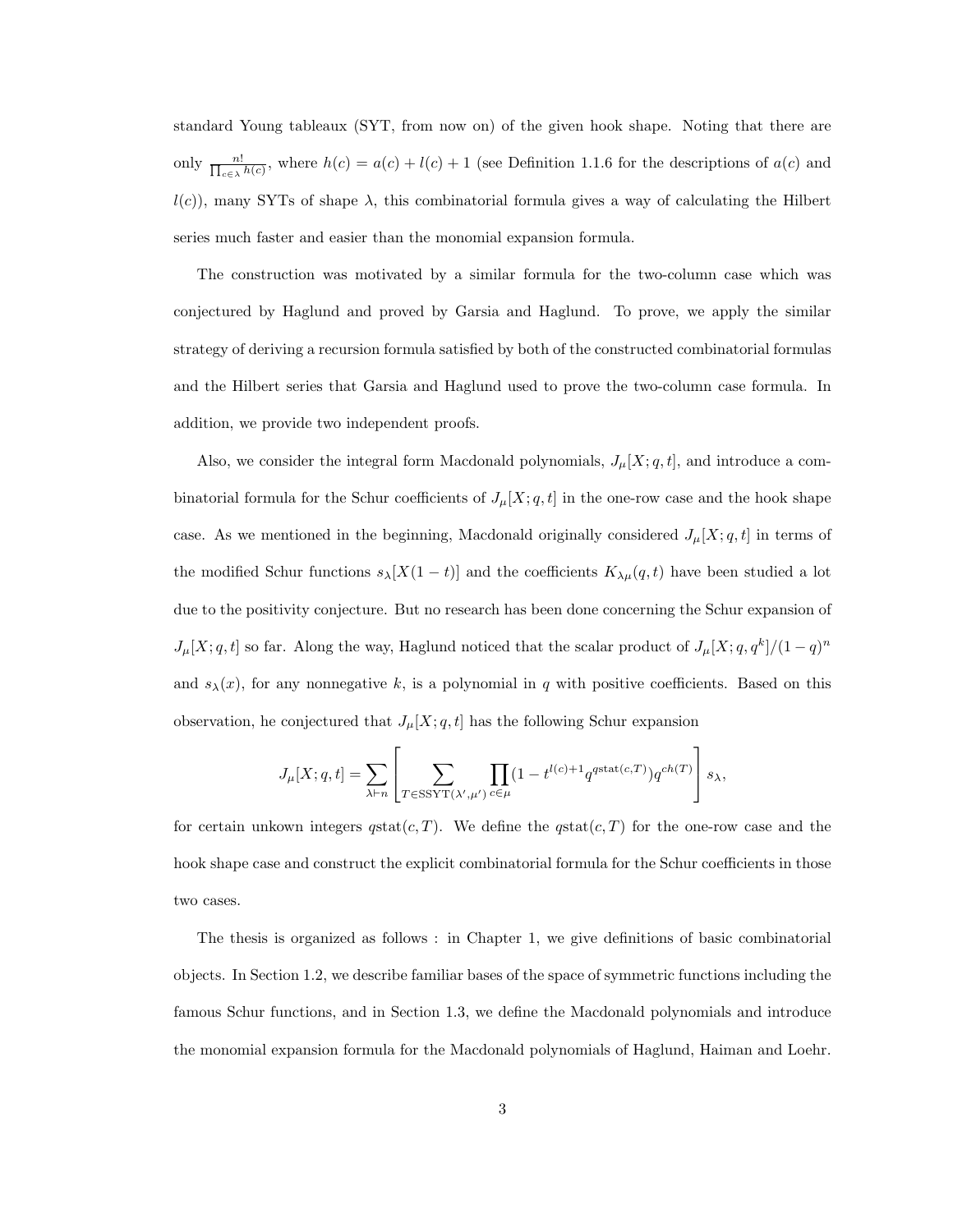standard Young tableaux (SYT, from now on) of the given hook shape. Noting that there are only $\frac{n!}{\prod_{c\in\lambda} h(c)}$, where $h(c) = a(c) + l(c) + 1$ (see Definition 1.1.6 for the descriptions of $a(c)$ and $l(c)$), many SYTs of shape $\lambda$, this combinatorial formula gives a way of calculating the Hilbert series much faster and easier than the monomial expansion formula.

The construction was motivated by a similar formula for the two-column case which was conjectured by Haglund and proved by Garsia and Haglund. To prove, we apply the similar strategy of deriving a recursion formula satisfied by both of the constructed combinatorial formulas and the Hilbert series that Garsia and Haglund used to prove the two-column case formula. In addition, we provide two independent proofs.

Also, we consider the integral form Macdonald polynomials, $J_\mu[X; q, t]$, and introduce a combinatorial formula for the Schur coefficients of $J_\mu[X; q, t]$ in the one-row case and the hook shape case. As we mentioned in the beginning, Macdonald originally considered $J_\mu[X; q, t]$ in terms of the modified Schur functions $s_\lambda[X(1-t)]$ and the coefficients $K_{\lambda\mu}(q, t)$ have been studied a lot due to the positivity conjecture. But no research has been done concerning the Schur expansion of $J_\mu[X; q, t]$ so far. Along the way, Haglund noticed that the scalar product of $J_\mu[X; q, q^k]/(1-q)^n$ and $s_\lambda(x)$, for any nonnegative $k$, is a polynomial in $q$ with positive coefficients. Based on this observation, he conjectured that $J_\mu[X; q, t]$ has the following Schur expansion

$$J_\mu[X; q, t] = \sum_{\lambda \vdash n} \left[ \sum_{T \in \mathrm{SSYT}(\lambda', \mu')} \prod_{c \in \mu} (1 - t^{l(c)+1} q^{q\mathrm{stat}(c,T)}) q^{ch(T)} \right] s_\lambda,$$

for certain unkown integers $q\mathrm{stat}(c, T)$. We define the $q\mathrm{stat}(c, T)$ for the one-row case and the hook shape case and construct the explicit combinatorial formula for the Schur coefficients in those two cases.

The thesis is organized as follows : in Chapter 1, we give definitions of basic combinatorial objects. In Section 1.2, we describe familiar bases of the space of symmetric functions including the famous Schur functions, and in Section 1.3, we define the Macdonald polynomials and introduce the monomial expansion formula for the Macdonald polynomials of Haglund, Haiman and Loehr.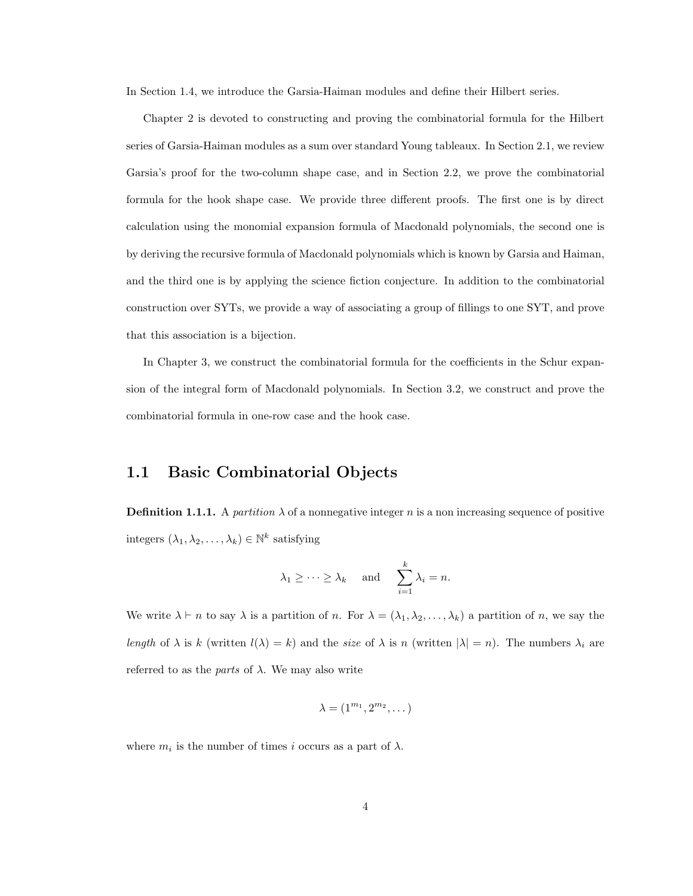In Section 1.4, we introduce the Garsia-Haiman modules and define their Hilbert series.

Chapter 2 is devoted to constructing and proving the combinatorial formula for the Hilbert series of Garsia-Haiman modules as a sum over standard Young tableaux. In Section 2.1, we review Garsia's proof for the two-column shape case, and in Section 2.2, we prove the combinatorial formula for the hook shape case. We provide three different proofs. The first one is by direct calculation using the monomial expansion formula of Macdonald polynomials, the second one is by deriving the recursive formula of Macdonald polynomials which is known by Garsia and Haiman, and the third one is by applying the science fiction conjecture. In addition to the combinatorial construction over SYTs, we provide a way of associating a group of fillings to one SYT, and prove that this association is a bijection.

In Chapter 3, we construct the combinatorial formula for the coefficients in the Schur expansion of the integral form of Macdonald polynomials. In Section 3.2, we construct and prove the combinatorial formula in one-row case and the hook case.

## 1.1 Basic Combinatorial Objects

**Definition 1.1.1.** A *partition* $\lambda$ of a nonnegative integer $n$ is a non increasing sequence of positive integers $(\lambda_1, \lambda_2, \ldots, \lambda_k) \in \mathbb{N}^k$ satisfying

$$\lambda_1 \geq \cdots \geq \lambda_k \quad \text{and} \quad \sum_{i=1}^{k} \lambda_i = n.$$

We write $\lambda \vdash n$ to say $\lambda$ is a partition of $n$. For $\lambda = (\lambda_1, \lambda_2, \ldots, \lambda_k)$ a partition of $n$, we say the *length* of $\lambda$ is $k$ (written $l(\lambda) = k$) and the *size* of $\lambda$ is $n$ (written $|\lambda| = n$). The numbers $\lambda_i$ are referred to as the *parts* of $\lambda$. We may also write

$$\lambda = (1^{m_1}, 2^{m_2}, \ldots)$$

where $m_i$ is the number of times $i$ occurs as a part of $\lambda$.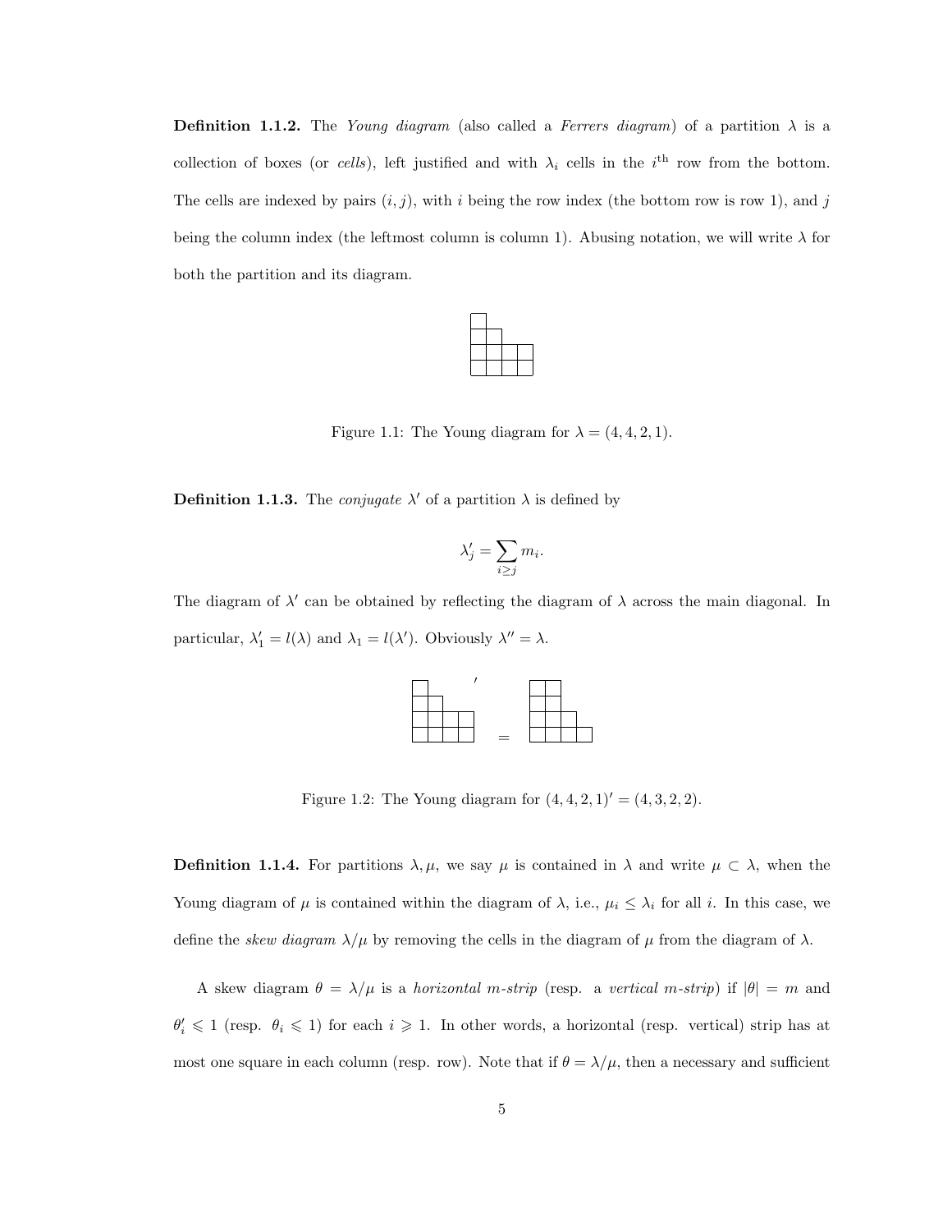**Definition 1.1.2.** The *Young diagram* (also called a *Ferrers diagram*) of a partition $\lambda$ is a collection of boxes (or *cells*), left justified and with $\lambda_i$ cells in the $i^{\text{th}}$ row from the bottom. The cells are indexed by pairs $(i, j)$, with $i$ being the row index (the bottom row is row 1), and $j$ being the column index (the leftmost column is column 1). Abusing notation, we will write $\lambda$ for both the partition and its diagram.

Figure 1.1: The Young diagram for $\lambda = (4, 4, 2, 1)$.

**Definition 1.1.3.** The *conjugate* $\lambda'$ of a partition $\lambda$ is defined by

$$\lambda'_j = \sum_{i \geq j} m_i.$$

The diagram of $\lambda'$ can be obtained by reflecting the diagram of $\lambda$ across the main diagonal. In particular, $\lambda'_1 = l(\lambda)$ and $\lambda_1 = l(\lambda')$. Obviously $\lambda'' = \lambda$.

Figure 1.2: The Young diagram for $(4, 4, 2, 1)' = (4, 3, 2, 2)$.

**Definition 1.1.4.** For partitions $\lambda, \mu$, we say $\mu$ is contained in $\lambda$ and write $\mu \subset \lambda$, when the Young diagram of $\mu$ is contained within the diagram of $\lambda$, i.e., $\mu_i \leq \lambda_i$ for all $i$. In this case, we define the *skew diagram* $\lambda/\mu$ by removing the cells in the diagram of $\mu$ from the diagram of $\lambda$.

A skew diagram $\theta = \lambda/\mu$ is a *horizontal m-strip* (resp. a *vertical m-strip*) if $|\theta| = m$ and $\theta'_i \leqslant 1$ (resp. $\theta_i \leqslant 1$) for each $i \geqslant 1$. In other words, a horizontal (resp. vertical) strip has at most one square in each column (resp. row). Note that if $\theta = \lambda/\mu$, then a necessary and sufficient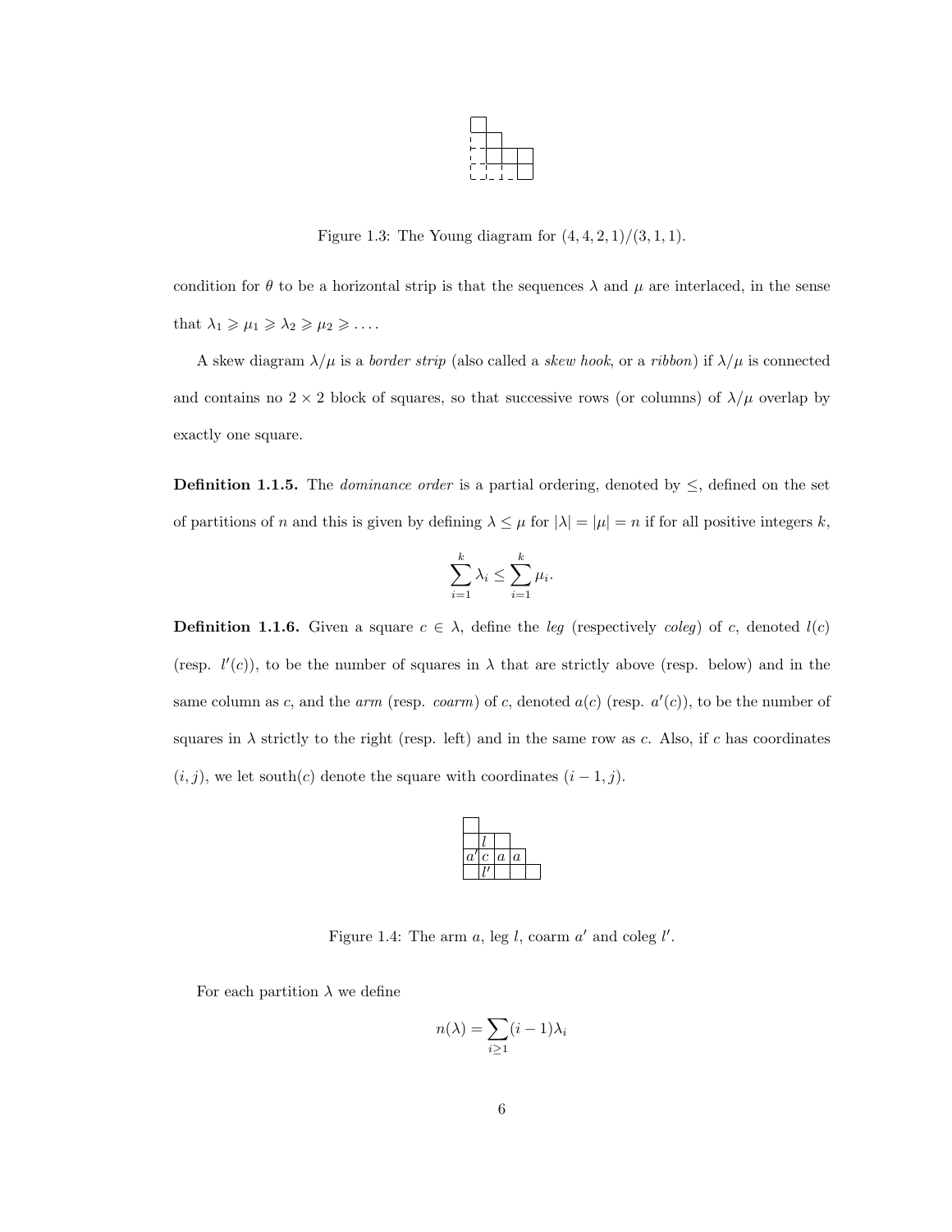Figure 1.3: The Young diagram for $(4, 4, 2, 1)/(3, 1, 1)$.

condition for $\theta$ to be a horizontal strip is that the sequences $\lambda$ and $\mu$ are interlaced, in the sense that $\lambda_1 \geqslant \mu_1 \geqslant \lambda_2 \geqslant \mu_2 \geqslant \ldots$.

A skew diagram $\lambda/\mu$ is a *border strip* (also called a *skew hook*, or a *ribbon*) if $\lambda/\mu$ is connected and contains no $2 \times 2$ block of squares, so that successive rows (or columns) of $\lambda/\mu$ overlap by exactly one square.

**Definition 1.1.5.** The *dominance order* is a partial ordering, denoted by $\leq$, defined on the set of partitions of $n$ and this is given by defining $\lambda \leq \mu$ for $|\lambda| = |\mu| = n$ if for all positive integers $k$,

$$\sum_{i=1}^{k} \lambda_i \leq \sum_{i=1}^{k} \mu_i.$$

**Definition 1.1.6.** Given a square $c \in \lambda$, define the *leg* (respectively *coleg*) of $c$, denoted $l(c)$ (resp. $l'(c)$), to be the number of squares in $\lambda$ that are strictly above (resp. below) and in the same column as $c$, and the *arm* (resp. *coarm*) of $c$, denoted $a(c)$ (resp. $a'(c)$), to be the number of squares in $\lambda$ strictly to the right (resp. left) and in the same row as $c$. Also, if $c$ has coordinates $(i, j)$, we let south$(c)$ denote the square with coordinates $(i - 1, j)$.

Figure 1.4: The arm $a$, leg $l$, coarm $a'$ and coleg $l'$.

For each partition $\lambda$ we define

$$n(\lambda) = \sum_{i \geq 1} (i - 1)\lambda_i$$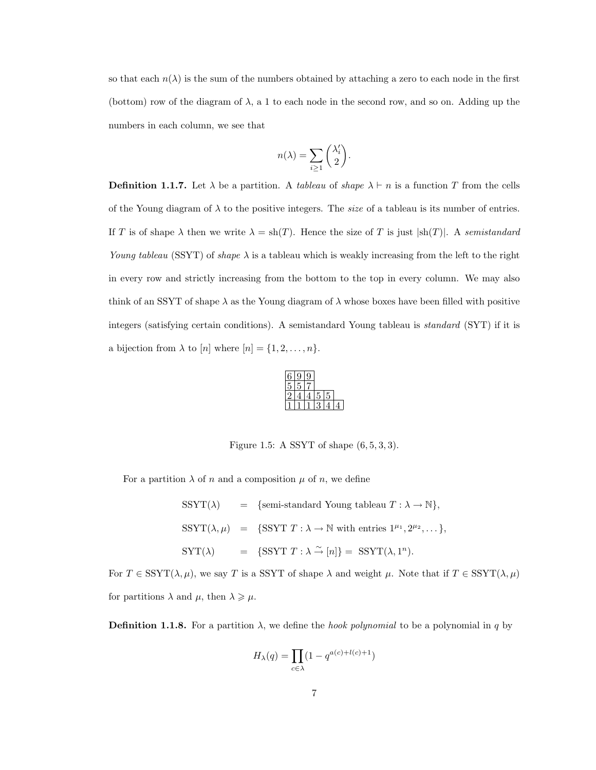so that each $n(\lambda)$ is the sum of the numbers obtained by attaching a zero to each node in the first (bottom) row of the diagram of $\lambda$, a 1 to each node in the second row, and so on. Adding up the numbers in each column, we see that

$$n(\lambda) = \sum_{i \geq 1} \binom{\lambda_i'}{2}.$$

**Definition 1.1.7.** Let $\lambda$ be a partition. A *tableau* of *shape* $\lambda \vdash n$ is a function $T$ from the cells of the Young diagram of $\lambda$ to the positive integers. The *size* of a tableau is its number of entries. If $T$ is of shape $\lambda$ then we write $\lambda = \mathrm{sh}(T)$. Hence the size of $T$ is just $|\mathrm{sh}(T)|$. A *semistandard Young tableau* (SSYT) of *shape* $\lambda$ is a tableau which is weakly increasing from the left to the right in every row and strictly increasing from the bottom to the top in every column. We may also think of an SSYT of shape $\lambda$ as the Young diagram of $\lambda$ whose boxes have been filled with positive integers (satisfying certain conditions). A semistandard Young tableau is *standard* (SYT) if it is a bijection from $\lambda$ to $[n]$ where $[n] = \{1, 2, \ldots, n\}$.

| 6 | 9 | 9 | | | |
|---|---|---|---|---|---|
| 5 | 5 | 7 | | | |
| 2 | 4 | 4 | 5 | 5 | |
| 1 | 1 | 1 | 3 | 4 | 4 |

Figure 1.5: A SSYT of shape (6, 5, 3, 3).

For a partition $\lambda$ of $n$ and a composition $\mu$ of $n$, we define

$$\begin{aligned}
\mathrm{SSYT}(\lambda) &= \{\text{semi-standard Young tableau } T : \lambda \to \mathbb{N}\}, \\
\mathrm{SSYT}(\lambda, \mu) &= \{\text{SSYT } T : \lambda \to \mathbb{N} \text{ with entries } 1^{\mu_1}, 2^{\mu_2}, \ldots\}, \\
\mathrm{SYT}(\lambda) &= \{\text{SSYT } T : \lambda \xrightarrow{\sim} [n]\} = \mathrm{SSYT}(\lambda, 1^n).
\end{aligned}$$

For $T \in \mathrm{SSYT}(\lambda, \mu)$, we say $T$ is a SSYT of shape $\lambda$ and weight $\mu$. Note that if $T \in \mathrm{SSYT}(\lambda, \mu)$ for partitions $\lambda$ and $\mu$, then $\lambda \geqslant \mu$.

**Definition 1.1.8.** For a partition $\lambda$, we define the *hook polynomial* to be a polynomial in $q$ by

$$H_\lambda(q) = \prod_{c \in \lambda} (1 - q^{a(c)+l(c)+1})$$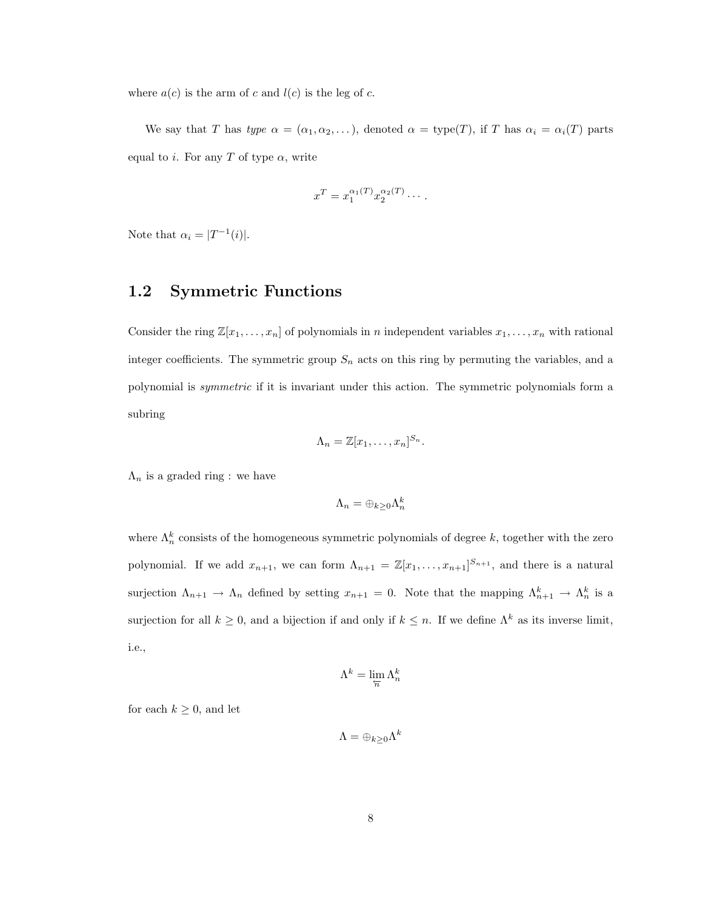where $a(c)$ is the arm of $c$ and $l(c)$ is the leg of $c$.

We say that $T$ has *type* $\alpha = (\alpha_1, \alpha_2, \dots)$, denoted $\alpha = \text{type}(T)$, if $T$ has $\alpha_i = \alpha_i(T)$ parts equal to $i$. For any $T$ of type $\alpha$, write

$$x^T = x_1^{\alpha_1(T)} x_2^{\alpha_2(T)} \cdots.$$

Note that $\alpha_i = |T^{-1}(i)|$.

## 1.2 Symmetric Functions

Consider the ring $\mathbb{Z}[x_1, \dots, x_n]$ of polynomials in $n$ independent variables $x_1, \dots, x_n$ with rational integer coefficients. The symmetric group $S_n$ acts on this ring by permuting the variables, and a polynomial is *symmetric* if it is invariant under this action. The symmetric polynomials form a subring

$$\Lambda_n = \mathbb{Z}[x_1, \dots, x_n]^{S_n}.$$

$\Lambda_n$ is a graded ring : we have

$$\Lambda_n = \oplus_{k \geq 0} \Lambda_n^k$$

where $\Lambda_n^k$ consists of the homogeneous symmetric polynomials of degree $k$, together with the zero polynomial. If we add $x_{n+1}$, we can form $\Lambda_{n+1} = \mathbb{Z}[x_1, \dots, x_{n+1}]^{S_{n+1}}$, and there is a natural surjection $\Lambda_{n+1} \to \Lambda_n$ defined by setting $x_{n+1} = 0$. Note that the mapping $\Lambda_{n+1}^k \to \Lambda_n^k$ is a surjection for all $k \geq 0$, and a bijection if and only if $k \leq n$. If we define $\Lambda^k$ as its inverse limit, i.e.,

$$\Lambda^k = \varprojlim_{n} \Lambda_n^k$$

for each $k \geq 0$, and let

$$\Lambda = \oplus_{k \geq 0} \Lambda^k$$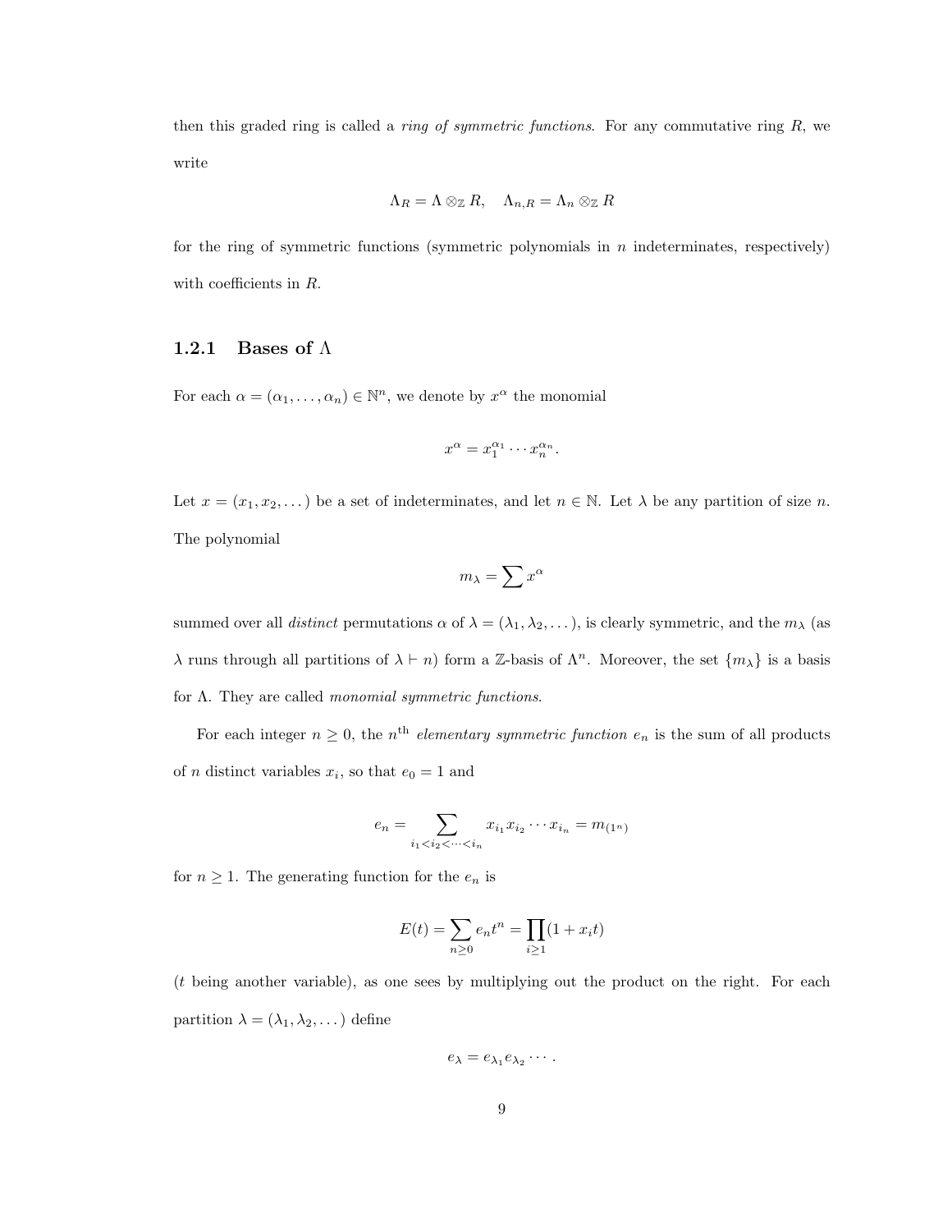then this graded ring is called a *ring of symmetric functions*. For any commutative ring $R$, we write

$$\Lambda_R = \Lambda \otimes_{\mathbb{Z}} R, \quad \Lambda_{n,R} = \Lambda_n \otimes_{\mathbb{Z}} R$$

for the ring of symmetric functions (symmetric polynomials in $n$ indeterminates, respectively) with coefficients in $R$.

### 1.2.1 Bases of $\Lambda$

For each $\alpha = (\alpha_1, \dots, \alpha_n) \in \mathbb{N}^n$, we denote by $x^\alpha$ the monomial

$$x^\alpha = x_1^{\alpha_1} \cdots x_n^{\alpha_n}.$$

Let $x = (x_1, x_2, \dots)$ be a set of indeterminates, and let $n \in \mathbb{N}$. Let $\lambda$ be any partition of size $n$. The polynomial

$$m_\lambda = \sum x^\alpha$$

summed over all *distinct* permutations $\alpha$ of $\lambda = (\lambda_1, \lambda_2, \dots)$, is clearly symmetric, and the $m_\lambda$ (as $\lambda$ runs through all partitions of $\lambda \vdash n$) form a $\mathbb{Z}$-basis of $\Lambda^n$. Moreover, the set $\{m_\lambda\}$ is a basis for $\Lambda$. They are called *monomial symmetric functions*.

For each integer $n \geq 0$, the $n^{\text{th}}$ *elementary symmetric function* $e_n$ is the sum of all products of $n$ distinct variables $x_i$, so that $e_0 = 1$ and

$$e_n = \sum_{i_1 < i_2 < \cdots < i_n} x_{i_1} x_{i_2} \cdots x_{i_n} = m_{(1^n)}$$

for $n \geq 1$. The generating function for the $e_n$ is

$$E(t) = \sum_{n \geq 0} e_n t^n = \prod_{i \geq 1} (1 + x_i t)$$

($t$ being another variable), as one sees by multiplying out the product on the right. For each partition $\lambda = (\lambda_1, \lambda_2, \dots)$ define

$$e_\lambda = e_{\lambda_1} e_{\lambda_2} \cdots.$$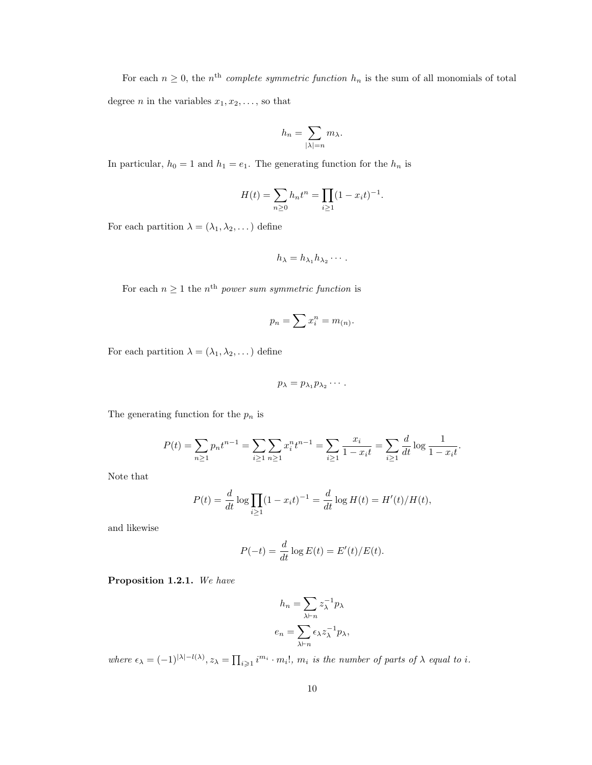For each $n \geq 0$, the $n^{\text{th}}$ *complete symmetric function* $h_n$ is the sum of all monomials of total degree $n$ in the variables $x_1, x_2, \ldots$, so that

$$h_n = \sum_{|\lambda|=n} m_\lambda.$$

In particular, $h_0 = 1$ and $h_1 = e_1$. The generating function for the $h_n$ is

$$H(t) = \sum_{n\geq 0} h_n t^n = \prod_{i\geq 1} (1 - x_i t)^{-1}.$$

For each partition $\lambda = (\lambda_1, \lambda_2, \ldots)$ define

$$h_\lambda = h_{\lambda_1} h_{\lambda_2} \cdots .$$

For each $n \geq 1$ the $n^{\text{th}}$ *power sum symmetric function* is

$$p_n = \sum x_i^n = m_{(n)}.$$

For each partition $\lambda = (\lambda_1, \lambda_2, \ldots)$ define

$$p_\lambda = p_{\lambda_1} p_{\lambda_2} \cdots .$$

The generating function for the $p_n$ is

$$P(t) = \sum_{n\geq 1} p_n t^{n-1} = \sum_{i\geq 1} \sum_{n\geq 1} x_i^n t^{n-1} = \sum_{i\geq 1} \frac{x_i}{1 - x_i t} = \sum_{i\geq 1} \frac{d}{dt} \log \frac{1}{1 - x_i t}.$$

Note that

$$P(t) = \frac{d}{dt} \log \prod_{i\geq 1} (1 - x_i t)^{-1} = \frac{d}{dt} \log H(t) = H'(t)/H(t),$$

and likewise

$$P(-t) = \frac{d}{dt} \log E(t) = E'(t)/E(t).$$

**Proposition 1.2.1.** *We have*

$$h_n = \sum_{\lambda \vdash n} z_\lambda^{-1} p_\lambda$$

$$e_n = \sum_{\lambda \vdash n} \epsilon_\lambda z_\lambda^{-1} p_\lambda,$$

*where* $\epsilon_\lambda = (-1)^{|\lambda| - l(\lambda)}$, $z_\lambda = \prod_{i\geqslant 1} i^{m_i} \cdot m_i!$, $m_i$ *is the number of parts of* $\lambda$ *equal to* $i$.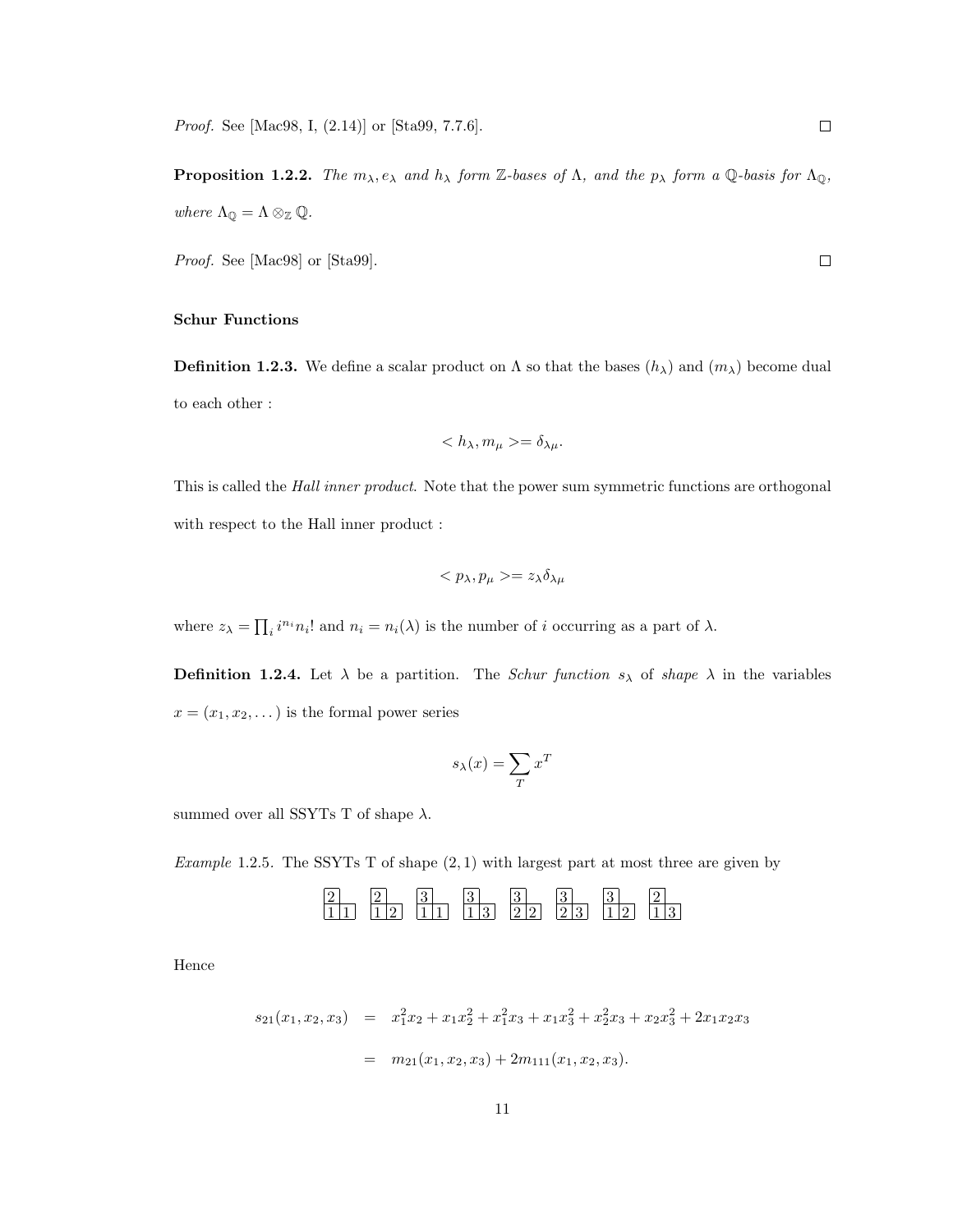*Proof.* See [Mac98, I, (2.14)] or [Sta99, 7.7.6]. ☐

**Proposition 1.2.2.** *The $m_\lambda, e_\lambda$ and $h_\lambda$ form $\mathbb{Z}$-bases of $\Lambda$, and the $p_\lambda$ form a $\mathbb{Q}$-basis for $\Lambda_{\mathbb{Q}}$, where $\Lambda_{\mathbb{Q}} = \Lambda \otimes_{\mathbb{Z}} \mathbb{Q}$.*

*Proof.* See [Mac98] or [Sta99]. ☐

**Schur Functions**

**Definition 1.2.3.** We define a scalar product on $\Lambda$ so that the bases $(h_\lambda)$ and $(m_\lambda)$ become dual to each other :

$$< h_\lambda, m_\mu >= \delta_{\lambda\mu}.$$

This is called the *Hall inner product*. Note that the power sum symmetric functions are orthogonal with respect to the Hall inner product :

$$< p_\lambda, p_\mu >= z_\lambda \delta_{\lambda\mu}$$

where $z_\lambda = \prod_i i^{n_i} n_i!$ and $n_i = n_i(\lambda)$ is the number of $i$ occurring as a part of $\lambda$.

**Definition 1.2.4.** Let $\lambda$ be a partition. The *Schur function* $s_\lambda$ of *shape* $\lambda$ in the variables $x = (x_1, x_2, \dots)$ is the formal power series

$$s_\lambda(x) = \sum_T x^T$$

summed over all SSYTs T of shape $\lambda$.

*Example* 1.2.5. The SSYTs T of shape $(2, 1)$ with largest part at most three are given by

| 2 | | | 2 | | | 3 | | | 3 | | | 3 | | | 3 | | | 3 | | | 2 | |
|---|---|---|---|---|---|---|---|---|---|---|---|---|---|---|---|---|---|---|---|---|---|---|
| 1 | 1 | | 1 | 2 | | 1 | 1 | | 1 | 3 | | 2 | 2 | | 2 | 3 | | 1 | 2 | | 1 | 3 |

Hence

$$\begin{aligned} s_{21}(x_1, x_2, x_3) &= x_1^2 x_2 + x_1 x_2^2 + x_1^2 x_3 + x_1 x_3^2 + x_2^2 x_3 + x_2 x_3^2 + 2x_1 x_2 x_3 \\ &= m_{21}(x_1, x_2, x_3) + 2m_{111}(x_1, x_2, x_3). \end{aligned}$$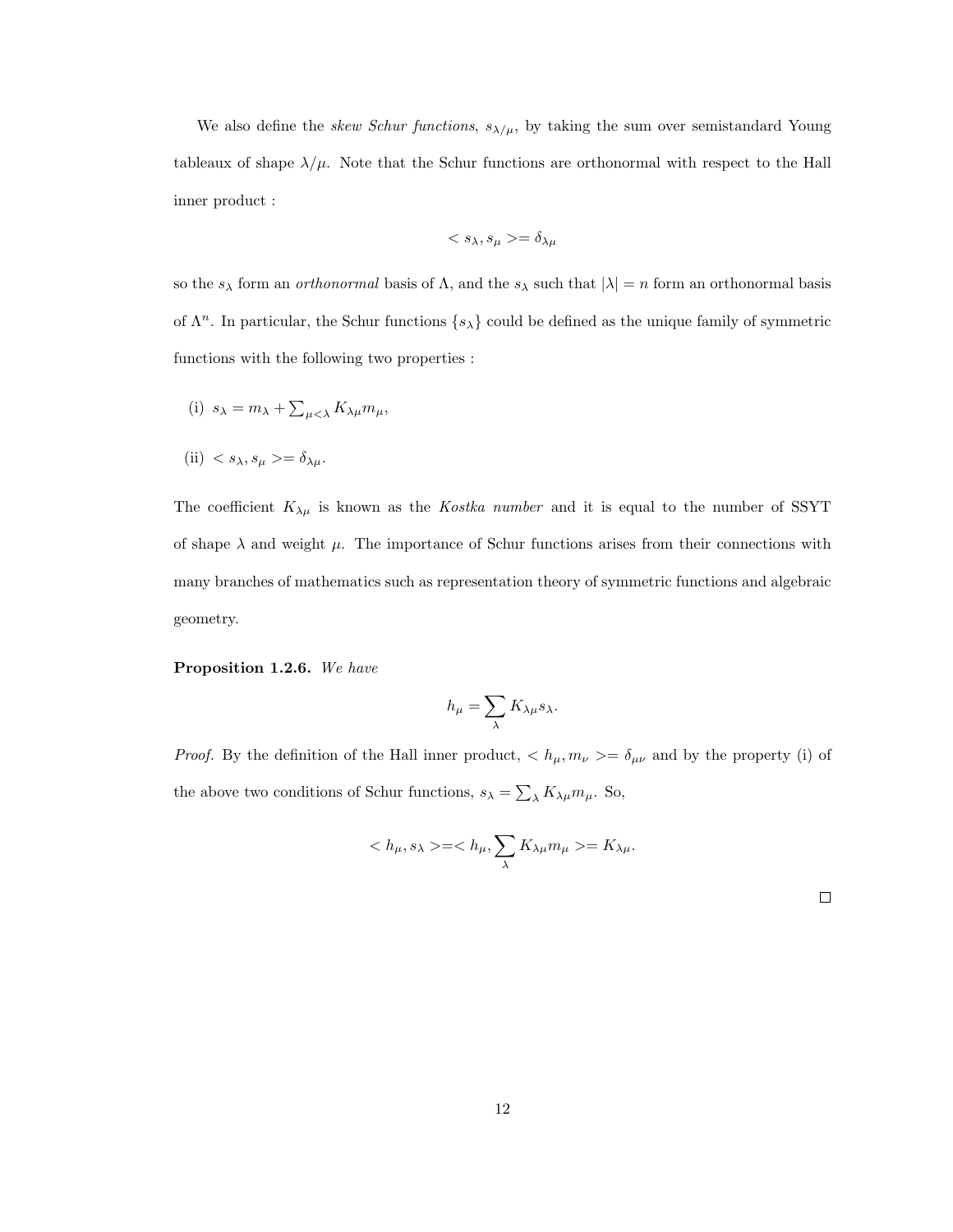We also define the *skew Schur functions*, $s_{\lambda/\mu}$, by taking the sum over semistandard Young tableaux of shape $\lambda/\mu$. Note that the Schur functions are orthonormal with respect to the Hall inner product :

$$< s_\lambda, s_\mu >= \delta_{\lambda\mu}$$

so the $s_\lambda$ form an *orthonormal* basis of $\Lambda$, and the $s_\lambda$ such that $|\lambda| = n$ form an orthonormal basis of $\Lambda^n$. In particular, the Schur functions $\{s_\lambda\}$ could be defined as the unique family of symmetric functions with the following two properties :

(i) $s_\lambda = m_\lambda + \sum_{\mu<\lambda} K_{\lambda\mu} m_\mu$,

(ii) $< s_\lambda, s_\mu >= \delta_{\lambda\mu}$.

The coefficient $K_{\lambda\mu}$ is known as the *Kostka number* and it is equal to the number of SSYT of shape $\lambda$ and weight $\mu$. The importance of Schur functions arises from their connections with many branches of mathematics such as representation theory of symmetric functions and algebraic geometry.

**Proposition 1.2.6.** *We have*

$$h_\mu = \sum_\lambda K_{\lambda\mu} s_\lambda.$$

*Proof.* By the definition of the Hall inner product, $< h_\mu, m_\nu >= \delta_{\mu\nu}$ and by the property (i) of the above two conditions of Schur functions, $s_\lambda = \sum_\lambda K_{\lambda\mu} m_\mu$. So,

$$< h_\mu, s_\lambda >=< h_\mu, \sum_\lambda K_{\lambda\mu} m_\mu >= K_{\lambda\mu}.$$

□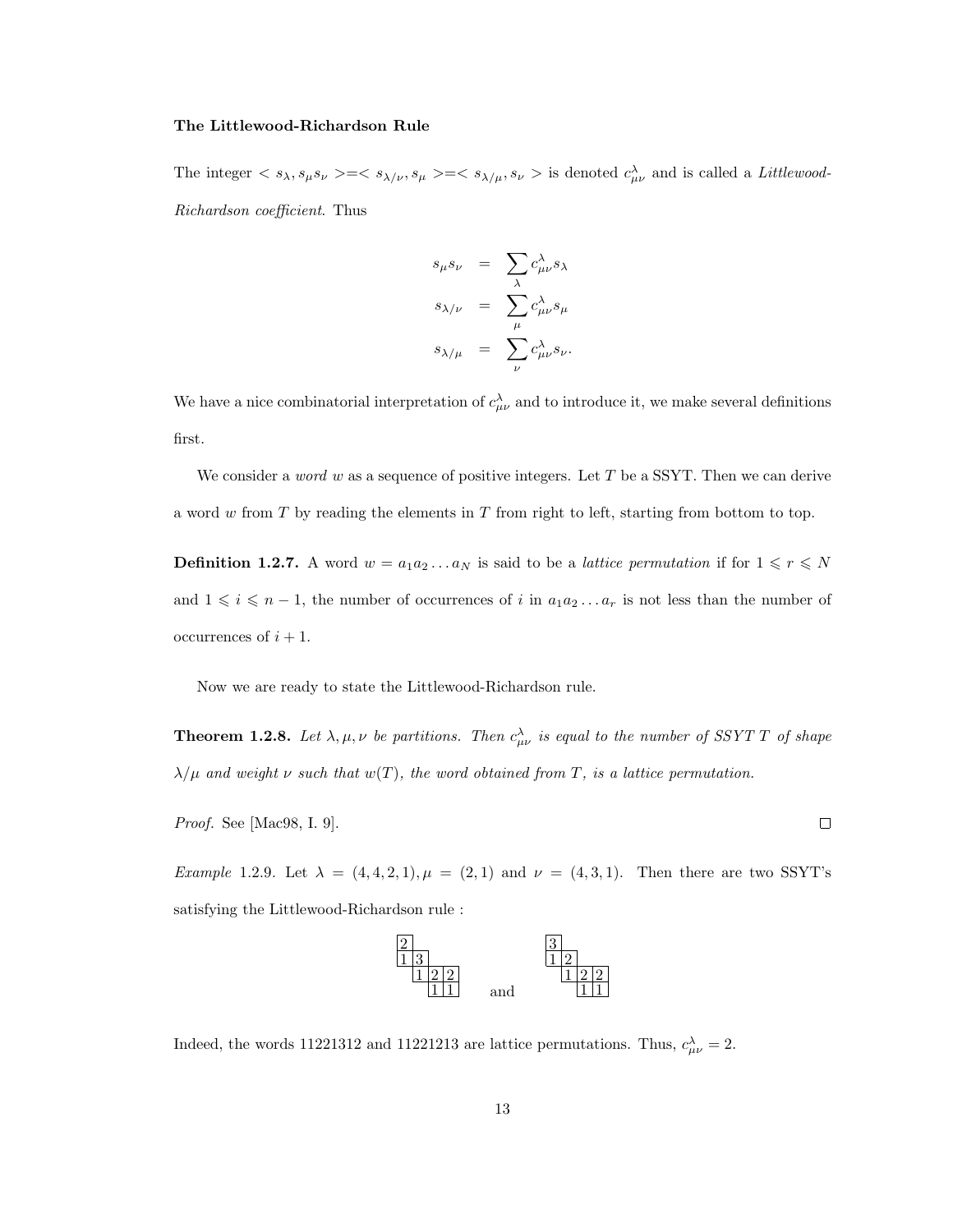**The Littlewood-Richardson Rule**

The integer $< s_\lambda, s_\mu s_\nu >=< s_{\lambda/\nu}, s_\mu >=< s_{\lambda/\mu}, s_\nu >$ is denoted $c^\lambda_{\mu\nu}$ and is called a *Littlewood-Richardson coefficient*. Thus

$$
\begin{aligned}
s_\mu s_\nu &= \sum_\lambda c^\lambda_{\mu\nu} s_\lambda \\
s_{\lambda/\nu} &= \sum_\mu c^\lambda_{\mu\nu} s_\mu \\
s_{\lambda/\mu} &= \sum_\nu c^\lambda_{\mu\nu} s_\nu.
\end{aligned}
$$

We have a nice combinatorial interpretation of $c^\lambda_{\mu\nu}$ and to introduce it, we make several definitions first.

We consider a *word* $w$ as a sequence of positive integers. Let $T$ be a SSYT. Then we can derive a word $w$ from $T$ by reading the elements in $T$ from right to left, starting from bottom to top.

**Definition 1.2.7.** A word $w = a_1 a_2 \dots a_N$ is said to be a *lattice permutation* if for $1 \leqslant r \leqslant N$ and $1 \leqslant i \leqslant n-1$, the number of occurrences of $i$ in $a_1 a_2 \dots a_r$ is not less than the number of occurrences of $i+1$.

Now we are ready to state the Littlewood-Richardson rule.

**Theorem 1.2.8.** *Let $\lambda, \mu, \nu$ be partitions. Then $c^\lambda_{\mu\nu}$ is equal to the number of SSYT $T$ of shape $\lambda/\mu$ and weight $\nu$ such that $w(T)$, the word obtained from $T$, is a lattice permutation.*

*Proof.* See [Mac98, I. 9]. ∎

*Example* 1.2.9. Let $\lambda = (4,4,2,1), \mu = (2,1)$ and $\nu = (4,3,1)$. Then there are two SSYT's satisfying the Littlewood-Richardson rule :

$$
\begin{array}{cccc}
2 & & & \\
1 & 3 & & \\
 & 1 & 2 & 2 \\
 & & 1 & 1
\end{array}
\qquad \text{and} \qquad
\begin{array}{cccc}
3 & & & \\
1 & 2 & & \\
 & 1 & 2 & 2 \\
 & & 1 & 1
\end{array}
$$

Indeed, the words 11221312 and 11221213 are lattice permutations. Thus, $c^\lambda_{\mu\nu} = 2$.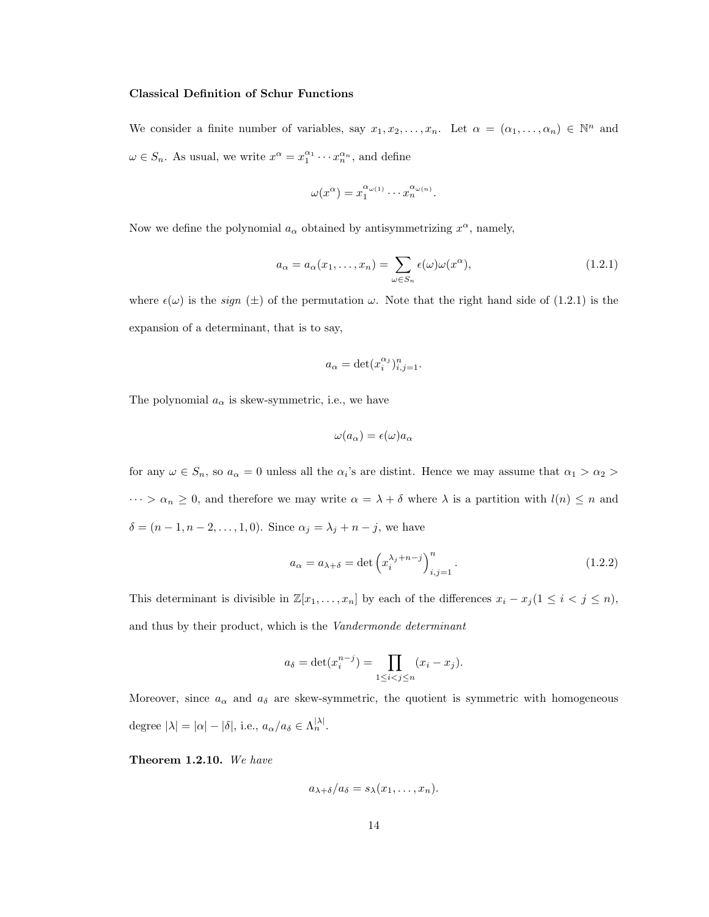**Classical Definition of Schur Functions**

We consider a finite number of variables, say $x_1, x_2, \ldots, x_n$. Let $\alpha = (\alpha_1, \ldots, \alpha_n) \in \mathbb{N}^n$ and $\omega \in S_n$. As usual, we write $x^\alpha = x_1^{\alpha_1} \cdots x_n^{\alpha_n}$, and define

$$\omega(x^\alpha) = x_1^{\alpha_{\omega(1)}} \cdots x_n^{\alpha_{\omega(n)}}.$$

Now we define the polynomial $a_\alpha$ obtained by antisymmetrizing $x^\alpha$, namely,

$$a_\alpha = a_\alpha(x_1, \ldots, x_n) = \sum_{\omega \in S_n} \epsilon(\omega)\omega(x^\alpha), \tag{1.2.1}$$

where $\epsilon(\omega)$ is the *sign* ($\pm$) of the permutation $\omega$. Note that the right hand side of (1.2.1) is the expansion of a determinant, that is to say,

$$a_\alpha = \det(x_i^{\alpha_j})_{i,j=1}^n.$$

The polynomial $a_\alpha$ is skew-symmetric, i.e., we have

$$\omega(a_\alpha) = \epsilon(\omega) a_\alpha$$

for any $\omega \in S_n$, so $a_\alpha = 0$ unless all the $\alpha_i$'s are distint. Hence we may assume that $\alpha_1 > \alpha_2 > \cdots > \alpha_n \geq 0$, and therefore we may write $\alpha = \lambda + \delta$ where $\lambda$ is a partition with $l(n) \leq n$ and $\delta = (n-1, n-2, \ldots, 1, 0)$. Since $\alpha_j = \lambda_j + n - j$, we have

$$a_\alpha = a_{\lambda+\delta} = \det\left(x_i^{\lambda_j + n - j}\right)_{i,j=1}^n. \tag{1.2.2}$$

This determinant is divisible in $\mathbb{Z}[x_1, \ldots, x_n]$ by each of the differences $x_i - x_j (1 \leq i < j \leq n)$, and thus by their product, which is the *Vandermonde determinant*

$$a_\delta = \det(x_i^{n-j}) = \prod_{1 \leq i < j \leq n} (x_i - x_j).$$

Moreover, since $a_\alpha$ and $a_\delta$ are skew-symmetric, the quotient is symmetric with homogeneous degree $|\lambda| = |\alpha| - |\delta|$, i.e., $a_\alpha / a_\delta \in \Lambda_n^{|\lambda|}$.

**Theorem 1.2.10.** *We have*

$$a_{\lambda+\delta}/a_\delta = s_\lambda(x_1, \ldots, x_n).$$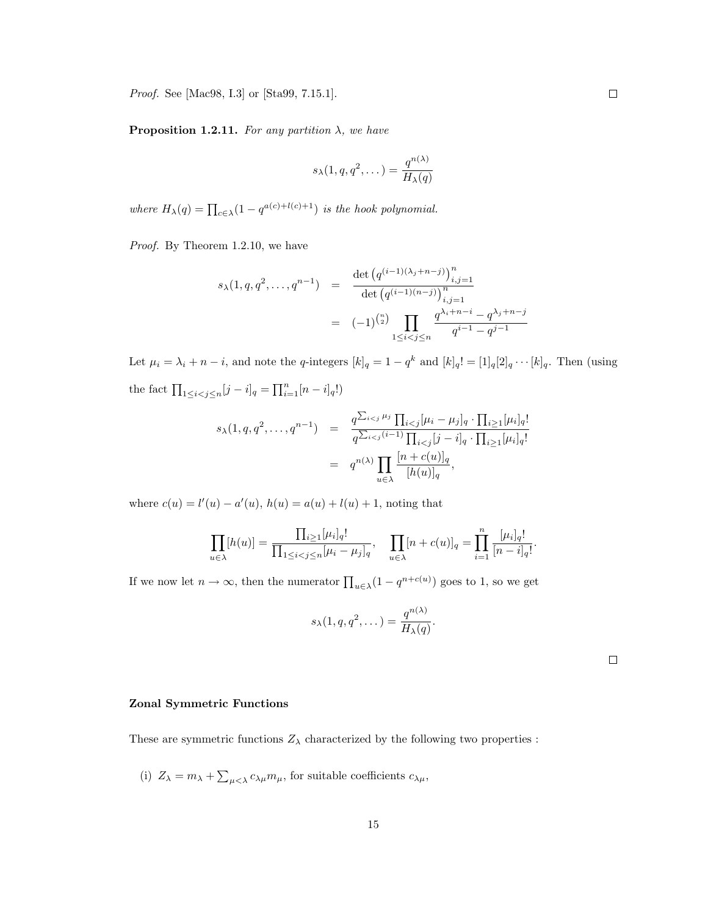*Proof.* See [Mac98, I.3] or [Sta99, 7.15.1]. □

**Proposition 1.2.11.** *For any partition $\lambda$, we have*

$$s_\lambda(1, q, q^2, \dots) = \frac{q^{n(\lambda)}}{H_\lambda(q)}$$

*where $H_\lambda(q) = \prod_{c \in \lambda}(1 - q^{a(c)+l(c)+1})$ is the hook polynomial.*

*Proof.* By Theorem 1.2.10, we have

$$\begin{aligned} s_\lambda(1, q, q^2, \dots, q^{n-1}) &= \frac{\det\left(q^{(i-1)(\lambda_j+n-j)}\right)_{i,j=1}^n}{\det\left(q^{(i-1)(n-j)}\right)_{i,j=1}^n} \\ &= (-1)^{\binom{n}{2}} \prod_{1 \le i < j \le n} \frac{q^{\lambda_i+n-i} - q^{\lambda_j+n-j}}{q^{i-1} - q^{j-1}} \end{aligned}$$

Let $\mu_i = \lambda_i + n - i$, and note the $q$-integers $[k]_q = 1 - q^k$ and $[k]_q! = [1]_q[2]_q \cdots [k]_q$. Then (using the fact $\prod_{1 \le i < j \le n}[j-i]_q = \prod_{i=1}^n [n-i]_q!$)

$$\begin{aligned} s_\lambda(1, q, q^2, \dots, q^{n-1}) &= \frac{q^{\sum_{i<j}\mu_j} \prod_{i<j}[\mu_i - \mu_j]_q \cdot \prod_{i \ge 1}[\mu_i]_q!}{q^{\sum_{i<j}(i-1)} \prod_{i<j}[j-i]_q \cdot \prod_{i \ge 1}[\mu_i]_q!} \\ &= q^{n(\lambda)} \prod_{u \in \lambda} \frac{[n + c(u)]_q}{[h(u)]_q}, \end{aligned}$$

where $c(u) = l'(u) - a'(u)$, $h(u) = a(u) + l(u) + 1$, noting that

$$\prod_{u \in \lambda}[h(u)] = \frac{\prod_{i \ge 1}[\mu_i]_q!}{\prod_{1 \le i < j \le n}[\mu_i - \mu_j]_q}, \quad \prod_{u \in \lambda}[n + c(u)]_q = \prod_{i=1}^n \frac{[\mu_i]_q!}{[n-i]_q!}.$$

If we now let $n \to \infty$, then the numerator $\prod_{u \in \lambda}(1 - q^{n+c(u)})$ goes to 1, so we get

$$s_\lambda(1, q, q^2, \dots) = \frac{q^{n(\lambda)}}{H_\lambda(q)}.$$

□

**Zonal Symmetric Functions**

These are symmetric functions $Z_\lambda$ characterized by the following two properties :

(i) $Z_\lambda = m_\lambda + \sum_{\mu < \lambda} c_{\lambda\mu} m_\mu$, for suitable coefficients $c_{\lambda\mu}$,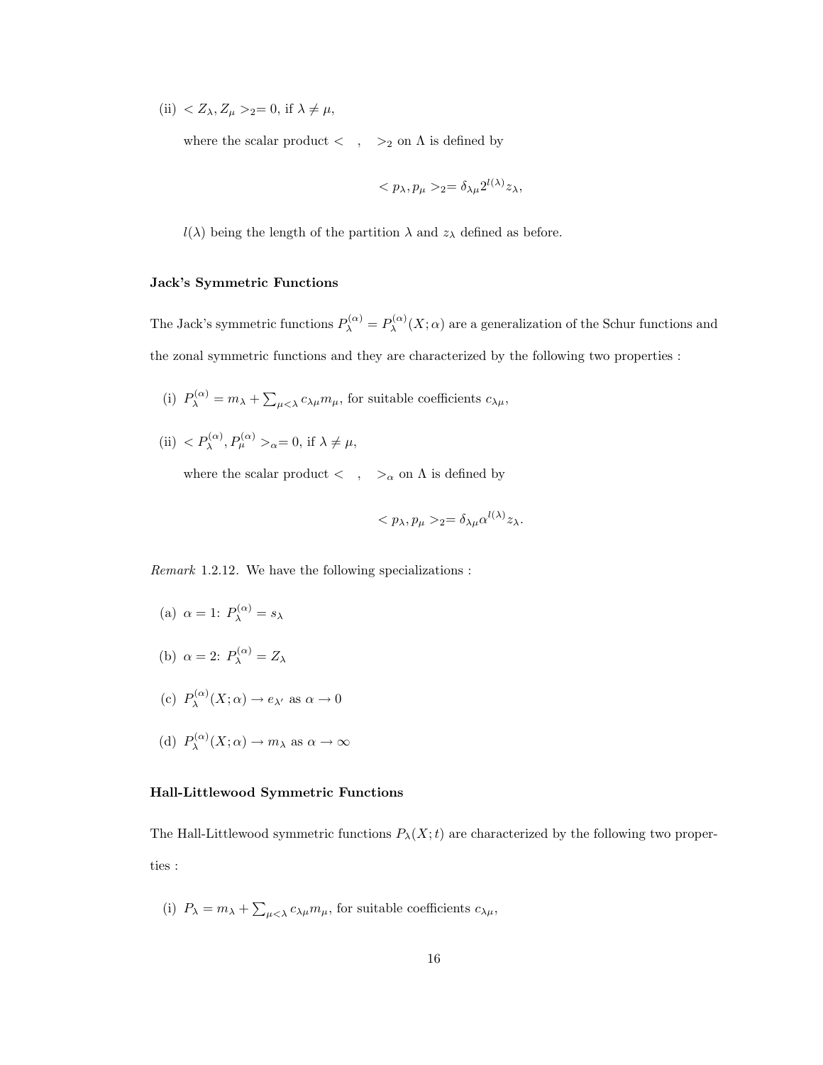(ii) $< Z_\lambda, Z_\mu >_2 = 0$, if $\lambda \neq \mu$,

where the scalar product $< \quad , \quad >_2$ on $\Lambda$ is defined by

$$< p_\lambda, p_\mu >_2 = \delta_{\lambda\mu} 2^{l(\lambda)} z_\lambda,$$

$l(\lambda)$ being the length of the partition $\lambda$ and $z_\lambda$ defined as before.

**Jack's Symmetric Functions**

The Jack's symmetric functions $P_\lambda^{(\alpha)} = P_\lambda^{(\alpha)}(X; \alpha)$ are a generalization of the Schur functions and the zonal symmetric functions and they are characterized by the following two properties :

(i) $P_\lambda^{(\alpha)} = m_\lambda + \sum_{\mu < \lambda} c_{\lambda\mu} m_\mu$, for suitable coefficients $c_{\lambda\mu}$,

(ii) $< P_\lambda^{(\alpha)}, P_\mu^{(\alpha)} >_\alpha = 0$, if $\lambda \neq \mu$,

where the scalar product $< \quad , \quad >_\alpha$ on $\Lambda$ is defined by

$$< p_\lambda, p_\mu >_2 = \delta_{\lambda\mu} \alpha^{l(\lambda)} z_\lambda.$$

*Remark* 1.2.12. We have the following specializations :

(a) $\alpha = 1$: $P_\lambda^{(\alpha)} = s_\lambda$

(b) $\alpha = 2$: $P_\lambda^{(\alpha)} = Z_\lambda$

(c) $P_\lambda^{(\alpha)}(X; \alpha) \to e_{\lambda'}$ as $\alpha \to 0$

(d) $P_\lambda^{(\alpha)}(X; \alpha) \to m_\lambda$ as $\alpha \to \infty$

**Hall-Littlewood Symmetric Functions**

The Hall-Littlewood symmetric functions $P_\lambda(X; t)$ are characterized by the following two properties :

(i) $P_\lambda = m_\lambda + \sum_{\mu < \lambda} c_{\lambda\mu} m_\mu$, for suitable coefficients $c_{\lambda\mu}$,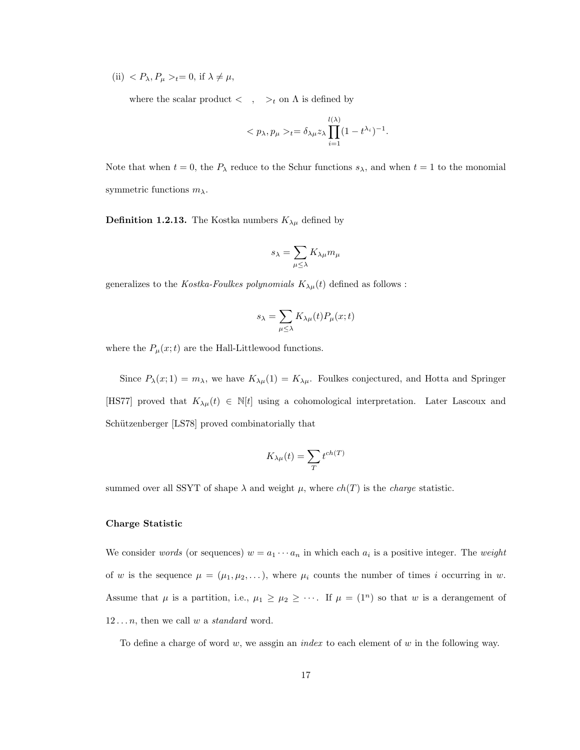(ii) $< P_\lambda, P_\mu >_t = 0$, if $\lambda \neq \mu$,

where the scalar product $< \ , \ >_t$ on $\Lambda$ is defined by

$$< p_\lambda, p_\mu >_t = \delta_{\lambda\mu} z_\lambda \prod_{i=1}^{l(\lambda)} (1 - t^{\lambda_i})^{-1}.$$

Note that when $t = 0$, the $P_\lambda$ reduce to the Schur functions $s_\lambda$, and when $t = 1$ to the monomial symmetric functions $m_\lambda$.

**Definition 1.2.13.** The Kostka numbers $K_{\lambda\mu}$ defined by

$$s_\lambda = \sum_{\mu \leq \lambda} K_{\lambda\mu} m_\mu$$

generalizes to the *Kostka-Foulkes polynomials* $K_{\lambda\mu}(t)$ defined as follows :

$$s_\lambda = \sum_{\mu \leq \lambda} K_{\lambda\mu}(t) P_\mu(x; t)$$

where the $P_\mu(x; t)$ are the Hall-Littlewood functions.

Since $P_\lambda(x; 1) = m_\lambda$, we have $K_{\lambda\mu}(1) = K_{\lambda\mu}$. Foulkes conjectured, and Hotta and Springer [HS77] proved that $K_{\lambda\mu}(t) \in \mathbb{N}[t]$ using a cohomological interpretation. Later Lascoux and Schützenberger [LS78] proved combinatorially that

$$K_{\lambda\mu}(t) = \sum_T t^{ch(T)}$$

summed over all SSYT of shape $\lambda$ and weight $\mu$, where $ch(T)$ is the *charge* statistic.

### Charge Statistic

We consider *words* (or sequences) $w = a_1 \cdots a_n$ in which each $a_i$ is a positive integer. The *weight* of $w$ is the sequence $\mu = (\mu_1, \mu_2, \dots)$, where $\mu_i$ counts the number of times $i$ occurring in $w$. Assume that $\mu$ is a partition, i.e., $\mu_1 \geq \mu_2 \geq \cdots$. If $\mu = (1^n)$ so that $w$ is a derangement of $12 \dots n$, then we call $w$ a *standard* word.

To define a charge of word $w$, we assgin an *index* to each element of $w$ in the following way.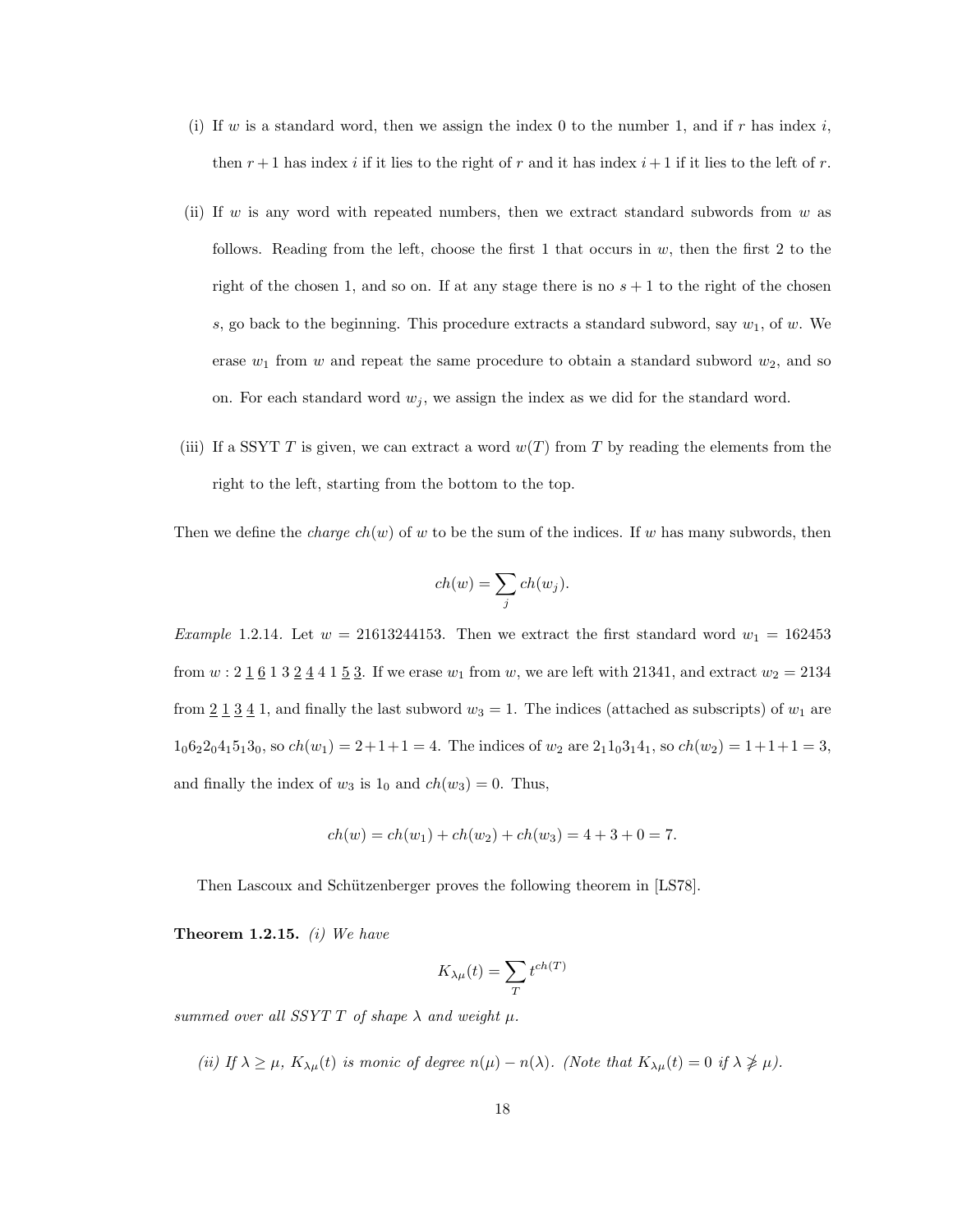(i) If $w$ is a standard word, then we assign the index 0 to the number 1, and if $r$ has index $i$, then $r+1$ has index $i$ if it lies to the right of $r$ and it has index $i+1$ if it lies to the left of $r$.

(ii) If $w$ is any word with repeated numbers, then we extract standard subwords from $w$ as follows. Reading from the left, choose the first 1 that occurs in $w$, then the first 2 to the right of the chosen 1, and so on. If at any stage there is no $s+1$ to the right of the chosen $s$, go back to the beginning. This procedure extracts a standard subword, say $w_1$, of $w$. We erase $w_1$ from $w$ and repeat the same procedure to obtain a standard subword $w_2$, and so on. For each standard word $w_j$, we assign the index as we did for the standard word.

(iii) If a SSYT $T$ is given, we can extract a word $w(T)$ from $T$ by reading the elements from the right to the left, starting from the bottom to the top.

Then we define the *charge* $ch(w)$ of $w$ to be the sum of the indices. If $w$ has many subwords, then

$$ch(w) = \sum_j ch(w_j).$$

*Example* 1.2.14. Let $w = 21613244153$. Then we extract the first standard word $w_1 = 162453$ from $w : 2\,\underline{1}\,\underline{6}\,1\,3\,\underline{2}\,\underline{4}\,4\,1\,\underline{5}\,\underline{3}$. If we erase $w_1$ from $w$, we are left with 21341, and extract $w_2 = 2134$ from $\underline{2}\,\underline{1}\,\underline{3}\,\underline{4}\,1$, and finally the last subword $w_3 = 1$. The indices (attached as subscripts) of $w_1$ are $1_0 6_2 2_0 4_1 5_1 3_0$, so $ch(w_1) = 2+1+1 = 4$. The indices of $w_2$ are $2_1 1_0 3_1 4_1$, so $ch(w_2) = 1+1+1 = 3$, and finally the index of $w_3$ is $1_0$ and $ch(w_3) = 0$. Thus,

$$ch(w) = ch(w_1) + ch(w_2) + ch(w_3) = 4 + 3 + 0 = 7.$$

Then Lascoux and Schützenberger proves the following theorem in [LS78].

**Theorem 1.2.15.** *(i) We have*

$$K_{\lambda\mu}(t) = \sum_T t^{ch(T)}$$

*summed over all SSYT $T$ of shape $\lambda$ and weight $\mu$.*

*(ii) If $\lambda \geq \mu$, $K_{\lambda\mu}(t)$ is monic of degree $n(\mu) - n(\lambda)$. (Note that $K_{\lambda\mu}(t) = 0$ if $\lambda \ngeq \mu$).*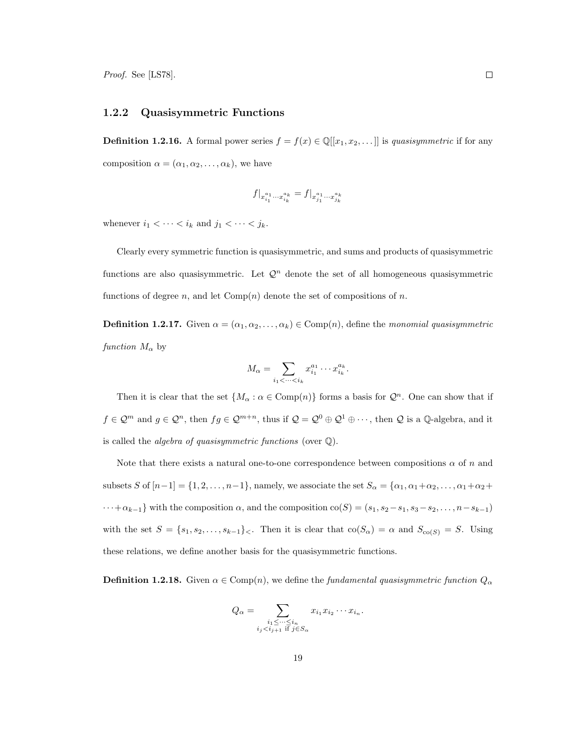*Proof.* See [LS78]. □

### 1.2.2 Quasisymmetric Functions

**Definition 1.2.16.** A formal power series $f = f(x) \in \mathbb{Q}[[x_1, x_2, \ldots]]$ is *quasisymmetric* if for any composition $\alpha = (\alpha_1, \alpha_2, \ldots, \alpha_k)$, we have

$$f|_{x_{i_1}^{a_1} \cdots x_{i_k}^{a_k}} = f|_{x_{j_1}^{a_1} \cdots x_{j_k}^{a_k}}$$

whenever $i_1 < \cdots < i_k$ and $j_1 < \cdots < j_k$.

Clearly every symmetric function is quasisymmetric, and sums and products of quasisymmetric functions are also quasisymmetric. Let $\mathcal{Q}^n$ denote the set of all homogeneous quasisymmetric functions of degree $n$, and let $\mathrm{Comp}(n)$ denote the set of compositions of $n$.

**Definition 1.2.17.** Given $\alpha = (\alpha_1, \alpha_2, \ldots, \alpha_k) \in \mathrm{Comp}(n)$, define the *monomial quasisymmetric function* $M_\alpha$ by

$$M_\alpha = \sum_{i_1 < \cdots < i_k} x_{i_1}^{a_1} \cdots x_{i_k}^{a_k}.$$

Then it is clear that the set $\{M_\alpha : \alpha \in \mathrm{Comp}(n)\}$ forms a basis for $\mathcal{Q}^n$. One can show that if $f \in \mathcal{Q}^m$ and $g \in \mathcal{Q}^n$, then $fg \in \mathcal{Q}^{m+n}$, thus if $\mathcal{Q} = \mathcal{Q}^0 \oplus \mathcal{Q}^1 \oplus \cdots$, then $\mathcal{Q}$ is a $\mathbb{Q}$-algebra, and it is called the *algebra of quasisymmetric functions* (over $\mathbb{Q}$).

Note that there exists a natural one-to-one correspondence between compositions $\alpha$ of $n$ and subsets $S$ of $[n-1] = \{1, 2, \ldots, n-1\}$, namely, we associate the set $S_\alpha = \{\alpha_1, \alpha_1+\alpha_2, \ldots, \alpha_1+\alpha_2+\cdots+\alpha_{k-1}\}$ with the composition $\alpha$, and the composition $\mathrm{co}(S) = (s_1, s_2-s_1, s_3-s_2, \ldots, n-s_{k-1})$ with the set $S = \{s_1, s_2, \ldots, s_{k-1}\}_<$. Then it is clear that $\mathrm{co}(S_\alpha) = \alpha$ and $S_{\mathrm{co}(S)} = S$. Using these relations, we define another basis for the quasisymmetric functions.

**Definition 1.2.18.** Given $\alpha \in \mathrm{Comp}(n)$, we define the *fundamental quasisymmetric function* $Q_\alpha$

$$Q_\alpha = \sum_{\substack{i_1 \leq \cdots \leq i_n \\ i_j < i_{j+1} \text{ if } j \in S_\alpha}} x_{i_1} x_{i_2} \cdots x_{i_n}.$$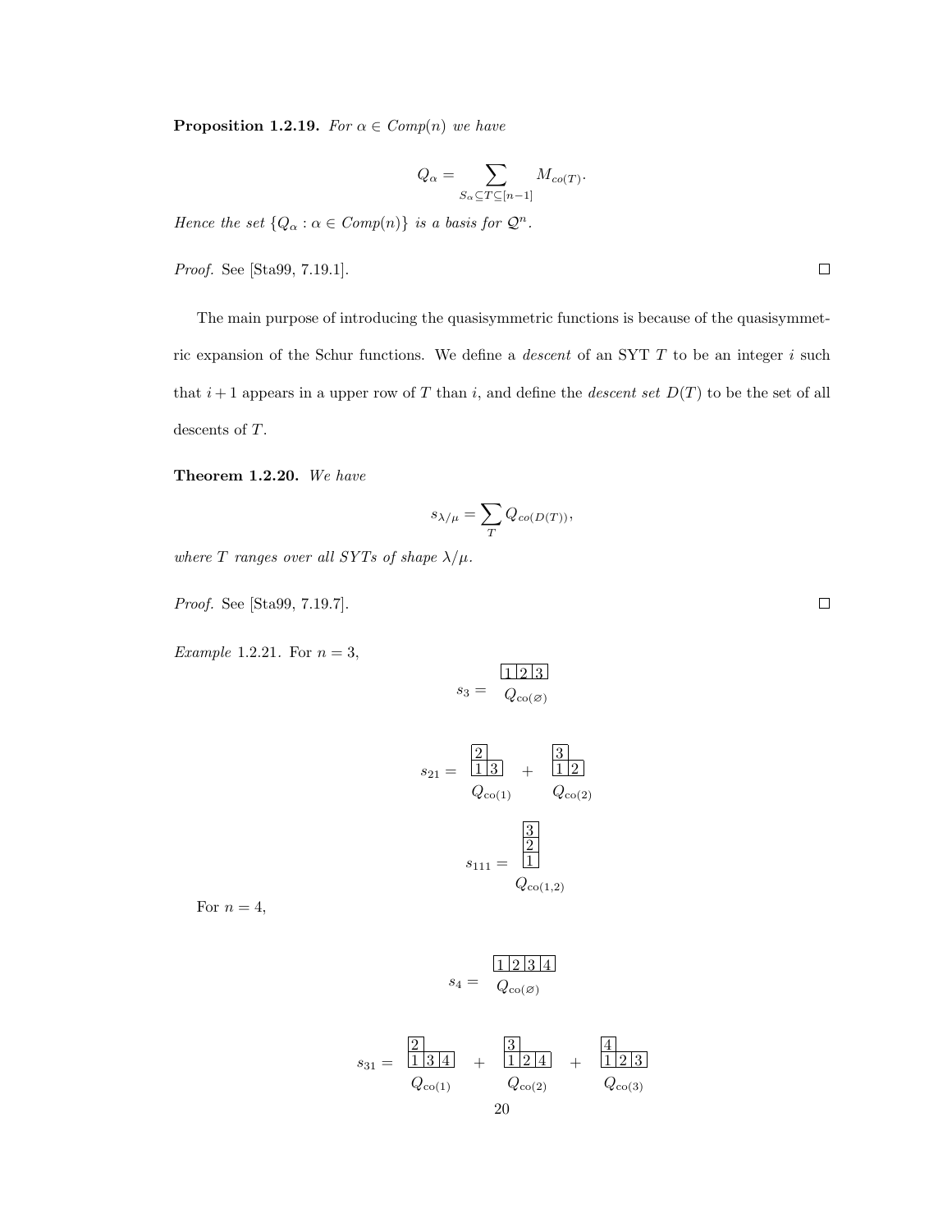**Proposition 1.2.19.** *For $\alpha \in Comp(n)$ we have*

$$Q_\alpha = \sum_{S_\alpha \subseteq T \subseteq [n-1]} M_{co(T)}.$$

*Hence the set $\{Q_\alpha : \alpha \in Comp(n)\}$ is a basis for $\mathcal{Q}^n$.*

*Proof.* See [Sta99, 7.19.1]. □

The main purpose of introducing the quasisymmetric functions is because of the quasisymmetric expansion of the Schur functions. We define a *descent* of an SYT $T$ to be an integer $i$ such that $i+1$ appears in a upper row of $T$ than $i$, and define the *descent set* $D(T)$ to be the set of all descents of $T$.

**Theorem 1.2.20.** *We have*

$$s_{\lambda/\mu} = \sum_T Q_{co(D(T))},$$

*where $T$ ranges over all SYTs of shape $\lambda/\mu$.*

*Proof.* See [Sta99, 7.19.7]. □

*Example* 1.2.21. For $n = 3$,

$$s_3 = \underset{Q_{\mathrm{co}(\varnothing)}}{\begin{array}{|c|c|c|}\hline 1&2&3\\\hline\end{array}}$$

$$s_{21} = \underset{Q_{\mathrm{co}(1)}}{\begin{array}{|c|c}\hline 2 \\\hline 1 & \multicolumn{1}{c|}{3}\\\hline\end{array}} + \underset{Q_{\mathrm{co}(2)}}{\begin{array}{|c|c}\hline 3 \\\hline 1 & \multicolumn{1}{c|}{2}\\\hline\end{array}}$$

$$s_{111} = \underset{Q_{\mathrm{co}(1,2)}}{\begin{array}{|c|}\hline 3\\\hline 2\\\hline 1\\\hline\end{array}}$$

For $n = 4$,

$$s_4 = \underset{Q_{\mathrm{co}(\varnothing)}}{\begin{array}{|c|c|c|c|}\hline 1&2&3&4\\\hline\end{array}}$$

$$s_{31} = \underset{Q_{\mathrm{co}(1)}}{\begin{array}{|c|cc}\hline 2 \\\hline 1 & \multicolumn{1}{c|}{3} & \multicolumn{1}{c|}{4}\\\hline\end{array}} + \underset{Q_{\mathrm{co}(2)}}{\begin{array}{|c|cc}\hline 3 \\\hline 1 & \multicolumn{1}{c|}{2} & \multicolumn{1}{c|}{4}\\\hline\end{array}} + \underset{Q_{\mathrm{co}(3)}}{\begin{array}{|c|cc}\hline 4 \\\hline 1 & \multicolumn{1}{c|}{2} & \multicolumn{1}{c|}{3}\\\hline\end{array}}$$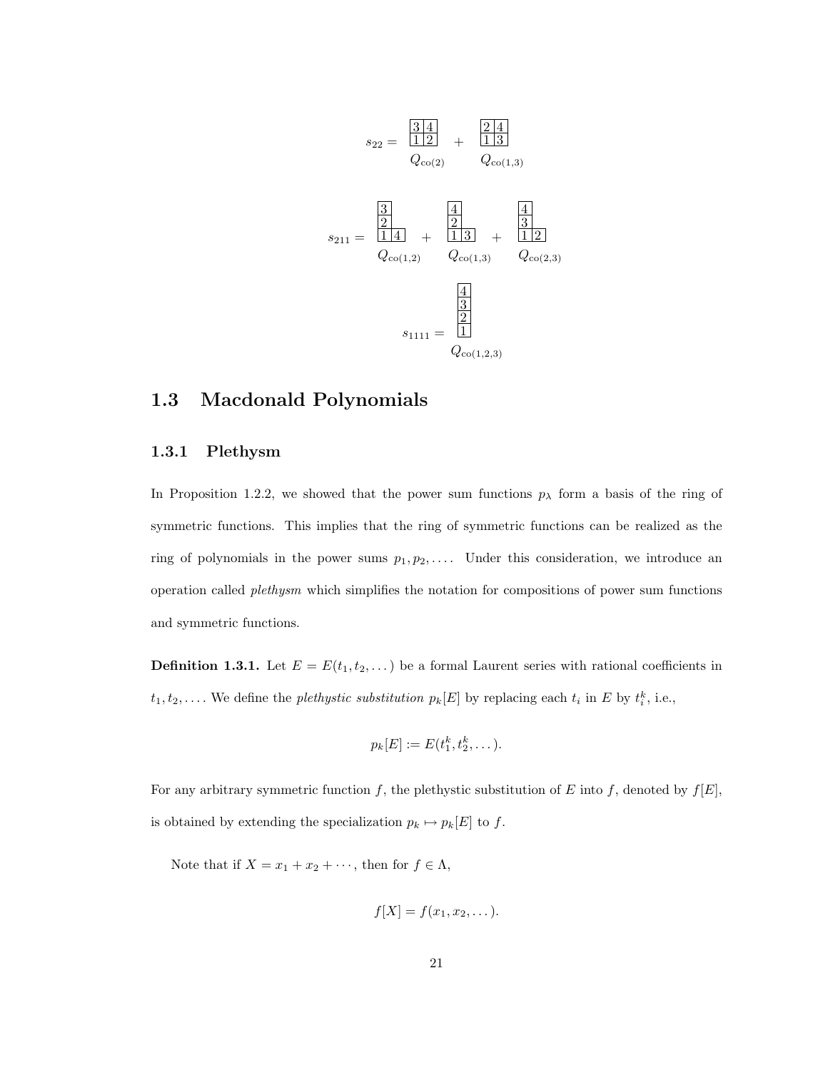$$s_{22} = \begin{array}{|c|c|}\hline 3 & 4 \\ \hline 1 & 2 \\ \hline\end{array} + \begin{array}{|c|c|}\hline 2 & 4 \\ \hline 1 & 3 \\ \hline\end{array}$$

$Q_{\text{co}(2)}$ $\qquad$ $Q_{\text{co}(1,3)}$

$$s_{211} = \begin{array}{|c|c}\hline 3 & \\ \hline 2 & \\ \hline 1 & \multicolumn{1}{|c|}{4} \\ \hline\end{array} + \begin{array}{|c|c}\hline 4 & \\ \hline 2 & \\ \hline 1 & \multicolumn{1}{|c|}{3} \\ \hline\end{array} + \begin{array}{|c|c}\hline 4 & \\ \hline 3 & \\ \hline 1 & \multicolumn{1}{|c|}{2} \\ \hline\end{array}$$

$Q_{\text{co}(1,2)}$ $\qquad$ $Q_{\text{co}(1,3)}$ $\qquad$ $Q_{\text{co}(2,3)}$

$$s_{1111} = \begin{array}{|c|}\hline 4 \\ \hline 3 \\ \hline 2 \\ \hline 1 \\ \hline\end{array}$$

$Q_{\text{co}(1,2,3)}$

## 1.3 Macdonald Polynomials

### 1.3.1 Plethysm

In Proposition 1.2.2, we showed that the power sum functions $p_\lambda$ form a basis of the ring of symmetric functions. This implies that the ring of symmetric functions can be realized as the ring of polynomials in the power sums $p_1, p_2, \ldots$. Under this consideration, we introduce an operation called *plethysm* which simplifies the notation for compositions of power sum functions and symmetric functions.

**Definition 1.3.1.** Let $E = E(t_1, t_2, \ldots)$ be a formal Laurent series with rational coefficients in $t_1, t_2, \ldots$. We define the *plethystic substitution* $p_k[E]$ by replacing each $t_i$ in $E$ by $t_i^k$, i.e.,

$$p_k[E] := E(t_1^k, t_2^k, \ldots).$$

For any arbitrary symmetric function $f$, the plethystic substitution of $E$ into $f$, denoted by $f[E]$, is obtained by extending the specialization $p_k \mapsto p_k[E]$ to $f$.

Note that if $X = x_1 + x_2 + \cdots$, then for $f \in \Lambda$,

$$f[X] = f(x_1, x_2, \ldots).$$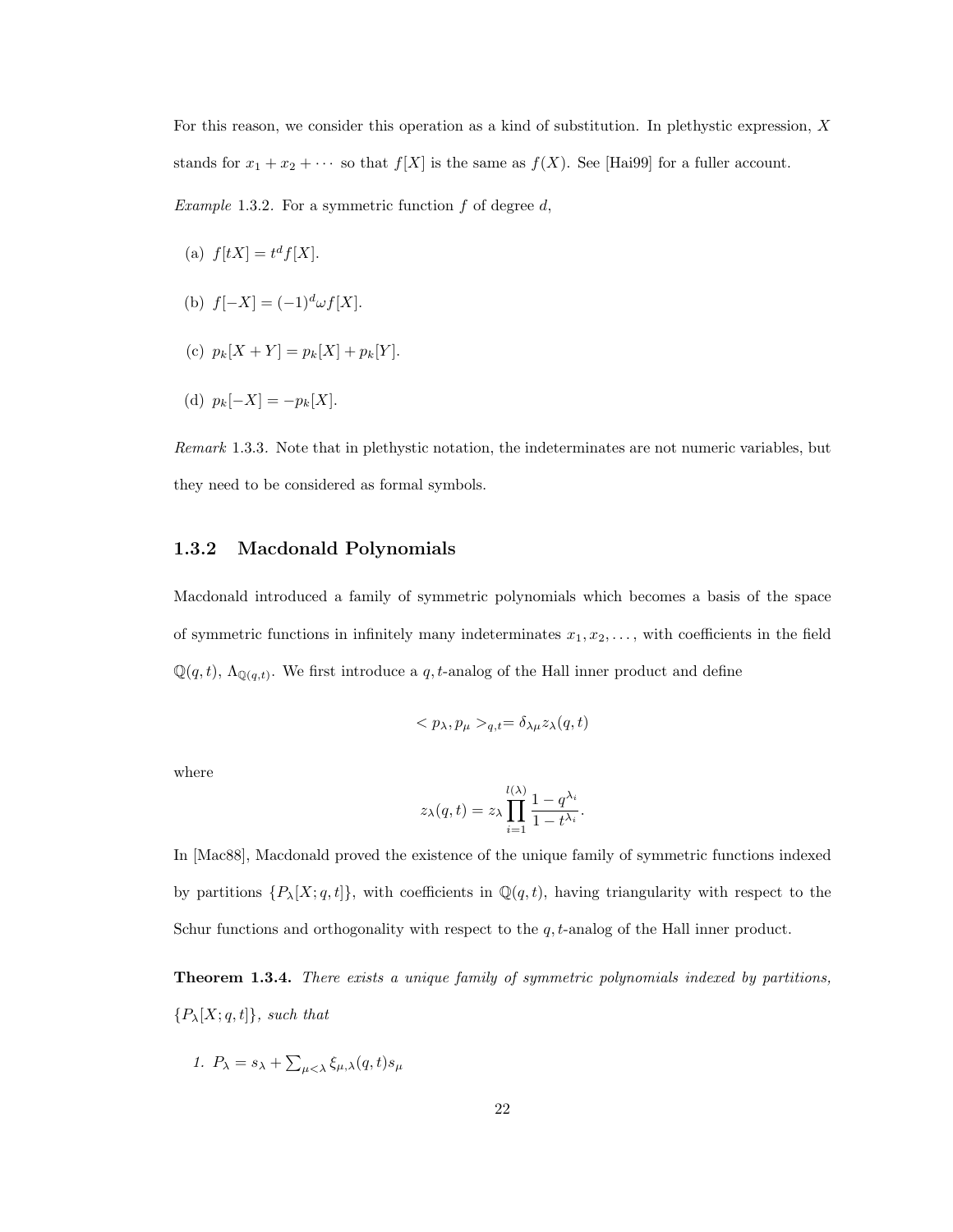For this reason, we consider this operation as a kind of substitution. In plethystic expression, $X$ stands for $x_1 + x_2 + \cdots$ so that $f[X]$ is the same as $f(X)$. See [Hai99] for a fuller account.

*Example* 1.3.2. For a symmetric function $f$ of degree $d$,

(a) $f[tX] = t^d f[X]$.

(b) $f[-X] = (-1)^d \omega f[X]$.

(c) $p_k[X+Y] = p_k[X] + p_k[Y]$.

(d) $p_k[-X] = -p_k[X]$.

*Remark* 1.3.3. Note that in plethystic notation, the indeterminates are not numeric variables, but they need to be considered as formal symbols.

### 1.3.2 Macdonald Polynomials

Macdonald introduced a family of symmetric polynomials which becomes a basis of the space of symmetric functions in infinitely many indeterminates $x_1, x_2, \ldots$, with coefficients in the field $\mathbb{Q}(q,t)$, $\Lambda_{\mathbb{Q}(q,t)}$. We first introduce a $q,t$-analog of the Hall inner product and define

$$< p_\lambda, p_\mu >_{q,t} = \delta_{\lambda\mu} z_\lambda(q,t)$$

where

$$z_\lambda(q,t) = z_\lambda \prod_{i=1}^{l(\lambda)} \frac{1-q^{\lambda_i}}{1-t^{\lambda_i}}.$$

In [Mac88], Macdonald proved the existence of the unique family of symmetric functions indexed by partitions $\{P_\lambda[X;q,t]\}$, with coefficients in $\mathbb{Q}(q,t)$, having triangularity with respect to the Schur functions and orthogonality with respect to the $q,t$-analog of the Hall inner product.

**Theorem 1.3.4.** *There exists a unique family of symmetric polynomials indexed by partitions, $\{P_\lambda[X;q,t]\}$, such that*

1. $P_\lambda = s_\lambda + \sum_{\mu<\lambda} \xi_{\mu,\lambda}(q,t) s_\mu$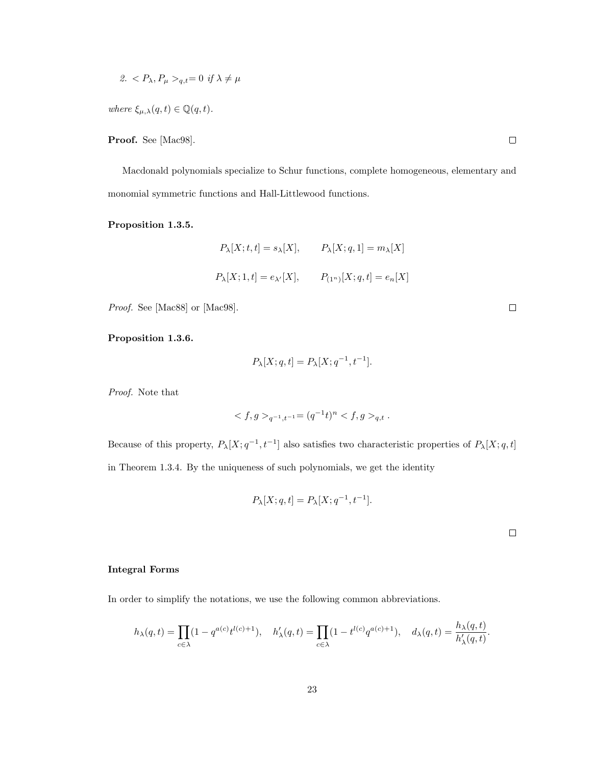*2.* $< P_\lambda, P_\mu >_{q,t} = 0$ *if* $\lambda \neq \mu$

*where* $\xi_{\mu,\lambda}(q,t) \in \mathbb{Q}(q,t)$.

**Proof.** See [Mac98]. □

Macdonald polynomials specialize to Schur functions, complete homogeneous, elementary and monomial symmetric functions and Hall-Littlewood functions.

**Proposition 1.3.5.**

$$P_\lambda[X;t,t] = s_\lambda[X], \qquad P_\lambda[X;q,1] = m_\lambda[X]$$

$$P_\lambda[X;1,t] = e_{\lambda'}[X], \qquad P_{(1^n)}[X;q,t] = e_n[X]$$

*Proof.* See [Mac88] or [Mac98]. □

**Proposition 1.3.6.**

$$P_\lambda[X;q,t] = P_\lambda[X;q^{-1},t^{-1}].$$

*Proof.* Note that

$$< f,g >_{q^{-1},t^{-1}} = (q^{-1}t)^n < f,g >_{q,t} .$$

Because of this property, $P_\lambda[X;q^{-1},t^{-1}]$ also satisfies two characteristic properties of $P_\lambda[X;q,t]$ in Theorem 1.3.4. By the uniqueness of such polynomials, we get the identity

$$P_\lambda[X;q,t] = P_\lambda[X;q^{-1},t^{-1}].$$

□

**Integral Forms**

In order to simplify the notations, we use the following common abbreviations.

$$h_\lambda(q,t) = \prod_{c\in\lambda}(1 - q^{a(c)}t^{l(c)+1}), \quad h'_\lambda(q,t) = \prod_{c\in\lambda}(1 - t^{l(c)}q^{a(c)+1}), \quad d_\lambda(q,t) = \frac{h_\lambda(q,t)}{h'_\lambda(q,t)}.$$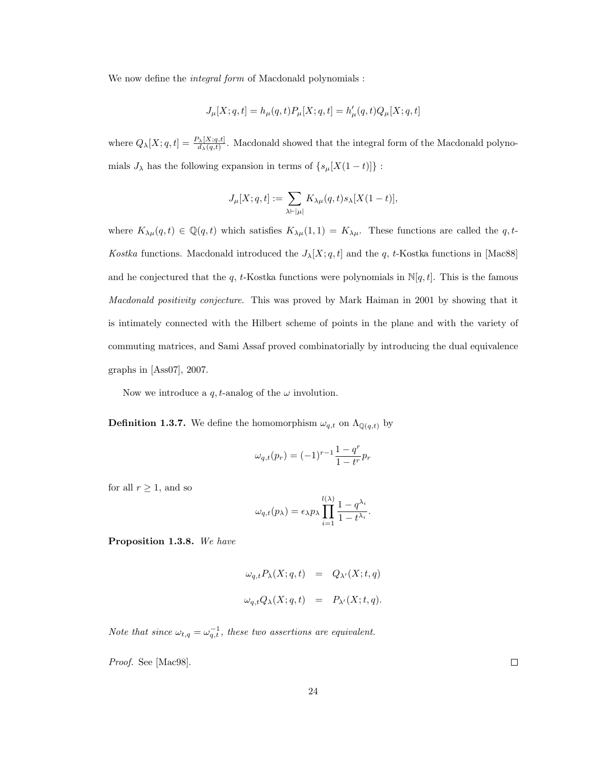We now define the *integral form* of Macdonald polynomials :

$$J_\mu[X;q,t] = h_\mu(q,t)P_\mu[X;q,t] = h'_\mu(q,t)Q_\mu[X;q,t]$$

where $Q_\lambda[X;q,t] = \frac{P_\lambda[X;q,t]}{d_\lambda(q,t)}$. Macdonald showed that the integral form of the Macdonald polynomials $J_\lambda$ has the following expansion in terms of $\{s_\mu[X(1-t)]\}$ :

$$J_\mu[X;q,t] := \sum_{\lambda \vdash |\mu|} K_{\lambda\mu}(q,t) s_\lambda[X(1-t)],$$

where $K_{\lambda\mu}(q,t) \in \mathbb{Q}(q,t)$ which satisfies $K_{\lambda\mu}(1,1) = K_{\lambda\mu}$. These functions are called the $q,t$-*Kostka* functions. Macdonald introduced the $J_\lambda[X;q,t]$ and the $q$, $t$-Kostka functions in [Mac88] and he conjectured that the $q$, $t$-Kostka functions were polynomials in $\mathbb{N}[q,t]$. This is the famous *Macdonald positivity conjecture*. This was proved by Mark Haiman in 2001 by showing that it is intimately connected with the Hilbert scheme of points in the plane and with the variety of commuting matrices, and Sami Assaf proved combinatorially by introducing the dual equivalence graphs in [Ass07], 2007.

Now we introduce a $q,t$-analog of the $\omega$ involution.

**Definition 1.3.7.** We define the homomorphism $\omega_{q,t}$ on $\Lambda_{\mathbb{Q}(q,t)}$ by

$$\omega_{q,t}(p_r) = (-1)^{r-1}\frac{1-q^r}{1-t^r}p_r$$

for all $r \geq 1$, and so

$$\omega_{q,t}(p_\lambda) = \epsilon_\lambda p_\lambda \prod_{i=1}^{l(\lambda)} \frac{1-q^{\lambda_i}}{1-t^{\lambda_i}}.$$

**Proposition 1.3.8.** *We have*

$$\begin{aligned} \omega_{q,t}P_\lambda(X;q,t) &= Q_{\lambda'}(X;t,q) \\ \omega_{q,t}Q_\lambda(X;q,t) &= P_{\lambda'}(X;t,q). \end{aligned}$$

*Note that since $\omega_{t,q} = \omega_{q,t}^{-1}$, these two assertions are equivalent.*

*Proof.* See [Mac98]. $\square$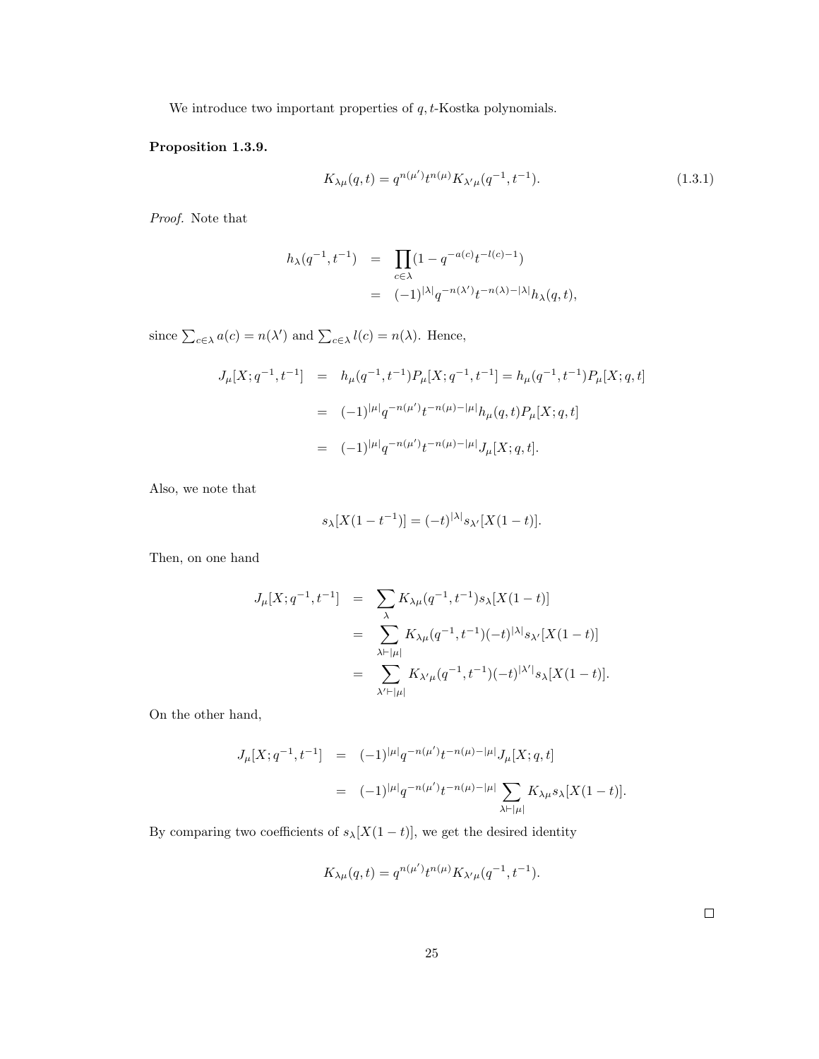We introduce two important properties of $q,t$-Kostka polynomials.

**Proposition 1.3.9.**

$$K_{\lambda\mu}(q,t) = q^{n(\mu')}t^{n(\mu)}K_{\lambda'\mu}(q^{-1},t^{-1}). \tag{1.3.1}$$

*Proof.* Note that

$$\begin{aligned} h_\lambda(q^{-1},t^{-1}) &= \prod_{c\in\lambda}(1-q^{-a(c)}t^{-l(c)-1}) \\ &= (-1)^{|\lambda|}q^{-n(\lambda')}t^{-n(\lambda)-|\lambda|}h_\lambda(q,t), \end{aligned}$$

since $\sum_{c\in\lambda} a(c) = n(\lambda')$ and $\sum_{c\in\lambda} l(c) = n(\lambda)$. Hence,

$$\begin{aligned} J_\mu[X;q^{-1},t^{-1}] &= h_\mu(q^{-1},t^{-1})P_\mu[X;q^{-1},t^{-1}] = h_\mu(q^{-1},t^{-1})P_\mu[X;q,t] \\ &= (-1)^{|\mu|}q^{-n(\mu')}t^{-n(\mu)-|\mu|}h_\mu(q,t)P_\mu[X;q,t] \\ &= (-1)^{|\mu|}q^{-n(\mu')}t^{-n(\mu)-|\mu|}J_\mu[X;q,t]. \end{aligned}$$

Also, we note that

$$s_\lambda[X(1-t^{-1})] = (-t)^{|\lambda|}s_{\lambda'}[X(1-t)].$$

Then, on one hand

$$\begin{aligned} J_\mu[X;q^{-1},t^{-1}] &= \sum_\lambda K_{\lambda\mu}(q^{-1},t^{-1})s_\lambda[X(1-t)] \\ &= \sum_{\lambda\vdash|\mu|} K_{\lambda\mu}(q^{-1},t^{-1})(-t)^{|\lambda|}s_{\lambda'}[X(1-t)] \\ &= \sum_{\lambda'\vdash|\mu|} K_{\lambda'\mu}(q^{-1},t^{-1})(-t)^{|\lambda'|}s_{\lambda}[X(1-t)]. \end{aligned}$$

On the other hand,

$$\begin{aligned} J_\mu[X;q^{-1},t^{-1}] &= (-1)^{|\mu|}q^{-n(\mu')}t^{-n(\mu)-|\mu|}J_\mu[X;q,t] \\ &= (-1)^{|\mu|}q^{-n(\mu')}t^{-n(\mu)-|\mu|}\sum_{\lambda\vdash|\mu|}K_{\lambda\mu}s_\lambda[X(1-t)]. \end{aligned}$$

By comparing two coefficients of $s_\lambda[X(1-t)]$, we get the desired identity

$$K_{\lambda\mu}(q,t) = q^{n(\mu')}t^{n(\mu)}K_{\lambda'\mu}(q^{-1},t^{-1}).$$

□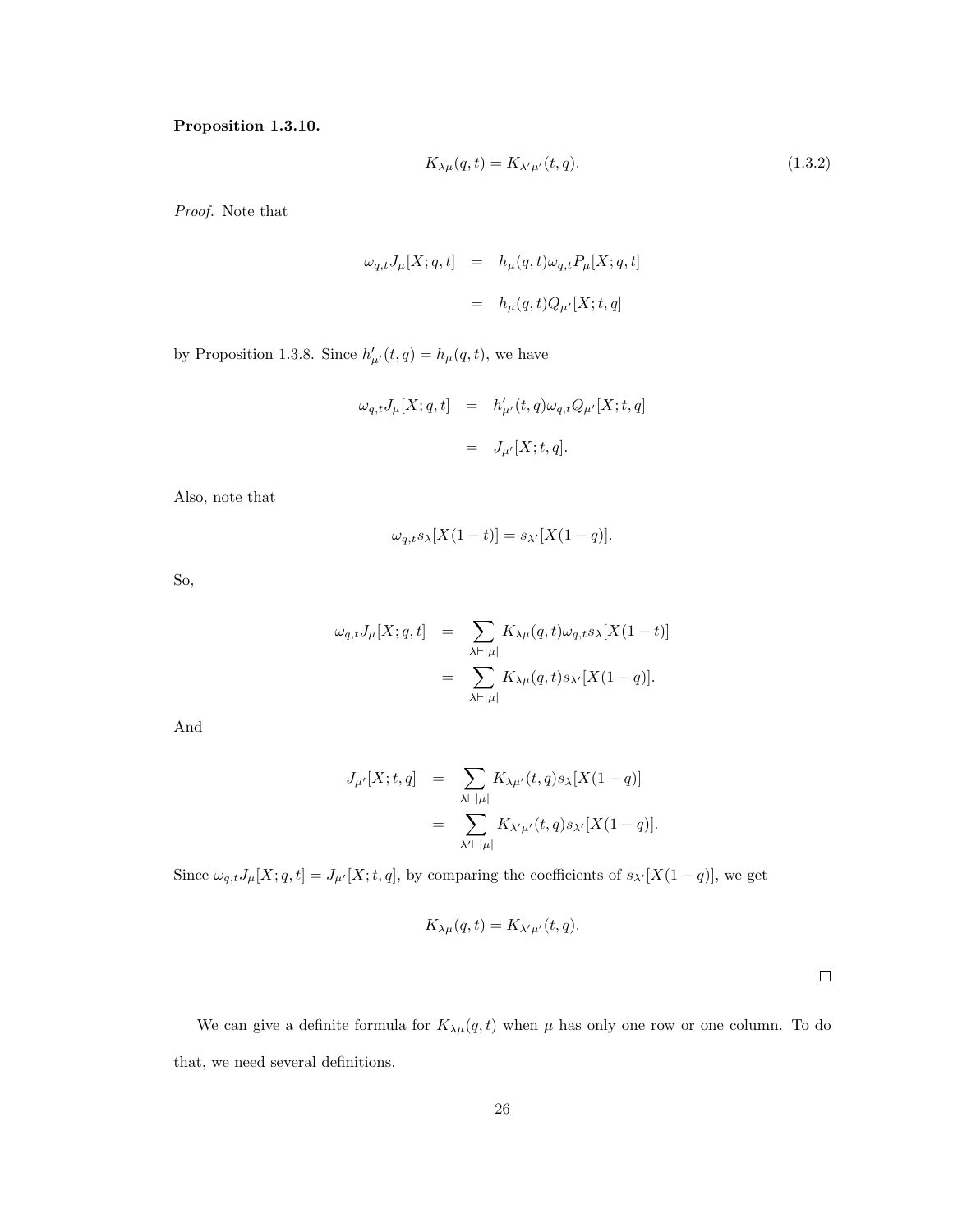**Proposition 1.3.10.**

$$K_{\lambda\mu}(q,t) = K_{\lambda'\mu'}(t,q). \tag{1.3.2}$$

*Proof.* Note that

$$\begin{aligned}
\omega_{q,t} J_\mu[X;q,t] &= h_\mu(q,t)\omega_{q,t} P_\mu[X;q,t] \\
&= h_\mu(q,t) Q_{\mu'}[X;t,q]
\end{aligned}$$

by Proposition 1.3.8. Since $h'_{\mu'}(t,q) = h_\mu(q,t)$, we have

$$\begin{aligned}
\omega_{q,t} J_\mu[X;q,t] &= h'_{\mu'}(t,q)\omega_{q,t} Q_{\mu'}[X;t,q] \\
&= J_{\mu'}[X;t,q].
\end{aligned}$$

Also, note that

$$\omega_{q,t} s_\lambda[X(1-t)] = s_{\lambda'}[X(1-q)].$$

So,

$$\begin{aligned}
\omega_{q,t} J_\mu[X;q,t] &= \sum_{\lambda \vdash |\mu|} K_{\lambda\mu}(q,t)\omega_{q,t} s_\lambda[X(1-t)] \\
&= \sum_{\lambda \vdash |\mu|} K_{\lambda\mu}(q,t) s_{\lambda'}[X(1-q)].
\end{aligned}$$

And

$$\begin{aligned}
J_{\mu'}[X;t,q] &= \sum_{\lambda \vdash |\mu|} K_{\lambda\mu'}(t,q) s_\lambda[X(1-q)] \\
&= \sum_{\lambda' \vdash |\mu|} K_{\lambda'\mu'}(t,q) s_{\lambda'}[X(1-q)].
\end{aligned}$$

Since $\omega_{q,t} J_\mu[X;q,t] = J_{\mu'}[X;t,q]$, by comparing the coefficients of $s_{\lambda'}[X(1-q)]$, we get

$$K_{\lambda\mu}(q,t) = K_{\lambda'\mu'}(t,q).$$

$\square$

We can give a definite formula for $K_{\lambda\mu}(q,t)$ when $\mu$ has only one row or one column. To do that, we need several definitions.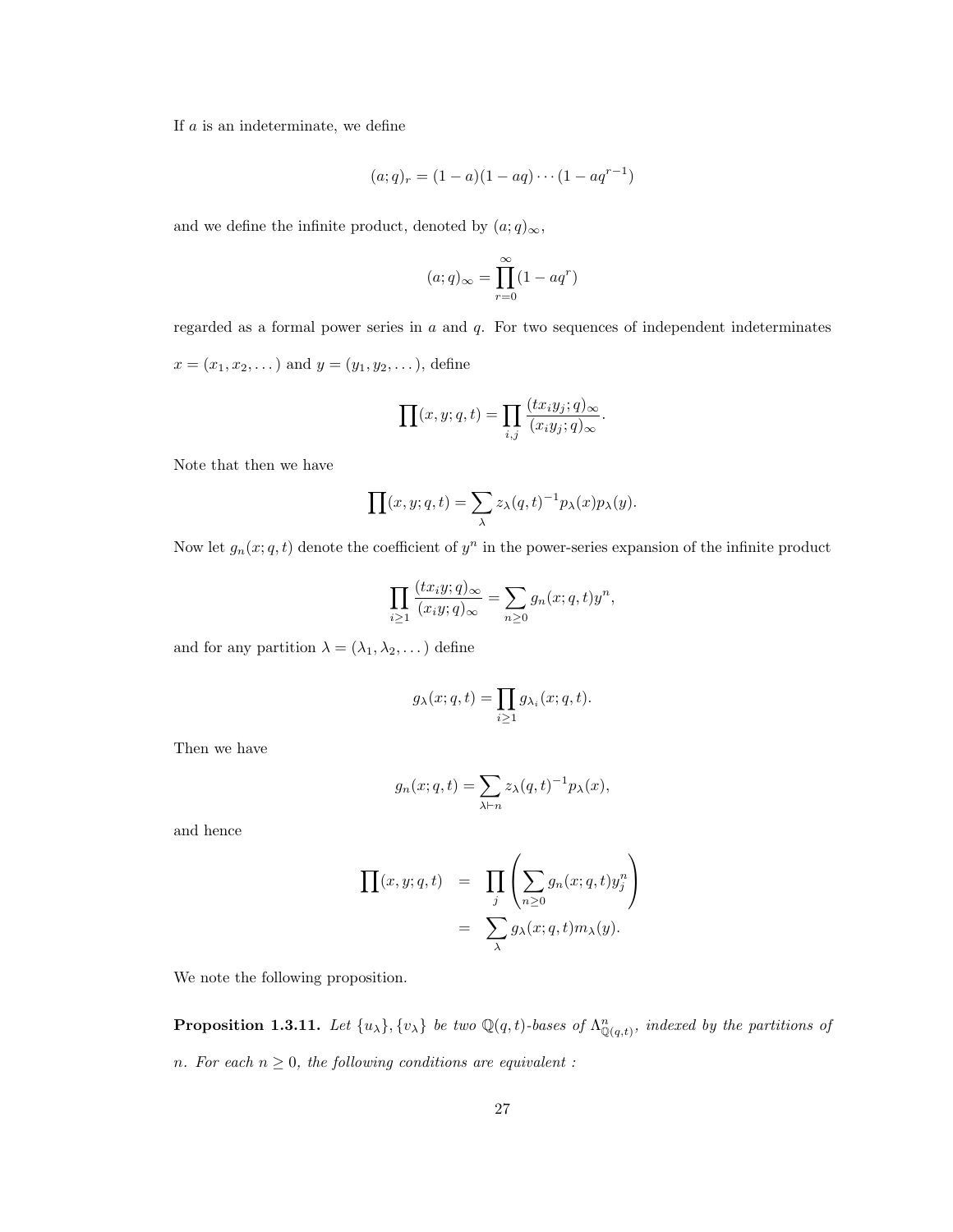If $a$ is an indeterminate, we define

$$(a;q)_r = (1-a)(1-aq)\cdots(1-aq^{r-1})$$

and we define the infinite product, denoted by $(a;q)_\infty$,

$$(a;q)_\infty = \prod_{r=0}^{\infty}(1-aq^r)$$

regarded as a formal power series in $a$ and $q$. For two sequences of independent indeterminates $x = (x_1, x_2, \dots)$ and $y = (y_1, y_2, \dots)$, define

$$\prod(x, y; q, t) = \prod_{i,j} \frac{(tx_iy_j;q)_\infty}{(x_iy_j;q)_\infty}.$$

Note that then we have

$$\prod(x, y; q, t) = \sum_{\lambda} z_\lambda(q, t)^{-1} p_\lambda(x) p_\lambda(y).$$

Now let $g_n(x; q, t)$ denote the coefficient of $y^n$ in the power-series expansion of the infinite product

$$\prod_{i \geq 1} \frac{(tx_iy;q)_\infty}{(x_iy;q)_\infty} = \sum_{n \geq 0} g_n(x; q, t) y^n,$$

and for any partition $\lambda = (\lambda_1, \lambda_2, \dots)$ define

$$g_\lambda(x; q, t) = \prod_{i \geq 1} g_{\lambda_i}(x; q, t).$$

Then we have

$$g_n(x; q, t) = \sum_{\lambda \vdash n} z_\lambda(q, t)^{-1} p_\lambda(x),$$

and hence

$$\begin{aligned}
\prod(x, y; q, t) &= \prod_j \left( \sum_{n \geq 0} g_n(x; q, t) y_j^n \right) \\
&= \sum_\lambda g_\lambda(x; q, t) m_\lambda(y).
\end{aligned}$$

We note the following proposition.

**Proposition 1.3.11.** *Let $\{u_\lambda\}, \{v_\lambda\}$ be two $\mathbb{Q}(q,t)$-bases of $\Lambda^n_{\mathbb{Q}(q,t)}$, indexed by the partitions of $n$. For each $n \geq 0$, the following conditions are equivalent :*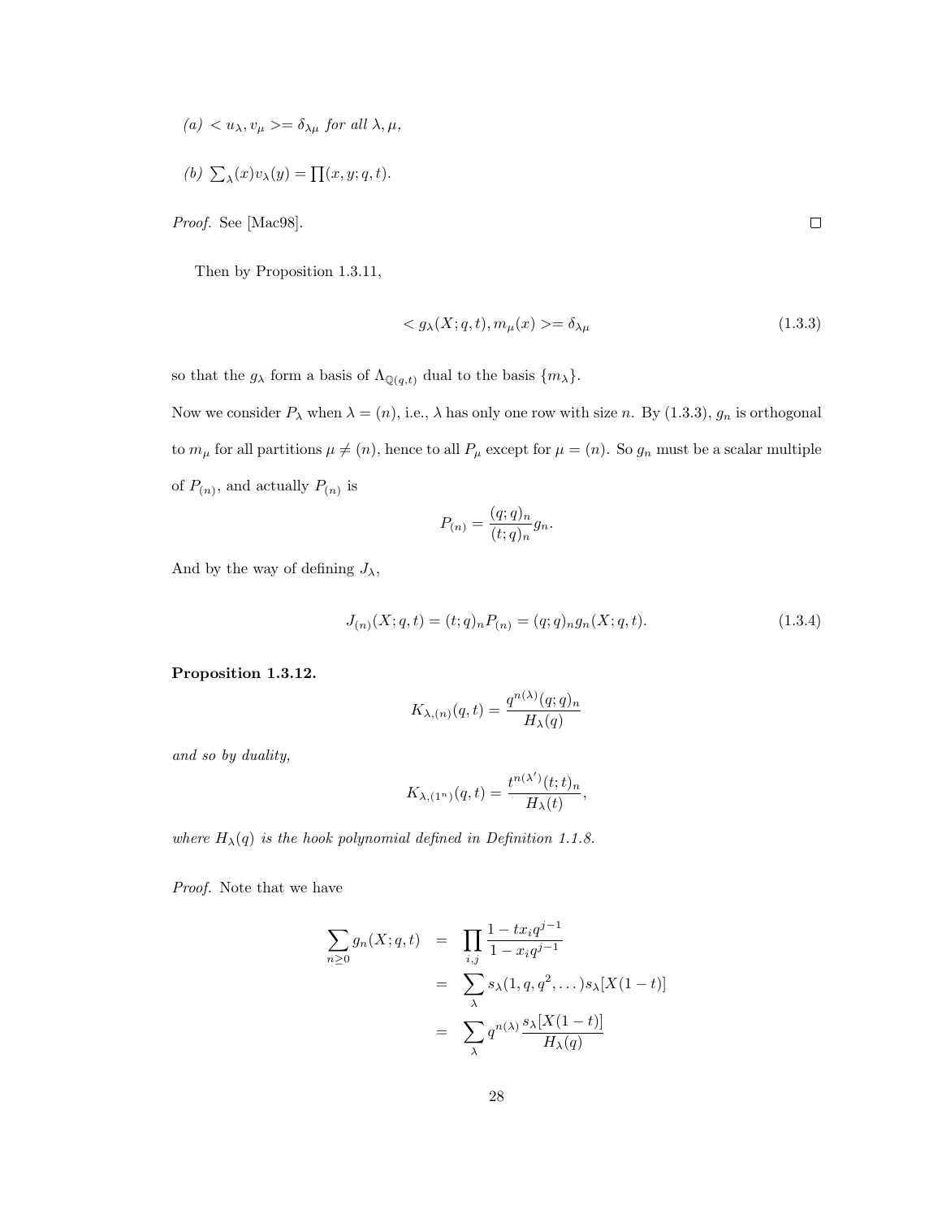*(a)* $< u_\lambda, v_\mu >= \delta_{\lambda\mu}$ *for all* $\lambda, \mu$,

*(b)* $\sum_\lambda (x) v_\lambda(y) = \prod(x, y; q, t)$.

*Proof.* See [Mac98]. □

Then by Proposition 1.3.11,

$$< g_\lambda(X; q, t), m_\mu(x) >= \delta_{\lambda\mu} \tag{1.3.3}$$

so that the $g_\lambda$ form a basis of $\Lambda_{\mathbb{Q}(q,t)}$ dual to the basis $\{m_\lambda\}$.

Now we consider $P_\lambda$ when $\lambda = (n)$, i.e., $\lambda$ has only one row with size $n$. By (1.3.3), $g_n$ is orthogonal to $m_\mu$ for all partitions $\mu \neq (n)$, hence to all $P_\mu$ except for $\mu = (n)$. So $g_n$ must be a scalar multiple of $P_{(n)}$, and actually $P_{(n)}$ is

$$P_{(n)} = \frac{(q; q)_n}{(t; q)_n} g_n.$$

And by the way of defining $J_\lambda$,

$$J_{(n)}(X; q, t) = (t; q)_n P_{(n)} = (q; q)_n g_n(X; q, t). \tag{1.3.4}$$

**Proposition 1.3.12.**

$$K_{\lambda,(n)}(q, t) = \frac{q^{n(\lambda)}(q; q)_n}{H_\lambda(q)}$$

*and so by duality,*

$$K_{\lambda,(1^n)}(q, t) = \frac{t^{n(\lambda')}(t; t)_n}{H_\lambda(t)},$$

*where* $H_\lambda(q)$ *is the hook polynomial defined in Definition 1.1.8.*

*Proof.* Note that we have

$$\begin{aligned}
\sum_{n \geq 0} g_n(X; q, t) &= \prod_{i,j} \frac{1 - t x_i q^{j-1}}{1 - x_i q^{j-1}} \\
&= \sum_\lambda s_\lambda(1, q, q^2, \dots) s_\lambda[X(1 - t)] \\
&= \sum_\lambda q^{n(\lambda)} \frac{s_\lambda[X(1 - t)]}{H_\lambda(q)}
\end{aligned}$$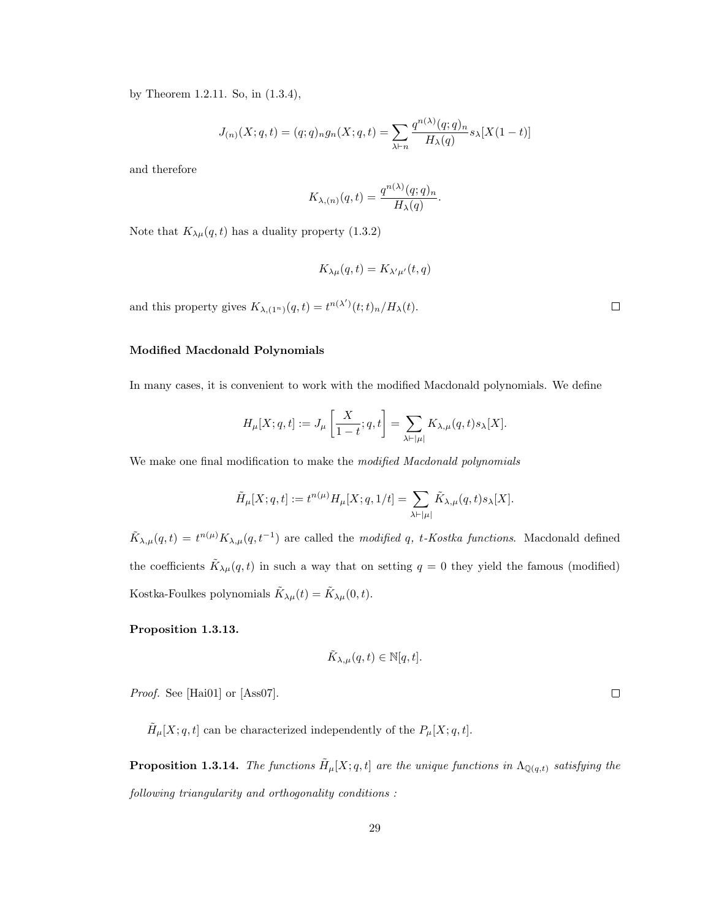by Theorem 1.2.11. So, in (1.3.4),

$$J_{(n)}(X;q,t) = (q;q)_n g_n(X;q,t) = \sum_{\lambda \vdash n} \frac{q^{n(\lambda)}(q;q)_n}{H_\lambda(q)} s_\lambda[X(1-t)]$$

and therefore

$$K_{\lambda,(n)}(q,t) = \frac{q^{n(\lambda)}(q;q)_n}{H_\lambda(q)}.$$

Note that $K_{\lambda\mu}(q,t)$ has a duality property (1.3.2)

$$K_{\lambda\mu}(q,t) = K_{\lambda'\mu'}(t,q)$$

and this property gives $K_{\lambda,(1^n)}(q,t) = t^{n(\lambda')}(t;t)_n / H_\lambda(t)$. □

### Modified Macdonald Polynomials

In many cases, it is convenient to work with the modified Macdonald polynomials. We define

$$H_\mu[X;q,t] := J_\mu\left[\frac{X}{1-t};q,t\right] = \sum_{\lambda \vdash |\mu|} K_{\lambda,\mu}(q,t) s_\lambda[X].$$

We make one final modification to make the *modified Macdonald polynomials*

$$\tilde{H}_\mu[X;q,t] := t^{n(\mu)} H_\mu[X;q,1/t] = \sum_{\lambda \vdash |\mu|} \tilde{K}_{\lambda,\mu}(q,t) s_\lambda[X].$$

$\tilde{K}_{\lambda,\mu}(q,t) = t^{n(\mu)} K_{\lambda,\mu}(q,t^{-1})$ are called the *modified q, t-Kostka functions*. Macdonald defined the coefficients $\tilde{K}_{\lambda\mu}(q,t)$ in such a way that on setting $q=0$ they yield the famous (modified) Kostka-Foulkes polynomials $\tilde{K}_{\lambda\mu}(t) = \tilde{K}_{\lambda\mu}(0,t)$.

**Proposition 1.3.13.**

$$\tilde{K}_{\lambda,\mu}(q,t) \in \mathbb{N}[q,t].$$

*Proof.* See [Hai01] or [Ass07]. □

$\tilde{H}_\mu[X;q,t]$ can be characterized independently of the $P_\mu[X;q,t]$.

**Proposition 1.3.14.** *The functions $\tilde{H}_\mu[X;q,t]$ are the unique functions in $\Lambda_{\mathbb{Q}(q,t)}$ satisfying the following triangularity and orthogonality conditions :*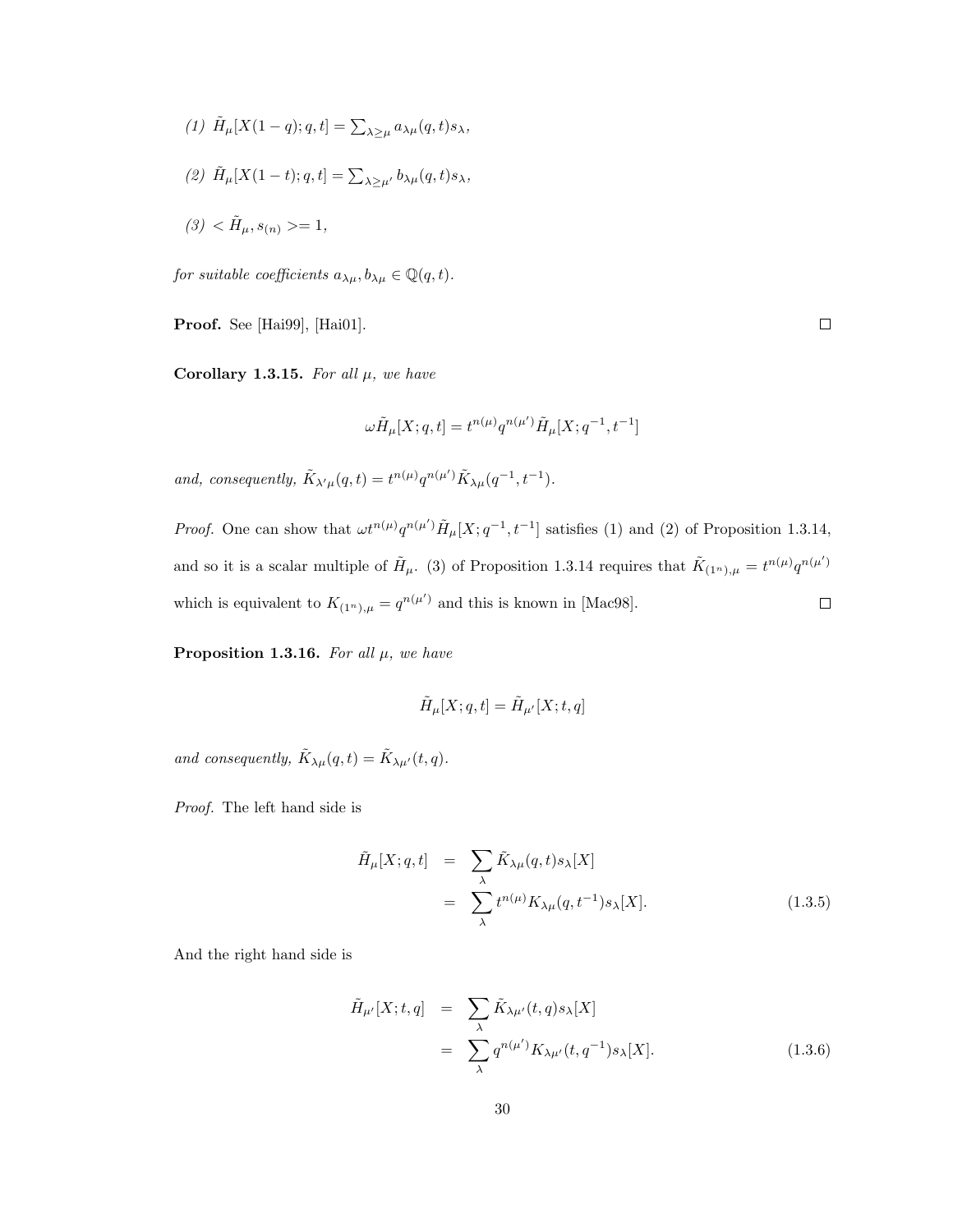*(1)* $\tilde{H}_\mu[X(1-q);q,t] = \sum_{\lambda \geq \mu} a_{\lambda\mu}(q,t) s_\lambda$,

*(2)* $\tilde{H}_\mu[X(1-t);q,t] = \sum_{\lambda \geq \mu'} b_{\lambda\mu}(q,t) s_\lambda$,

*(3)* $< \tilde{H}_\mu, s_{(n)} >= 1$,

*for suitable coefficients* $a_{\lambda\mu}, b_{\lambda\mu} \in \mathbb{Q}(q,t)$.

**Proof.** See [Hai99], [Hai01]. □

**Corollary 1.3.15.** *For all* $\mu$*, we have*

$$\omega \tilde{H}_\mu[X;q,t] = t^{n(\mu)} q^{n(\mu')} \tilde{H}_\mu[X;q^{-1},t^{-1}]$$

*and, consequently,* $\tilde{K}_{\lambda'\mu}(q,t) = t^{n(\mu)} q^{n(\mu')} \tilde{K}_{\lambda\mu}(q^{-1},t^{-1})$.

*Proof.* One can show that $\omega t^{n(\mu)} q^{n(\mu')} \tilde{H}_\mu[X;q^{-1},t^{-1}]$ satisfies (1) and (2) of Proposition 1.3.14, and so it is a scalar multiple of $\tilde{H}_\mu$. (3) of Proposition 1.3.14 requires that $\tilde{K}_{(1^n),\mu} = t^{n(\mu)} q^{n(\mu')}$ which is equivalent to $K_{(1^n),\mu} = q^{n(\mu')}$ and this is known in [Mac98]. □

**Proposition 1.3.16.** *For all* $\mu$*, we have*

$$\tilde{H}_\mu[X;q,t] = \tilde{H}_{\mu'}[X;t,q]$$

*and consequently,* $\tilde{K}_{\lambda\mu}(q,t) = \tilde{K}_{\lambda\mu'}(t,q)$.

*Proof.* The left hand side is

$$\begin{aligned} \tilde{H}_\mu[X;q,t] &= \sum_\lambda \tilde{K}_{\lambda\mu}(q,t) s_\lambda[X] \\ &= \sum_\lambda t^{n(\mu)} K_{\lambda\mu}(q,t^{-1}) s_\lambda[X]. \end{aligned} \tag{1.3.5}$$

And the right hand side is

$$\begin{aligned} \tilde{H}_{\mu'}[X;t,q] &= \sum_\lambda \tilde{K}_{\lambda\mu'}(t,q) s_\lambda[X] \\ &= \sum_\lambda q^{n(\mu')} K_{\lambda\mu'}(t,q^{-1}) s_\lambda[X]. \end{aligned} \tag{1.3.6}$$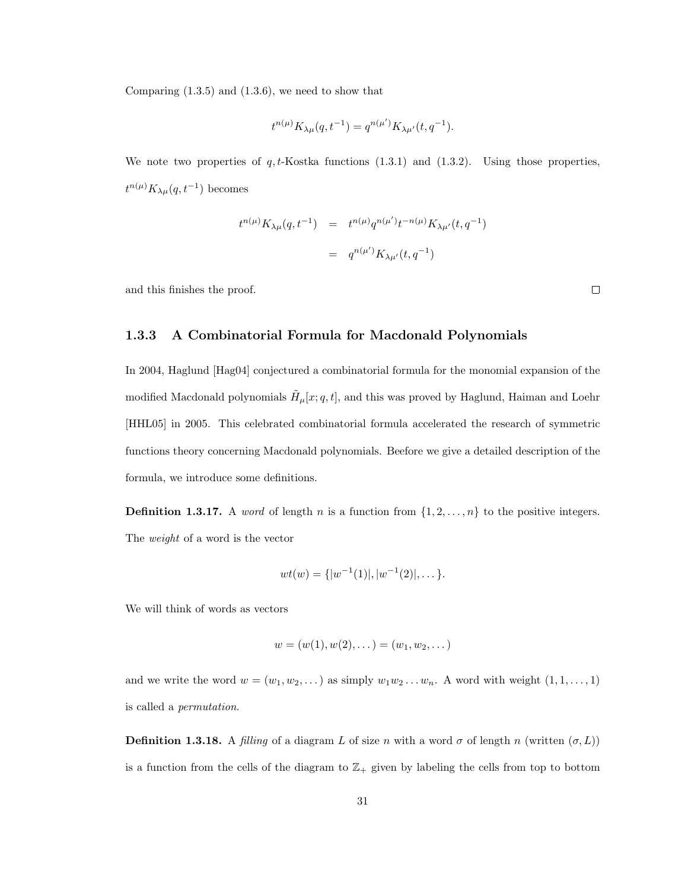Comparing (1.3.5) and (1.3.6), we need to show that

$$t^{n(\mu)} K_{\lambda\mu}(q, t^{-1}) = q^{n(\mu')} K_{\lambda\mu'}(t, q^{-1}).$$

We note two properties of $q,t$-Kostka functions (1.3.1) and (1.3.2). Using those properties, $t^{n(\mu)} K_{\lambda\mu}(q, t^{-1})$ becomes

$$\begin{aligned} t^{n(\mu)} K_{\lambda\mu}(q, t^{-1}) &= t^{n(\mu)} q^{n(\mu')} t^{-n(\mu)} K_{\lambda\mu'}(t, q^{-1}) \\ &= q^{n(\mu')} K_{\lambda\mu'}(t, q^{-1}) \end{aligned}$$

and this finishes the proof. □

### 1.3.3 A Combinatorial Formula for Macdonald Polynomials

In 2004, Haglund [Hag04] conjectured a combinatorial formula for the monomial expansion of the modified Macdonald polynomials $\tilde{H}_\mu[x; q, t]$, and this was proved by Haglund, Haiman and Loehr [HHL05] in 2005. This celebrated combinatorial formula accelerated the research of symmetric functions theory concerning Macdonald polynomials. Beefore we give a detailed description of the formula, we introduce some definitions.

**Definition 1.3.17.** A *word* of length $n$ is a function from $\{1, 2, \ldots, n\}$ to the positive integers. The *weight* of a word is the vector

$$wt(w) = \{|w^{-1}(1)|, |w^{-1}(2)|, \ldots\}.$$

We will think of words as vectors

$$w = (w(1), w(2), \ldots) = (w_1, w_2, \ldots)$$

and we write the word $w = (w_1, w_2, \ldots)$ as simply $w_1 w_2 \ldots w_n$. A word with weight $(1, 1, \ldots, 1)$ is called a *permutation*.

**Definition 1.3.18.** A *filling* of a diagram $L$ of size $n$ with a word $\sigma$ of length $n$ (written $(\sigma, L)$) is a function from the cells of the diagram to $\mathbb{Z}_+$ given by labeling the cells from top to bottom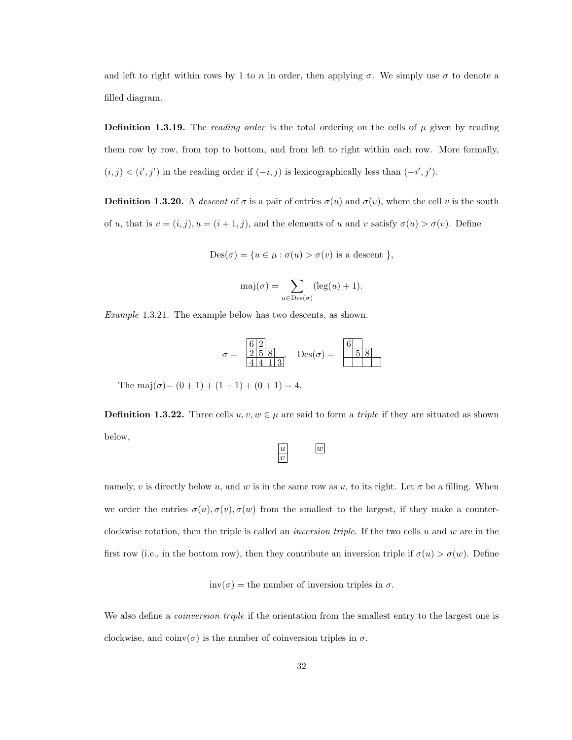and left to right within rows by 1 to $n$ in order, then applying $\sigma$. We simply use $\sigma$ to denote a filled diagram.

**Definition 1.3.19.** The *reading order* is the total ordering on the cells of $\mu$ given by reading them row by row, from top to bottom, and from left to right within each row. More formally, $(i, j) < (i', j')$ in the reading order if $(-i, j)$ is lexicographically less than $(-i', j')$.

**Definition 1.3.20.** A *descent* of $\sigma$ is a pair of entries $\sigma(u)$ and $\sigma(v)$, where the cell $v$ is the south of $u$, that is $v = (i, j), u = (i + 1, j)$, and the elements of $u$ and $v$ satisfy $\sigma(u) > \sigma(v)$. Define

$$\mathrm{Des}(\sigma) = \{u \in \mu : \sigma(u) > \sigma(v) \text{ is a descent }\},$$

$$\mathrm{maj}(\sigma) = \sum_{u \in \mathrm{Des}(\sigma)} (\mathrm{leg}(u) + 1).$$

*Example* 1.3.21. The example below has two descents, as shown.

$$\sigma = \begin{array}{|c|c|c|c|} \hline 6 & 2 & & \\ \hline 2 & 5 & 8 & \\ \hline 4 & 4 & 1 & 3 \\ \hline \end{array}, \quad \mathrm{Des}(\sigma) = \begin{array}{|c|c|c|c|} \hline 6 & & & \\ \hline & 5 & 8 & \\ \hline & & & \\ \hline \end{array}$$

The maj$(\sigma)$= $(0 + 1) + (1 + 1) + (0 + 1) = 4$.

**Definition 1.3.22.** Three cells $u, v, w \in \mu$ are said to form a *triple* if they are situated as shown below,

$$\begin{array}{|c|} \hline u \\ \hline v \\ \hline \end{array} \qquad \begin{array}{|c|} \hline w \\ \hline \end{array}$$

namely, $v$ is directly below $u$, and $w$ is in the same row as $u$, to its right. Let $\sigma$ be a filling. When we order the entries $\sigma(u), \sigma(v), \sigma(w)$ from the smallest to the largest, if they make a counter-clockwise rotation, then the triple is called an *inversion triple*. If the two cells $u$ and $w$ are in the first row (i.e., in the bottom row), then they contribute an inversion triple if $\sigma(u) > \sigma(w)$. Define

$$\mathrm{inv}(\sigma) = \text{the number of inversion triples in } \sigma.$$

We also define a *coinversion triple* if the orientation from the smallest entry to the largest one is clockwise, and coinv$(\sigma)$ is the number of coinversion triples in $\sigma$.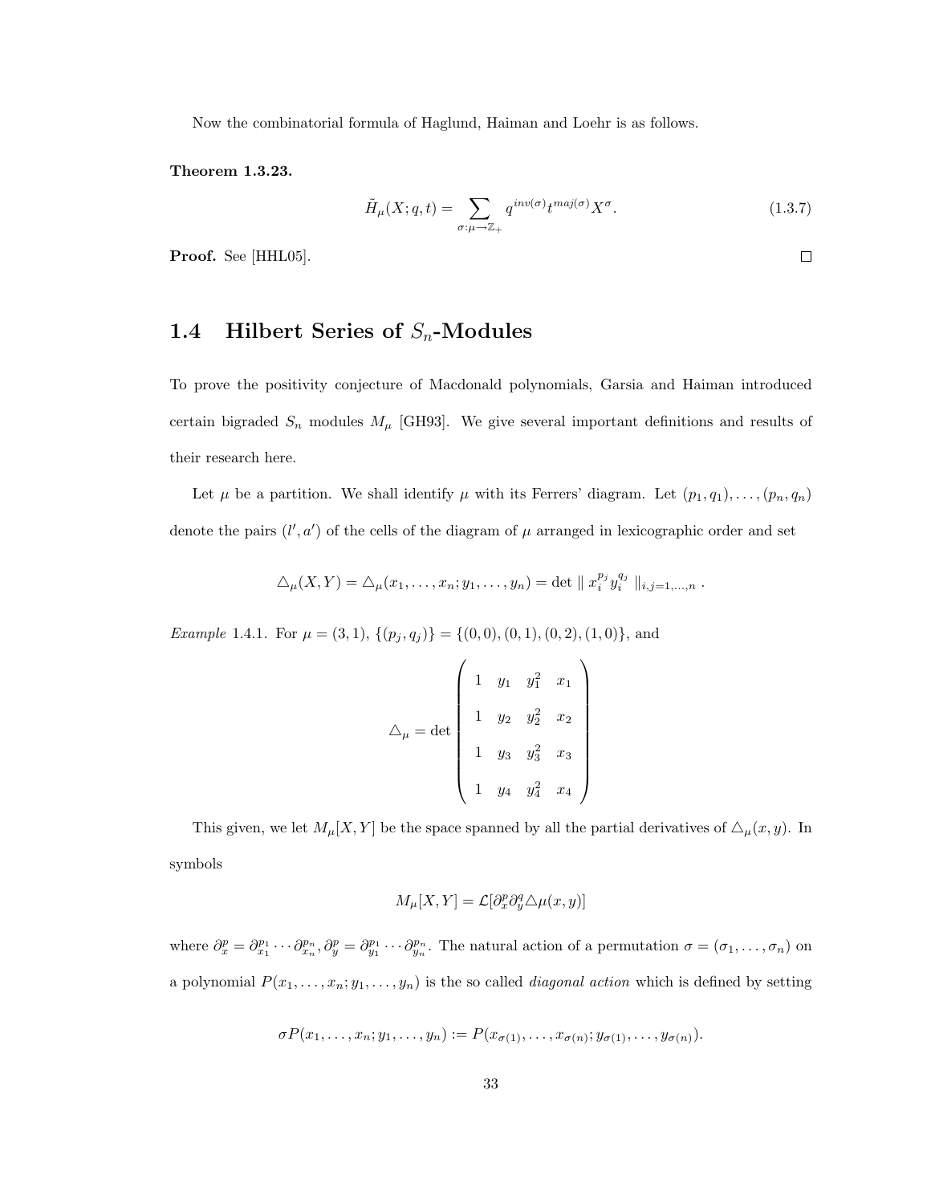Now the combinatorial formula of Haglund, Haiman and Loehr is as follows.

**Theorem 1.3.23.**

$$\tilde{H}_\mu(X;q,t) = \sum_{\sigma:\mu\to\mathbb{Z}_+} q^{inv(\sigma)} t^{maj(\sigma)} X^\sigma. \tag{1.3.7}$$

**Proof.** See [HHL05]. ∎

## 1.4 Hilbert Series of $S_n$-Modules

To prove the positivity conjecture of Macdonald polynomials, Garsia and Haiman introduced certain bigraded $S_n$ modules $M_\mu$ [GH93]. We give several important definitions and results of their research here.

Let $\mu$ be a partition. We shall identify $\mu$ with its Ferrers' diagram. Let $(p_1,q_1),\dots,(p_n,q_n)$ denote the pairs $(l',a')$ of the cells of the diagram of $\mu$ arranged in lexicographic order and set

$$\triangle_\mu(X,Y) = \triangle_\mu(x_1,\dots,x_n;y_1,\dots,y_n) = \det \parallel x_i^{p_j} y_i^{q_j} \parallel_{i,j=1,\dots,n}.$$

*Example* 1.4.1. For $\mu=(3,1)$, $\{(p_j,q_j)\} = \{(0,0),(0,1),(0,2),(1,0)\}$, and

$$\triangle_\mu = \det \begin{pmatrix} 1 & y_1 & y_1^2 & x_1 \\ 1 & y_2 & y_2^2 & x_2 \\ 1 & y_3 & y_3^2 & x_3 \\ 1 & y_4 & y_4^2 & x_4 \end{pmatrix}$$

This given, we let $M_\mu[X,Y]$ be the space spanned by all the partial derivatives of $\triangle_\mu(x,y)$. In symbols

$$M_\mu[X,Y] = \mathcal{L}[\partial_x^p \partial_y^q \triangle\mu(x,y)]$$

where $\partial_x^p = \partial_{x_1}^{p_1}\cdots\partial_{x_n}^{p_n}, \partial_y^p = \partial_{y_1}^{p_1}\cdots\partial_{y_n}^{p_n}$. The natural action of a permutation $\sigma=(\sigma_1,\dots,\sigma_n)$ on a polynomial $P(x_1,\dots,x_n;y_1,\dots,y_n)$ is the so called *diagonal action* which is defined by setting

$$\sigma P(x_1,\dots,x_n;y_1,\dots,y_n) := P(x_{\sigma(1)},\dots,x_{\sigma(n)};y_{\sigma(1)},\dots,y_{\sigma(n)}).$$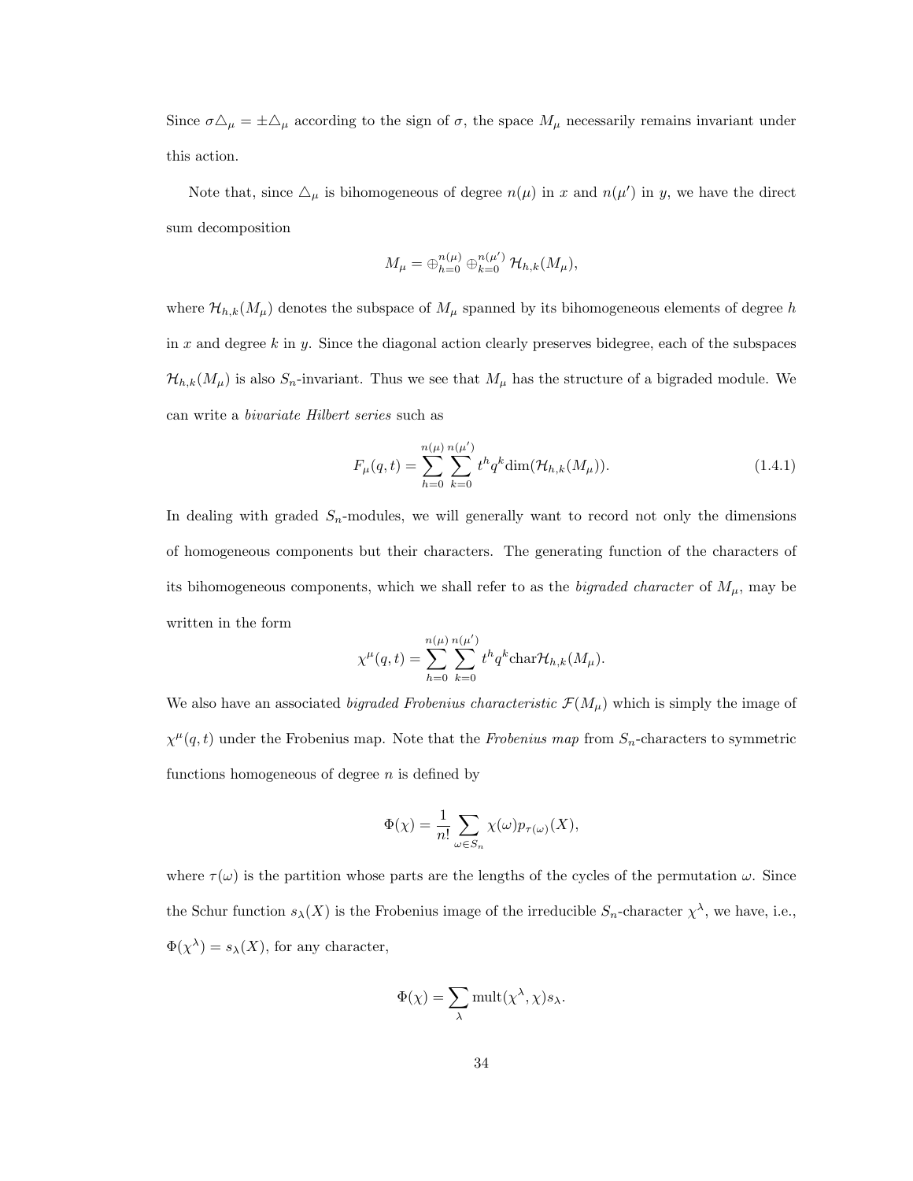Since $\sigma\triangle_\mu = \pm\triangle_\mu$ according to the sign of $\sigma$, the space $M_\mu$ necessarily remains invariant under this action.

Note that, since $\triangle_\mu$ is bihomogeneous of degree $n(\mu)$ in $x$ and $n(\mu')$ in $y$, we have the direct sum decomposition

$$M_\mu = \oplus_{h=0}^{n(\mu)} \oplus_{k=0}^{n(\mu')} \mathcal{H}_{h,k}(M_\mu),$$

where $\mathcal{H}_{h,k}(M_\mu)$ denotes the subspace of $M_\mu$ spanned by its bihomogeneous elements of degree $h$ in $x$ and degree $k$ in $y$. Since the diagonal action clearly preserves bidegree, each of the subspaces $\mathcal{H}_{h,k}(M_\mu)$ is also $S_n$-invariant. Thus we see that $M_\mu$ has the structure of a bigraded module. We can write a *bivariate Hilbert series* such as

$$F_\mu(q,t) = \sum_{h=0}^{n(\mu)} \sum_{k=0}^{n(\mu')} t^h q^k \dim(\mathcal{H}_{h,k}(M_\mu)). \tag{1.4.1}$$

In dealing with graded $S_n$-modules, we will generally want to record not only the dimensions of homogeneous components but their characters. The generating function of the characters of its bihomogeneous components, which we shall refer to as the *bigraded character* of $M_\mu$, may be written in the form

$$\chi^\mu(q,t) = \sum_{h=0}^{n(\mu)} \sum_{k=0}^{n(\mu')} t^h q^k \mathrm{char}\mathcal{H}_{h,k}(M_\mu).$$

We also have an associated *bigraded Frobenius characteristic* $\mathcal{F}(M_\mu)$ which is simply the image of $\chi^\mu(q,t)$ under the Frobenius map. Note that the *Frobenius map* from $S_n$-characters to symmetric functions homogeneous of degree $n$ is defined by

$$\Phi(\chi) = \frac{1}{n!} \sum_{\omega \in S_n} \chi(\omega) p_{\tau(\omega)}(X),$$

where $\tau(\omega)$ is the partition whose parts are the lengths of the cycles of the permutation $\omega$. Since the Schur function $s_\lambda(X)$ is the Frobenius image of the irreducible $S_n$-character $\chi^\lambda$, we have, i.e., $\Phi(\chi^\lambda) = s_\lambda(X)$, for any character,

$$\Phi(\chi) = \sum_\lambda \mathrm{mult}(\chi^\lambda, \chi) s_\lambda.$$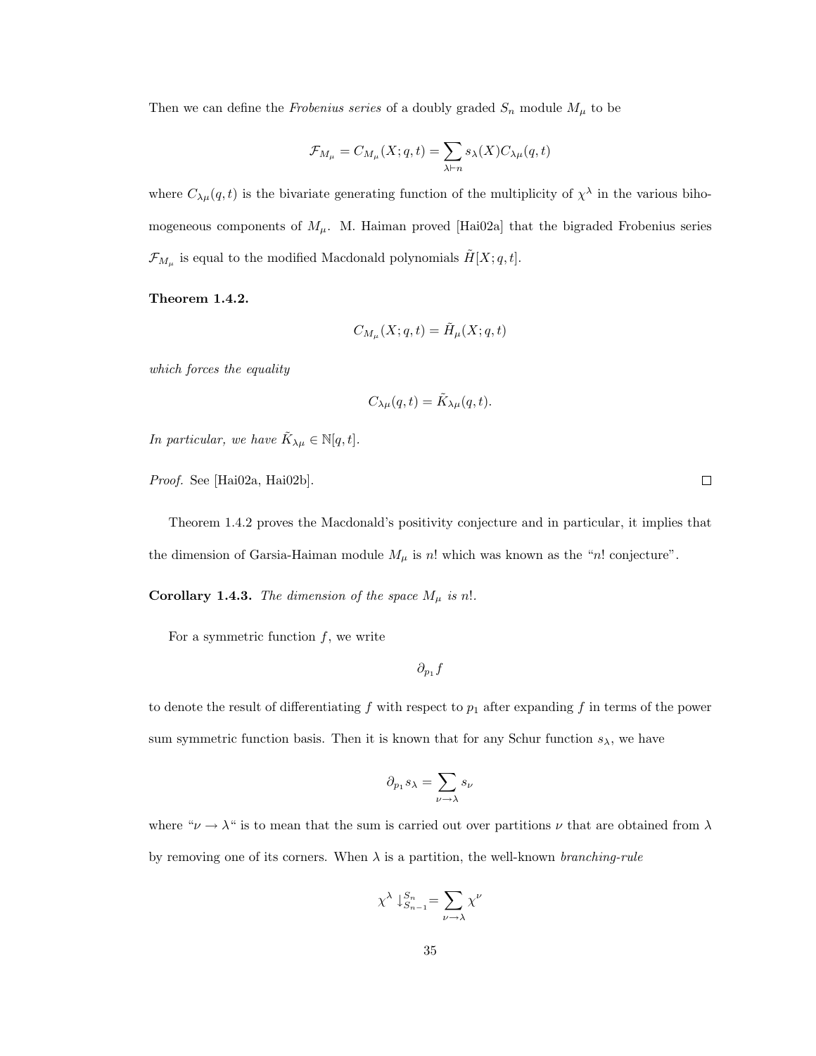Then we can define the *Frobenius series* of a doubly graded $S_n$ module $M_\mu$ to be

$$\mathcal{F}_{M_\mu} = C_{M_\mu}(X; q, t) = \sum_{\lambda \vdash n} s_\lambda(X) C_{\lambda\mu}(q, t)$$

where $C_{\lambda\mu}(q, t)$ is the bivariate generating function of the multiplicity of $\chi^\lambda$ in the various bihomogeneous components of $M_\mu$. M. Haiman proved [Hai02a] that the bigraded Frobenius series $\mathcal{F}_{M_\mu}$ is equal to the modified Macdonald polynomials $\tilde{H}[X; q, t]$.

**Theorem 1.4.2.**

$$C_{M_\mu}(X; q, t) = \tilde{H}_\mu(X; q, t)$$

*which forces the equality*

$$C_{\lambda\mu}(q, t) = \tilde{K}_{\lambda\mu}(q, t).$$

*In particular, we have* $\tilde{K}_{\lambda\mu} \in \mathbb{N}[q, t]$.

*Proof.* See [Hai02a, Hai02b]. □

Theorem 1.4.2 proves the Macdonald's positivity conjecture and in particular, it implies that the dimension of Garsia-Haiman module $M_\mu$ is $n!$ which was known as the "$n!$ conjecture".

**Corollary 1.4.3.** *The dimension of the space* $M_\mu$ *is* $n!$.

For a symmetric function $f$, we write

$$\partial_{p_1} f$$

to denote the result of differentiating $f$ with respect to $p_1$ after expanding $f$ in terms of the power sum symmetric function basis. Then it is known that for any Schur function $s_\lambda$, we have

$$\partial_{p_1} s_\lambda = \sum_{\nu \to \lambda} s_\nu$$

where "$\nu \to \lambda$" is to mean that the sum is carried out over partitions $\nu$ that are obtained from $\lambda$ by removing one of its corners. When $\lambda$ is a partition, the well-known *branching-rule*

$$\chi^\lambda \downarrow_{S_{n-1}}^{S_n} = \sum_{\nu \to \lambda} \chi^\nu$$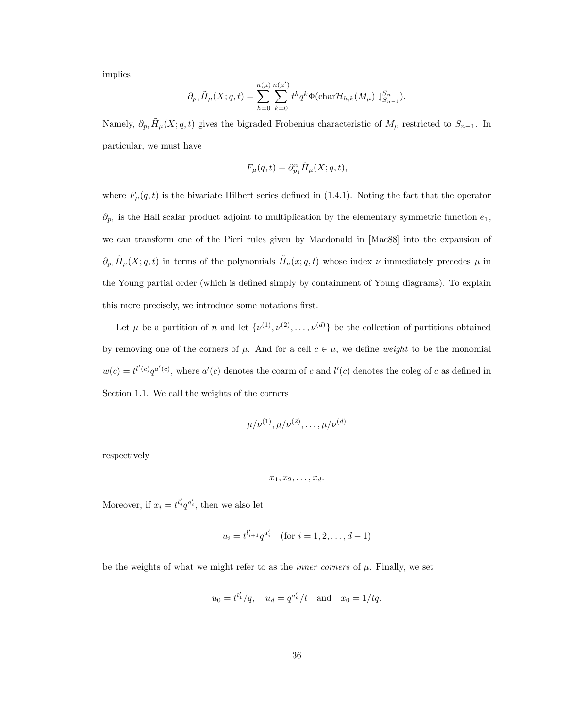implies

$$\partial_{p_1} \tilde{H}_\mu(X;q,t) = \sum_{h=0}^{n(\mu)} \sum_{k=0}^{n(\mu')} t^h q^k \Phi(\mathrm{char}\mathcal{H}_{h,k}(M_\mu) \downarrow_{S_{n-1}}^{S_n}).$$

Namely, $\partial_{p_1} \tilde{H}_\mu(X;q,t)$ gives the bigraded Frobenius characteristic of $M_\mu$ restricted to $S_{n-1}$. In particular, we must have

$$F_\mu(q,t) = \partial_{p_1}^n \tilde{H}_\mu(X;q,t),$$

where $F_\mu(q,t)$ is the bivariate Hilbert series defined in (1.4.1). Noting the fact that the operator $\partial_{p_1}$ is the Hall scalar product adjoint to multiplication by the elementary symmetric function $e_1$, we can transform one of the Pieri rules given by Macdonald in [Mac88] into the expansion of $\partial_{p_1} \tilde{H}_\mu(X;q,t)$ in terms of the polynomials $\tilde{H}_\nu(x;q,t)$ whose index $\nu$ immediately precedes $\mu$ in the Young partial order (which is defined simply by containment of Young diagrams). To explain this more precisely, we introduce some notations first.

Let $\mu$ be a partition of $n$ and let $\{\nu^{(1)}, \nu^{(2)}, \ldots, \nu^{(d)}\}$ be the collection of partitions obtained by removing one of the corners of $\mu$. And for a cell $c \in \mu$, we define *weight* to be the monomial $w(c) = t^{l'(c)} q^{a'(c)}$, where $a'(c)$ denotes the coarm of $c$ and $l'(c)$ denotes the coleg of $c$ as defined in Section 1.1. We call the weights of the corners

$$\mu/\nu^{(1)}, \mu/\nu^{(2)}, \ldots, \mu/\nu^{(d)}$$

respectively

$$x_1, x_2, \ldots, x_d.$$

Moreover, if $x_i = t^{l'_i} q^{a'_i}$, then we also let

$$u_i = t^{l'_{i+1}} q^{a'_i} \quad (\text{for } i = 1, 2, \ldots, d-1)$$

be the weights of what we might refer to as the *inner corners* of $\mu$. Finally, we set

$$u_0 = t^{l'_1}/q, \quad u_d = q^{a'_d}/t \quad \text{and} \quad x_0 = 1/tq.$$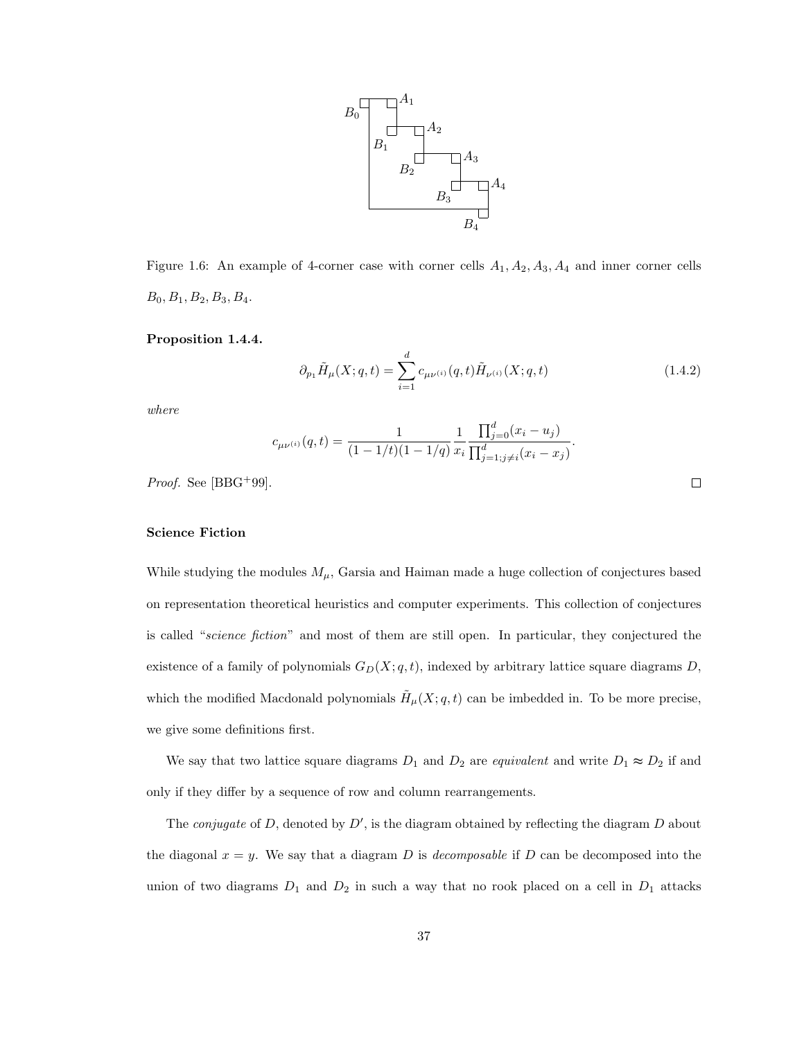Figure 1.6: An example of 4-corner case with corner cells $A_1, A_2, A_3, A_4$ and inner corner cells $B_0, B_1, B_2, B_3, B_4$.

**Proposition 1.4.4.**

$$\partial_{p_1} \tilde{H}_\mu(X;q,t) = \sum_{i=1}^{d} c_{\mu\nu^{(i)}}(q,t) \tilde{H}_{\nu^{(i)}}(X;q,t) \tag{1.4.2}$$

*where*

$$c_{\mu\nu^{(i)}}(q,t) = \frac{1}{(1-1/t)(1-1/q)} \frac{1}{x_i} \frac{\prod_{j=0}^{d}(x_i - u_j)}{\prod_{j=1;j\neq i}^{d}(x_i - x_j)}.$$

*Proof.* See [BBG+99]. □

**Science Fiction**

While studying the modules $M_\mu$, Garsia and Haiman made a huge collection of conjectures based on representation theoretical heuristics and computer experiments. This collection of conjectures is called "*science fiction*" and most of them are still open. In particular, they conjectured the existence of a family of polynomials $G_D(X;q,t)$, indexed by arbitrary lattice square diagrams $D$, which the modified Macdonald polynomials $\tilde{H}_\mu(X;q,t)$ can be imbedded in. To be more precise, we give some definitions first.

We say that two lattice square diagrams $D_1$ and $D_2$ are *equivalent* and write $D_1 \approx D_2$ if and only if they differ by a sequence of row and column rearrangements.

The *conjugate* of $D$, denoted by $D'$, is the diagram obtained by reflecting the diagram $D$ about the diagonal $x = y$. We say that a diagram $D$ is *decomposable* if $D$ can be decomposed into the union of two diagrams $D_1$ and $D_2$ in such a way that no rook placed on a cell in $D_1$ attacks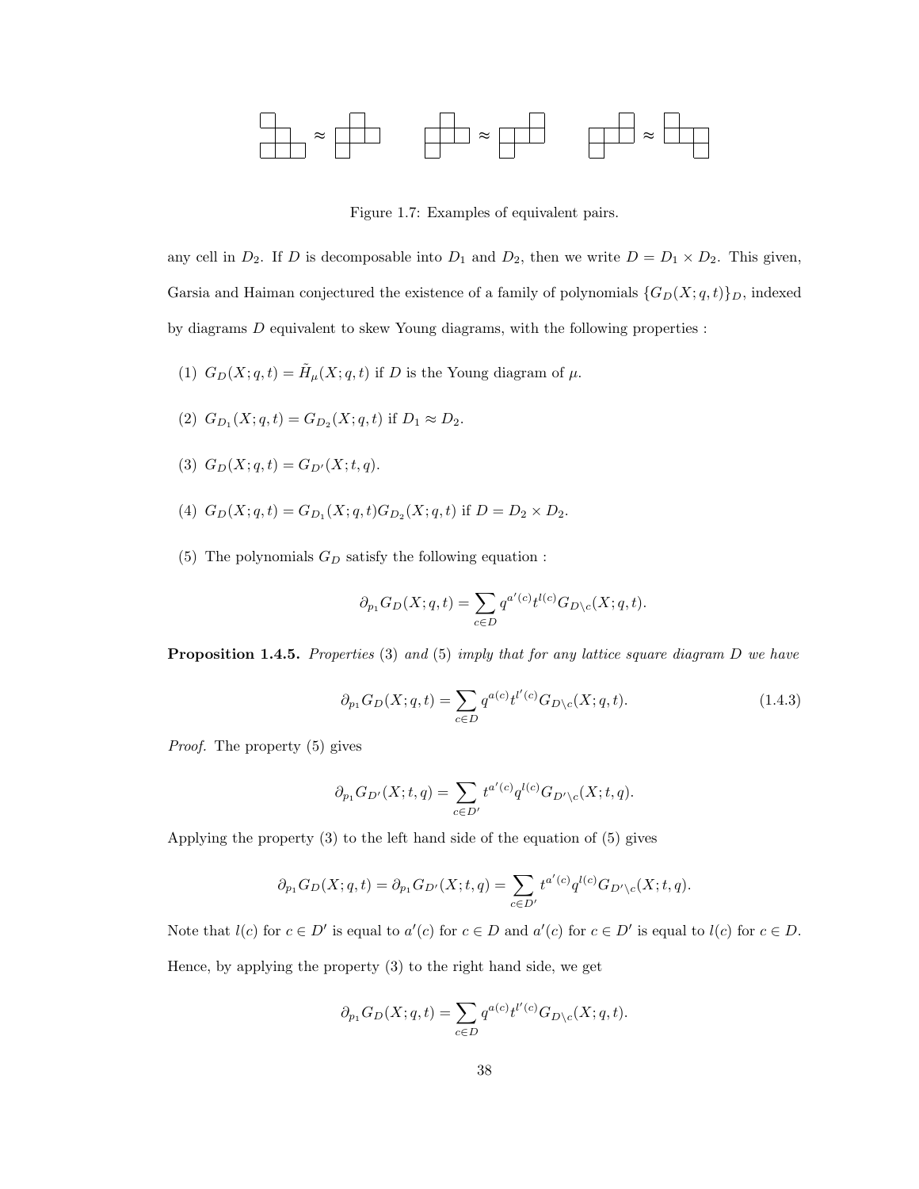Figure 1.7: Examples of equivalent pairs.

any cell in $D_2$. If $D$ is decomposable into $D_1$ and $D_2$, then we write $D = D_1 \times D_2$. This given, Garsia and Haiman conjectured the existence of a family of polynomials $\{G_D(X;q,t)\}_D$, indexed by diagrams $D$ equivalent to skew Young diagrams, with the following properties :

(1) $G_D(X;q,t) = \tilde{H}_\mu(X;q,t)$ if $D$ is the Young diagram of $\mu$.

(2) $G_{D_1}(X;q,t) = G_{D_2}(X;q,t)$ if $D_1 \approx D_2$.

(3) $G_D(X;q,t) = G_{D'}(X;t,q)$.

(4) $G_D(X;q,t) = G_{D_1}(X;q,t)G_{D_2}(X;q,t)$ if $D = D_2 \times D_2$.

(5) The polynomials $G_D$ satisfy the following equation :

$$\partial_{p_1} G_D(X;q,t) = \sum_{c\in D} q^{a'(c)} t^{l(c)} G_{D\setminus c}(X;q,t).$$

**Proposition 1.4.5.** *Properties* (3) *and* (5) *imply that for any lattice square diagram $D$ we have*

$$\partial_{p_1} G_D(X;q,t) = \sum_{c\in D} q^{a(c)} t^{l'(c)} G_{D\setminus c}(X;q,t). \tag{1.4.3}$$

*Proof.* The property (5) gives

$$\partial_{p_1} G_{D'}(X;t,q) = \sum_{c\in D'} t^{a'(c)} q^{l(c)} G_{D'\setminus c}(X;t,q).$$

Applying the property (3) to the left hand side of the equation of (5) gives

$$\partial_{p_1} G_D(X;q,t) = \partial_{p_1} G_{D'}(X;t,q) = \sum_{c\in D'} t^{a'(c)} q^{l(c)} G_{D'\setminus c}(X;t,q).$$

Note that $l(c)$ for $c \in D'$ is equal to $a'(c)$ for $c \in D$ and $a'(c)$ for $c \in D'$ is equal to $l(c)$ for $c \in D$. Hence, by applying the property (3) to the right hand side, we get

$$\partial_{p_1} G_D(X;q,t) = \sum_{c\in D} q^{a(c)} t^{l'(c)} G_{D\setminus c}(X;q,t).$$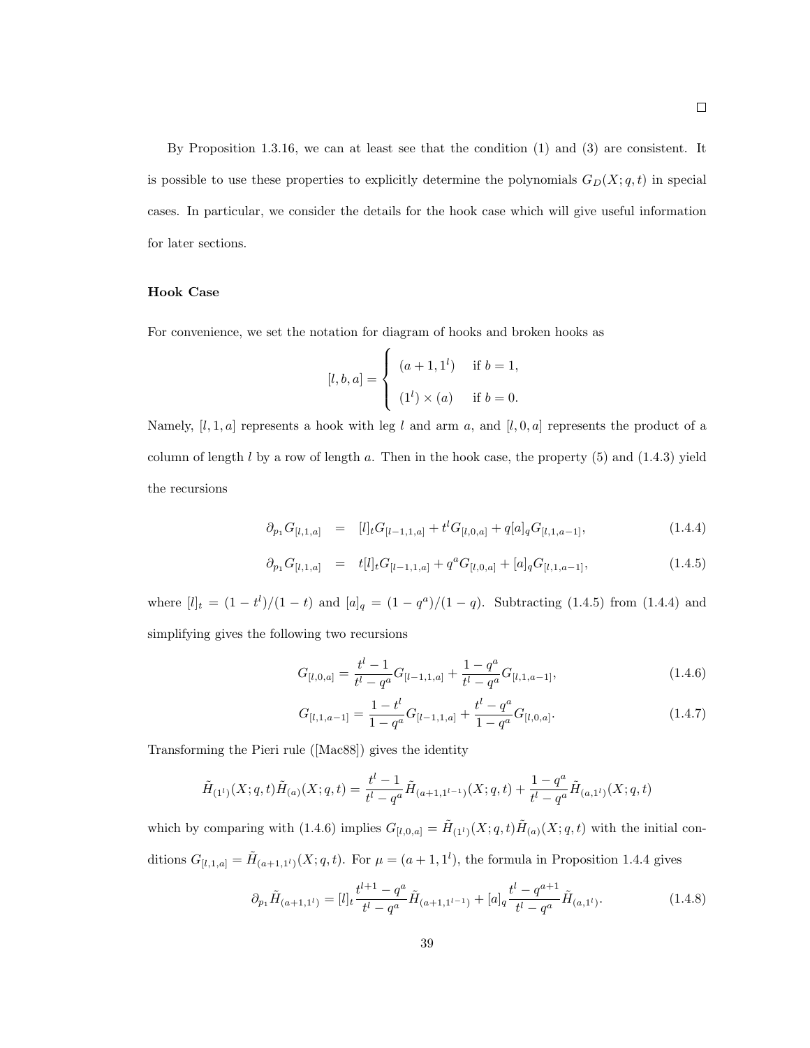□

By Proposition 1.3.16, we can at least see that the condition (1) and (3) are consistent. It is possible to use these properties to explicitly determine the polynomials $G_D(X;q,t)$ in special cases. In particular, we consider the details for the hook case which will give useful information for later sections.

**Hook Case**

For convenience, we set the notation for diagram of hooks and broken hooks as

$$[l,b,a] = \begin{cases} (a+1,1^l) & \text{if } b=1, \\ (1^l)\times(a) & \text{if } b=0. \end{cases}$$

Namely, $[l,1,a]$ represents a hook with leg $l$ and arm $a$, and $[l,0,a]$ represents the product of a column of length $l$ by a row of length $a$. Then in the hook case, the property (5) and (1.4.3) yield the recursions

$$\partial_{p_1} G_{[l,1,a]} = [l]_t G_{[l-1,1,a]} + t^l G_{[l,0,a]} + q[a]_q G_{[l,1,a-1]}, \tag{1.4.4}$$

$$\partial_{p_1} G_{[l,1,a]} = t[l]_t G_{[l-1,1,a]} + q^a G_{[l,0,a]} + [a]_q G_{[l,1,a-1]}, \tag{1.4.5}$$

where $[l]_t = (1-t^l)/(1-t)$ and $[a]_q = (1-q^a)/(1-q)$. Subtracting (1.4.5) from (1.4.4) and simplifying gives the following two recursions

$$G_{[l,0,a]} = \frac{t^l-1}{t^l-q^a} G_{[l-1,1,a]} + \frac{1-q^a}{t^l-q^a} G_{[l,1,a-1]}, \tag{1.4.6}$$

$$G_{[l,1,a-1]} = \frac{1-t^l}{1-q^a} G_{[l-1,1,a]} + \frac{t^l-q^a}{1-q^a} G_{[l,0,a]}. \tag{1.4.7}$$

Transforming the Pieri rule ([Mac88]) gives the identity

$$\tilde{H}_{(1^l)}(X;q,t)\tilde{H}_{(a)}(X;q,t) = \frac{t^l-1}{t^l-q^a}\tilde{H}_{(a+1,1^{l-1})}(X;q,t) + \frac{1-q^a}{t^l-q^a}\tilde{H}_{(a,1^l)}(X;q,t)$$

which by comparing with (1.4.6) implies $G_{[l,0,a]} = \tilde{H}_{(1^l)}(X;q,t)\tilde{H}_{(a)}(X;q,t)$ with the initial conditions $G_{[l,1,a]} = \tilde{H}_{(a+1,1^l)}(X;q,t)$. For $\mu = (a+1,1^l)$, the formula in Proposition 1.4.4 gives

$$\partial_{p_1}\tilde{H}_{(a+1,1^l)} = [l]_t \frac{t^{l+1}-q^a}{t^l-q^a}\tilde{H}_{(a+1,1^{l-1})} + [a]_q \frac{t^l-q^{a+1}}{t^l-q^a}\tilde{H}_{(a,1^l)}. \tag{1.4.8}$$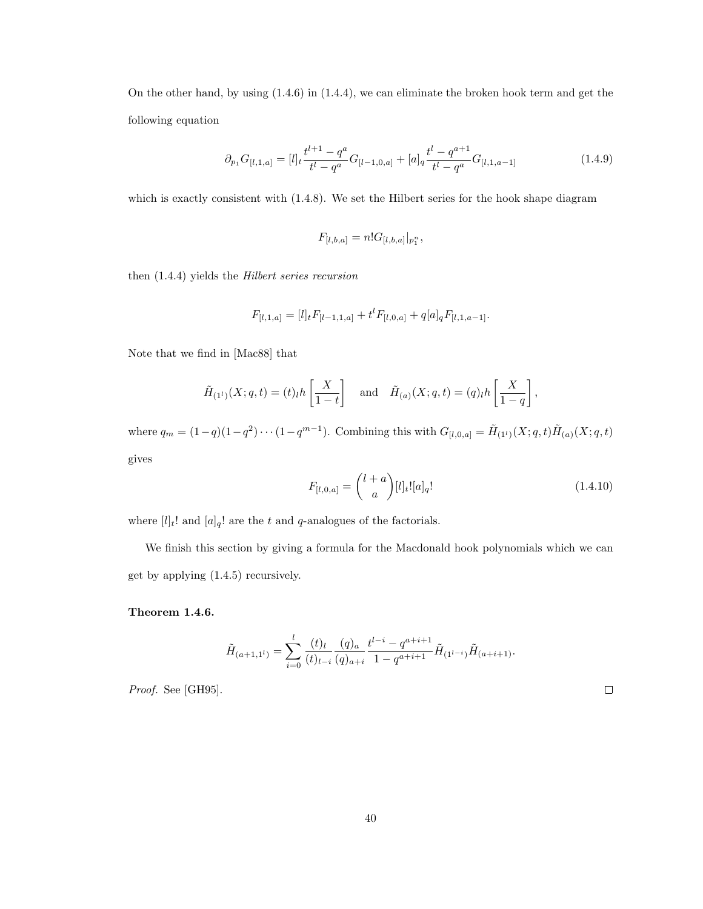On the other hand, by using (1.4.6) in (1.4.4), we can eliminate the broken hook term and get the following equation

$$\partial_{p_1} G_{[l,1,a]} = [l]_t \frac{t^{l+1} - q^a}{t^l - q^a} G_{[l-1,0,a]} + [a]_q \frac{t^l - q^{a+1}}{t^l - q^a} G_{[l,1,a-1]} \tag{1.4.9}$$

which is exactly consistent with (1.4.8). We set the Hilbert series for the hook shape diagram

$$F_{[l,b,a]} = n! G_{[l,b,a]}|_{p_1^n},$$

then (1.4.4) yields the *Hilbert series recursion*

$$F_{[l,1,a]} = [l]_t F_{[l-1,1,a]} + t^l F_{[l,0,a]} + q[a]_q F_{[l,1,a-1]}.$$

Note that we find in [Mac88] that

$$\tilde{H}_{(1^l)}(X;q,t) = (t)_l h \left[ \frac{X}{1-t} \right] \quad \text{and} \quad \tilde{H}_{(a)}(X;q,t) = (q)_l h \left[ \frac{X}{1-q} \right],$$

where $q_m = (1-q)(1-q^2)\cdots(1-q^{m-1})$. Combining this with $G_{[l,0,a]} = \tilde{H}_{(1^l)}(X;q,t)\tilde{H}_{(a)}(X;q,t)$ gives

$$F_{[l,0,a]} = \binom{l+a}{a} [l]_t! [a]_q! \tag{1.4.10}$$

where $[l]_t!$ and $[a]_q!$ are the $t$ and $q$-analogues of the factorials.

We finish this section by giving a formula for the Macdonald hook polynomials which we can get by applying (1.4.5) recursively.

**Theorem 1.4.6.**

$$\tilde{H}_{(a+1,1^l)} = \sum_{i=0}^{l} \frac{(t)_l}{(t)_{l-i}} \frac{(q)_a}{(q)_{a+i}} \frac{t^{l-i} - q^{a+i+1}}{1 - q^{a+i+1}} \tilde{H}_{(1^{l-i})} \tilde{H}_{(a+i+1)}.$$

*Proof.* See [GH95]. □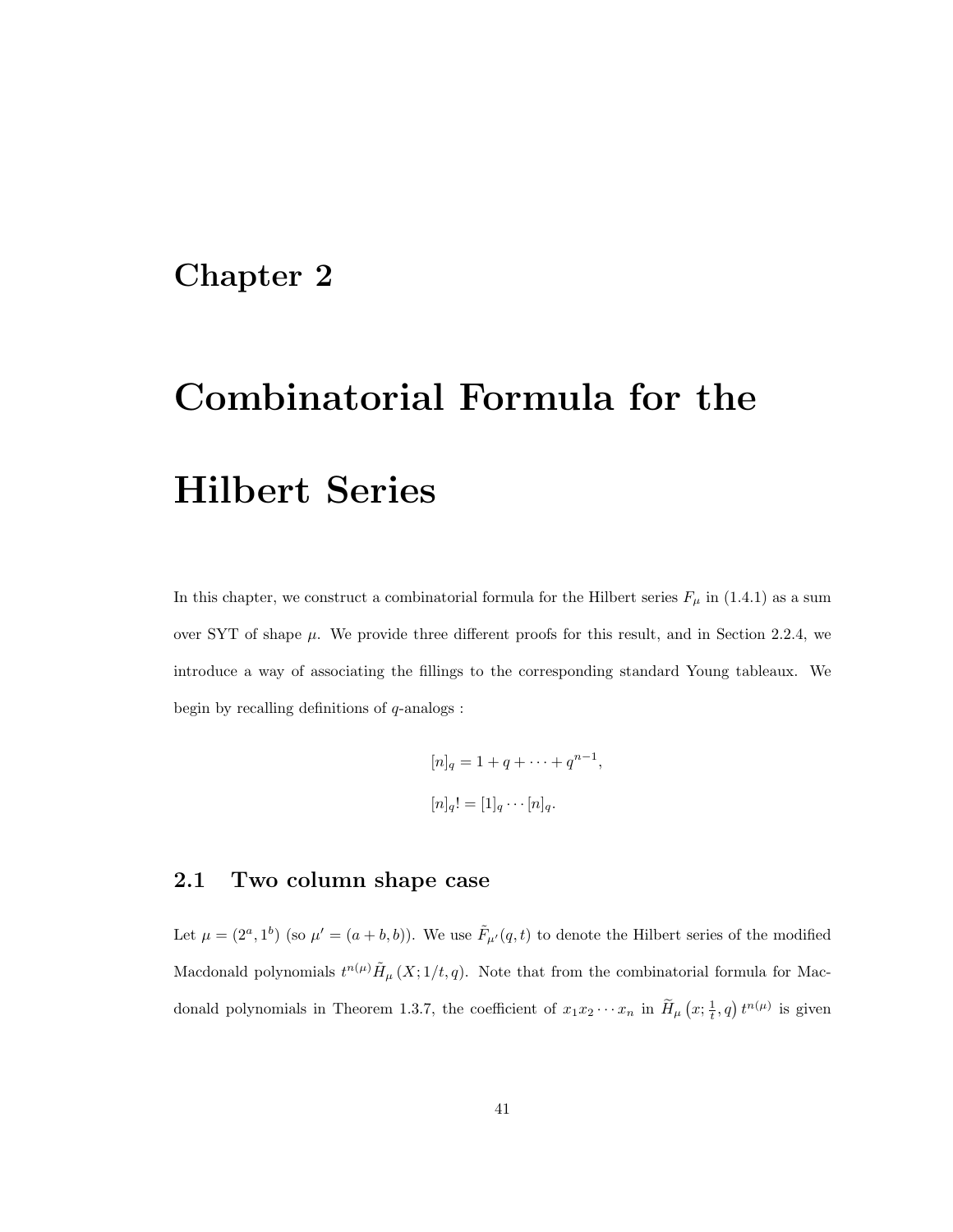# Chapter 2

# Combinatorial Formula for the Hilbert Series

In this chapter, we construct a combinatorial formula for the Hilbert series $F_\mu$ in (1.4.1) as a sum over SYT of shape $\mu$. We provide three different proofs for this result, and in Section 2.2.4, we introduce a way of associating the fillings to the corresponding standard Young tableaux. We begin by recalling definitions of $q$-analogs :

$$[n]_q = 1 + q + \cdots + q^{n-1},$$

$$[n]_q! = [1]_q \cdots [n]_q.$$

## 2.1 Two column shape case

Let $\mu = (2^a, 1^b)$ (so $\mu' = (a+b, b)$). We use $\tilde{F}_{\mu'}(q,t)$ to denote the Hilbert series of the modified Macdonald polynomials $t^{n(\mu)}\tilde{H}_\mu(X;1/t,q)$. Note that from the combinatorial formula for Macdonald polynomials in Theorem 1.3.7, the coefficient of $x_1x_2\cdots x_n$ in $\widetilde{H}_\mu\left(x;\frac{1}{t},q\right)t^{n(\mu)}$ is given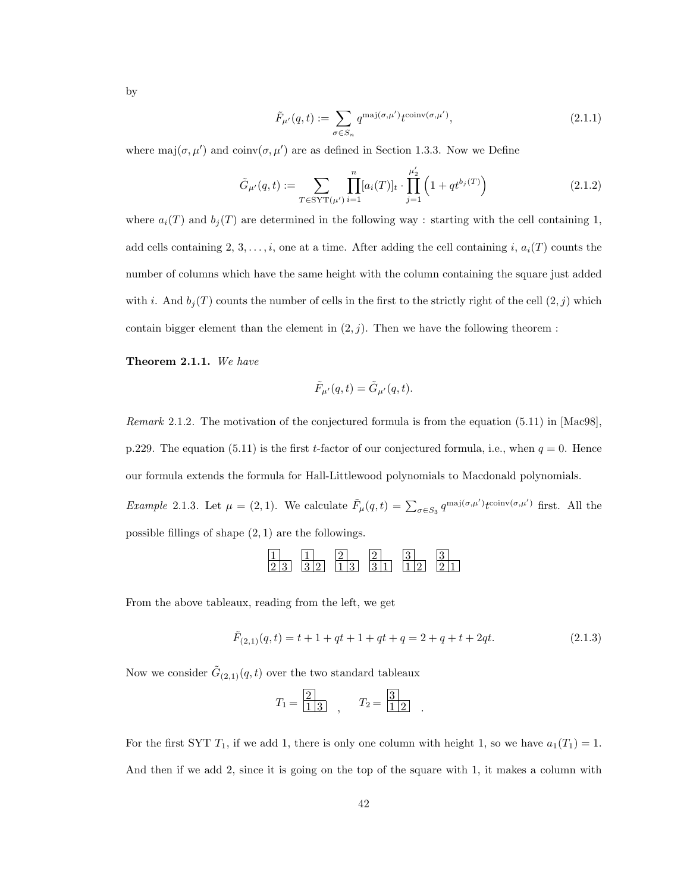by

$$\tilde{F}_{\mu'}(q,t) := \sum_{\sigma \in S_n} q^{\mathrm{maj}(\sigma,\mu')} t^{\mathrm{coinv}(\sigma,\mu')}, \tag{2.1.1}$$

where $\mathrm{maj}(\sigma,\mu')$ and $\mathrm{coinv}(\sigma,\mu')$ are as defined in Section 1.3.3. Now we Define

$$\tilde{G}_{\mu'}(q,t) := \sum_{T \in \mathrm{SYT}(\mu')} \prod_{i=1}^{n} [a_i(T)]_t \cdot \prod_{j=1}^{\mu_2'} \left(1 + qt^{b_j(T)}\right) \tag{2.1.2}$$

where $a_i(T)$ and $b_j(T)$ are determined in the following way : starting with the cell containing 1, add cells containing $2, 3, \ldots, i$, one at a time. After adding the cell containing $i$, $a_i(T)$ counts the number of columns which have the same height with the column containing the square just added with $i$. And $b_j(T)$ counts the number of cells in the first to the strictly right of the cell $(2,j)$ which contain bigger element than the element in $(2,j)$. Then we have the following theorem :

**Theorem 2.1.1.** *We have*

$$\tilde{F}_{\mu'}(q,t) = \tilde{G}_{\mu'}(q,t).$$

*Remark* 2.1.2. The motivation of the conjectured formula is from the equation (5.11) in [Mac98], p.229. The equation (5.11) is the first $t$-factor of our conjectured formula, i.e., when $q=0$. Hence our formula extends the formula for Hall-Littlewood polynomials to Macdonald polynomials.

*Example* 2.1.3. Let $\mu = (2,1)$. We calculate $\tilde{F}_{\mu}(q,t) = \sum_{\sigma \in S_3} q^{\mathrm{maj}(\sigma,\mu')} t^{\mathrm{coinv}(\sigma,\mu')}$ first. All the possible fillings of shape $(2,1)$ are the followings.

$$\begin{array}{|c|c} \hline 1 \\ \hline 2 & 3 \\ \hline \end{array} \quad \begin{array}{|c|c} \hline 1 \\ \hline 3 & 2 \\ \hline \end{array} \quad \begin{array}{|c|c} \hline 2 \\ \hline 1 & 3 \\ \hline \end{array} \quad \begin{array}{|c|c} \hline 2 \\ \hline 3 & 1 \\ \hline \end{array} \quad \begin{array}{|c|c} \hline 3 \\ \hline 1 & 2 \\ \hline \end{array} \quad \begin{array}{|c|c} \hline 3 \\ \hline 2 & 1 \\ \hline \end{array}$$

From the above tableaux, reading from the left, we get

$$\tilde{F}_{(2,1)}(q,t) = t + 1 + qt + 1 + qt + q = 2 + q + t + 2qt. \tag{2.1.3}$$

Now we consider $\tilde{G}_{(2,1)}(q,t)$ over the two standard tableaux

$$T_1 = \begin{array}{|c|c} \hline 2 \\ \hline 1 & 3 \\ \hline \end{array} \quad , \qquad T_2 = \begin{array}{|c|c} \hline 3 \\ \hline 1 & 2 \\ \hline \end{array} \quad .$$

For the first SYT $T_1$, if we add 1, there is only one column with height 1, so we have $a_1(T_1) = 1$. And then if we add 2, since it is going on the top of the square with 1, it makes a column with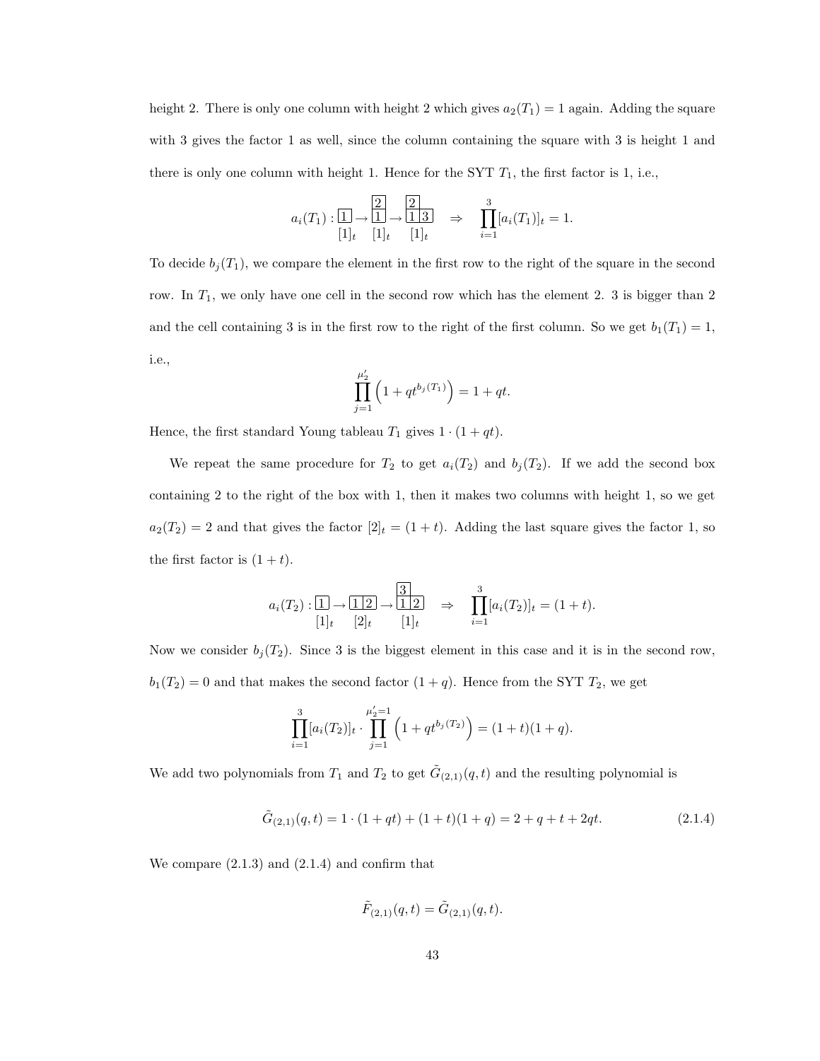height 2. There is only one column with height 2 which gives $a_2(T_1) = 1$ again. Adding the square with 3 gives the factor 1 as well, since the column containing the square with 3 is height 1 and there is only one column with height 1. Hence for the SYT $T_1$, the first factor is 1, i.e.,

$$a_i(T_1) : \underset{[1]_t}{\boxed{1}} \rightarrow \underset{[1]_t}{\begin{array}{|c|}\hline 2 \\ \hline 1 \\ \hline\end{array}} \rightarrow \underset{[1]_t}{\begin{array}{|c|c}\hline 2 & \\ \cline{1-2} 1 & \multicolumn{1}{c|}{3} \\ \hline\end{array}} \quad \Rightarrow \quad \prod_{i=1}^{3} [a_i(T_1)]_t = 1.$$

To decide $b_j(T_1)$, we compare the element in the first row to the right of the square in the second row. In $T_1$, we only have one cell in the second row which has the element 2. 3 is bigger than 2 and the cell containing 3 is in the first row to the right of the first column. So we get $b_1(T_1) = 1$, i.e.,

$$\prod_{j=1}^{\mu'_2} \left(1 + qt^{b_j(T_1)}\right) = 1 + qt.$$

Hence, the first standard Young tableau $T_1$ gives $1 \cdot (1 + qt)$.

We repeat the same procedure for $T_2$ to get $a_i(T_2)$ and $b_j(T_2)$. If we add the second box containing 2 to the right of the box with 1, then it makes two columns with height 1, so we get $a_2(T_2) = 2$ and that gives the factor $[2]_t = (1 + t)$. Adding the last square gives the factor 1, so the first factor is $(1 + t)$.

$$a_i(T_2) : \underset{[1]_t}{\boxed{1}} \rightarrow \underset{[2]_t}{\begin{array}{|c|c|}\hline 1 & 2 \\ \hline\end{array}} \rightarrow \underset{[1]_t}{\begin{array}{|c|c}\hline 3 & \\ \cline{1-2} 1 & \multicolumn{1}{c|}{2} \\ \hline\end{array}} \quad \Rightarrow \quad \prod_{i=1}^{3} [a_i(T_2)]_t = (1 + t).$$

Now we consider $b_j(T_2)$. Since 3 is the biggest element in this case and it is in the second row, $b_1(T_2) = 0$ and that makes the second factor $(1 + q)$. Hence from the SYT $T_2$, we get

$$\prod_{i=1}^{3} [a_i(T_2)]_t \cdot \prod_{j=1}^{\mu'_2=1} \left(1 + qt^{b_j(T_2)}\right) = (1 + t)(1 + q).$$

We add two polynomials from $T_1$ and $T_2$ to get $\tilde{G}_{(2,1)}(q,t)$ and the resulting polynomial is

$$\tilde{G}_{(2,1)}(q,t) = 1 \cdot (1 + qt) + (1 + t)(1 + q) = 2 + q + t + 2qt. \tag{2.1.4}$$

We compare (2.1.3) and (2.1.4) and confirm that

$$\tilde{F}_{(2,1)}(q,t) = \tilde{G}_{(2,1)}(q,t).$$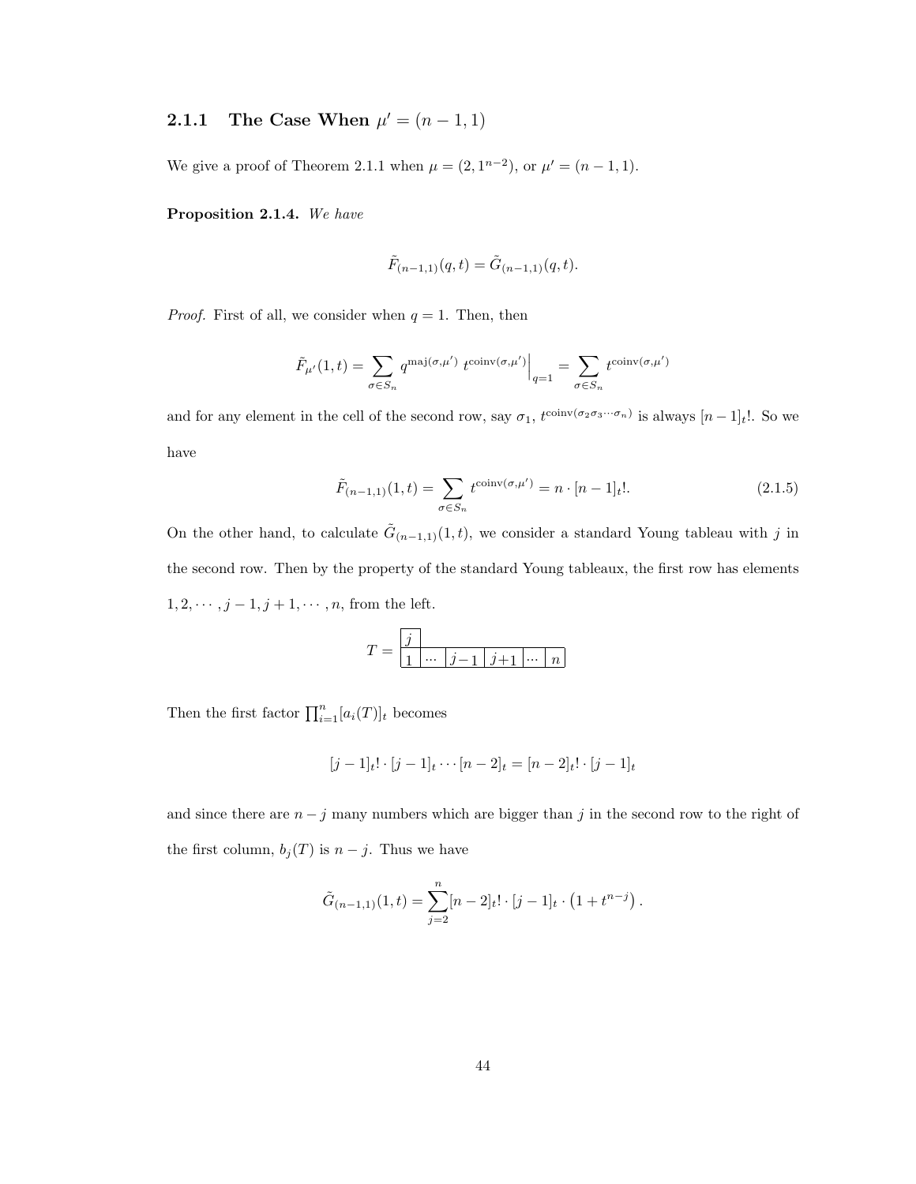### 2.1.1 The Case When $\mu' = (n-1, 1)$

We give a proof of Theorem 2.1.1 when $\mu = (2, 1^{n-2})$, or $\mu' = (n-1, 1)$.

**Proposition 2.1.4.** *We have*

$$\tilde{F}_{(n-1,1)}(q,t) = \tilde{G}_{(n-1,1)}(q,t).$$

*Proof.* First of all, we consider when $q = 1$. Then, then

$$\tilde{F}_{\mu'}(1,t) = \sum_{\sigma \in S_n} q^{\text{maj}(\sigma,\mu')} \, t^{\text{coinv}(\sigma,\mu')}\Big|_{q=1} = \sum_{\sigma \in S_n} t^{\text{coinv}(\sigma,\mu')}$$

and for any element in the cell of the second row, say $\sigma_1$, $t^{\text{coinv}(\sigma_2\sigma_3\cdots\sigma_n)}$ is always $[n-1]_t!$. So we have

$$\tilde{F}_{(n-1,1)}(1,t) = \sum_{\sigma \in S_n} t^{\text{coinv}(\sigma,\mu')} = n \cdot [n-1]_t!. \tag{2.1.5}$$

On the other hand, to calculate $\tilde{G}_{(n-1,1)}(1,t)$, we consider a standard Young tableau with $j$ in the second row. Then by the property of the standard Young tableaux, the first row has elements $1, 2, \cdots, j-1, j+1, \cdots, n$, from the left.

$$T = \begin{array}{|c|c|c|c|c|c|}\hline j & \multicolumn{5}{c}{} \\ \hline 1 & \cdots & j-1 & j+1 & \cdots & n \\ \hline \end{array}$$

Then the first factor $\prod_{i=1}^{n} [a_i(T)]_t$ becomes

$$[j-1]_t! \cdot [j-1]_t \cdots [n-2]_t = [n-2]_t! \cdot [j-1]_t$$

and since there are $n-j$ many numbers which are bigger than $j$ in the second row to the right of the first column, $b_j(T)$ is $n-j$. Thus we have

$$\tilde{G}_{(n-1,1)}(1,t) = \sum_{j=2}^{n} [n-2]_t! \cdot [j-1]_t \cdot \left(1 + t^{n-j}\right).$$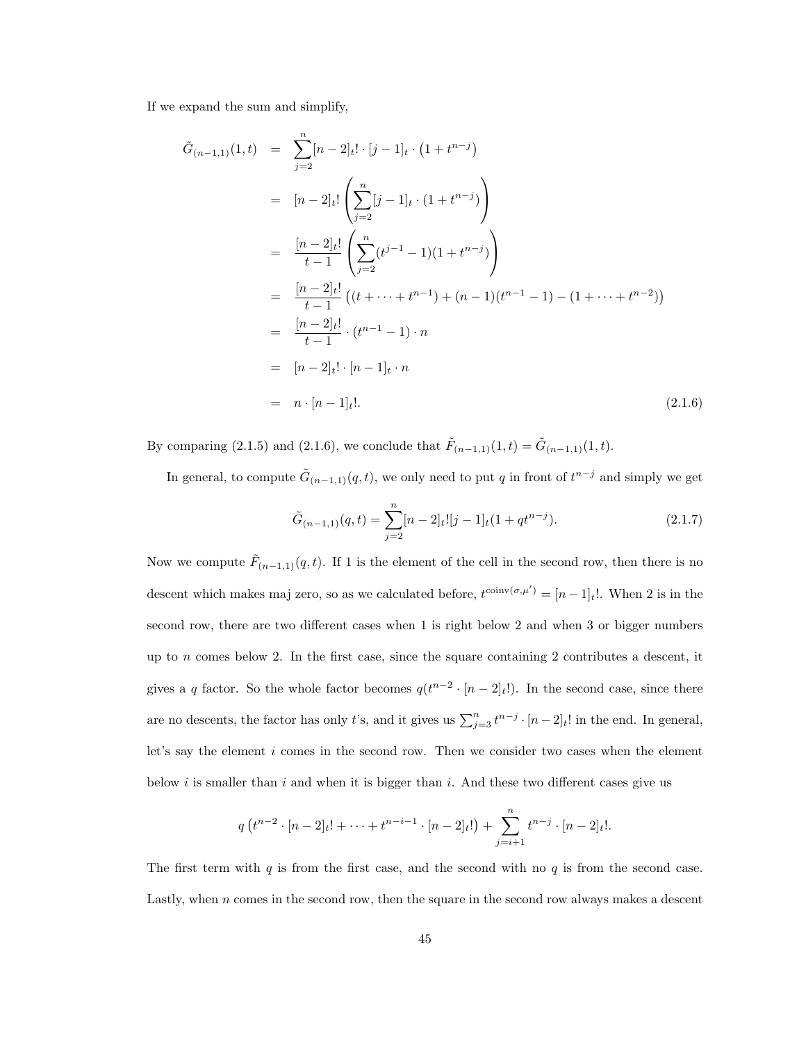If we expand the sum and simplify,

$$
\begin{aligned}
\tilde{G}_{(n-1,1)}(1,t) &= \sum_{j=2}^{n}[n-2]_t! \cdot [j-1]_t \cdot \left(1+t^{n-j}\right) \\
&= [n-2]_t! \left(\sum_{j=2}^{n}[j-1]_t \cdot (1+t^{n-j})\right) \\
&= \frac{[n-2]_t!}{t-1}\left(\sum_{j=2}^{n}(t^{j-1}-1)(1+t^{n-j})\right) \\
&= \frac{[n-2]_t!}{t-1}\left((t+\cdots+t^{n-1})+(n-1)(t^{n-1}-1)-(1+\cdots+t^{n-2})\right) \\
&= \frac{[n-2]_t!}{t-1}\cdot(t^{n-1}-1)\cdot n \\
&= [n-2]_t! \cdot [n-1]_t \cdot n \\
&= n \cdot [n-1]_t!. \qquad (2.1.6)
\end{aligned}
$$

By comparing (2.1.5) and (2.1.6), we conclude that $\tilde{F}_{(n-1,1)}(1,t) = \tilde{G}_{(n-1,1)}(1,t)$.

In general, to compute $\tilde{G}_{(n-1,1)}(q,t)$, we only need to put $q$ in front of $t^{n-j}$ and simply we get

$$\tilde{G}_{(n-1,1)}(q,t) = \sum_{j=2}^{n}[n-2]_t![j-1]_t(1+qt^{n-j}). \qquad (2.1.7)$$

Now we compute $\tilde{F}_{(n-1,1)}(q,t)$. If 1 is the element of the cell in the second row, then there is no descent which makes maj zero, so as we calculated before, $t^{\mathrm{coinv}(\sigma,\mu')} = [n-1]_t!$. When 2 is in the second row, there are two different cases when 1 is right below 2 and when 3 or bigger numbers up to $n$ comes below 2. In the first case, since the square containing 2 contributes a descent, it gives a $q$ factor. So the whole factor becomes $q(t^{n-2} \cdot [n-2]_t!)$. In the second case, since there are no descents, the factor has only $t$'s, and it gives us $\sum_{j=3}^{n} t^{n-j} \cdot [n-2]_t!$ in the end. In general, let's say the element $i$ comes in the second row. Then we consider two cases when the element below $i$ is smaller than $i$ and when it is bigger than $i$. And these two different cases give us

$$q\left(t^{n-2}\cdot[n-2]_t! + \cdots + t^{n-i-1}\cdot[n-2]_t!\right) + \sum_{j=i+1}^{n} t^{n-j}\cdot[n-2]_t!.$$

The first term with $q$ is from the first case, and the second with no $q$ is from the second case. Lastly, when $n$ comes in the second row, then the square in the second row always makes a descent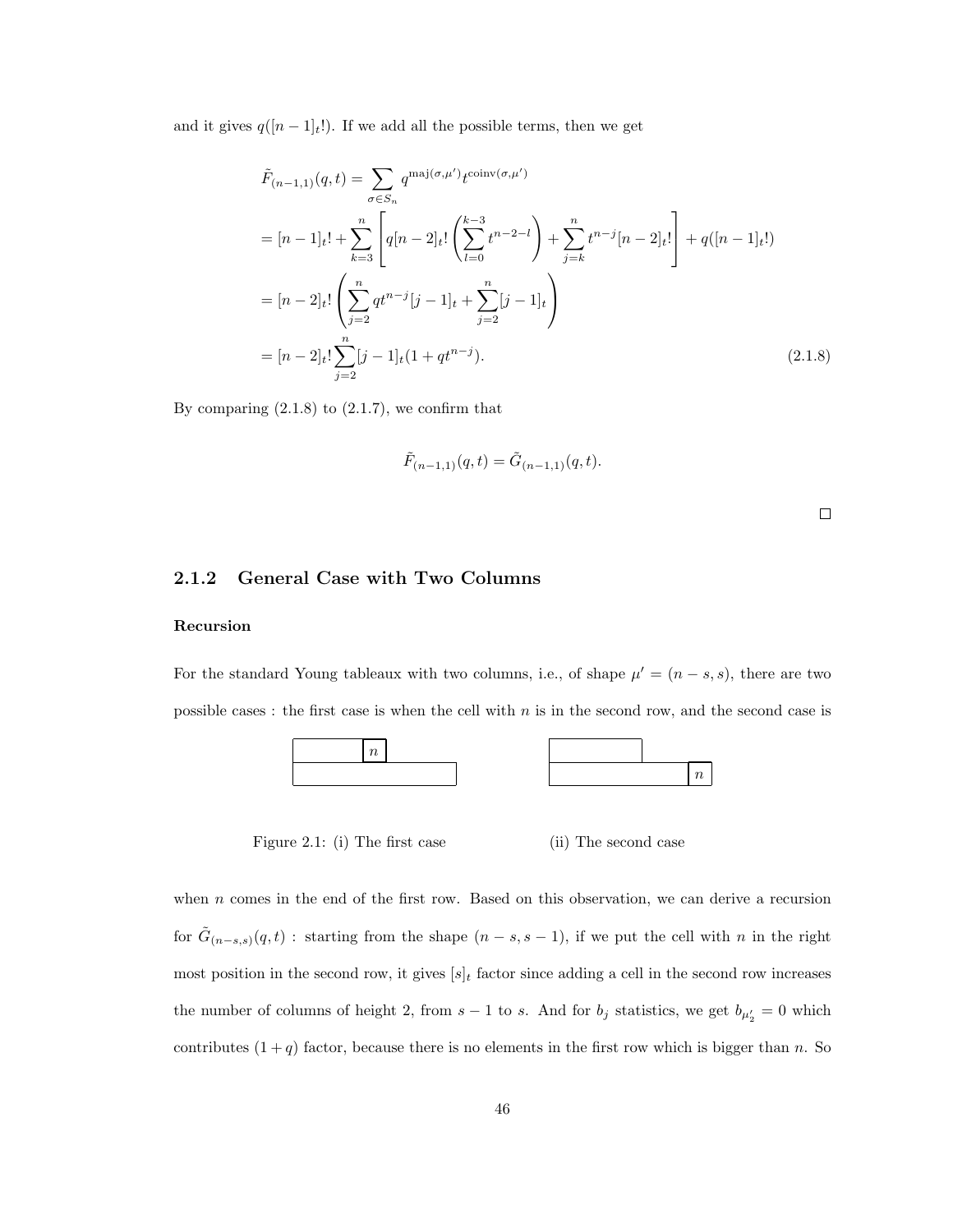and it gives $q([n-1]_t!)$. If we add all the possible terms, then we get

$$
\begin{aligned}
\tilde{F}_{(n-1,1)}(q,t) &= \sum_{\sigma \in S_n} q^{\mathrm{maj}(\sigma,\mu')} t^{\mathrm{coinv}(\sigma,\mu')} \\
&= [n-1]_t! + \sum_{k=3}^{n} \left[ q[n-2]_t! \left( \sum_{l=0}^{k-3} t^{n-2-l} \right) + \sum_{j=k}^{n} t^{n-j}[n-2]_t! \right] + q([n-1]_t!) \\
&= [n-2]_t! \left( \sum_{j=2}^{n} q t^{n-j}[j-1]_t + \sum_{j=2}^{n} [j-1]_t \right) \\
&= [n-2]_t! \sum_{j=2}^{n} [j-1]_t (1 + q t^{n-j}). \qquad (2.1.8)
\end{aligned}
$$

By comparing (2.1.8) to (2.1.7), we confirm that

$$
\tilde{F}_{(n-1,1)}(q,t) = \tilde{G}_{(n-1,1)}(q,t).
$$

□

### 2.1.2 General Case with Two Columns

**Recursion**

For the standard Young tableaux with two columns, i.e., of shape $\mu' = (n-s, s)$, there are two possible cases : the first case is when the cell with $n$ is in the second row, and the second case is

Figure 2.1: (i) The first case (ii) The second case

when $n$ comes in the end of the first row. Based on this observation, we can derive a recursion for $\tilde{G}_{(n-s,s)}(q,t)$ : starting from the shape $(n-s, s-1)$, if we put the cell with $n$ in the right most position in the second row, it gives $[s]_t$ factor since adding a cell in the second row increases the number of columns of height 2, from $s-1$ to $s$. And for $b_j$ statistics, we get $b_{\mu'_2} = 0$ which contributes $(1+q)$ factor, because there is no elements in the first row which is bigger than $n$. So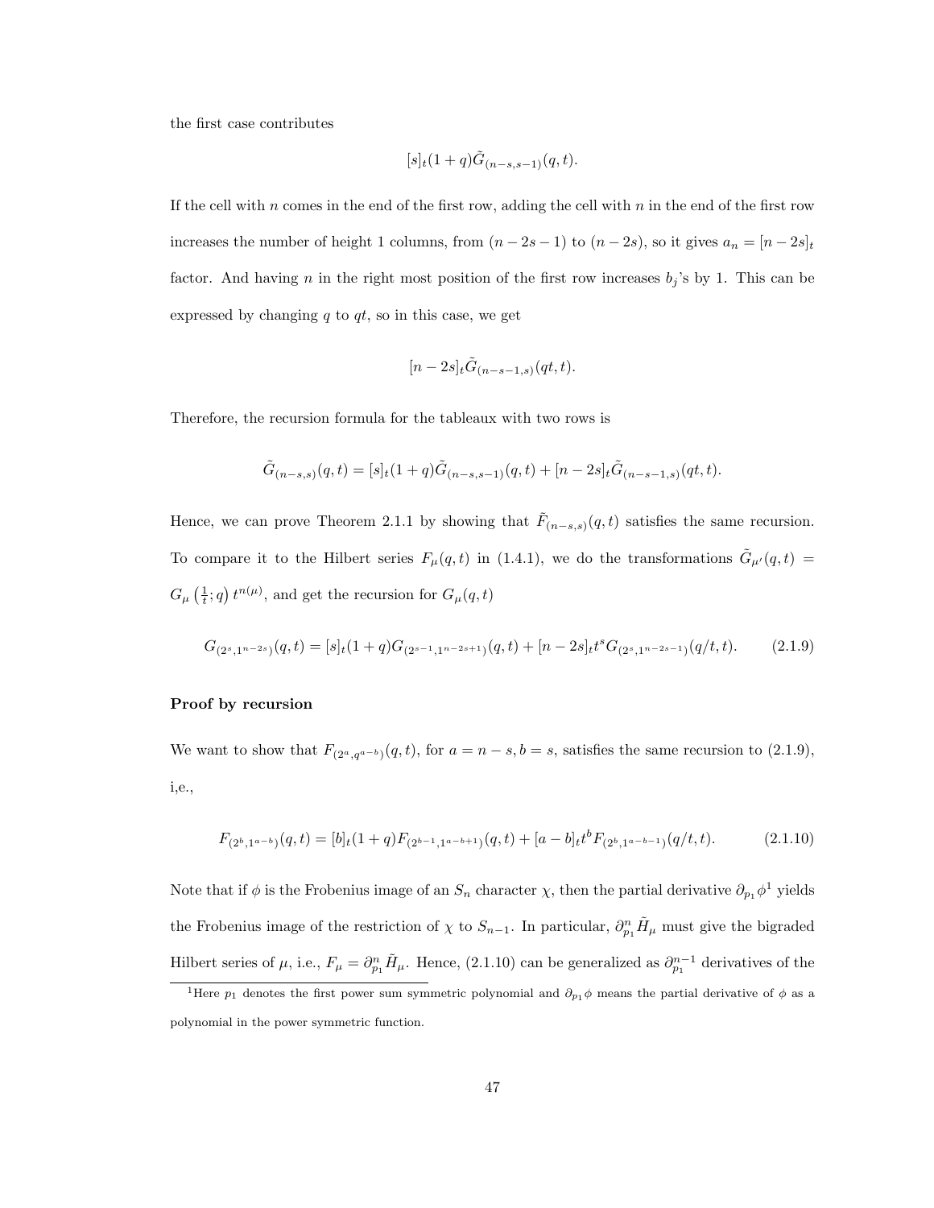the first case contributes

$$[s]_t(1+q)\tilde{G}_{(n-s,s-1)}(q,t).$$

If the cell with $n$ comes in the end of the first row, adding the cell with $n$ in the end of the first row increases the number of height 1 columns, from $(n-2s-1)$ to $(n-2s)$, so it gives $a_n = [n-2s]_t$ factor. And having $n$ in the right most position of the first row increases $b_j$'s by 1. This can be expressed by changing $q$ to $qt$, so in this case, we get

$$[n-2s]_t\tilde{G}_{(n-s-1,s)}(qt,t).$$

Therefore, the recursion formula for the tableaux with two rows is

$$\tilde{G}_{(n-s,s)}(q,t) = [s]_t(1+q)\tilde{G}_{(n-s,s-1)}(q,t) + [n-2s]_t\tilde{G}_{(n-s-1,s)}(qt,t).$$

Hence, we can prove Theorem 2.1.1 by showing that $\tilde{F}_{(n-s,s)}(q,t)$ satisfies the same recursion. To compare it to the Hilbert series $F_\mu(q,t)$ in (1.4.1), we do the transformations $\tilde{G}_{\mu'}(q,t) = G_\mu\left(\frac{1}{t};q\right)t^{n(\mu)}$, and get the recursion for $G_\mu(q,t)$

$$G_{(2^s,1^{n-2s})}(q,t) = [s]_t(1+q)G_{(2^{s-1},1^{n-2s+1})}(q,t) + [n-2s]_t t^s G_{(2^s,1^{n-2s-1})}(q/t,t). \tag{2.1.9}$$

**Proof by recursion**

We want to show that $F_{(2^a,q^{a-b})}(q,t)$, for $a = n-s, b = s$, satisfies the same recursion to (2.1.9), i.e.,

$$F_{(2^b,1^{a-b})}(q,t) = [b]_t(1+q)F_{(2^{b-1},1^{a-b+1})}(q,t) + [a-b]_t t^b F_{(2^b,1^{a-b-1})}(q/t,t). \tag{2.1.10}$$

Note that if $\phi$ is the Frobenius image of an $S_n$ character $\chi$, then the partial derivative $\partial_{p_1}\phi$[1] yields the Frobenius image of the restriction of $\chi$ to $S_{n-1}$. In particular, $\partial_{p_1}^n\tilde{H}_\mu$ must give the bigraded Hilbert series of $\mu$, i.e., $F_\mu = \partial_{p_1}^n\tilde{H}_\mu$. Hence, (2.1.10) can be generalized as $\partial_{p_1}^{n-1}$ derivatives of the

[1] Here $p_1$ denotes the first power sum symmetric polynomial and $\partial_{p_1}\phi$ means the partial derivative of $\phi$ as a polynomial in the power symmetric function.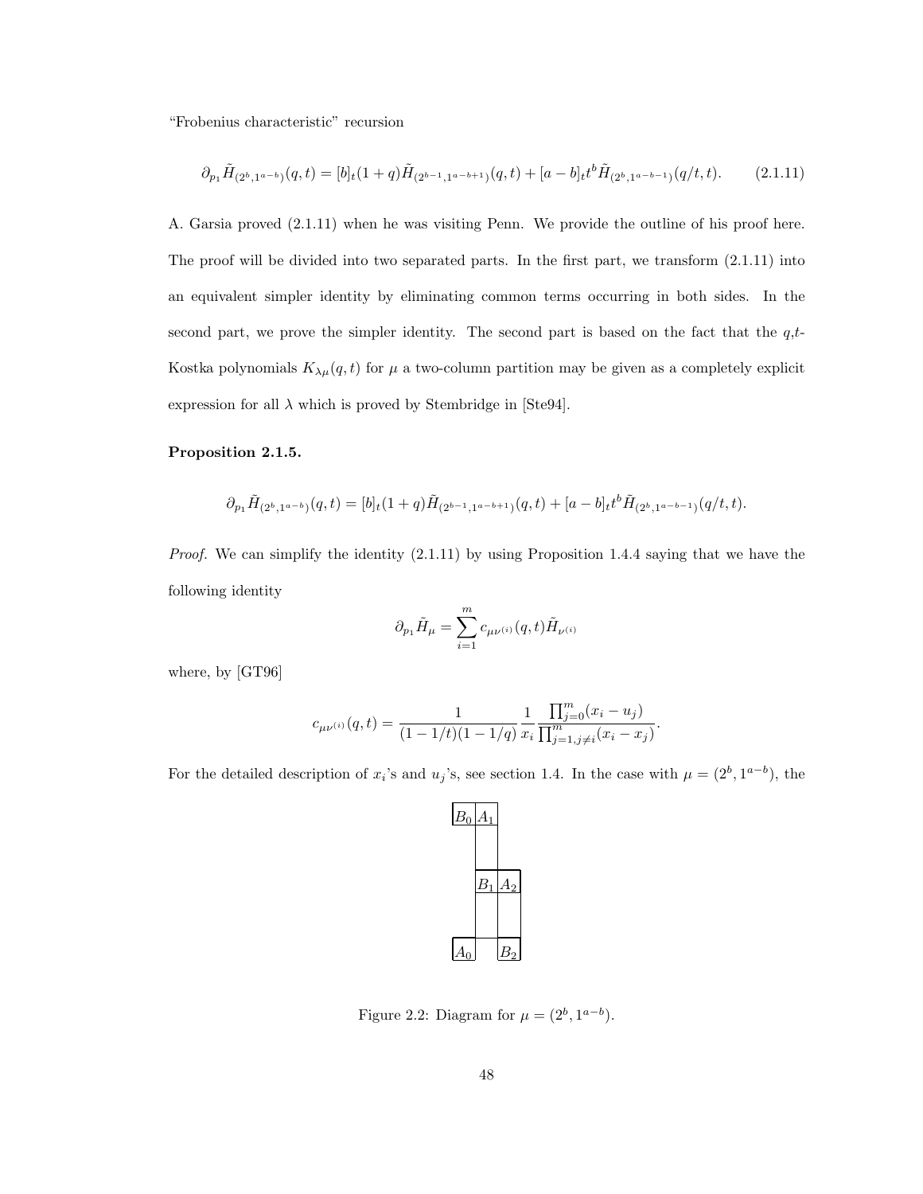"Frobenius characteristic" recursion

$$\partial_{p_1} \tilde{H}_{(2^b,1^{a-b})}(q,t) = [b]_t(1+q)\tilde{H}_{(2^{b-1},1^{a-b+1})}(q,t) + [a-b]_t t^b \tilde{H}_{(2^b,1^{a-b-1})}(q/t,t). \tag{2.1.11}$$

A. Garsia proved (2.1.11) when he was visiting Penn. We provide the outline of his proof here. The proof will be divided into two separated parts. In the first part, we transform (2.1.11) into an equivalent simpler identity by eliminating common terms occurring in both sides. In the second part, we prove the simpler identity. The second part is based on the fact that the $q,t$-Kostka polynomials $K_{\lambda\mu}(q,t)$ for $\mu$ a two-column partition may be given as a completely explicit expression for all $\lambda$ which is proved by Stembridge in [Ste94].

**Proposition 2.1.5.**

$$\partial_{p_1} \tilde{H}_{(2^b,1^{a-b})}(q,t) = [b]_t(1+q)\tilde{H}_{(2^{b-1},1^{a-b+1})}(q,t) + [a-b]_t t^b \tilde{H}_{(2^b,1^{a-b-1})}(q/t,t).$$

*Proof.* We can simplify the identity (2.1.11) by using Proposition 1.4.4 saying that we have the following identity

$$\partial_{p_1} \tilde{H}_\mu = \sum_{i=1}^{m} c_{\mu\nu^{(i)}}(q,t)\tilde{H}_{\nu^{(i)}}$$

where, by [GT96]

$$c_{\mu\nu^{(i)}}(q,t) = \frac{1}{(1-1/t)(1-1/q)} \frac{1}{x_i} \frac{\prod_{j=0}^{m}(x_i - u_j)}{\prod_{j=1, j\neq i}^{m}(x_i - x_j)}.$$

For the detailed description of $x_i$'s and $u_j$'s, see section 1.4. In the case with $\mu = (2^b, 1^{a-b})$, the

Figure 2.2: Diagram for $\mu = (2^b, 1^{a-b})$.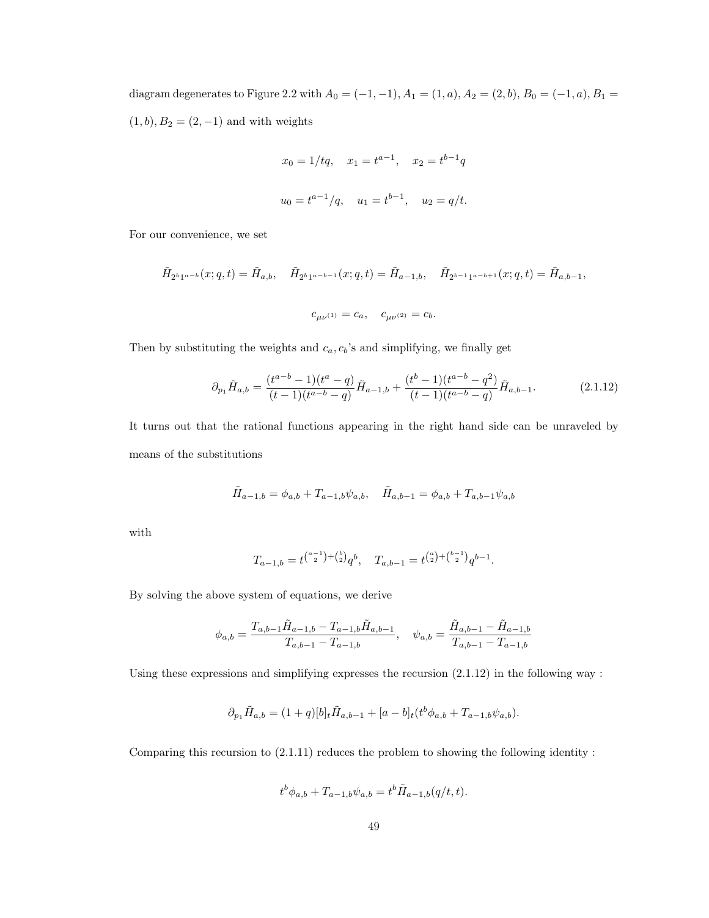diagram degenerates to Figure 2.2 with $A_0 = (-1,-1), A_1 = (1,a), A_2 = (2,b), B_0 = (-1,a), B_1 = (1,b), B_2 = (2,-1)$ and with weights

$$x_0 = 1/tq, \quad x_1 = t^{a-1}, \quad x_2 = t^{b-1}q$$

$$u_0 = t^{a-1}/q, \quad u_1 = t^{b-1}, \quad u_2 = q/t.$$

For our convenience, we set

$$\tilde{H}_{2^b 1^{a-b}}(x;q,t) = \tilde{H}_{a,b}, \quad \tilde{H}_{2^b 1^{a-b-1}}(x;q,t) = \tilde{H}_{a-1,b}, \quad \tilde{H}_{2^{b-1} 1^{a-b+1}}(x;q,t) = \tilde{H}_{a,b-1},$$

$$c_{\mu\nu^{(1)}} = c_a, \quad c_{\mu\nu^{(2)}} = c_b.$$

Then by substituting the weights and $c_a, c_b$'s and simplifying, we finally get

$$\partial_{p_1} \tilde{H}_{a,b} = \frac{(t^{a-b}-1)(t^a - q)}{(t-1)(t^{a-b}-q)} \tilde{H}_{a-1,b} + \frac{(t^b - 1)(t^{a-b} - q^2)}{(t-1)(t^{a-b}-q)} \tilde{H}_{a,b-1}. \tag{2.1.12}$$

It turns out that the rational functions appearing in the right hand side can be unraveled by means of the substitutions

$$\tilde{H}_{a-1,b} = \phi_{a,b} + T_{a-1,b}\psi_{a,b}, \quad \tilde{H}_{a,b-1} = \phi_{a,b} + T_{a,b-1}\psi_{a,b}$$

with

$$T_{a-1,b} = t^{\binom{a-1}{2}+\binom{b}{2}} q^b, \quad T_{a,b-1} = t^{\binom{a}{2}+\binom{b-1}{2}} q^{b-1}.$$

By solving the above system of equations, we derive

$$\phi_{a,b} = \frac{T_{a,b-1}\tilde{H}_{a-1,b} - T_{a-1,b}\tilde{H}_{a,b-1}}{T_{a,b-1} - T_{a-1,b}}, \quad \psi_{a,b} = \frac{\tilde{H}_{a,b-1} - \tilde{H}_{a-1,b}}{T_{a,b-1} - T_{a-1,b}}$$

Using these expressions and simplifying expresses the recursion (2.1.12) in the following way :

$$\partial_{p_1} \tilde{H}_{a,b} = (1+q)[b]_t \tilde{H}_{a,b-1} + [a-b]_t (t^b \phi_{a,b} + T_{a-1,b}\psi_{a,b}).$$

Comparing this recursion to (2.1.11) reduces the problem to showing the following identity :

$$t^b \phi_{a,b} + T_{a-1,b}\psi_{a,b} = t^b \tilde{H}_{a-1,b}(q/t,t).$$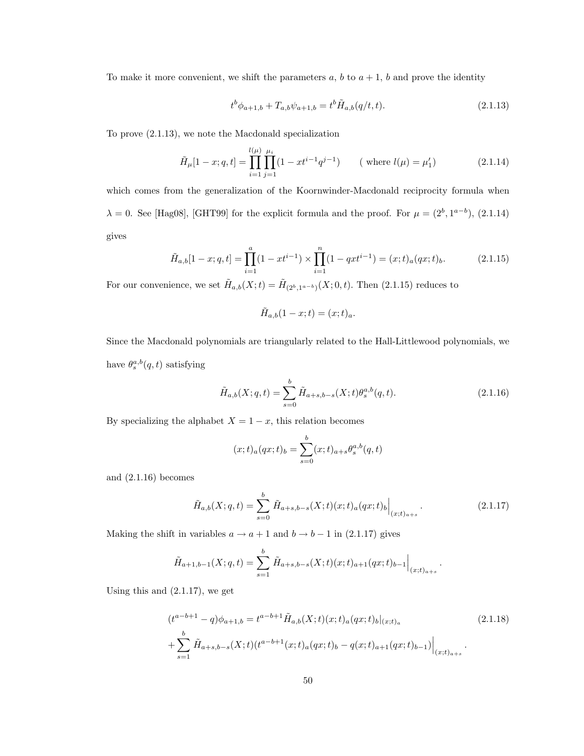To make it more convenient, we shift the parameters $a$, $b$ to $a+1$, $b$ and prove the identity

$$t^b \phi_{a+1,b} + T_{a,b}\psi_{a+1,b} = t^b \tilde{H}_{a,b}(q/t,t). \tag{2.1.13}$$

To prove (2.1.13), we note the Macdonald specialization

$$\tilde{H}_\mu[1-x;q,t] = \prod_{i=1}^{l(\mu)} \prod_{j=1}^{\mu_i} (1 - xt^{i-1}q^{j-1}) \qquad (\text{ where } l(\mu) = \mu_1') \tag{2.1.14}$$

which comes from the generalization of the Koornwinder-Macdonald reciprocity formula when $\lambda = 0$. See [Hag08], [GHT99] for the explicit formula and the proof. For $\mu = (2^b, 1^{a-b})$, (2.1.14) gives

$$\tilde{H}_{a,b}[1-x;q,t] = \prod_{i=1}^{a}(1-xt^{i-1}) \times \prod_{i=1}^{n}(1-qxt^{i-1}) = (x;t)_a(qx;t)_b. \tag{2.1.15}$$

For our convenience, we set $\tilde{H}_{a,b}(X;t) = \tilde{H}_{(2^b,1^{a-b})}(X;0,t)$. Then (2.1.15) reduces to

$$\tilde{H}_{a,b}(1-x;t) = (x;t)_a.$$

Since the Macdonald polynomials are triangularly related to the Hall-Littlewood polynomials, we have $\theta_s^{a,b}(q,t)$ satisfying

$$\tilde{H}_{a,b}(X;q,t) = \sum_{s=0}^{b} \tilde{H}_{a+s,b-s}(X;t)\theta_s^{a,b}(q,t). \tag{2.1.16}$$

By specializing the alphabet $X = 1-x$, this relation becomes

$$(x;t)_a(qx;t)_b = \sum_{s=0}^{b}(x;t)_{a+s}\theta_s^{a,b}(q,t)$$

and (2.1.16) becomes

$$\tilde{H}_{a,b}(X;q,t) = \sum_{s=0}^{b} \tilde{H}_{a+s,b-s}(X;t)(x;t)_a(qx;t)_b\Big|_{(x;t)_{a+s}}. \tag{2.1.17}$$

Making the shift in variables $a \to a+1$ and $b \to b-1$ in (2.1.17) gives

$$\tilde{H}_{a+1,b-1}(X;q,t) = \sum_{s=1}^{b} \tilde{H}_{a+s,b-s}(X;t)(x;t)_{a+1}(qx;t)_{b-1}\Big|_{(x;t)_{a+s}}.$$

Using this and (2.1.17), we get

$$\begin{aligned}
&(t^{a-b+1}-q)\phi_{a+1,b} = t^{a-b+1}\tilde{H}_{a,b}(X;t)(x;t)_a(qx;t)_b|_{(x;t)_a} \\
&+\sum_{s=1}^{b} \tilde{H}_{a+s,b-s}(X;t)(t^{a-b+1}(x;t)_a(qx;t)_b - q(x;t)_{a+1}(qx;t)_{b-1})\Big|_{(x;t)_{a+s}}.
\end{aligned} \tag{2.1.18}$$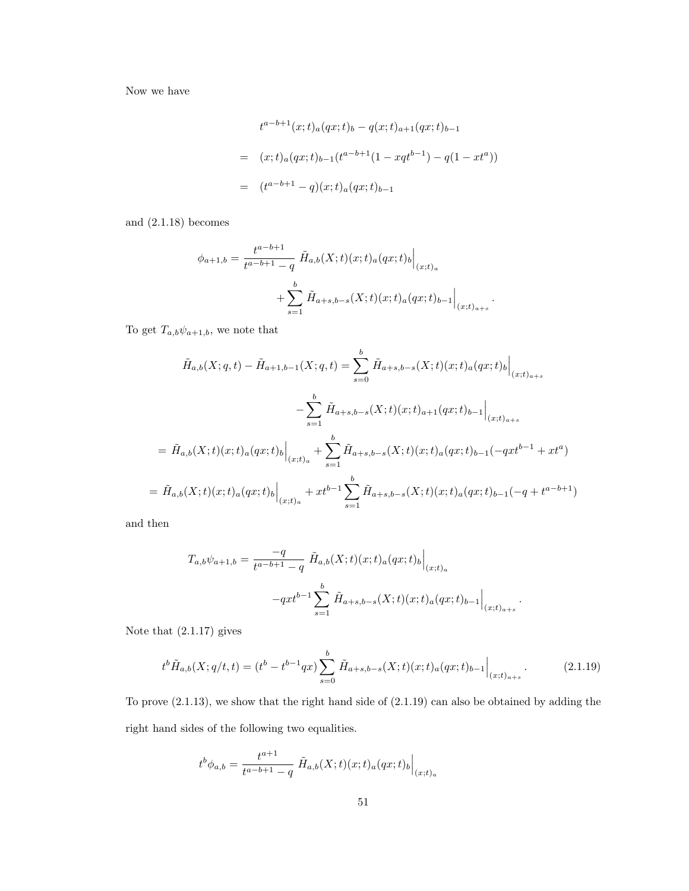Now we have

$$
\begin{aligned}
& t^{a-b+1}(x;t)_a(qx;t)_b - q(x;t)_{a+1}(qx;t)_{b-1} \\
= \quad & (x;t)_a(qx;t)_{b-1}(t^{a-b+1}(1-xqt^{b-1}) - q(1-xt^a)) \\
= \quad & (t^{a-b+1}-q)(x;t)_a(qx;t)_{b-1}
\end{aligned}
$$

and (2.1.18) becomes

$$
\begin{aligned}
\phi_{a+1,b} = \frac{t^{a-b+1}}{t^{a-b+1}-q} \; & \tilde{H}_{a,b}(X;t)(x;t)_a(qx;t)_b\Big|_{(x;t)_a} \\
& + \sum_{s=1}^{b} \tilde{H}_{a+s,b-s}(X;t)(x;t)_a(qx;t)_{b-1}\Big|_{(x;t)_{a+s}}.
\end{aligned}
$$

To get $T_{a,b}\psi_{a+1,b}$, we note that

$$
\begin{aligned}
\tilde{H}_{a,b}(X;q,t) - \tilde{H}_{a+1,b-1}(X;q,t) &= \sum_{s=0}^{b} \tilde{H}_{a+s,b-s}(X;t)(x;t)_a(qx;t)_b\Big|_{(x;t)_{a+s}} \\
&\quad - \sum_{s=1}^{b} \tilde{H}_{a+s,b-s}(X;t)(x;t)_{a+1}(qx;t)_{b-1}\Big|_{(x;t)_{a+s}} \\
= \tilde{H}_{a,b}(X;t)(x;t)_a(qx;t)_b\Big|_{(x;t)_a} &+ \sum_{s=1}^{b} \tilde{H}_{a+s,b-s}(X;t)(x;t)_a(qx;t)_{b-1}(-qxt^{b-1}+xt^a) \\
= \tilde{H}_{a,b}(X;t)(x;t)_a(qx;t)_b\Big|_{(x;t)_a} &+ xt^{b-1}\sum_{s=1}^{b} \tilde{H}_{a+s,b-s}(X;t)(x;t)_a(qx;t)_{b-1}(-q+t^{a-b+1})
\end{aligned}
$$

and then

$$
\begin{aligned}
T_{a,b}\psi_{a+1,b} = \frac{-q}{t^{a-b+1}-q} \; & \tilde{H}_{a,b}(X;t)(x;t)_a(qx;t)_b\Big|_{(x;t)_a} \\
& - qxt^{b-1}\sum_{s=1}^{b} \tilde{H}_{a+s,b-s}(X;t)(x;t)_a(qx;t)_{b-1}\Big|_{(x;t)_{a+s}}.
\end{aligned}
$$

Note that (2.1.17) gives

$$
t^b\tilde{H}_{a,b}(X;q/t,t) = (t^b - t^{b-1}qx)\sum_{s=0}^{b} \tilde{H}_{a+s,b-s}(X;t)(x;t)_a(qx;t)_{b-1}\Big|_{(x;t)_{a+s}}. \tag{2.1.19}
$$

To prove (2.1.13), we show that the right hand side of (2.1.19) can also be obtained by adding the right hand sides of the following two equalities.

$$
t^b\phi_{a,b} = \frac{t^{a+1}}{t^{a-b+1}-q} \; \tilde{H}_{a,b}(X;t)(x;t)_a(qx;t)_b\Big|_{(x;t)_a}
$$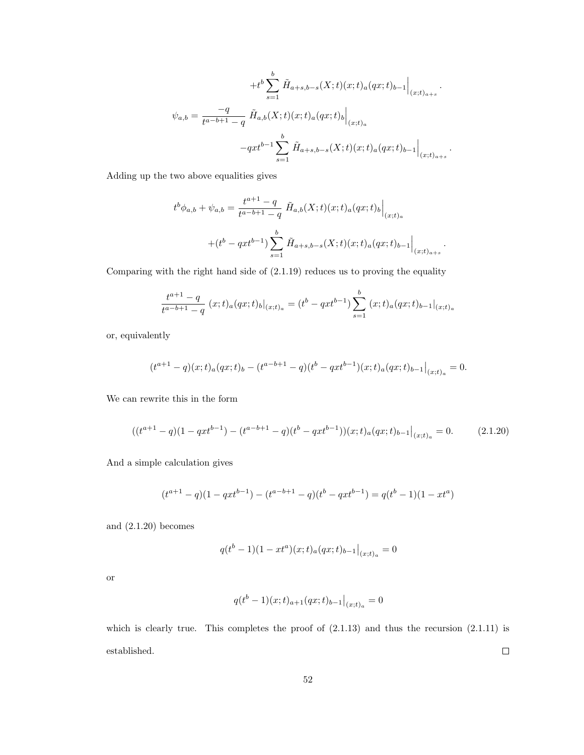$$+t^b \sum_{s=1}^{b} \tilde{H}_{a+s,b-s}(X;t)(x;t)_a(qx;t)_{b-1}\Big|_{(x;t)_{a+s}}.$$

$$\psi_{a,b} = \frac{-q}{t^{a-b+1}-q}\ \tilde{H}_{a,b}(X;t)(x;t)_a(qx;t)_b\Big|_{(x;t)_a}$$

$$-qxt^{b-1} \sum_{s=1}^{b} \tilde{H}_{a+s,b-s}(X;t)(x;t)_a(qx;t)_{b-1}\Big|_{(x;t)_{a+s}}.$$

Adding up the two above equalities gives

$$t^b\phi_{a,b} + \psi_{a,b} = \frac{t^{a+1}-q}{t^{a-b+1}-q}\ \tilde{H}_{a,b}(X;t)(x;t)_a(qx;t)_b\Big|_{(x;t)_a}$$

$$+(t^b - qxt^{b-1}) \sum_{s=1}^{b} \tilde{H}_{a+s,b-s}(X;t)(x;t)_a(qx;t)_{b-1}\Big|_{(x;t)_{a+s}}.$$

Comparing with the right hand side of (2.1.19) reduces us to proving the equality

$$\frac{t^{a+1}-q}{t^{a-b+1}-q}\ (x;t)_a(qx;t)_b|_{(x;t)_a} = (t^b - qxt^{b-1}) \sum_{s=1}^{b} (x;t)_a(qx;t)_{b-1}|_{(x;t)_a}$$

or, equivalently

$$(t^{a+1}-q)(x;t)_a(qx;t)_b - (t^{a-b+1}-q)(t^b - qxt^{b-1})(x;t)_a(qx;t)_{b-1}\Big|_{(x;t)_a} = 0.$$

We can rewrite this in the form

$$((t^{a+1}-q)(1-qxt^{b-1}) - (t^{a-b+1}-q)(t^b - qxt^{b-1}))(x;t)_a(qx;t)_{b-1}\Big|_{(x;t)_a} = 0. \qquad (2.1.20)$$

And a simple calculation gives

$$(t^{a+1}-q)(1-qxt^{b-1}) - (t^{a-b+1}-q)(t^b - qxt^{b-1}) = q(t^b-1)(1-xt^a)$$

and (2.1.20) becomes

$$q(t^b-1)(1-xt^a)(x;t)_a(qx;t)_{b-1}\Big|_{(x;t)_a} = 0$$

or

$$q(t^b-1)(x;t)_{a+1}(qx;t)_{b-1}\Big|_{(x;t)_a} = 0$$

which is clearly true. This completes the proof of (2.1.13) and thus the recursion (2.1.11) is established. ∎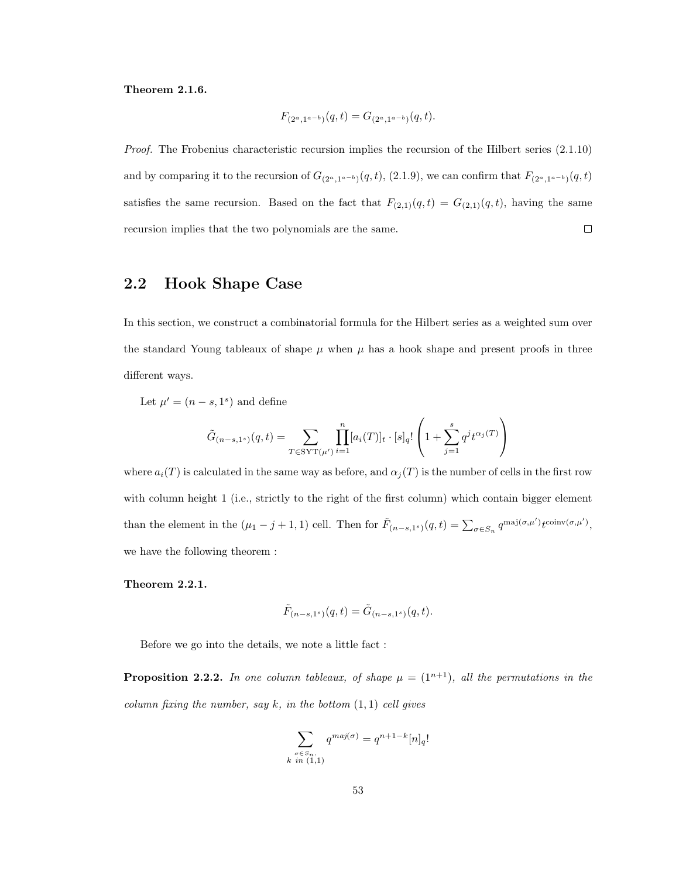**Theorem 2.1.6.**

$$F_{(2^a,1^{a-b})}(q,t) = G_{(2^a,1^{a-b})}(q,t).$$

*Proof.* The Frobenius characteristic recursion implies the recursion of the Hilbert series (2.1.10) and by comparing it to the recursion of $G_{(2^a,1^{a-b})}(q,t)$, (2.1.9), we can confirm that $F_{(2^a,1^{a-b})}(q,t)$ satisfies the same recursion. Based on the fact that $F_{(2,1)}(q,t) = G_{(2,1)}(q,t)$, having the same recursion implies that the two polynomials are the same. □

## 2.2 Hook Shape Case

In this section, we construct a combinatorial formula for the Hilbert series as a weighted sum over the standard Young tableaux of shape $\mu$ when $\mu$ has a hook shape and present proofs in three different ways.

Let $\mu' = (n-s, 1^s)$ and define

$$\tilde{G}_{(n-s,1^s)}(q,t) = \sum_{T \in \mathrm{SYT}(\mu')} \prod_{i=1}^{n} [a_i(T)]_t \cdot [s]_q! \left(1 + \sum_{j=1}^{s} q^j t^{\alpha_j(T)}\right)$$

where $a_i(T)$ is calculated in the same way as before, and $\alpha_j(T)$ is the number of cells in the first row with column height 1 (i.e., strictly to the right of the first column) which contain bigger element than the element in the $(\mu_1 - j + 1, 1)$ cell. Then for $\tilde{F}_{(n-s,1^s)}(q,t) = \sum_{\sigma \in S_n} q^{\mathrm{maj}(\sigma,\mu')} t^{\mathrm{coinv}(\sigma,\mu')}$, we have the following theorem :

**Theorem 2.2.1.**

$$\tilde{F}_{(n-s,1^s)}(q,t) = \tilde{G}_{(n-s,1^s)}(q,t).$$

Before we go into the details, we note a little fact :

**Proposition 2.2.2.** *In one column tableaux, of shape $\mu = (1^{n+1})$, all the permutations in the column fixing the number, say $k$, in the bottom $(1,1)$ cell gives*

$$\sum_{\substack{\sigma \in S_n, \\ k \text{ in } (1,1)}} q^{maj(\sigma)} = q^{n+1-k}[n]_q!$$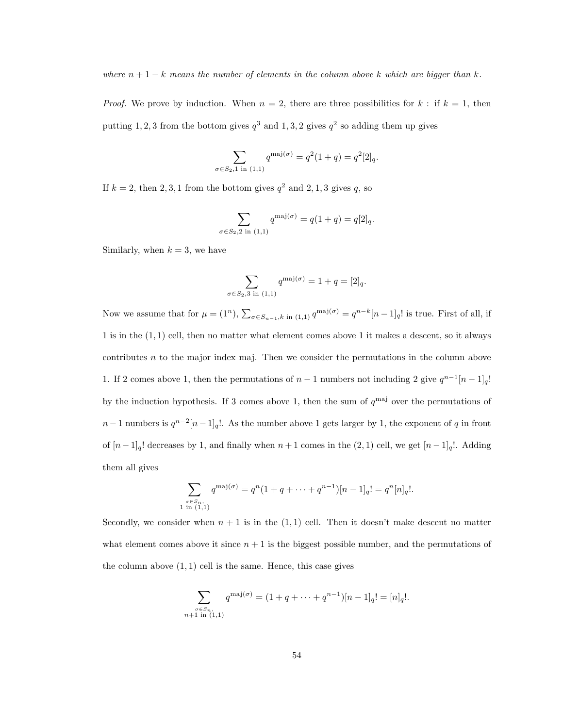*where $n+1-k$ means the number of elements in the column above $k$ which are bigger than $k$.*

*Proof.* We prove by induction. When $n = 2$, there are three possibilities for $k$ : if $k = 1$, then putting $1, 2, 3$ from the bottom gives $q^3$ and $1, 3, 2$ gives $q^2$ so adding them up gives

$$\sum_{\sigma \in S_2, 1 \text{ in } (1,1)} q^{\text{maj}(\sigma)} = q^2(1+q) = q^2[2]_q.$$

If $k = 2$, then $2, 3, 1$ from the bottom gives $q^2$ and $2, 1, 3$ gives $q$, so

$$\sum_{\sigma \in S_2, 2 \text{ in } (1,1)} q^{\text{maj}(\sigma)} = q(1+q) = q[2]_q.$$

Similarly, when $k = 3$, we have

$$\sum_{\sigma \in S_2, 3 \text{ in } (1,1)} q^{\text{maj}(\sigma)} = 1 + q = [2]_q.$$

Now we assume that for $\mu = (1^n)$, $\sum_{\sigma \in S_{n-1}, k \text{ in } (1,1)} q^{\text{maj}(\sigma)} = q^{n-k}[n-1]_q!$ is true. First of all, if $1$ is in the $(1,1)$ cell, then no matter what element comes above $1$ it makes a descent, so it always contributes $n$ to the major index maj. Then we consider the permutations in the column above $1$. If $2$ comes above $1$, then the permutations of $n-1$ numbers not including $2$ give $q^{n-1}[n-1]_q!$ by the induction hypothesis. If $3$ comes above $1$, then the sum of $q^{\text{maj}}$ over the permutations of $n-1$ numbers is $q^{n-2}[n-1]_q!$. As the number above $1$ gets larger by $1$, the exponent of $q$ in front of $[n-1]_q!$ decreases by $1$, and finally when $n+1$ comes in the $(2,1)$ cell, we get $[n-1]_q!$. Adding them all gives

$$\sum_{\substack{\sigma \in S_n, \\ 1 \text{ in } (1,1)}} q^{\text{maj}(\sigma)} = q^n(1 + q + \cdots + q^{n-1})[n-1]_q! = q^n[n]_q!.$$

Secondly, we consider when $n+1$ is in the $(1,1)$ cell. Then it doesn't make descent no matter what element comes above it since $n+1$ is the biggest possible number, and the permutations of the column above $(1,1)$ cell is the same. Hence, this case gives

$$\sum_{\substack{\sigma \in S_n, \\ n+1 \text{ in } (1,1)}} q^{\text{maj}(\sigma)} = (1 + q + \cdots + q^{n-1})[n-1]_q! = [n]_q!.$$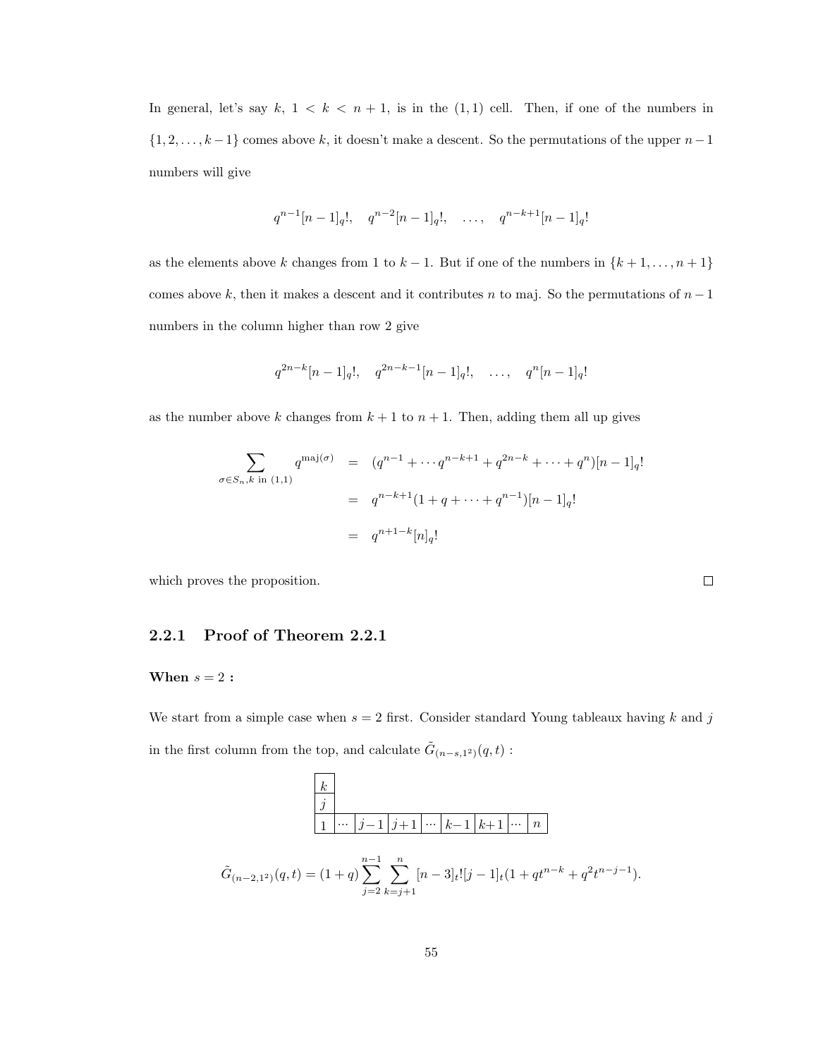In general, let's say $k$, $1 < k < n+1$, is in the $(1,1)$ cell. Then, if one of the numbers in $\{1, 2, \ldots, k-1\}$ comes above $k$, it doesn't make a descent. So the permutations of the upper $n-1$ numbers will give

$$q^{n-1}[n-1]_q!, \quad q^{n-2}[n-1]_q!, \quad \ldots, \quad q^{n-k+1}[n-1]_q!$$

as the elements above $k$ changes from 1 to $k-1$. But if one of the numbers in $\{k+1, \ldots, n+1\}$ comes above $k$, then it makes a descent and it contributes $n$ to maj. So the permutations of $n-1$ numbers in the column higher than row 2 give

$$q^{2n-k}[n-1]_q!, \quad q^{2n-k-1}[n-1]_q!, \quad \ldots, \quad q^{n}[n-1]_q!$$

as the number above $k$ changes from $k+1$ to $n+1$. Then, adding them all up gives

$$\begin{aligned}
\sum_{\sigma \in S_n, k \text{ in } (1,1)} q^{\mathrm{maj}(\sigma)} &= (q^{n-1} + \cdots q^{n-k+1} + q^{2n-k} + \cdots + q^n)[n-1]_q! \\
&= q^{n-k+1}(1 + q + \cdots + q^{n-1})[n-1]_q! \\
&= q^{n+1-k}[n]_q!
\end{aligned}$$

which proves the proposition. $\square$

### 2.2.1 Proof of Theorem 2.2.1

**When $s = 2$ :**

We start from a simple case when $s = 2$ first. Consider standard Young tableaux having $k$ and $j$ in the first column from the top, and calculate $\tilde{G}_{(n-s,1^2)}(q,t)$ :

| $k$ | | | | | | | | |
|---|---|---|---|---|---|---|---|---|
| $j$ | | | | | | | | |
| 1 | $\cdots$ | $j-1$ | $j+1$ | $\cdots$ | $k-1$ | $k+1$ | $\cdots$ | $n$ |

$$\tilde{G}_{(n-2,1^2)}(q,t) = (1+q)\sum_{j=2}^{n-1}\sum_{k=j+1}^{n} [n-3]_t![j-1]_t(1 + qt^{n-k} + q^2t^{n-j-1}).$$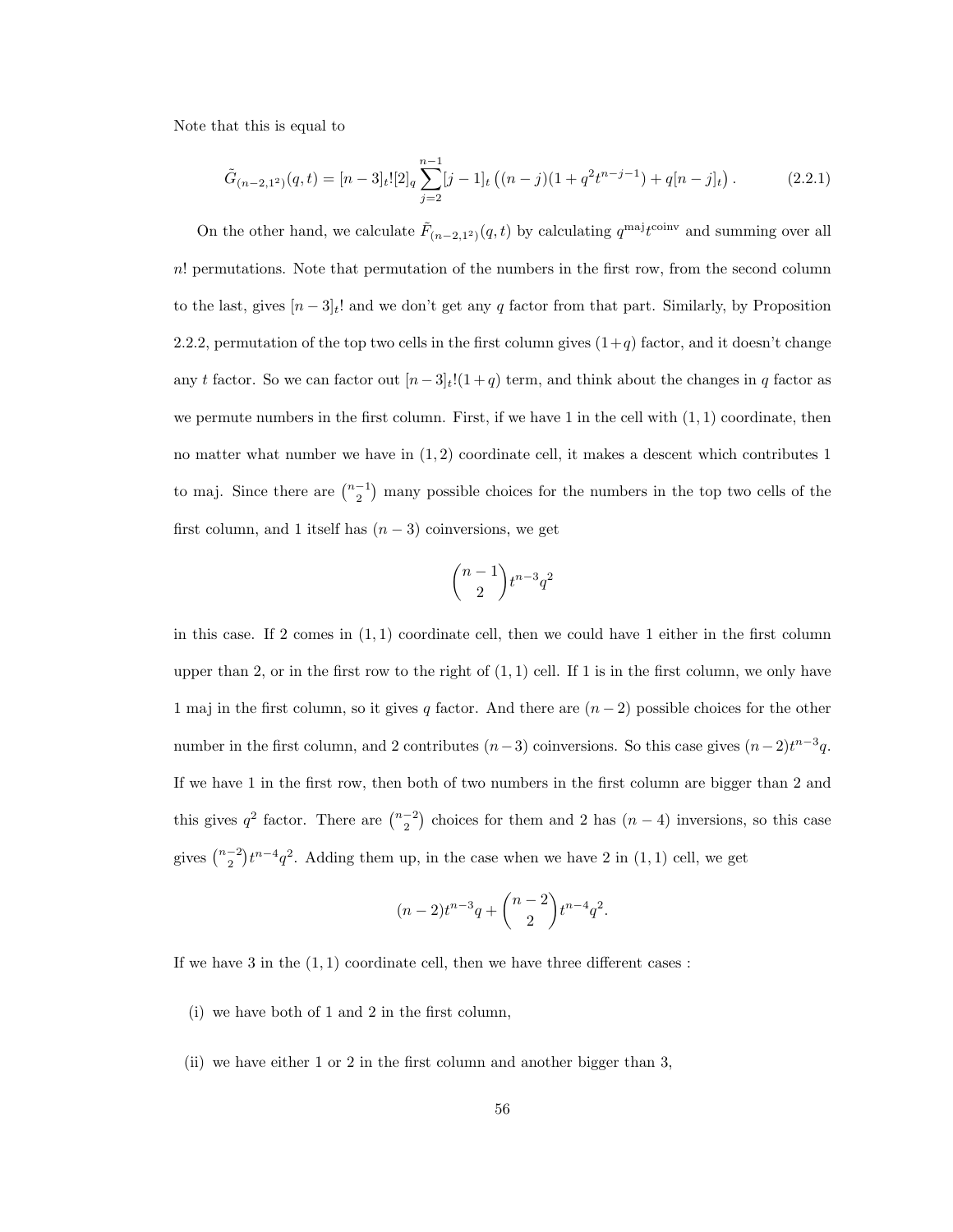Note that this is equal to

$$\tilde{G}_{(n-2,1^2)}(q,t) = [n-3]_t![2]_q \sum_{j=2}^{n-1} [j-1]_t \left((n-j)(1+q^2t^{n-j-1}) + q[n-j]_t\right). \tag{2.2.1}$$

On the other hand, we calculate $\tilde{F}_{(n-2,1^2)}(q,t)$ by calculating $q^{\text{maj}}t^{\text{coinv}}$ and summing over all $n!$ permutations. Note that permutation of the numbers in the first row, from the second column to the last, gives $[n-3]_t!$ and we don't get any $q$ factor from that part. Similarly, by Proposition 2.2.2, permutation of the top two cells in the first column gives $(1+q)$ factor, and it doesn't change any $t$ factor. So we can factor out $[n-3]_t!(1+q)$ term, and think about the changes in $q$ factor as we permute numbers in the first column. First, if we have 1 in the cell with $(1,1)$ coordinate, then no matter what number we have in $(1,2)$ coordinate cell, it makes a descent which contributes 1 to maj. Since there are $\binom{n-1}{2}$ many possible choices for the numbers in the top two cells of the first column, and 1 itself has $(n-3)$ coinversions, we get

$$\binom{n-1}{2} t^{n-3} q^2$$

in this case. If 2 comes in $(1,1)$ coordinate cell, then we could have 1 either in the first column upper than 2, or in the first row to the right of $(1,1)$ cell. If 1 is in the first column, we only have 1 maj in the first column, so it gives $q$ factor. And there are $(n-2)$ possible choices for the other number in the first column, and 2 contributes $(n-3)$ coinversions. So this case gives $(n-2)t^{n-3}q$. If we have 1 in the first row, then both of two numbers in the first column are bigger than 2 and this gives $q^2$ factor. There are $\binom{n-2}{2}$ choices for them and 2 has $(n-4)$ inversions, so this case gives $\binom{n-2}{2}t^{n-4}q^2$. Adding them up, in the case when we have 2 in $(1,1)$ cell, we get

$$(n-2)t^{n-3}q + \binom{n-2}{2} t^{n-4} q^2.$$

If we have 3 in the $(1,1)$ coordinate cell, then we have three different cases :

(i) we have both of 1 and 2 in the first column,

(ii) we have either 1 or 2 in the first column and another bigger than 3,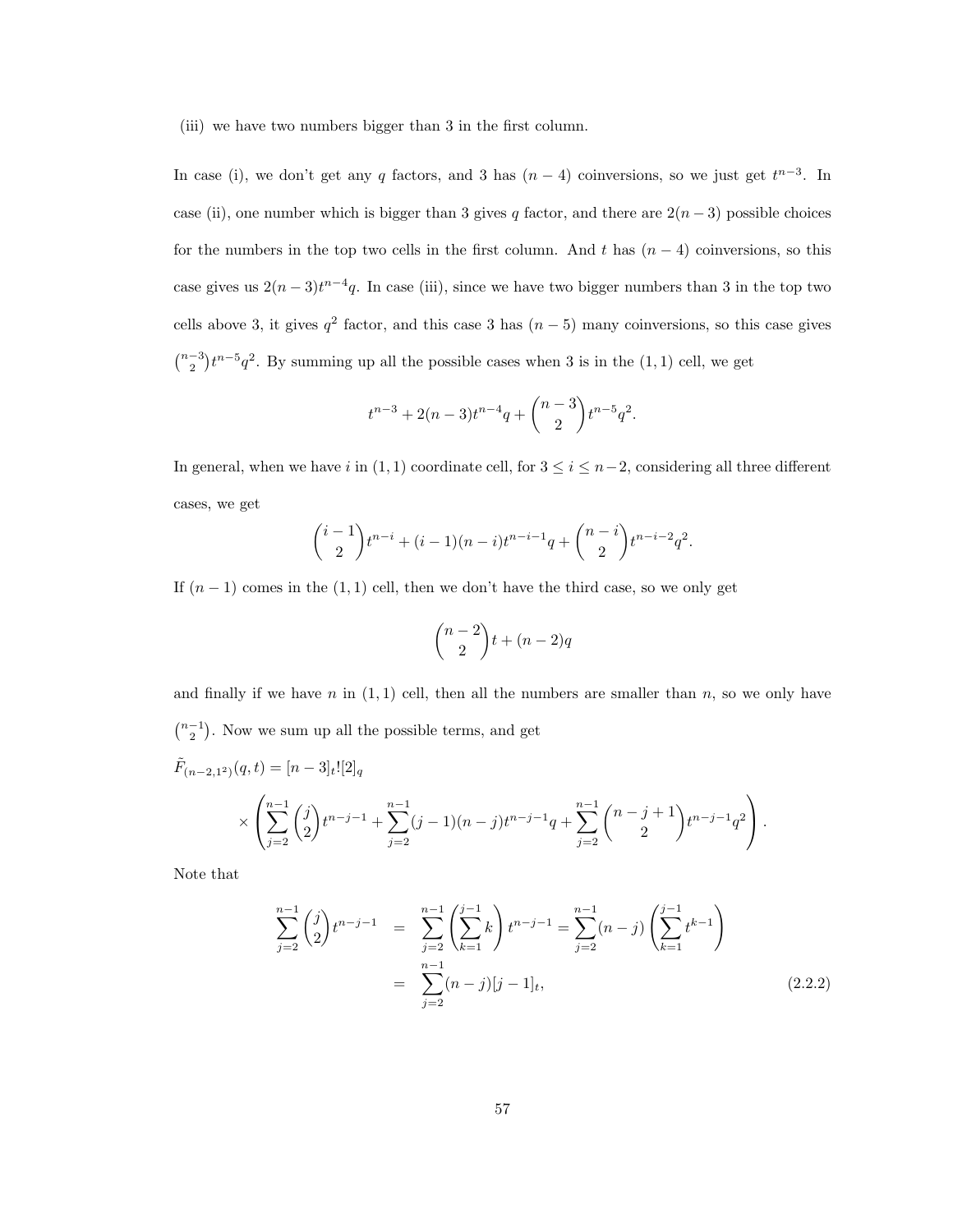(iii) we have two numbers bigger than 3 in the first column.

In case (i), we don't get any $q$ factors, and 3 has $(n-4)$ coinversions, so we just get $t^{n-3}$. In case (ii), one number which is bigger than 3 gives $q$ factor, and there are $2(n-3)$ possible choices for the numbers in the top two cells in the first column. And $t$ has $(n-4)$ coinversions, so this case gives us $2(n-3)t^{n-4}q$. In case (iii), since we have two bigger numbers than 3 in the top two cells above 3, it gives $q^2$ factor, and this case 3 has $(n-5)$ many coinversions, so this case gives $\binom{n-3}{2}t^{n-5}q^2$. By summing up all the possible cases when 3 is in the $(1,1)$ cell, we get

$$t^{n-3} + 2(n-3)t^{n-4}q + \binom{n-3}{2}t^{n-5}q^2.$$

In general, when we have $i$ in $(1,1)$ coordinate cell, for $3 \le i \le n-2$, considering all three different cases, we get

$$\binom{i-1}{2}t^{n-i} + (i-1)(n-i)t^{n-i-1}q + \binom{n-i}{2}t^{n-i-2}q^2.$$

If $(n-1)$ comes in the $(1,1)$ cell, then we don't have the third case, so we only get

$$\binom{n-2}{2}t + (n-2)q$$

and finally if we have $n$ in $(1,1)$ cell, then all the numbers are smaller than $n$, so we only have $\binom{n-1}{2}$. Now we sum up all the possible terms, and get

$$\tilde{F}_{(n-2,1^2)}(q,t) = [n-3]_t![2]_q$$

$$\times \left( \sum_{j=2}^{n-1} \binom{j}{2} t^{n-j-1} + \sum_{j=2}^{n-1} (j-1)(n-j)t^{n-j-1}q + \sum_{j=2}^{n-1} \binom{n-j+1}{2} t^{n-j-1}q^2 \right).$$

Note that

$$\begin{aligned}
\sum_{j=2}^{n-1} \binom{j}{2} t^{n-j-1} &= \sum_{j=2}^{n-1} \left( \sum_{k=1}^{j-1} k \right) t^{n-j-1} = \sum_{j=2}^{n-1} (n-j) \left( \sum_{k=1}^{j-1} t^{k-1} \right) \\
&= \sum_{j=2}^{n-1} (n-j)[j-1]_t,
\end{aligned} \tag{2.2.2}$$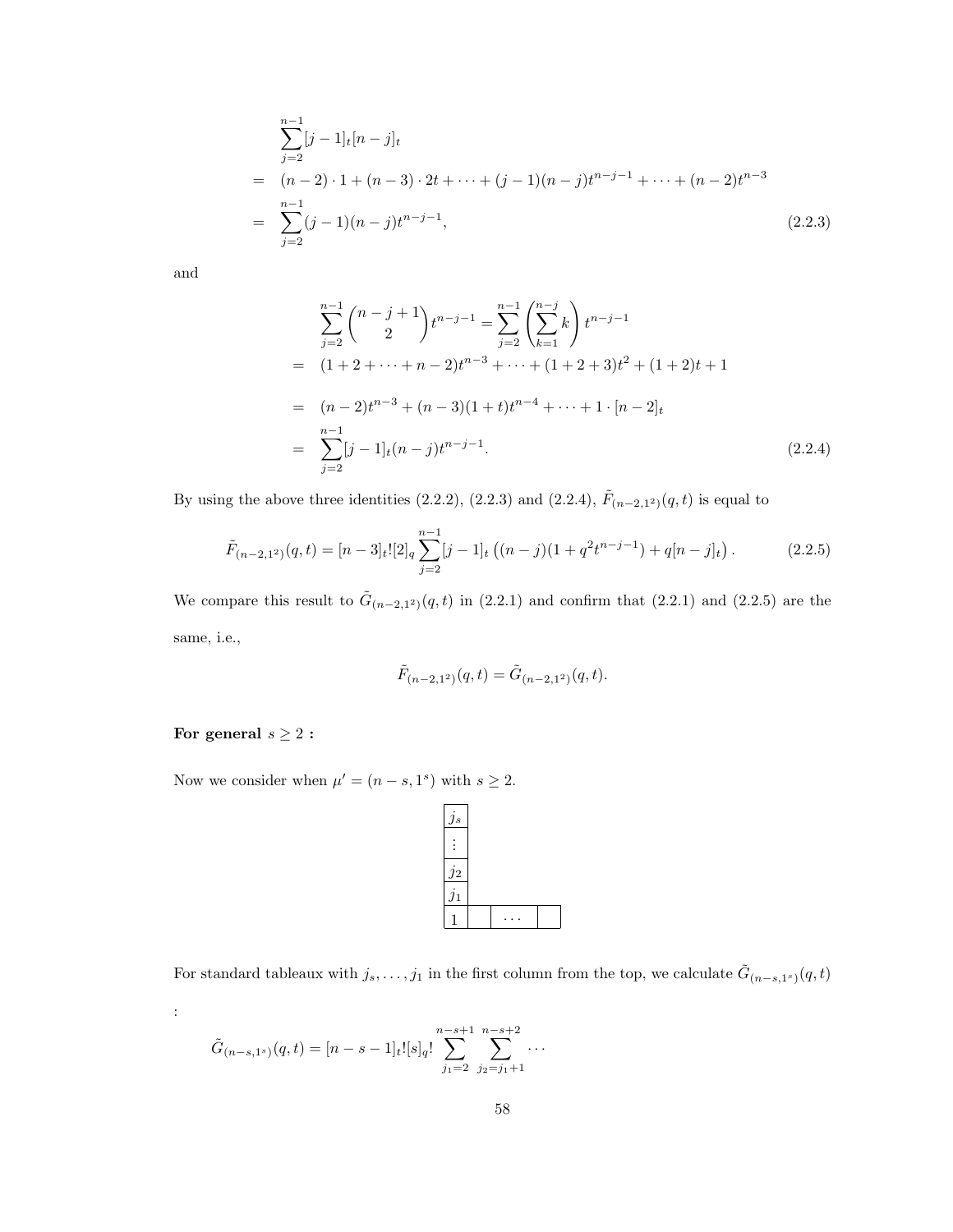$$
\begin{aligned}
&\sum_{j=2}^{n-1}[j-1]_t[n-j]_t \\
=\ & (n-2)\cdot 1+(n-3)\cdot 2t+\cdots+(j-1)(n-j)t^{n-j-1}+\cdots+(n-2)t^{n-3} \\
=\ & \sum_{j=2}^{n-1}(j-1)(n-j)t^{n-j-1},
\end{aligned}
\tag{2.2.3}
$$

and

$$
\begin{aligned}
&\sum_{j=2}^{n-1}\binom{n-j+1}{2}t^{n-j-1}=\sum_{j=2}^{n-1}\left(\sum_{k=1}^{n-j}k\right)t^{n-j-1} \\
=\ & (1+2+\cdots+n-2)t^{n-3}+\cdots+(1+2+3)t^2+(1+2)t+1 \\
=\ & (n-2)t^{n-3}+(n-3)(1+t)t^{n-4}+\cdots+1\cdot[n-2]_t \\
=\ & \sum_{j=2}^{n-1}[j-1]_t(n-j)t^{n-j-1}.
\end{aligned}
\tag{2.2.4}
$$

By using the above three identities (2.2.2), (2.2.3) and (2.2.4), $\tilde{F}_{(n-2,1^2)}(q,t)$ is equal to

$$
\tilde{F}_{(n-2,1^2)}(q,t)=[n-3]_t![2]_q\sum_{j=2}^{n-1}[j-1]_t\left((n-j)(1+q^2t^{n-j-1})+q[n-j]_t\right). \tag{2.2.5}
$$

We compare this result to $\tilde{G}_{(n-2,1^2)}(q,t)$ in (2.2.1) and confirm that (2.2.1) and (2.2.5) are the same, i.e.,

$$
\tilde{F}_{(n-2,1^2)}(q,t)=\tilde{G}_{(n-2,1^2)}(q,t).
$$

**For general $s\geq 2$ :**

Now we consider when $\mu'=(n-s,1^s)$ with $s\geq 2$.

| $j_s$ | | | |
|---|---|---|---|
| $\vdots$ | | | |
| $j_2$ | | | |
| $j_1$ | | | |
| 1 | | $\cdots$ | |

For standard tableaux with $j_s,\ldots,j_1$ in the first column from the top, we calculate $\tilde{G}_{(n-s,1^s)}(q,t)$ :

$$
\tilde{G}_{(n-s,1^s)}(q,t)=[n-s-1]_t![s]_q!\sum_{j_1=2}^{n-s+1}\sum_{j_2=j_1+1}^{n-s+2}\cdots
$$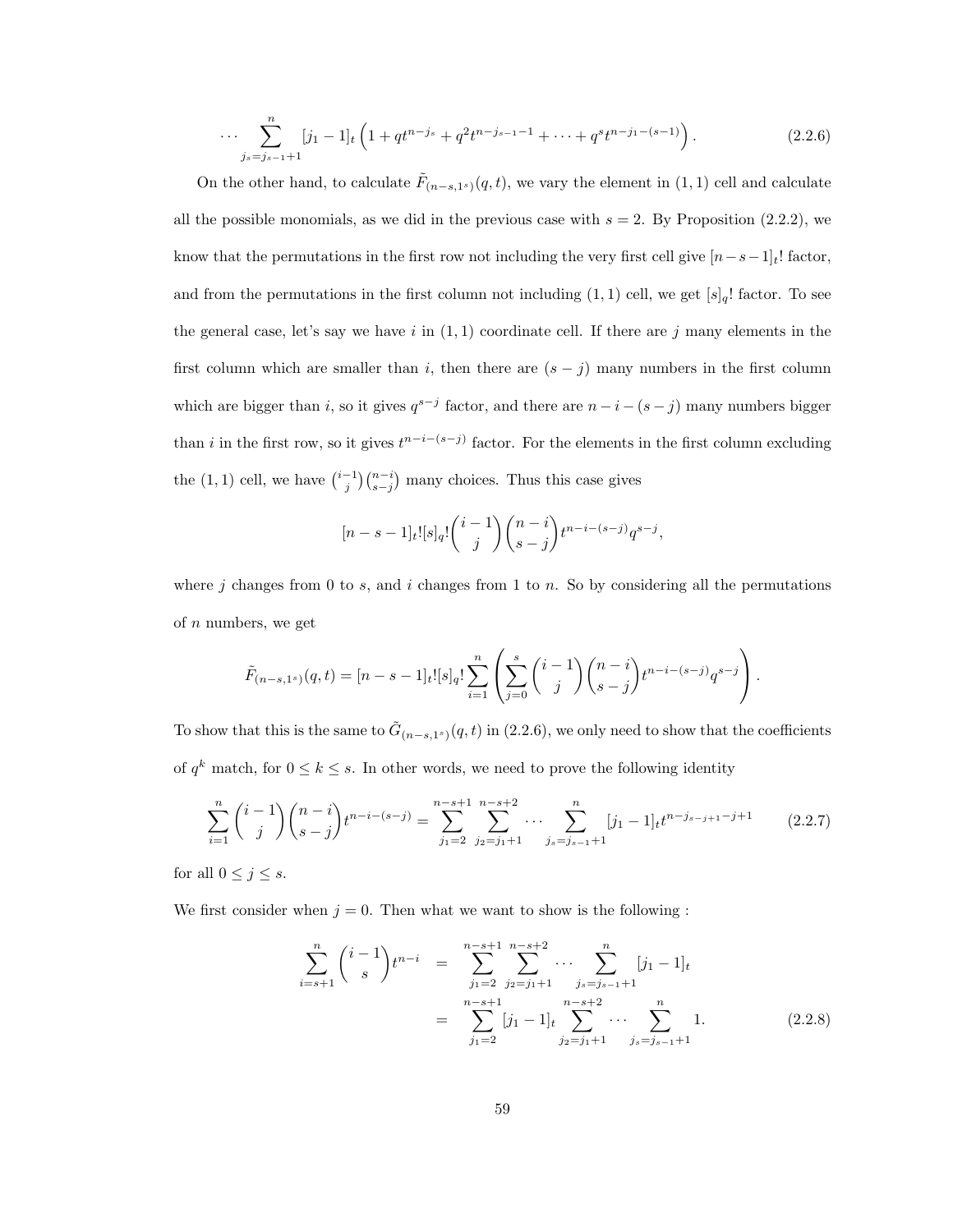$$\cdots \sum_{j_s=j_{s-1}+1}^{n} [j_1-1]_t \left(1 + qt^{n-j_s} + q^2 t^{n-j_{s-1}-1} + \cdots + q^s t^{n-j_1-(s-1)}\right). \tag{2.2.6}$$

On the other hand, to calculate $\tilde{F}_{(n-s,1^s)}(q,t)$, we vary the element in $(1,1)$ cell and calculate all the possible monomials, as we did in the previous case with $s=2$. By Proposition (2.2.2), we know that the permutations in the first row not including the very first cell give $[n-s-1]_t!$ factor, and from the permutations in the first column not including $(1,1)$ cell, we get $[s]_q!$ factor. To see the general case, let's say we have $i$ in $(1,1)$ coordinate cell. If there are $j$ many elements in the first column which are smaller than $i$, then there are $(s-j)$ many numbers in the first column which are bigger than $i$, so it gives $q^{s-j}$ factor, and there are $n-i-(s-j)$ many numbers bigger than $i$ in the first row, so it gives $t^{n-i-(s-j)}$ factor. For the elements in the first column excluding the $(1,1)$ cell, we have $\binom{i-1}{j}\binom{n-i}{s-j}$ many choices. Thus this case gives

$$[n-s-1]_t![s]_q!\binom{i-1}{j}\binom{n-i}{s-j}t^{n-i-(s-j)}q^{s-j},$$

where $j$ changes from 0 to $s$, and $i$ changes from 1 to $n$. So by considering all the permutations of $n$ numbers, we get

$$\tilde{F}_{(n-s,1^s)}(q,t) = [n-s-1]_t![s]_q!\sum_{i=1}^{n}\left(\sum_{j=0}^{s}\binom{i-1}{j}\binom{n-i}{s-j}t^{n-i-(s-j)}q^{s-j}\right).$$

To show that this is the same to $\tilde{G}_{(n-s,1^s)}(q,t)$ in (2.2.6), we only need to show that the coefficients of $q^k$ match, for $0 \le k \le s$. In other words, we need to prove the following identity

$$\sum_{i=1}^{n}\binom{i-1}{j}\binom{n-i}{s-j}t^{n-i-(s-j)} = \sum_{j_1=2}^{n-s+1}\sum_{j_2=j_1+1}^{n-s+2}\cdots\sum_{j_s=j_{s-1}+1}^{n}[j_1-1]_t t^{n-j_{s-j+1}-j+1} \tag{2.2.7}$$

for all $0 \le j \le s$.

We first consider when $j=0$. Then what we want to show is the following :

$$\begin{aligned}
\sum_{i=s+1}^{n}\binom{i-1}{s}t^{n-i} &= \sum_{j_1=2}^{n-s+1}\sum_{j_2=j_1+1}^{n-s+2}\cdots\sum_{j_s=j_{s-1}+1}^{n}[j_1-1]_t \\
&= \sum_{j_1=2}^{n-s+1}[j_1-1]_t\sum_{j_2=j_1+1}^{n-s+2}\cdots\sum_{j_s=j_{s-1}+1}^{n}1.
\end{aligned} \tag{2.2.8}$$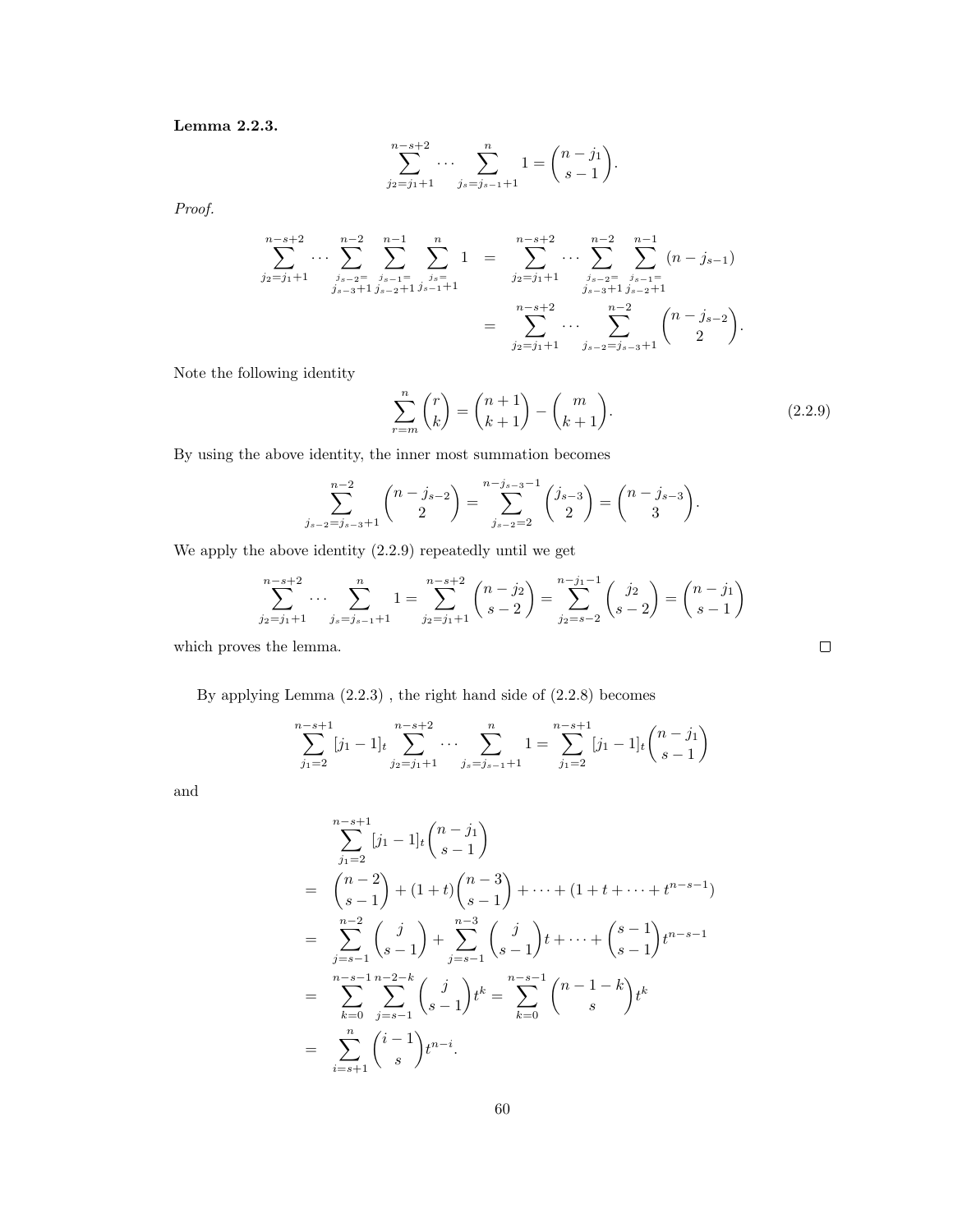**Lemma 2.2.3.**

$$\sum_{j_2=j_1+1}^{n-s+2} \cdots \sum_{j_s=j_{s-1}+1}^{n} 1 = \binom{n-j_1}{s-1}.$$

*Proof.*

$$\begin{aligned}
\sum_{j_2=j_1+1}^{n-s+2} \cdots \sum_{\substack{j_{s-2}=\\ j_{s-3}+1}}^{n-2} \sum_{\substack{j_{s-1}=\\ j_{s-2}+1}}^{n-1} \sum_{\substack{j_s=\\ j_{s-1}+1}}^{n} 1 &= \sum_{j_2=j_1+1}^{n-s+2} \cdots \sum_{\substack{j_{s-2}=\\ j_{s-3}+1}}^{n-2} \sum_{\substack{j_{s-1}=\\ j_{s-2}+1}}^{n-1} (n-j_{s-1}) \\
&= \sum_{j_2=j_1+1}^{n-s+2} \cdots \sum_{j_{s-2}=j_{s-3}+1}^{n-2} \binom{n-j_{s-2}}{2}.
\end{aligned}$$

Note the following identity

$$\sum_{r=m}^{n} \binom{r}{k} = \binom{n+1}{k+1} - \binom{m}{k+1}. \tag{2.2.9}$$

By using the above identity, the inner most summation becomes

$$\sum_{j_{s-2}=j_{s-3}+1}^{n-2} \binom{n-j_{s-2}}{2} = \sum_{j_{s-2}=2}^{n-j_{s-3}-1} \binom{j_{s-3}}{2} = \binom{n-j_{s-3}}{3}.$$

We apply the above identity (2.2.9) repeatedly until we get

$$\sum_{j_2=j_1+1}^{n-s+2} \cdots \sum_{j_s=j_{s-1}+1}^{n} 1 = \sum_{j_2=j_1+1}^{n-s+2} \binom{n-j_2}{s-2} = \sum_{j_2=s-2}^{n-j_1-1} \binom{j_2}{s-2} = \binom{n-j_1}{s-1}$$

which proves the lemma. $\square$

By applying Lemma (2.2.3) , the right hand side of (2.2.8) becomes

$$\sum_{j_1=2}^{n-s+1} [j_1-1]_t \sum_{j_2=j_1+1}^{n-s+2} \cdots \sum_{j_s=j_{s-1}+1}^{n} 1 = \sum_{j_1=2}^{n-s+1} [j_1-1]_t \binom{n-j_1}{s-1}$$

and

$$\begin{aligned}
& \sum_{j_1=2}^{n-s+1} [j_1-1]_t \binom{n-j_1}{s-1} \\
=\ & \binom{n-2}{s-1} + (1+t)\binom{n-3}{s-1} + \cdots + (1+t+\cdots+t^{n-s-1}) \\
=\ & \sum_{j=s-1}^{n-2} \binom{j}{s-1} + \sum_{j=s-1}^{n-3} \binom{j}{s-1} t + \cdots + \binom{s-1}{s-1} t^{n-s-1} \\
=\ & \sum_{k=0}^{n-s-1} \sum_{j=s-1}^{n-2-k} \binom{j}{s-1} t^k = \sum_{k=0}^{n-s-1} \binom{n-1-k}{s} t^k \\
=\ & \sum_{i=s+1}^{n} \binom{i-1}{s} t^{n-i}.
\end{aligned}$$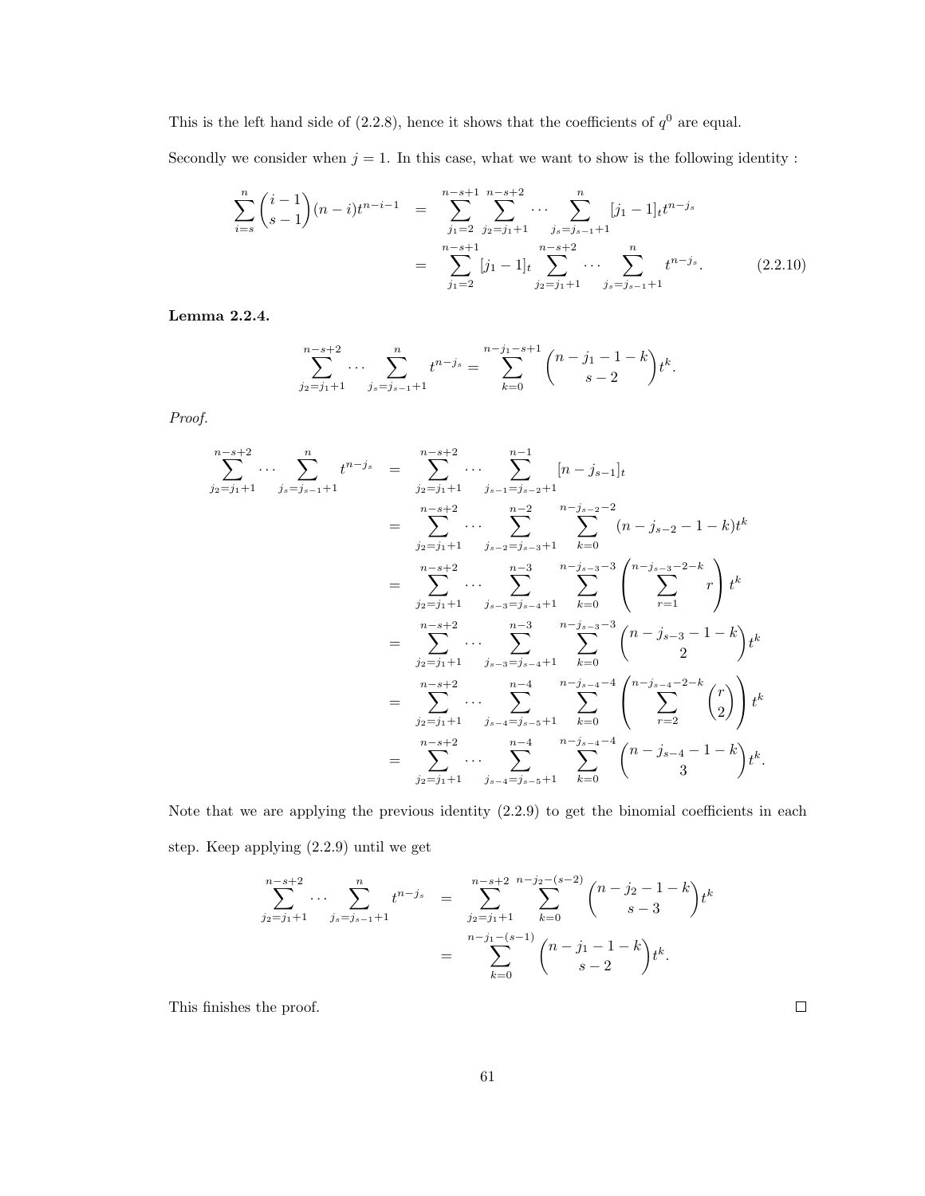This is the left hand side of (2.2.8), hence it shows that the coefficients of $q^0$ are equal.

Secondly we consider when $j = 1$. In this case, what we want to show is the following identity :

$$
\begin{aligned}
\sum_{i=s}^{n} \binom{i-1}{s-1}(n-i)t^{n-i-1} &= \sum_{j_1=2}^{n-s+1} \sum_{j_2=j_1+1}^{n-s+2} \cdots \sum_{j_s=j_{s-1}+1}^{n} [j_1-1]_t t^{n-j_s} \\
&= \sum_{j_1=2}^{n-s+1} [j_1-1]_t \sum_{j_2=j_1+1}^{n-s+2} \cdots \sum_{j_s=j_{s-1}+1}^{n} t^{n-j_s}. \qquad (2.2.10)
\end{aligned}
$$

**Lemma 2.2.4.**

$$
\sum_{j_2=j_1+1}^{n-s+2} \cdots \sum_{j_s=j_{s-1}+1}^{n} t^{n-j_s} = \sum_{k=0}^{n-j_1-s+1} \binom{n-j_1-1-k}{s-2} t^k.
$$

*Proof.*

$$
\begin{aligned}
\sum_{j_2=j_1+1}^{n-s+2} \cdots \sum_{j_s=j_{s-1}+1}^{n} t^{n-j_s} &= \sum_{j_2=j_1+1}^{n-s+2} \cdots \sum_{j_{s-1}=j_{s-2}+1}^{n-1} [n-j_{s-1}]_t \\
&= \sum_{j_2=j_1+1}^{n-s+2} \cdots \sum_{j_{s-2}=j_{s-3}+1}^{n-2} \sum_{k=0}^{n-j_{s-2}-2} (n-j_{s-2}-1-k)t^k \\
&= \sum_{j_2=j_1+1}^{n-s+2} \cdots \sum_{j_{s-3}=j_{s-4}+1}^{n-3} \sum_{k=0}^{n-j_{s-3}-3} \left( \sum_{r=1}^{n-j_{s-3}-2-k} r \right) t^k \\
&= \sum_{j_2=j_1+1}^{n-s+2} \cdots \sum_{j_{s-3}=j_{s-4}+1}^{n-3} \sum_{k=0}^{n-j_{s-3}-3} \binom{n-j_{s-3}-1-k}{2} t^k \\
&= \sum_{j_2=j_1+1}^{n-s+2} \cdots \sum_{j_{s-4}=j_{s-5}+1}^{n-4} \sum_{k=0}^{n-j_{s-4}-4} \left( \sum_{r=2}^{n-j_{s-4}-2-k} \binom{r}{2} \right) t^k \\
&= \sum_{j_2=j_1+1}^{n-s+2} \cdots \sum_{j_{s-4}=j_{s-5}+1}^{n-4} \sum_{k=0}^{n-j_{s-4}-4} \binom{n-j_{s-4}-1-k}{3} t^k.
\end{aligned}
$$

Note that we are applying the previous identity (2.2.9) to get the binomial coefficients in each step. Keep applying (2.2.9) until we get

$$
\begin{aligned}
\sum_{j_2=j_1+1}^{n-s+2} \cdots \sum_{j_s=j_{s-1}+1}^{n} t^{n-j_s} &= \sum_{j_2=j_1+1}^{n-s+2} \sum_{k=0}^{n-j_2-(s-2)} \binom{n-j_2-1-k}{s-3} t^k \\
&= \sum_{k=0}^{n-j_1-(s-1)} \binom{n-j_1-1-k}{s-2} t^k.
\end{aligned}
$$

This finishes the proof. $\square$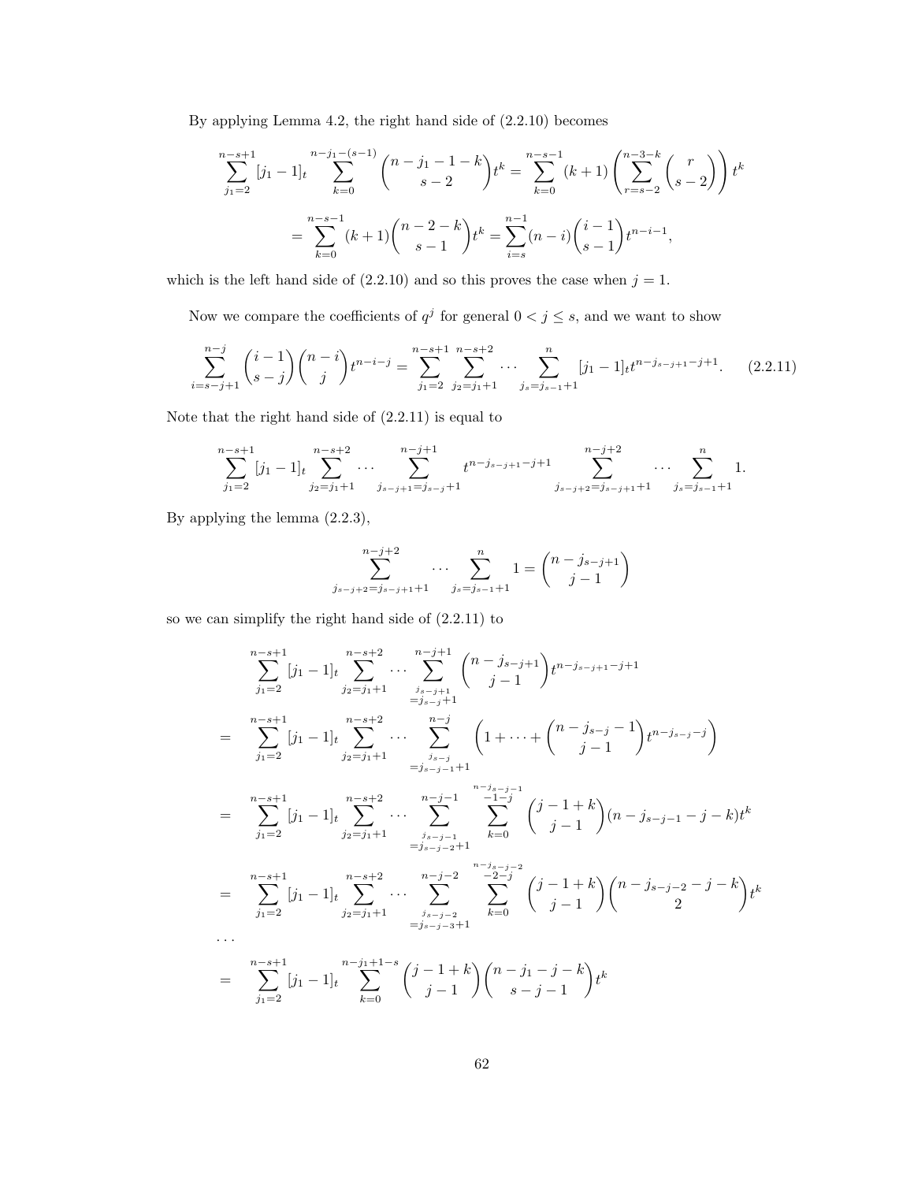By applying Lemma 4.2, the right hand side of (2.2.10) becomes

$$
\begin{aligned}
\sum_{j_1=2}^{n-s+1}[j_1-1]_t \sum_{k=0}^{n-j_1-(s-1)} \binom{n-j_1-1-k}{s-2} t^k &= \sum_{k=0}^{n-s-1}(k+1)\left(\sum_{r=s-2}^{n-3-k}\binom{r}{s-2}\right)t^k \\
&= \sum_{k=0}^{n-s-1}(k+1)\binom{n-2-k}{s-1}t^k = \sum_{i=s}^{n-1}(n-i)\binom{i-1}{s-1}t^{n-i-1},
\end{aligned}
$$

which is the left hand side of (2.2.10) and so this proves the case when $j=1$.

Now we compare the coefficients of $q^j$ for general $0<j\le s$, and we want to show

$$
\sum_{i=s-j+1}^{n-j}\binom{i-1}{s-j}\binom{n-i}{j}t^{n-i-j} = \sum_{j_1=2}^{n-s+1}\sum_{j_2=j_1+1}^{n-s+2}\cdots\sum_{j_s=j_{s-1}+1}^{n}[j_1-1]_t t^{n-j_{s-j+1}-j+1}. \tag{2.2.11}
$$

Note that the right hand side of (2.2.11) is equal to

$$
\sum_{j_1=2}^{n-s+1}[j_1-1]_t\sum_{j_2=j_1+1}^{n-s+2}\cdots\sum_{j_{s-j+1}=j_{s-j}+1}^{n-j+1} t^{n-j_{s-j+1}-j+1}\sum_{j_{s-j+2}=j_{s-j+1}+1}^{n-j+2}\cdots\sum_{j_s=j_{s-1}+1}^{n}1.
$$

By applying the lemma (2.2.3),

$$
\sum_{j_{s-j+2}=j_{s-j+1}+1}^{n-j+2}\cdots\sum_{j_s=j_{s-1}+1}^{n}1 = \binom{n-j_{s-j+1}}{j-1}
$$

so we can simplify the right hand side of (2.2.11) to

$$
\begin{aligned}
& \sum_{j_1=2}^{n-s+1}[j_1-1]_t\sum_{j_2=j_1+1}^{n-s+2}\cdots\sum_{\substack{j_{s-j+1}\\=j_{s-j}+1}}^{n-j+1}\binom{n-j_{s-j+1}}{j-1}t^{n-j_{s-j+1}-j+1} \\
= \quad & \sum_{j_1=2}^{n-s+1}[j_1-1]_t\sum_{j_2=j_1+1}^{n-s+2}\cdots\sum_{\substack{j_{s-j}\\=j_{s-j-1}+1}}^{n-j}\left(1+\cdots+\binom{n-j_{s-j}-1}{j-1}t^{n-j_{s-j}-j}\right) \\
= \quad & \sum_{j_1=2}^{n-s+1}[j_1-1]_t\sum_{j_2=j_1+1}^{n-s+2}\cdots\sum_{\substack{j_{s-j-1}\\=j_{s-j-2}+1}}^{n-j-1}\sum_{k=0}^{n-j_{s-j-1}-1-j}\binom{j-1+k}{j-1}(n-j_{s-j-1}-j-k)t^k \\
= \quad & \sum_{j_1=2}^{n-s+1}[j_1-1]_t\sum_{j_2=j_1+1}^{n-s+2}\cdots\sum_{\substack{j_{s-j-2}\\=j_{s-j-3}+1}}^{n-j-2}\sum_{k=0}^{n-j_{s-j-2}-2-j}\binom{j-1+k}{j-1}\binom{n-j_{s-j-2}-j-k}{2}t^k \\
\cdots & \\
= \quad & \sum_{j_1=2}^{n-s+1}[j_1-1]_t\sum_{k=0}^{n-j_1+1-s}\binom{j-1+k}{j-1}\binom{n-j_1-j-k}{s-j-1}t^k
\end{aligned}
$$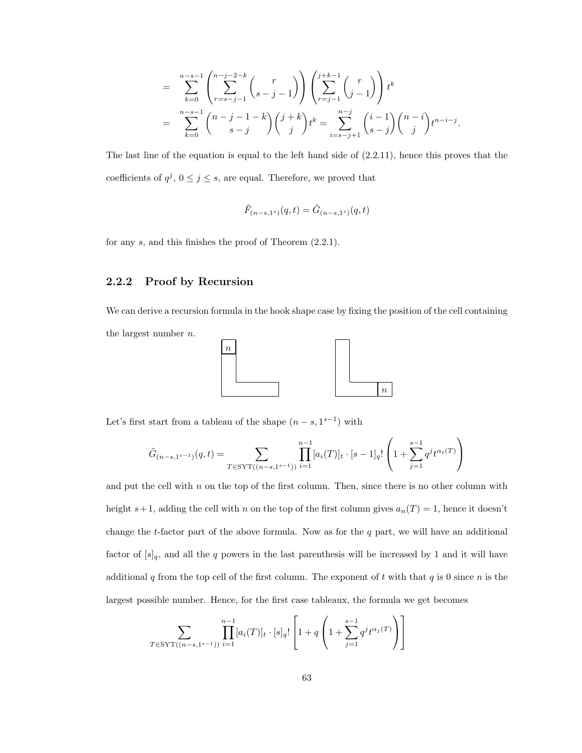$$
\begin{aligned}
&= \sum_{k=0}^{n-s-1} \left( \sum_{r=s-j-1}^{n-j-2-k} \binom{r}{s-j-1} \right) \left( \sum_{r=j-1}^{j+k-1} \binom{r}{j-1} \right) t^k \\
&= \sum_{k=0}^{n-s-1} \binom{n-j-1-k}{s-j} \binom{j+k}{j} t^k = \sum_{i=s-j+1}^{n-j} \binom{i-1}{s-j} \binom{n-i}{j} t^{n-i-j}.
\end{aligned}
$$

The last line of the equation is equal to the left hand side of (2.2.11), hence this proves that the coefficients of $q^j$, $0 \leq j \leq s$, are equal. Therefore, we proved that

$$
\tilde{F}_{(n-s,1^s)}(q,t) = \tilde{G}_{(n-s,1^s)}(q,t)
$$

for any $s$, and this finishes the proof of Theorem (2.2.1).

### 2.2.2 Proof by Recursion

We can derive a recursion formula in the hook shape case by fixing the position of the cell containing the largest number $n$.

Let's first start from a tableau of the shape $(n-s, 1^{s-1})$ with

$$
\tilde{G}_{(n-s,1^{s-1})}(q,t) = \sum_{T \in \mathrm{SYT}((n-s,1^{s-1}))} \prod_{i=1}^{n-1} [a_i(T)]_t \cdot [s-1]_q! \left( 1 + \sum_{j=1}^{s-1} q^j t^{\alpha_t(T)} \right)
$$

and put the cell with $n$ on the top of the first column. Then, since there is no other column with height $s+1$, adding the cell with $n$ on the top of the first column gives $a_n(T) = 1$, hence it doesn't change the $t$-factor part of the above formula. Now as for the $q$ part, we will have an additional factor of $[s]_q$, and all the $q$ powers in the last parenthesis will be increased by 1 and it will have additional $q$ from the top cell of the first column. The exponent of $t$ with that $q$ is 0 since $n$ is the largest possible number. Hence, for the first case tableaux, the formula we get becomes

$$
\sum_{T \in \mathrm{SYT}((n-s,1^{s-1}))} \prod_{i=1}^{n-1} [a_i(T)]_t \cdot [s]_q! \left[ 1 + q \left( 1 + \sum_{j=1}^{s-1} q^j t^{\alpha_j(T)} \right) \right]
$$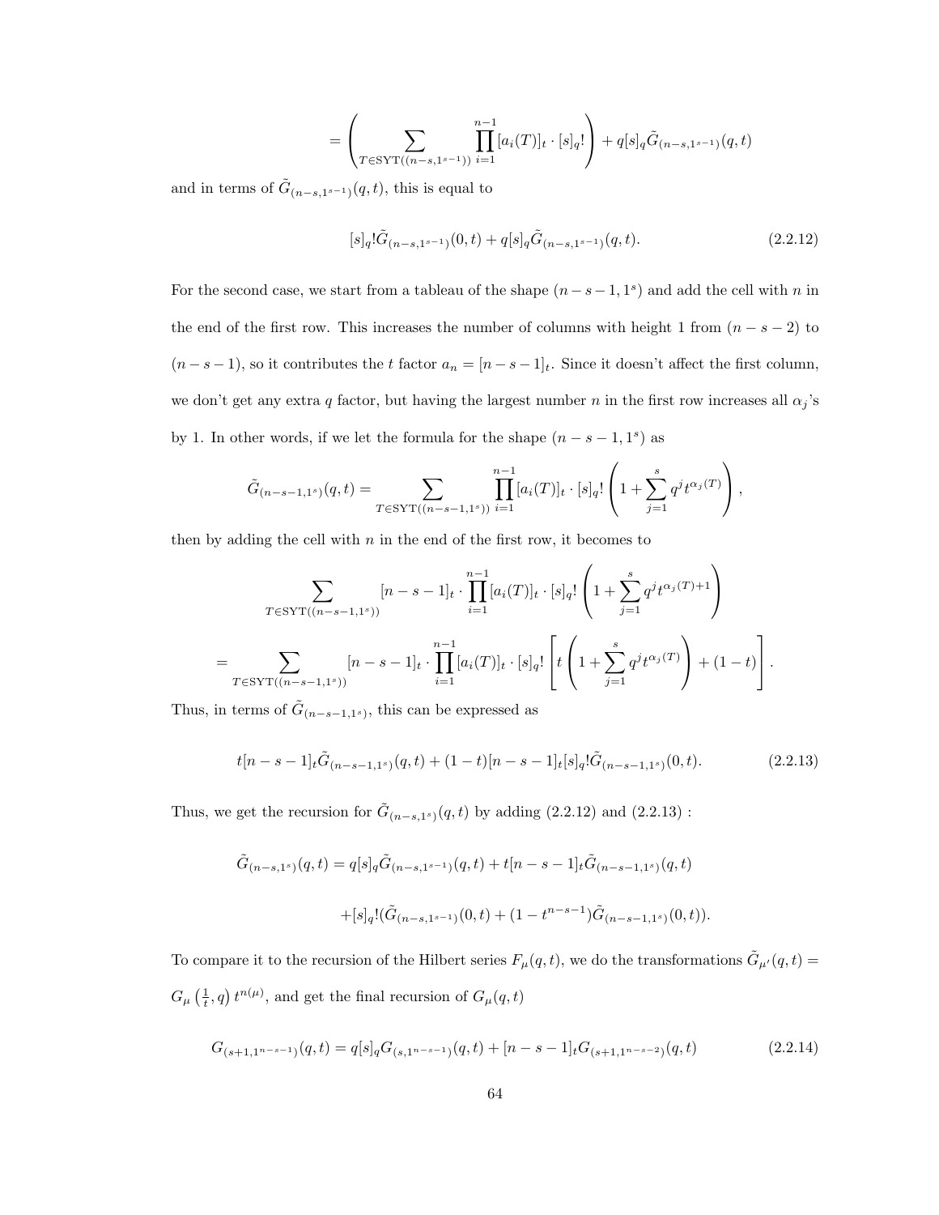$$= \left( \sum_{T \in \mathrm{SYT}((n-s,1^{s-1}))} \prod_{i=1}^{n-1} [a_i(T)]_t \cdot [s]_q! \right) + q[s]_q \tilde{G}_{(n-s,1^{s-1})}(q,t)$$

and in terms of $\tilde{G}_{(n-s,1^{s-1})}(q,t)$, this is equal to

$$[s]_q! \tilde{G}_{(n-s,1^{s-1})}(0,t) + q[s]_q \tilde{G}_{(n-s,1^{s-1})}(q,t). \tag{2.2.12}$$

For the second case, we start from a tableau of the shape $(n-s-1, 1^s)$ and add the cell with $n$ in the end of the first row. This increases the number of columns with height 1 from $(n-s-2)$ to $(n-s-1)$, so it contributes the $t$ factor $a_n = [n-s-1]_t$. Since it doesn't affect the first column, we don't get any extra $q$ factor, but having the largest number $n$ in the first row increases all $\alpha_j$'s by 1. In other words, if we let the formula for the shape $(n-s-1, 1^s)$ as

$$\tilde{G}_{(n-s-1,1^s)}(q,t) = \sum_{T \in \mathrm{SYT}((n-s-1,1^s))} \prod_{i=1}^{n-1} [a_i(T)]_t \cdot [s]_q! \left( 1 + \sum_{j=1}^{s} q^j t^{\alpha_j(T)} \right),$$

then by adding the cell with $n$ in the end of the first row, it becomes to

$$\sum_{T \in \mathrm{SYT}((n-s-1,1^s))} [n-s-1]_t \cdot \prod_{i=1}^{n-1} [a_i(T)]_t \cdot [s]_q! \left( 1 + \sum_{j=1}^{s} q^j t^{\alpha_j(T)+1} \right)$$

$$= \sum_{T \in \mathrm{SYT}((n-s-1,1^s))} [n-s-1]_t \cdot \prod_{i=1}^{n-1} [a_i(T)]_t \cdot [s]_q! \left[ t \left( 1 + \sum_{j=1}^{s} q^j t^{\alpha_j(T)} \right) + (1-t) \right].$$

Thus, in terms of $\tilde{G}_{(n-s-1,1^s)}$, this can be expressed as

$$t[n-s-1]_t \tilde{G}_{(n-s-1,1^s)}(q,t) + (1-t)[n-s-1]_t [s]_q! \tilde{G}_{(n-s-1,1^s)}(0,t). \tag{2.2.13}$$

Thus, we get the recursion for $\tilde{G}_{(n-s,1^s)}(q,t)$ by adding (2.2.12) and (2.2.13) :

$$\tilde{G}_{(n-s,1^s)}(q,t) = q[s]_q \tilde{G}_{(n-s,1^{s-1})}(q,t) + t[n-s-1]_t \tilde{G}_{(n-s-1,1^s)}(q,t)$$

$$+ [s]_q! (\tilde{G}_{(n-s,1^{s-1})}(0,t) + (1-t^{n-s-1}) \tilde{G}_{(n-s-1,1^s)}(0,t)).$$

To compare it to the recursion of the Hilbert series $F_\mu(q,t)$, we do the transformations $\tilde{G}_{\mu'}(q,t) = G_\mu\left(\frac{1}{t}, q\right) t^{n(\mu)}$, and get the final recursion of $G_\mu(q,t)$

$$G_{(s+1,1^{n-s-1})}(q,t) = q[s]_q G_{(s,1^{n-s-1})}(q,t) + [n-s-1]_t G_{(s+1,1^{n-s-2})}(q,t) \tag{2.2.14}$$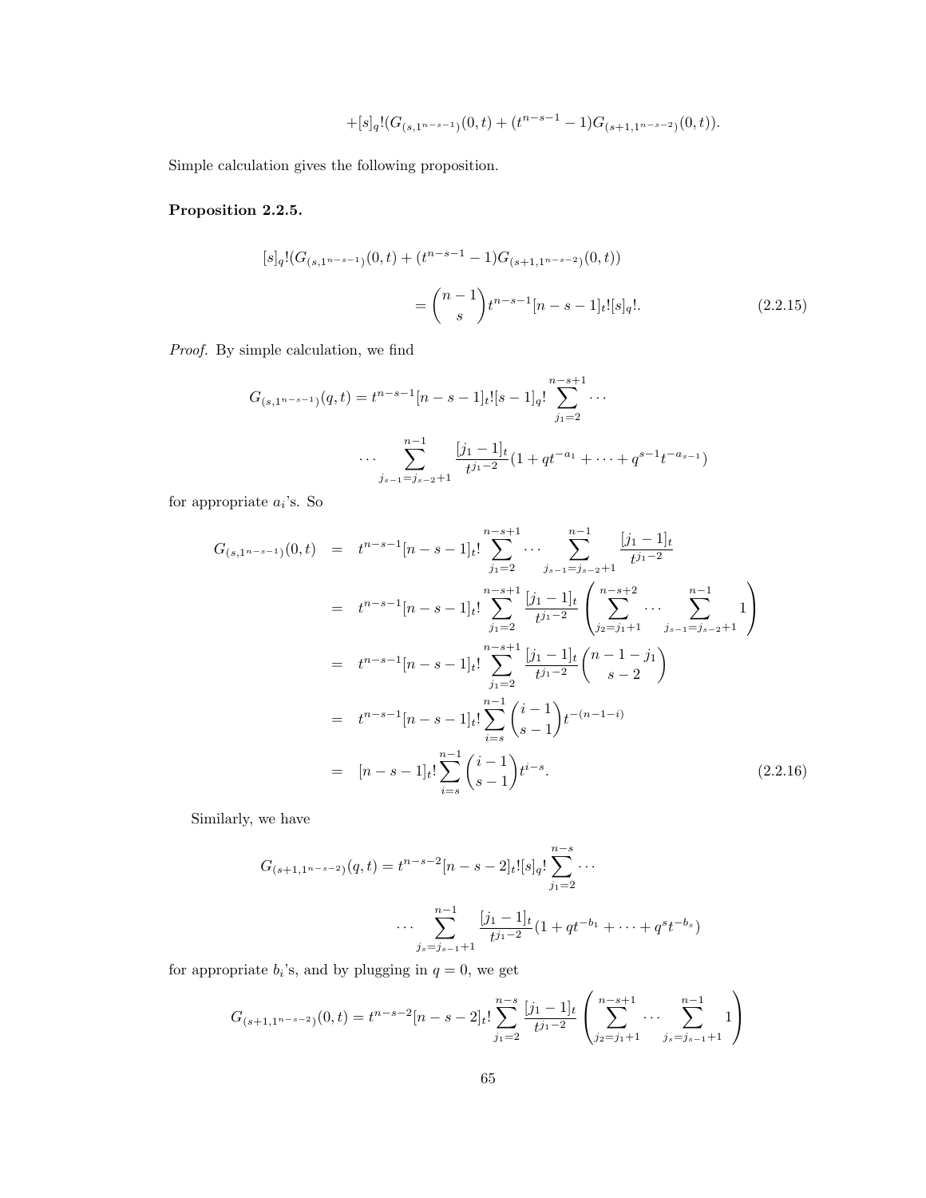$$+[s]_q!(G_{(s,1^{n-s-1})}(0,t) + (t^{n-s-1}-1)G_{(s+1,1^{n-s-2})}(0,t)).$$

Simple calculation gives the following proposition.

**Proposition 2.2.5.**

$$[s]_q!(G_{(s,1^{n-s-1})}(0,t) + (t^{n-s-1}-1)G_{(s+1,1^{n-s-2})}(0,t)) = \binom{n-1}{s} t^{n-s-1}[n-s-1]_t![s]_q!. \tag{2.2.15}$$

*Proof.* By simple calculation, we find

$$G_{(s,1^{n-s-1})}(q,t) = t^{n-s-1}[n-s-1]_t![s-1]_q! \sum_{j_1=2}^{n-s+1} \cdots \sum_{j_{s-1}=j_{s-2}+1}^{n-1} \frac{[j_1-1]_t}{t^{j_1-2}}(1 + qt^{-a_1} + \cdots + q^{s-1}t^{-a_{s-1}})$$

for appropriate $a_i$'s. So

$$\begin{aligned}
G_{(s,1^{n-s-1})}(0,t) &= t^{n-s-1}[n-s-1]_t! \sum_{j_1=2}^{n-s+1} \cdots \sum_{j_{s-1}=j_{s-2}+1}^{n-1} \frac{[j_1-1]_t}{t^{j_1-2}} \\
&= t^{n-s-1}[n-s-1]_t! \sum_{j_1=2}^{n-s+1} \frac{[j_1-1]_t}{t^{j_1-2}} \left( \sum_{j_2=j_1+1}^{n-s+2} \cdots \sum_{j_{s-1}=j_{s-2}+1}^{n-1} 1 \right) \\
&= t^{n-s-1}[n-s-1]_t! \sum_{j_1=2}^{n-s+1} \frac{[j_1-1]_t}{t^{j_1-2}} \binom{n-1-j_1}{s-2} \\
&= t^{n-s-1}[n-s-1]_t! \sum_{i=s}^{n-1} \binom{i-1}{s-1} t^{-(n-1-i)} \\
&= [n-s-1]_t! \sum_{i=s}^{n-1} \binom{i-1}{s-1} t^{i-s}.
\end{aligned} \tag{2.2.16}$$

Similarly, we have

$$G_{(s+1,1^{n-s-2})}(q,t) = t^{n-s-2}[n-s-2]_t![s]_q! \sum_{j_1=2}^{n-s} \cdots \sum_{j_s=j_{s-1}+1}^{n-1} \frac{[j_1-1]_t}{t^{j_1-2}}(1 + qt^{-b_1} + \cdots + q^s t^{-b_s})$$

for appropriate $b_i$'s, and by plugging in $q=0$, we get

$$G_{(s+1,1^{n-s-2})}(0,t) = t^{n-s-2}[n-s-2]_t! \sum_{j_1=2}^{n-s} \frac{[j_1-1]_t}{t^{j_1-2}} \left( \sum_{j_2=j_1+1}^{n-s+1} \cdots \sum_{j_s=j_{s-1}+1}^{n-1} 1 \right)$$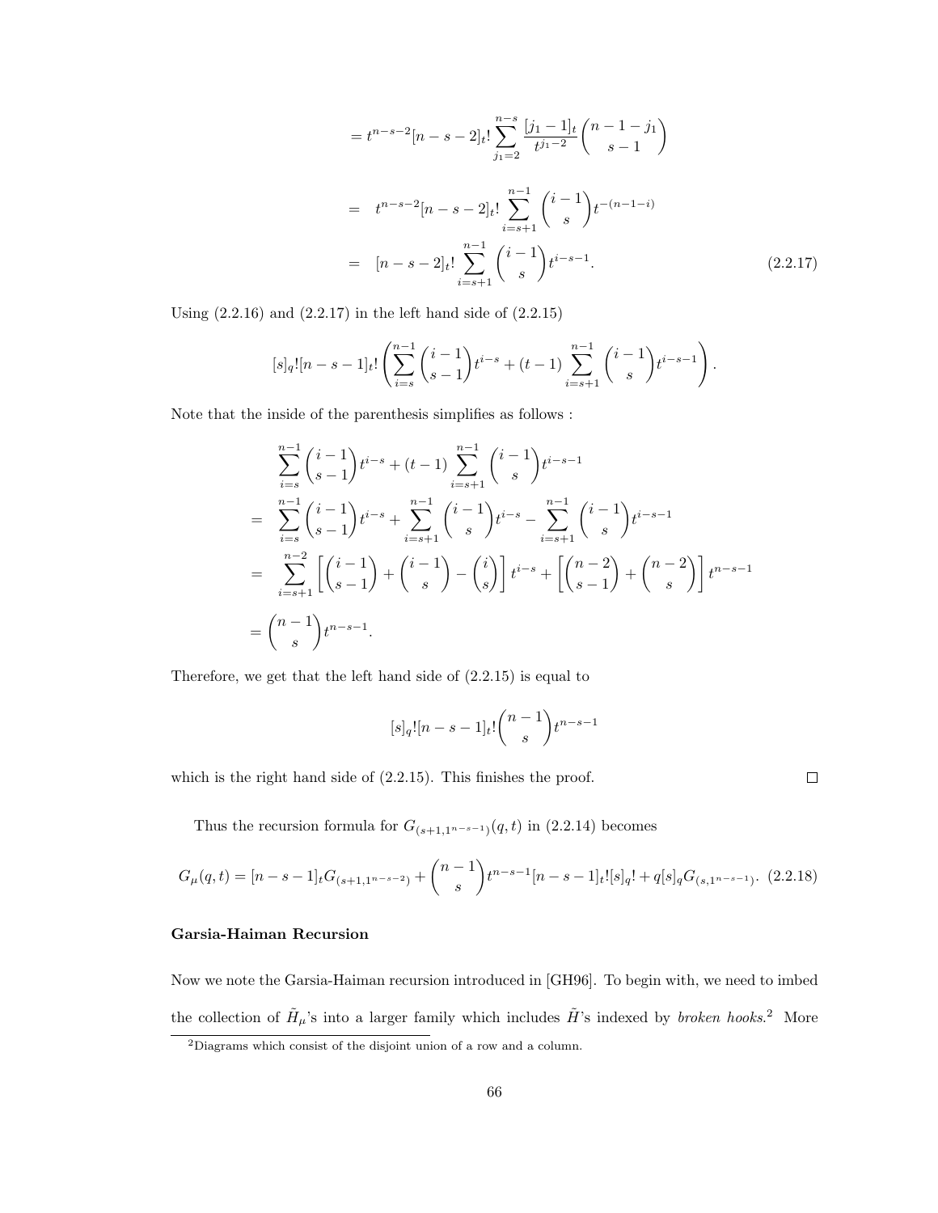$$= t^{n-s-2}[n-s-2]_t! \sum_{j_1=2}^{n-s} \frac{[j_1-1]_t}{t^{j_1-2}} \binom{n-1-j_1}{s-1}$$

$$\begin{aligned}
&= t^{n-s-2}[n-s-2]_t! \sum_{i=s+1}^{n-1} \binom{i-1}{s} t^{-(n-1-i)} \\
&= [n-s-2]_t! \sum_{i=s+1}^{n-1} \binom{i-1}{s} t^{i-s-1}. \qquad (2.2.17)
\end{aligned}$$

Using (2.2.16) and (2.2.17) in the left hand side of (2.2.15)

$$[s]_q![n-s-1]_t! \left( \sum_{i=s}^{n-1} \binom{i-1}{s-1} t^{i-s} + (t-1) \sum_{i=s+1}^{n-1} \binom{i-1}{s} t^{i-s-1} \right).$$

Note that the inside of the parenthesis simplifies as follows :

$$\begin{aligned}
& \sum_{i=s}^{n-1} \binom{i-1}{s-1} t^{i-s} + (t-1) \sum_{i=s+1}^{n-1} \binom{i-1}{s} t^{i-s-1} \\
=& \sum_{i=s}^{n-1} \binom{i-1}{s-1} t^{i-s} + \sum_{i=s+1}^{n-1} \binom{i-1}{s} t^{i-s} - \sum_{i=s+1}^{n-1} \binom{i-1}{s} t^{i-s-1} \\
=& \sum_{i=s+1}^{n-2} \left[ \binom{i-1}{s-1} + \binom{i-1}{s} - \binom{i}{s} \right] t^{i-s} + \left[ \binom{n-2}{s-1} + \binom{n-2}{s} \right] t^{n-s-1} \\
=& \binom{n-1}{s} t^{n-s-1}.
\end{aligned}$$

Therefore, we get that the left hand side of (2.2.15) is equal to

$$[s]_q![n-s-1]_t! \binom{n-1}{s} t^{n-s-1}$$

which is the right hand side of (2.2.15). This finishes the proof. □

Thus the recursion formula for $G_{(s+1,1^{n-s-1})}(q,t)$ in (2.2.14) becomes

$$G_\mu(q,t) = [n-s-1]_t G_{(s+1,1^{n-s-2})} + \binom{n-1}{s} t^{n-s-1} [n-s-1]_t! [s]_q! + q[s]_q G_{(s,1^{n-s-1})}. \quad (2.2.18)$$

### Garsia-Haiman Recursion

Now we note the Garsia-Haiman recursion introduced in [GH96]. To begin with, we need to imbed the collection of $\tilde{H}_\mu$'s into a larger family which includes $\tilde{H}$'s indexed by *broken hooks*.[2] More

[2] Diagrams which consist of the disjoint union of a row and a column.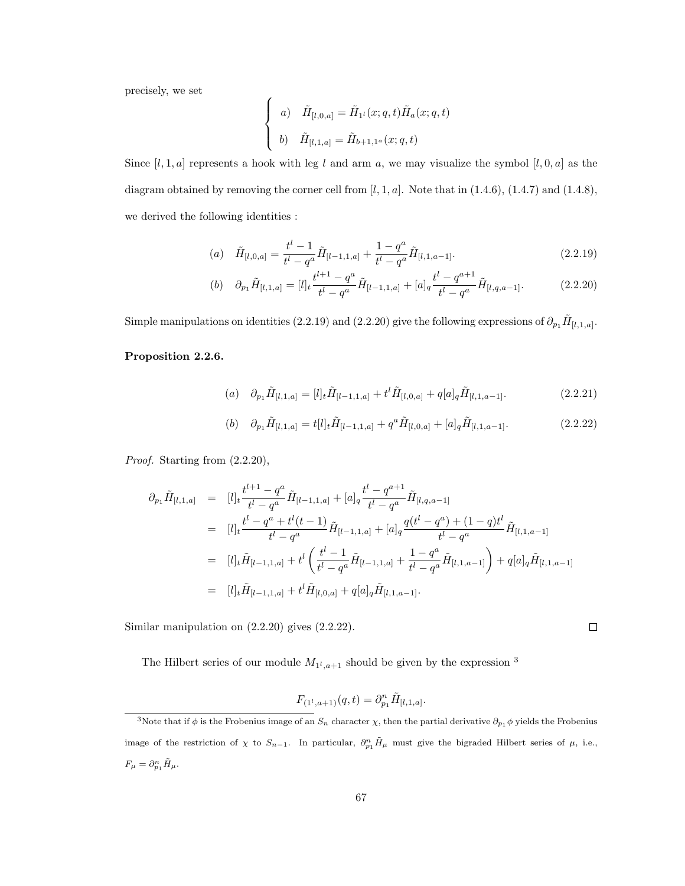precisely, we set

$$
\begin{cases}
a) \quad \tilde{H}_{[l,0,a]} = \tilde{H}_{1^l}(x;q,t)\tilde{H}_a(x;q,t) \\[2ex]
b) \quad \tilde{H}_{[l,1,a]} = \tilde{H}_{b+1,1^a}(x;q,t)
\end{cases}
$$

Since $[l,1,a]$ represents a hook with leg $l$ and arm $a$, we may visualize the symbol $[l,0,a]$ as the diagram obtained by removing the corner cell from $[l,1,a]$. Note that in (1.4.6), (1.4.7) and (1.4.8), we derived the following identities :

$$
(a) \quad \tilde{H}_{[l,0,a]} = \frac{t^l - 1}{t^l - q^a}\tilde{H}_{[l-1,1,a]} + \frac{1-q^a}{t^l - q^a}\tilde{H}_{[l,1,a-1]}. \tag{2.2.19}
$$

$$
(b) \quad \partial_{p_1}\tilde{H}_{[l,1,a]} = [l]_t \frac{t^{l+1} - q^a}{t^l - q^a}\tilde{H}_{[l-1,1,a]} + [a]_q \frac{t^l - q^{a+1}}{t^l - q^a}\tilde{H}_{[l,q,a-1]}. \tag{2.2.20}
$$

Simple manipulations on identities (2.2.19) and (2.2.20) give the following expressions of $\partial_{p_1}\tilde{H}_{[l,1,a]}$.

**Proposition 2.2.6.**

$$
(a) \quad \partial_{p_1}\tilde{H}_{[l,1,a]} = [l]_t\tilde{H}_{[l-1,1,a]} + t^l\tilde{H}_{[l,0,a]} + q[a]_q\tilde{H}_{[l,1,a-1]}. \tag{2.2.21}
$$

$$
(b) \quad \partial_{p_1}\tilde{H}_{[l,1,a]} = t[l]_t\tilde{H}_{[l-1,1,a]} + q^a\tilde{H}_{[l,0,a]} + [a]_q\tilde{H}_{[l,1,a-1]}. \tag{2.2.22}
$$

*Proof.* Starting from (2.2.20),

$$
\begin{aligned}
\partial_{p_1}\tilde{H}_{[l,1,a]} &= [l]_t \frac{t^{l+1} - q^a}{t^l - q^a}\tilde{H}_{[l-1,1,a]} + [a]_q \frac{t^l - q^{a+1}}{t^l - q^a}\tilde{H}_{[l,q,a-1]} \\
&= [l]_t \frac{t^l - q^a + t^l(t-1)}{t^l - q^a}\tilde{H}_{[l-1,1,a]} + [a]_q \frac{q(t^l - q^a) + (1-q)t^l}{t^l - q^a}\tilde{H}_{[l,1,a-1]} \\
&= [l]_t\tilde{H}_{[l-1,1,a]} + t^l\left(\frac{t^l-1}{t^l-q^a}\tilde{H}_{[l-1,1,a]} + \frac{1-q^a}{t^l-q^a}\tilde{H}_{[l,1,a-1]}\right) + q[a]_q\tilde{H}_{[l,1,a-1]} \\
&= [l]_t\tilde{H}_{[l-1,1,a]} + t^l\tilde{H}_{[l,0,a]} + q[a]_q\tilde{H}_{[l,1,a-1]}.
\end{aligned}
$$

Similar manipulation on (2.2.20) gives (2.2.22). ∎

The Hilbert series of our module $M_{1^l,a+1}$ should be given by the expression [3]

$$
F_{(1^l,a+1)}(q,t) = \partial_{p_1}^n\tilde{H}_{[l,1,a]}.
$$

[3] Note that if $\phi$ is the Frobenius image of an $S_n$ character $\chi$, then the partial derivative $\partial_{p_1}\phi$ yields the Frobenius image of the restriction of $\chi$ to $S_{n-1}$. In particular, $\partial_{p_1}^n\tilde{H}_\mu$ must give the bigraded Hilbert series of $\mu$, i.e., $F_\mu = \partial_{p_1}^n\tilde{H}_\mu$.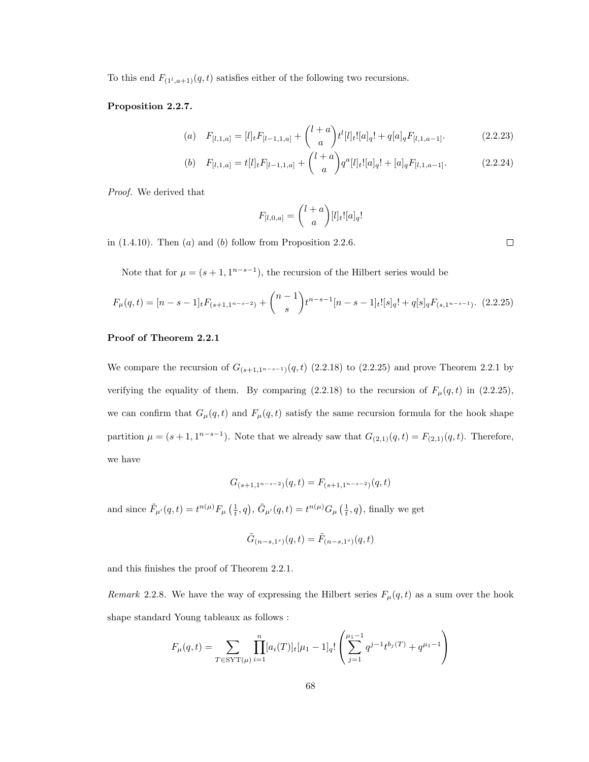To this end $F_{(1^l,a+1)}(q,t)$ satisfies either of the following two recursions.

**Proposition 2.2.7.**

$$(a) \quad F_{[l,1,a]} = [l]_t F_{[l-1,1,a]} + \binom{l+a}{a} t^l [l]_t! [a]_q! + q[a]_q F_{[l,1,a-1]}. \tag{2.2.23}$$

$$(b) \quad F_{[l,1,a]} = t[l]_t F_{[l-1,1,a]} + \binom{l+a}{a} q^a [l]_t! [a]_q! + [a]_q F_{[l,1,a-1]}. \tag{2.2.24}$$

*Proof.* We derived that

$$F_{[l,0,a]} = \binom{l+a}{a} [l]_t! [a]_q!$$

in (1.4.10). Then $(a)$ and $(b)$ follow from Proposition 2.2.6. $\square$

Note that for $\mu = (s+1, 1^{n-s-1})$, the recursion of the Hilbert series would be

$$F_\mu(q,t) = [n-s-1]_t F_{(s+1,1^{n-s-2})} + \binom{n-1}{s} t^{n-s-1} [n-s-1]_t! [s]_q! + q[s]_q F_{(s,1^{n-s-1})}. \tag{2.2.25}$$

**Proof of Theorem 2.2.1**

We compare the recursion of $G_{(s+1,1^{n-s-1})}(q,t)$ (2.2.18) to (2.2.25) and prove Theorem 2.2.1 by verifying the equality of them. By comparing (2.2.18) to the recursion of $F_\mu(q,t)$ in (2.2.25), we can confirm that $G_\mu(q,t)$ and $F_\mu(q,t)$ satisfy the same recursion formula for the hook shape partition $\mu = (s+1, 1^{n-s-1})$. Note that we already saw that $G_{(2,1)}(q,t) = F_{(2,1)}(q,t)$. Therefore, we have

$$G_{(s+1,1^{n-s-2})}(q,t) = F_{(s+1,1^{n-s-2})}(q,t)$$

and since $\tilde{F}_{\mu'}(q,t) = t^{n(\mu)} F_\mu\left(\frac{1}{t}, q\right)$, $\tilde{G}_{\mu'}(q,t) = t^{n(\mu)} G_\mu\left(\frac{1}{t}, q\right)$, finally we get

$$\tilde{G}_{(n-s,1^s)}(q,t) = \tilde{F}_{(n-s,1^s)}(q,t)$$

and this finishes the proof of Theorem 2.2.1.

*Remark* 2.2.8. We have the way of expressing the Hilbert series $F_\mu(q,t)$ as a sum over the hook shape standard Young tableaux as follows :

$$F_\mu(q,t) = \sum_{T \in \mathrm{SYT}(\mu)} \prod_{i=1}^{n} [a_i(T)]_t [\mu_1 - 1]_q! \left( \sum_{j=1}^{\mu_1 - 1} q^{j-1} t^{b_j(T)} + q^{\mu_1 - 1} \right)$$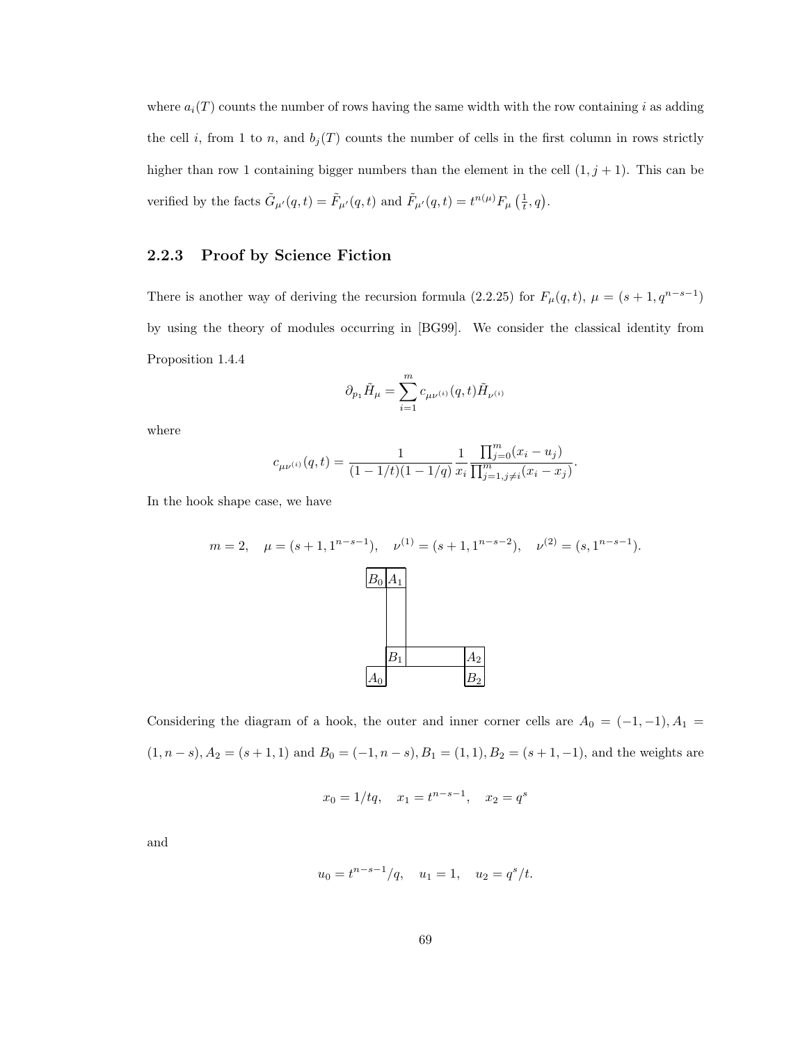where $a_i(T)$ counts the number of rows having the same width with the row containing $i$ as adding the cell $i$, from 1 to $n$, and $b_j(T)$ counts the number of cells in the first column in rows strictly higher than row 1 containing bigger numbers than the element in the cell $(1, j+1)$. This can be verified by the facts $\tilde{G}_{\mu'}(q,t) = \tilde{F}_{\mu'}(q,t)$ and $\tilde{F}_{\mu'}(q,t) = t^{n(\mu)} F_\mu\left(\frac{1}{t}, q\right)$.

### 2.2.3 Proof by Science Fiction

There is another way of deriving the recursion formula (2.2.25) for $F_\mu(q,t)$, $\mu = (s+1, q^{n-s-1})$ by using the theory of modules occurring in [BG99]. We consider the classical identity from Proposition 1.4.4

$$\partial_{p_1} \tilde{H}_\mu = \sum_{i=1}^{m} c_{\mu\nu^{(i)}}(q,t) \tilde{H}_{\nu^{(i)}}$$

where

$$c_{\mu\nu^{(i)}}(q,t) = \frac{1}{(1-1/t)(1-1/q)} \frac{1}{x_i} \frac{\prod_{j=0}^{m}(x_i - u_j)}{\prod_{j=1, j\neq i}^{m}(x_i - x_j)}.$$

In the hook shape case, we have

$$m = 2, \quad \mu = (s+1, 1^{n-s-1}), \quad \nu^{(1)} = (s+1, 1^{n-s-2}), \quad \nu^{(2)} = (s, 1^{n-s-1}).$$

Considering the diagram of a hook, the outer and inner corner cells are $A_0 = (-1,-1), A_1 = (1, n-s), A_2 = (s+1, 1)$ and $B_0 = (-1, n-s), B_1 = (1,1), B_2 = (s+1, -1)$, and the weights are

$$x_0 = 1/tq, \quad x_1 = t^{n-s-1}, \quad x_2 = q^s$$

and

$$u_0 = t^{n-s-1}/q, \quad u_1 = 1, \quad u_2 = q^s/t.$$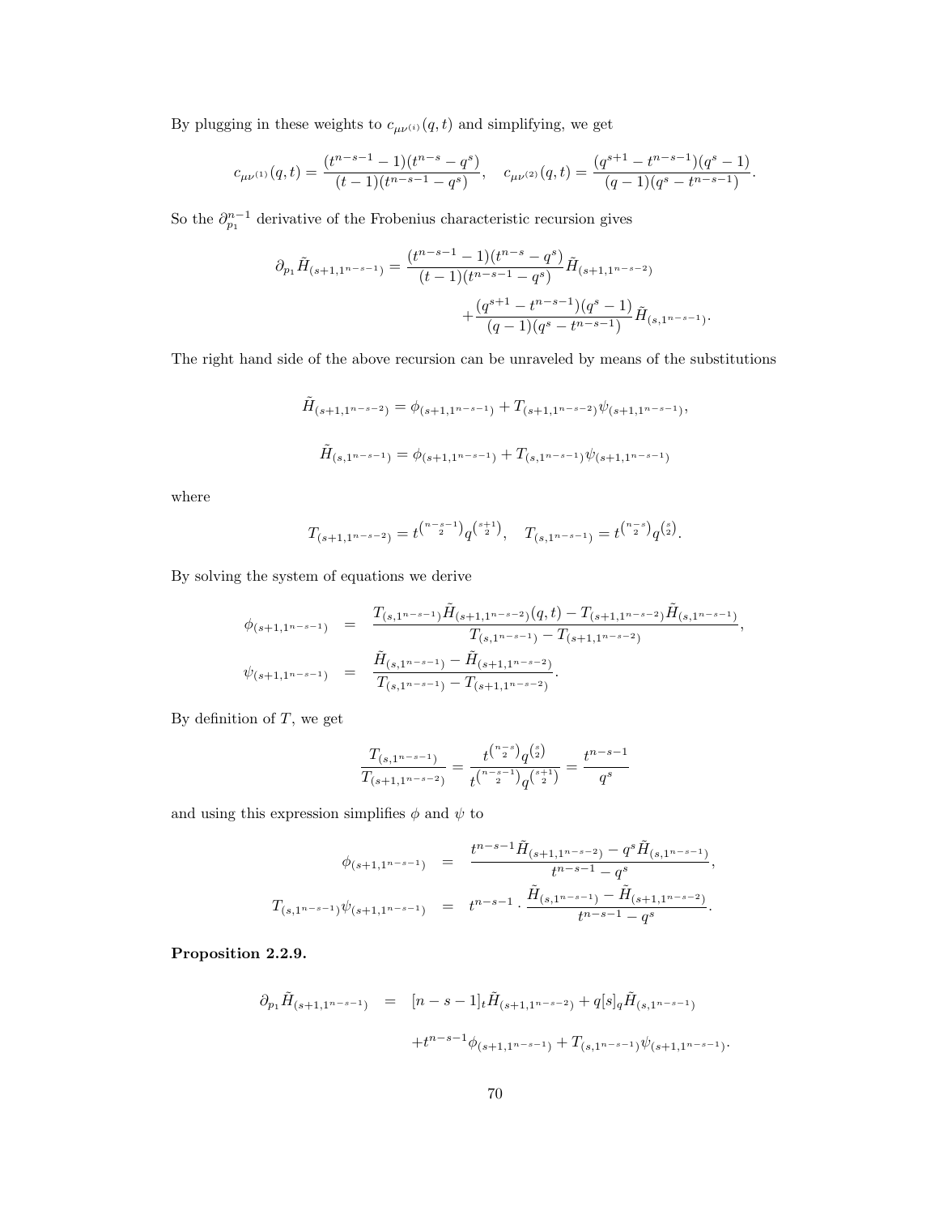By plugging in these weights to $c_{\mu\nu^{(i)}}(q,t)$ and simplifying, we get

$$c_{\mu\nu^{(1)}}(q,t) = \frac{(t^{n-s-1}-1)(t^{n-s}-q^s)}{(t-1)(t^{n-s-1}-q^s)}, \quad c_{\mu\nu^{(2)}}(q,t) = \frac{(q^{s+1}-t^{n-s-1})(q^s-1)}{(q-1)(q^s-t^{n-s-1})}.$$

So the $\partial_{p_1}^{n-1}$ derivative of the Frobenius characteristic recursion gives

$$\begin{aligned}\partial_{p_1}\tilde{H}_{(s+1,1^{n-s-1})} = \frac{(t^{n-s-1}-1)(t^{n-s}-q^s)}{(t-1)(t^{n-s-1}-q^s)}\tilde{H}_{(s+1,1^{n-s-2})} \\ + \frac{(q^{s+1}-t^{n-s-1})(q^s-1)}{(q-1)(q^s-t^{n-s-1})}\tilde{H}_{(s,1^{n-s-1})}.\end{aligned}$$

The right hand side of the above recursion can be unraveled by means of the substitutions

$$\tilde{H}_{(s+1,1^{n-s-2})} = \phi_{(s+1,1^{n-s-1})} + T_{(s+1,1^{n-s-2})}\psi_{(s+1,1^{n-s-1})},$$

$$\tilde{H}_{(s,1^{n-s-1})} = \phi_{(s+1,1^{n-s-1})} + T_{(s,1^{n-s-1})}\psi_{(s+1,1^{n-s-1})}$$

where

$$T_{(s+1,1^{n-s-2})} = t^{\binom{n-s-1}{2}}q^{\binom{s+1}{2}}, \quad T_{(s,1^{n-s-1})} = t^{\binom{n-s}{2}}q^{\binom{s}{2}}.$$

By solving the system of equations we derive

$$\begin{aligned}\phi_{(s+1,1^{n-s-1})} &= \frac{T_{(s,1^{n-s-1})}\tilde{H}_{(s+1,1^{n-s-2})}(q,t) - T_{(s+1,1^{n-s-2})}\tilde{H}_{(s,1^{n-s-1})}}{T_{(s,1^{n-s-1})} - T_{(s+1,1^{n-s-2})}}, \\ \psi_{(s+1,1^{n-s-1})} &= \frac{\tilde{H}_{(s,1^{n-s-1})} - \tilde{H}_{(s+1,1^{n-s-2})}}{T_{(s,1^{n-s-1})} - T_{(s+1,1^{n-s-2})}}.\end{aligned}$$

By definition of $T$, we get

$$\frac{T_{(s,1^{n-s-1})}}{T_{(s+1,1^{n-s-2})}} = \frac{t^{\binom{n-s}{2}}q^{\binom{s}{2}}}{t^{\binom{n-s-1}{2}}q^{\binom{s+1}{2}}} = \frac{t^{n-s-1}}{q^s}$$

and using this expression simplifies $\phi$ and $\psi$ to

$$\begin{aligned}\phi_{(s+1,1^{n-s-1})} &= \frac{t^{n-s-1}\tilde{H}_{(s+1,1^{n-s-2})} - q^s\tilde{H}_{(s,1^{n-s-1})}}{t^{n-s-1}-q^s}, \\ T_{(s,1^{n-s-1})}\psi_{(s+1,1^{n-s-1})} &= t^{n-s-1}\cdot\frac{\tilde{H}_{(s,1^{n-s-1})} - \tilde{H}_{(s+1,1^{n-s-2})}}{t^{n-s-1}-q^s}.\end{aligned}$$

**Proposition 2.2.9.**

$$\begin{aligned}\partial_{p_1}\tilde{H}_{(s+1,1^{n-s-1})} &= [n-s-1]_t\tilde{H}_{(s+1,1^{n-s-2})} + q[s]_q\tilde{H}_{(s,1^{n-s-1})} \\ &\quad + t^{n-s-1}\phi_{(s+1,1^{n-s-1})} + T_{(s,1^{n-s-1})}\psi_{(s+1,1^{n-s-1})}.\end{aligned}$$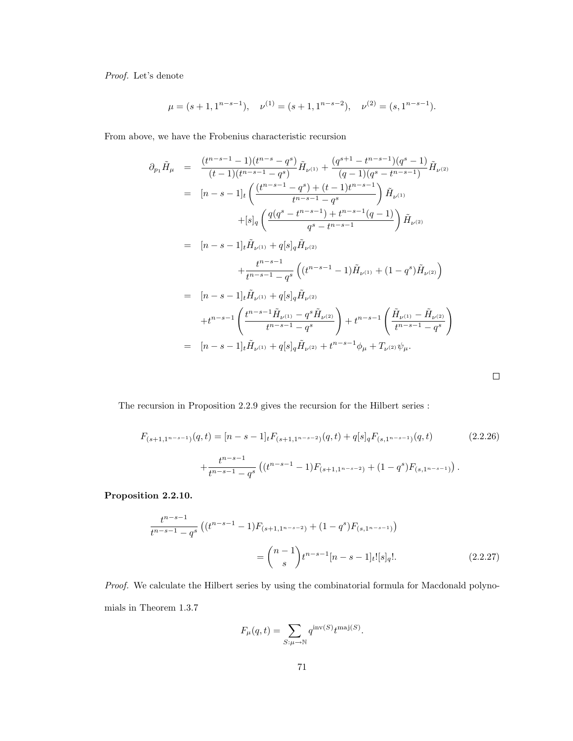*Proof.* Let's denote

$$\mu = (s+1, 1^{n-s-1}), \quad \nu^{(1)} = (s+1, 1^{n-s-2}), \quad \nu^{(2)} = (s, 1^{n-s-1}).$$

From above, we have the Frobenius characteristic recursion

$$\begin{aligned}
\partial_{p_1} \tilde{H}_\mu &= \frac{(t^{n-s-1}-1)(t^{n-s}-q^s)}{(t-1)(t^{n-s-1}-q^s)} \tilde{H}_{\nu^{(1)}} + \frac{(q^{s+1}-t^{n-s-1})(q^s-1)}{(q-1)(q^s-t^{n-s-1})} \tilde{H}_{\nu^{(2)}} \\
&= [n-s-1]_t \left( \frac{(t^{n-s-1}-q^s)+(t-1)t^{n-s-1}}{t^{n-s-1}-q^s} \right) \tilde{H}_{\nu^{(1)}} \\
&\quad + [s]_q \left( \frac{q(q^s-t^{n-s-1})+t^{n-s-1}(q-1)}{q^s-t^{n-s-1}} \right) \tilde{H}_{\nu^{(2)}} \\
&= [n-s-1]_t \tilde{H}_{\nu^{(1)}} + q[s]_q \tilde{H}_{\nu^{(2)}} \\
&\quad + \frac{t^{n-s-1}}{t^{n-s-1}-q^s} \left( (t^{n-s-1}-1)\tilde{H}_{\nu^{(1)}} + (1-q^s)\tilde{H}_{\nu^{(2)}} \right) \\
&= [n-s-1]_t \tilde{H}_{\nu^{(1)}} + q[s]_q \tilde{H}_{\nu^{(2)}} \\
&\quad + t^{n-s-1} \left( \frac{t^{n-s-1}\tilde{H}_{\nu^{(1)}} - q^s \tilde{H}_{\nu^{(2)}}}{t^{n-s-1}-q^s} \right) + t^{n-s-1} \left( \frac{\tilde{H}_{\nu^{(1)}} - \tilde{H}_{\nu^{(2)}}}{t^{n-s-1}-q^s} \right) \\
&= [n-s-1]_t \tilde{H}_{\nu^{(1)}} + q[s]_q \tilde{H}_{\nu^{(2)}} + t^{n-s-1}\phi_\mu + T_{\nu^{(2)}}\psi_\mu.
\end{aligned}$$

□

The recursion in Proposition 2.2.9 gives the recursion for the Hilbert series :

$$\begin{aligned}
F_{(s+1,1^{n-s-1})}(q,t) &= [n-s-1]_t F_{(s+1,1^{n-s-2})}(q,t) + q[s]_q F_{(s,1^{n-s-1})}(q,t) \qquad (2.2.26) \\
&\quad + \frac{t^{n-s-1}}{t^{n-s-1}-q^s} \left( (t^{n-s-1}-1)F_{(s+1,1^{n-s-2})} + (1-q^s)F_{(s,1^{n-s-1})} \right).
\end{aligned}$$

**Proposition 2.2.10.**

$$\begin{aligned}
\frac{t^{n-s-1}}{t^{n-s-1}-q^s} &\left( (t^{n-s-1}-1)F_{(s+1,1^{n-s-2})} + (1-q^s)F_{(s,1^{n-s-1})} \right) \\
&= \binom{n-1}{s} t^{n-s-1} [n-s-1]_t! [s]_q!. \qquad (2.2.27)
\end{aligned}$$

*Proof.* We calculate the Hilbert series by using the combinatorial formula for Macdonald polynomials in Theorem 1.3.7

$$F_\mu(q,t) = \sum_{S:\mu\to\mathbb{N}} q^{\mathrm{inv}(S)} t^{\mathrm{maj}(S)}.$$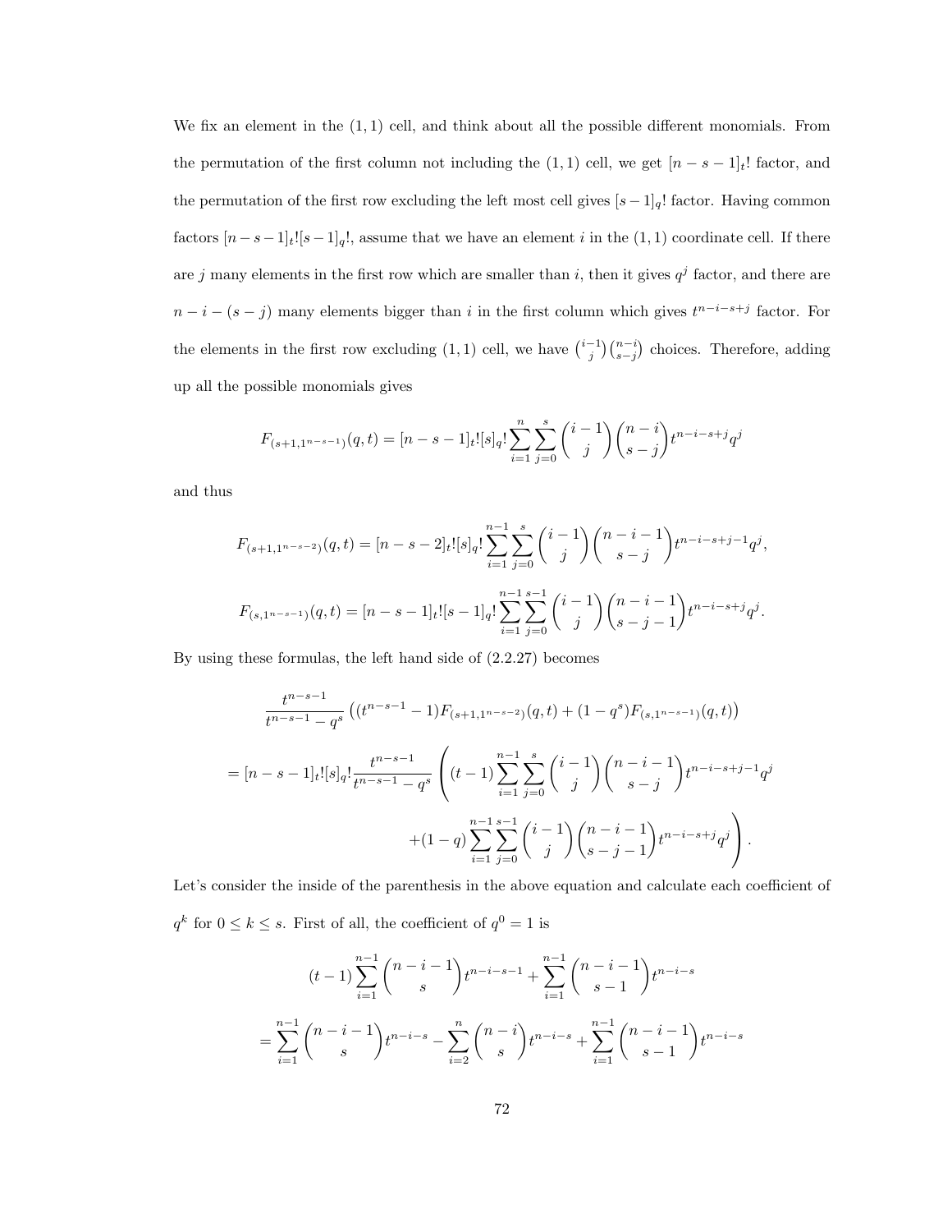We fix an element in the $(1,1)$ cell, and think about all the possible different monomials. From the permutation of the first column not including the $(1,1)$ cell, we get $[n-s-1]_t!$ factor, and the permutation of the first row excluding the left most cell gives $[s-1]_q!$ factor. Having common factors $[n-s-1]_t![s-1]_q!$, assume that we have an element $i$ in the $(1,1)$ coordinate cell. If there are $j$ many elements in the first row which are smaller than $i$, then it gives $q^j$ factor, and there are $n-i-(s-j)$ many elements bigger than $i$ in the first column which gives $t^{n-i-s+j}$ factor. For the elements in the first row excluding $(1,1)$ cell, we have $\binom{i-1}{j}\binom{n-i}{s-j}$ choices. Therefore, adding up all the possible monomials gives

$$F_{(s+1,1^{n-s-1})}(q,t) = [n-s-1]_t![s]_q! \sum_{i=1}^{n} \sum_{j=0}^{s} \binom{i-1}{j}\binom{n-i}{s-j} t^{n-i-s+j} q^j$$

and thus

$$F_{(s+1,1^{n-s-2})}(q,t) = [n-s-2]_t![s]_q! \sum_{i=1}^{n-1} \sum_{j=0}^{s} \binom{i-1}{j}\binom{n-i-1}{s-j} t^{n-i-s+j-1} q^j,$$

$$F_{(s,1^{n-s-1})}(q,t) = [n-s-1]_t![s-1]_q! \sum_{i=1}^{n-1} \sum_{j=0}^{s-1} \binom{i-1}{j}\binom{n-i-1}{s-j-1} t^{n-i-s+j} q^j.$$

By using these formulas, the left hand side of (2.2.27) becomes

$$\frac{t^{n-s-1}}{t^{n-s-1}-q^s}\left((t^{n-s-1}-1)F_{(s+1,1^{n-s-2})}(q,t) + (1-q^s)F_{(s,1^{n-s-1})}(q,t)\right)$$

$$= [n-s-1]_t![s]_q! \frac{t^{n-s-1}}{t^{n-s-1}-q^s}\left((t-1)\sum_{i=1}^{n-1}\sum_{j=0}^{s}\binom{i-1}{j}\binom{n-i-1}{s-j}t^{n-i-s+j-1}q^j \right.$$

$$\left. +(1-q)\sum_{i=1}^{n-1}\sum_{j=0}^{s-1}\binom{i-1}{j}\binom{n-i-1}{s-j-1}t^{n-i-s+j}q^j\right).$$

Let's consider the inside of the parenthesis in the above equation and calculate each coefficient of $q^k$ for $0 \le k \le s$. First of all, the coefficient of $q^0 = 1$ is

$$(t-1)\sum_{i=1}^{n-1}\binom{n-i-1}{s}t^{n-i-s-1} + \sum_{i=1}^{n-1}\binom{n-i-1}{s-1}t^{n-i-s}$$

$$= \sum_{i=1}^{n-1}\binom{n-i-1}{s}t^{n-i-s} - \sum_{i=2}^{n}\binom{n-i}{s}t^{n-i-s} + \sum_{i=1}^{n-1}\binom{n-i-1}{s-1}t^{n-i-s}$$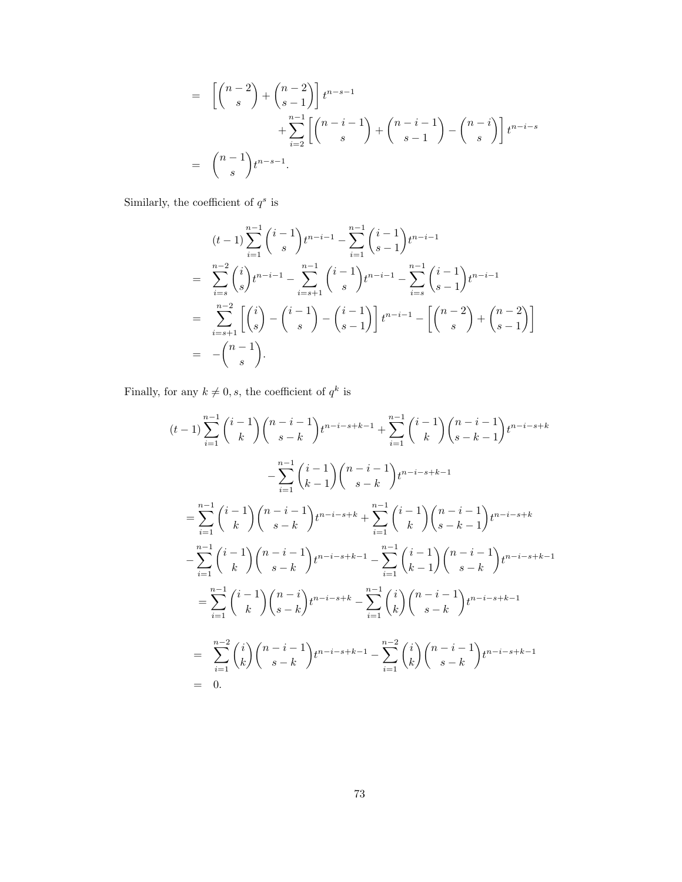$$
\begin{aligned}
&= \left[\binom{n-2}{s} + \binom{n-2}{s-1}\right] t^{n-s-1} \\
&\qquad + \sum_{i=2}^{n-1} \left[\binom{n-i-1}{s} + \binom{n-i-1}{s-1} - \binom{n-i}{s}\right] t^{n-i-s} \\
&= \binom{n-1}{s} t^{n-s-1}.
\end{aligned}
$$

Similarly, the coefficient of $q^s$ is

$$
\begin{aligned}
&(t-1)\sum_{i=1}^{n-1} \binom{i-1}{s} t^{n-i-1} - \sum_{i=1}^{n-1} \binom{i-1}{s-1} t^{n-i-1} \\
&= \sum_{i=s}^{n-2} \binom{i}{s} t^{n-i-1} - \sum_{i=s+1}^{n-1} \binom{i-1}{s} t^{n-i-1} - \sum_{i=s}^{n-1} \binom{i-1}{s-1} t^{n-i-1} \\
&= \sum_{i=s+1}^{n-2} \left[\binom{i}{s} - \binom{i-1}{s} - \binom{i-1}{s-1}\right] t^{n-i-1} - \left[\binom{n-2}{s} + \binom{n-2}{s-1}\right] \\
&= -\binom{n-1}{s}.
\end{aligned}
$$

Finally, for any $k \neq 0, s$, the coefficient of $q^k$ is

$$
\begin{aligned}
&(t-1)\sum_{i=1}^{n-1} \binom{i-1}{k}\binom{n-i-1}{s-k} t^{n-i-s+k-1} + \sum_{i=1}^{n-1} \binom{i-1}{k}\binom{n-i-1}{s-k-1} t^{n-i-s+k} \\
&\qquad - \sum_{i=1}^{n-1} \binom{i-1}{k-1}\binom{n-i-1}{s-k} t^{n-i-s+k-1} \\
&= \sum_{i=1}^{n-1} \binom{i-1}{k}\binom{n-i-1}{s-k} t^{n-i-s+k} + \sum_{i=1}^{n-1} \binom{i-1}{k}\binom{n-i-1}{s-k-1} t^{n-i-s+k} \\
&\quad - \sum_{i=1}^{n-1} \binom{i-1}{k}\binom{n-i-1}{s-k} t^{n-i-s+k-1} - \sum_{i=1}^{n-1} \binom{i-1}{k-1}\binom{n-i-1}{s-k} t^{n-i-s+k-1} \\
&= \sum_{i=1}^{n-1} \binom{i-1}{k}\binom{n-i}{s-k} t^{n-i-s+k} - \sum_{i=1}^{n-1} \binom{i}{k}\binom{n-i-1}{s-k} t^{n-i-s+k-1} \\
&= \sum_{i=1}^{n-2} \binom{i}{k}\binom{n-i-1}{s-k} t^{n-i-s+k-1} - \sum_{i=1}^{n-2} \binom{i}{k}\binom{n-i-1}{s-k} t^{n-i-s+k-1} \\
&= 0.
\end{aligned}
$$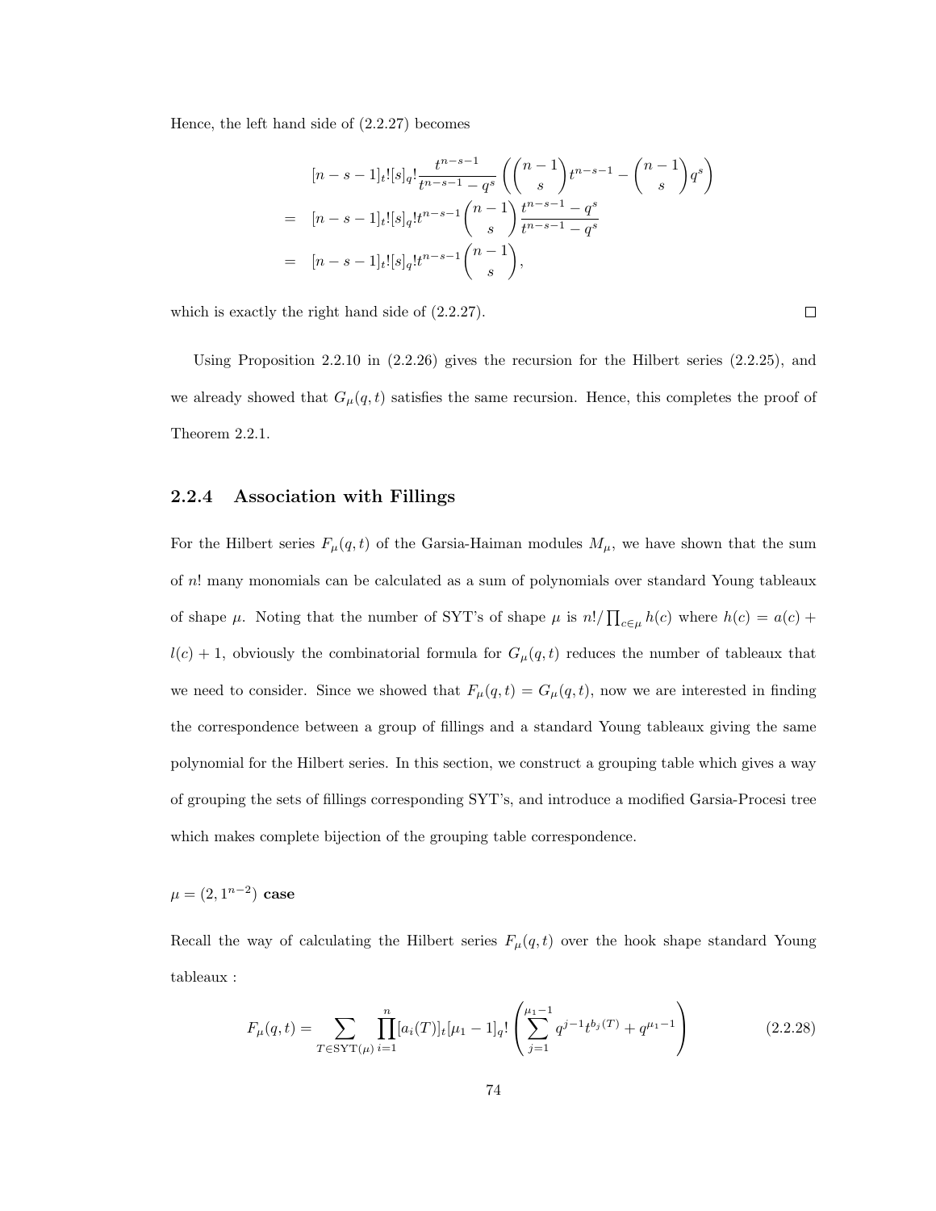Hence, the left hand side of (2.2.27) becomes

$$
\begin{aligned}
& [n-s-1]_t![s]_q!\frac{t^{n-s-1}}{t^{n-s-1}-q^s}\left(\binom{n-1}{s}t^{n-s-1}-\binom{n-1}{s}q^s\right) \\
= \;& [n-s-1]_t![s]_q!t^{n-s-1}\binom{n-1}{s}\frac{t^{n-s-1}-q^s}{t^{n-s-1}-q^s} \\
= \;& [n-s-1]_t![s]_q!t^{n-s-1}\binom{n-1}{s},
\end{aligned}
$$

which is exactly the right hand side of (2.2.27). □

Using Proposition 2.2.10 in (2.2.26) gives the recursion for the Hilbert series (2.2.25), and we already showed that $G_\mu(q,t)$ satisfies the same recursion. Hence, this completes the proof of Theorem 2.2.1.

### 2.2.4 Association with Fillings

For the Hilbert series $F_\mu(q,t)$ of the Garsia-Haiman modules $M_\mu$, we have shown that the sum of $n!$ many monomials can be calculated as a sum of polynomials over standard Young tableaux of shape $\mu$. Noting that the number of SYT's of shape $\mu$ is $n!/\prod_{c\in\mu}h(c)$ where $h(c)=a(c)+l(c)+1$, obviously the combinatorial formula for $G_\mu(q,t)$ reduces the number of tableaux that we need to consider. Since we showed that $F_\mu(q,t)=G_\mu(q,t)$, now we are interested in finding the correspondence between a group of fillings and a standard Young tableaux giving the same polynomial for the Hilbert series. In this section, we construct a grouping table which gives a way of grouping the sets of fillings corresponding SYT's, and introduce a modified Garsia-Procesi tree which makes complete bijection of the grouping table correspondence.

**$\mu=(2,1^{n-2})$ case**

Recall the way of calculating the Hilbert series $F_\mu(q,t)$ over the hook shape standard Young tableaux :

$$
F_\mu(q,t)=\sum_{T\in\mathrm{SYT}(\mu)}\prod_{i=1}^{n}[a_i(T)]_t[\mu_1-1]_q!\left(\sum_{j=1}^{\mu_1-1}q^{j-1}t^{b_j(T)}+q^{\mu_1-1}\right) \tag{2.2.28}
$$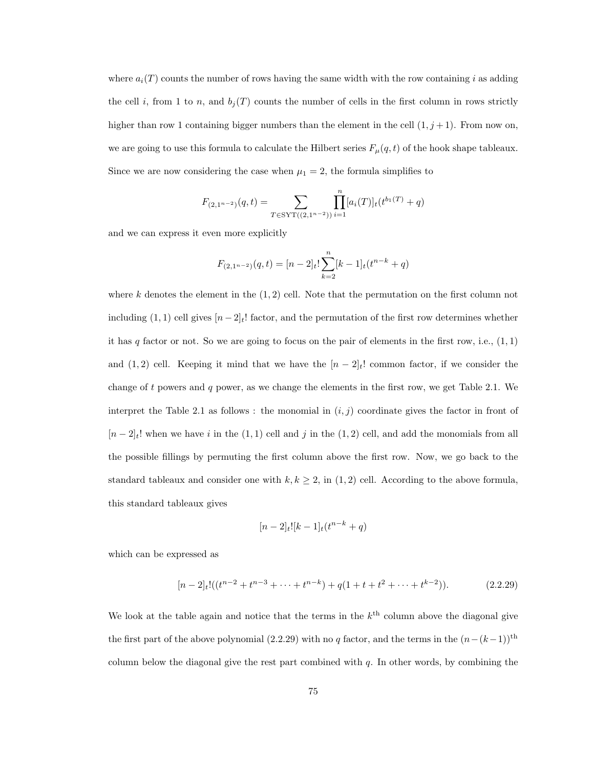where $a_i(T)$ counts the number of rows having the same width with the row containing $i$ as adding the cell $i$, from 1 to $n$, and $b_j(T)$ counts the number of cells in the first column in rows strictly higher than row 1 containing bigger numbers than the element in the cell $(1, j+1)$. From now on, we are going to use this formula to calculate the Hilbert series $F_\mu(q,t)$ of the hook shape tableaux. Since we are now considering the case when $\mu_1 = 2$, the formula simplifies to

$$F_{(2,1^{n-2})}(q,t) = \sum_{T \in \mathrm{SYT}((2,1^{n-2}))} \prod_{i=1}^{n} [a_i(T)]_t (t^{b_1(T)} + q)$$

and we can express it even more explicitly

$$F_{(2,1^{n-2})}(q,t) = [n-2]_t! \sum_{k=2}^{n} [k-1]_t (t^{n-k} + q)$$

where $k$ denotes the element in the $(1,2)$ cell. Note that the permutation on the first column not including $(1,1)$ cell gives $[n-2]_t!$ factor, and the permutation of the first row determines whether it has $q$ factor or not. So we are going to focus on the pair of elements in the first row, i.e., $(1,1)$ and $(1,2)$ cell. Keeping it mind that we have the $[n-2]_t!$ common factor, if we consider the change of $t$ powers and $q$ power, as we change the elements in the first row, we get Table 2.1. We interpret the Table 2.1 as follows : the monomial in $(i,j)$ coordinate gives the factor in front of $[n-2]_t!$ when we have $i$ in the $(1,1)$ cell and $j$ in the $(1,2)$ cell, and add the monomials from all the possible fillings by permuting the first column above the first row. Now, we go back to the standard tableaux and consider one with $k, k \geq 2$, in $(1,2)$ cell. According to the above formula, this standard tableaux gives

$$[n-2]_t![k-1]_t(t^{n-k} + q)$$

which can be expressed as

$$[n-2]_t!((t^{n-2} + t^{n-3} + \cdots + t^{n-k}) + q(1 + t + t^2 + \cdots + t^{k-2})). \tag{2.2.29}$$

We look at the table again and notice that the terms in the $k^{\text{th}}$ column above the diagonal give the first part of the above polynomial (2.2.29) with no $q$ factor, and the terms in the $(n-(k-1))^{\text{th}}$ column below the diagonal give the rest part combined with $q$. In other words, by combining the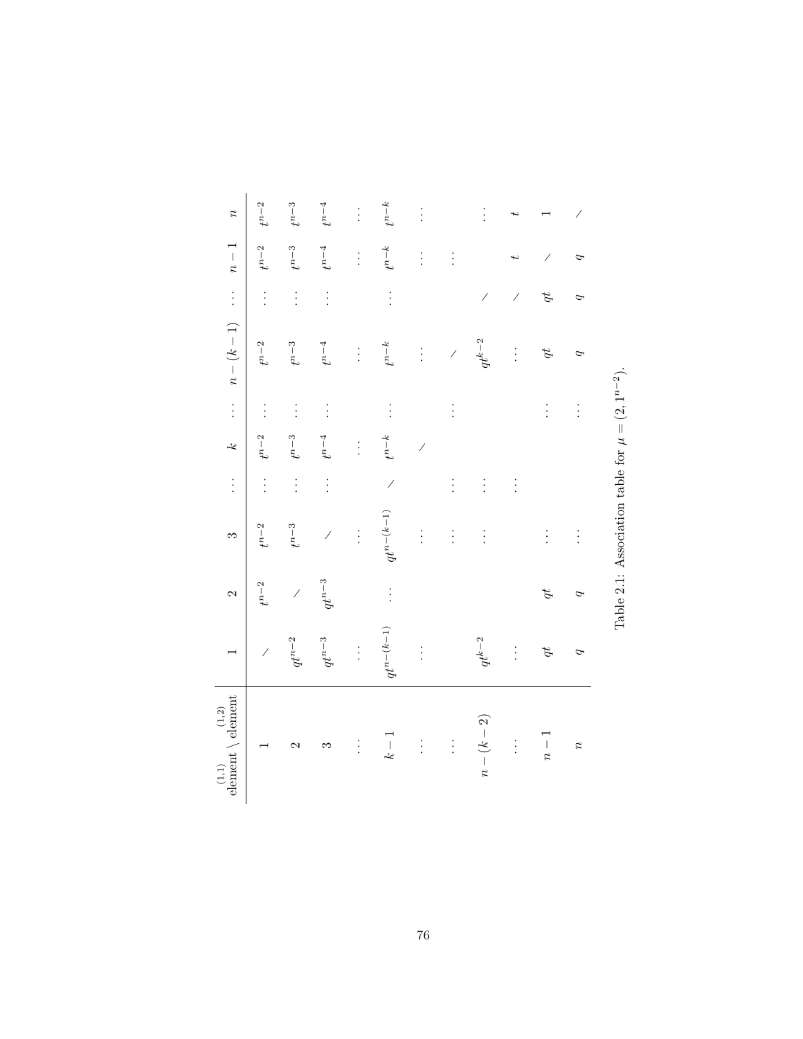| $\overset{(1.1)}{\text{element}} \setminus \overset{(1.2)}{\text{element}}$ | $1$ | $2$ | $3$ | $\cdots$ | $k$ | $\cdots$ | $n-(k-1)$ | $\cdots$ | $n-1$ | $n$ |
|---|---|---|---|---|---|---|---|---|---|---|
| $1$ | $/$ | $t^{n-2}$ | $t^{n-2}$ | $\cdots$ | $t^{n-2}$ | $\cdots$ | $t^{n-2}$ | $\cdots$ | $t^{n-2}$ | $t^{n-2}$ |
| $2$ | $qt^{n-2}$ | $/$ | $t^{n-3}$ | $\cdots$ | $t^{n-3}$ | $\cdots$ | $t^{n-3}$ | $\cdots$ | $t^{n-3}$ | $t^{n-3}$ |
| $3$ | $qt^{n-3}$ | $qt^{n-3}$ | $/$ | $\cdots$ | $t^{n-4}$ | $\cdots$ | $t^{n-4}$ | $\cdots$ | $t^{n-4}$ | $t^{n-4}$ |
| $\vdots$ | $\vdots$ | | $\vdots$ | | $\vdots$ | | $\vdots$ | | $\vdots$ | $\vdots$ |
| $k-1$ | $qt^{n-(k-1)}$ | $\cdots$ | $qt^{n-(k-1)}$ | $/$ | $t^{n-k}$ | $\cdots$ | $t^{n-k}$ | $\cdots$ | $t^{n-k}$ | $t^{n-k}$ |
| $\vdots$ | $\vdots$ | | $\vdots$ | | $/$ | | $\vdots$ | | $\vdots$ | $\vdots$ |
| $\vdots$ | | | $\vdots$ | $\vdots$ | | $\vdots$ | $/$ | | $\vdots$ | |
| $n-(k-2)$ | $qt^{k-2}$ | | $\vdots$ | $\vdots$ | | | $qt^{k-2}$ | $/$ | | $\vdots$ |
| $\vdots$ | $\vdots$ | | | $\vdots$ | | | $\vdots$ | $/$ | $t$ | $t$ |
| $n-1$ | $qt$ | $qt$ | $\vdots$ | | | $\vdots$ | $qt$ | $qt$ | $/$ | $1$ |
| $n$ | $q$ | $q$ | $\vdots$ | | | $\vdots$ | $q$ | $q$ | $q$ | $/$ |

Table 2.1: Association table for $\mu = (2, 1^{n-2})$.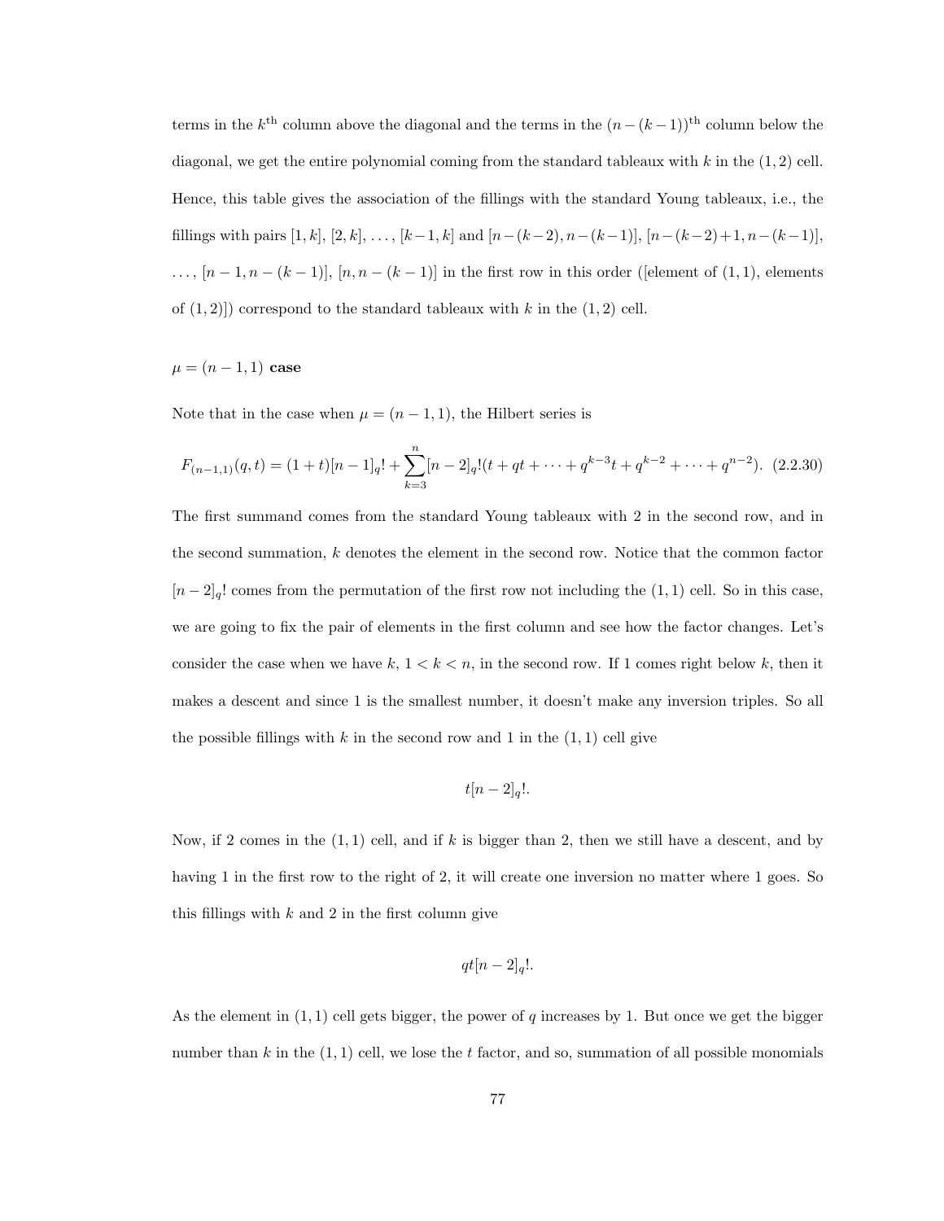terms in the $k^{\text{th}}$ column above the diagonal and the terms in the $(n-(k-1))^{\text{th}}$ column below the diagonal, we get the entire polynomial coming from the standard tableaux with $k$ in the $(1,2)$ cell. Hence, this table gives the association of the fillings with the standard Young tableaux, i.e., the fillings with pairs $[1,k]$, $[2,k]$, $\ldots$, $[k-1,k]$ and $[n-(k-2), n-(k-1)]$, $[n-(k-2)+1, n-(k-1)]$, $\ldots$, $[n-1, n-(k-1)]$, $[n, n-(k-1)]$ in the first row in this order ([element of $(1,1)$, elements of $(1,2)$]) correspond to the standard tableaux with $k$ in the $(1,2)$ cell.

**$\mu = (n-1,1)$ case**

Note that in the case when $\mu = (n-1,1)$, the Hilbert series is

$$F_{(n-1,1)}(q,t) = (1+t)[n-1]_q! + \sum_{k=3}^{n} [n-2]_q!(t + qt + \cdots + q^{k-3}t + q^{k-2} + \cdots + q^{n-2}). \quad (2.2.30)$$

The first summand comes from the standard Young tableaux with 2 in the second row, and in the second summation, $k$ denotes the element in the second row. Notice that the common factor $[n-2]_q!$ comes from the permutation of the first row not including the $(1,1)$ cell. So in this case, we are going to fix the pair of elements in the first column and see how the factor changes. Let's consider the case when we have $k$, $1 < k < n$, in the second row. If 1 comes right below $k$, then it makes a descent and since 1 is the smallest number, it doesn't make any inversion triples. So all the possible fillings with $k$ in the second row and 1 in the $(1,1)$ cell give

$$t[n-2]_q!.$$

Now, if 2 comes in the $(1,1)$ cell, and if $k$ is bigger than 2, then we still have a descent, and by having 1 in the first row to the right of 2, it will create one inversion no matter where 1 goes. So this fillings with $k$ and 2 in the first column give

$$qt[n-2]_q!.$$

As the element in $(1,1)$ cell gets bigger, the power of $q$ increases by 1. But once we get the bigger number than $k$ in the $(1,1)$ cell, we lose the $t$ factor, and so, summation of all possible monomials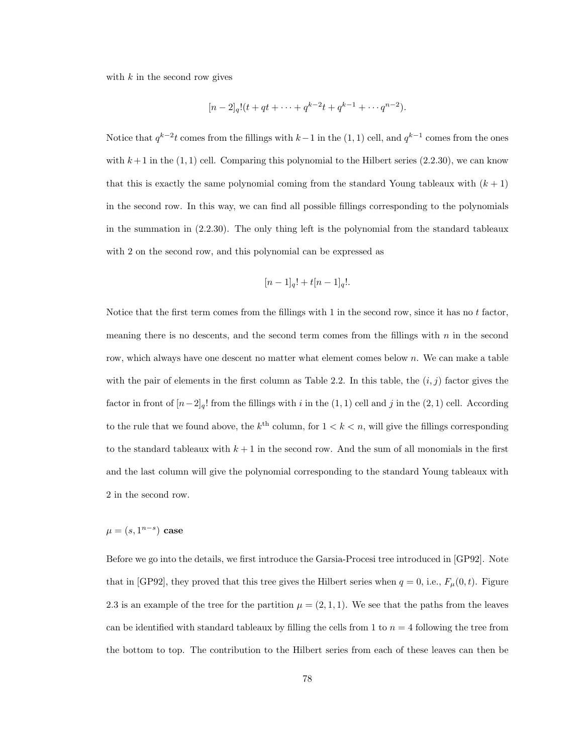with $k$ in the second row gives

$$[n-2]_q!(t + qt + \cdots + q^{k-2}t + q^{k-1} + \cdots q^{n-2}).$$

Notice that $q^{k-2}t$ comes from the fillings with $k-1$ in the $(1,1)$ cell, and $q^{k-1}$ comes from the ones with $k+1$ in the $(1,1)$ cell. Comparing this polynomial to the Hilbert series (2.2.30), we can know that this is exactly the same polynomial coming from the standard Young tableaux with $(k+1)$ in the second row. In this way, we can find all possible fillings corresponding to the polynomials in the summation in (2.2.30). The only thing left is the polynomial from the standard tableaux with 2 on the second row, and this polynomial can be expressed as

$$[n-1]_q! + t[n-1]_q!.$$

Notice that the first term comes from the fillings with 1 in the second row, since it has no $t$ factor, meaning there is no descents, and the second term comes from the fillings with $n$ in the second row, which always have one descent no matter what element comes below $n$. We can make a table with the pair of elements in the first column as Table 2.2. In this table, the $(i,j)$ factor gives the factor in front of $[n-2]_q!$ from the fillings with $i$ in the $(1,1)$ cell and $j$ in the $(2,1)$ cell. According to the rule that we found above, the $k^{\text{th}}$ column, for $1 < k < n$, will give the fillings corresponding to the standard tableaux with $k+1$ in the second row. And the sum of all monomials in the first and the last column will give the polynomial corresponding to the standard Young tableaux with 2 in the second row.

**$\mu = (s, 1^{n-s})$ case**

Before we go into the details, we first introduce the Garsia-Procesi tree introduced in [GP92]. Note that in [GP92], they proved that this tree gives the Hilbert series when $q = 0$, i.e., $F_\mu(0,t)$. Figure 2.3 is an example of the tree for the partition $\mu = (2,1,1)$. We see that the paths from the leaves can be identified with standard tableaux by filling the cells from 1 to $n = 4$ following the tree from the bottom to top. The contribution to the Hilbert series from each of these leaves can then be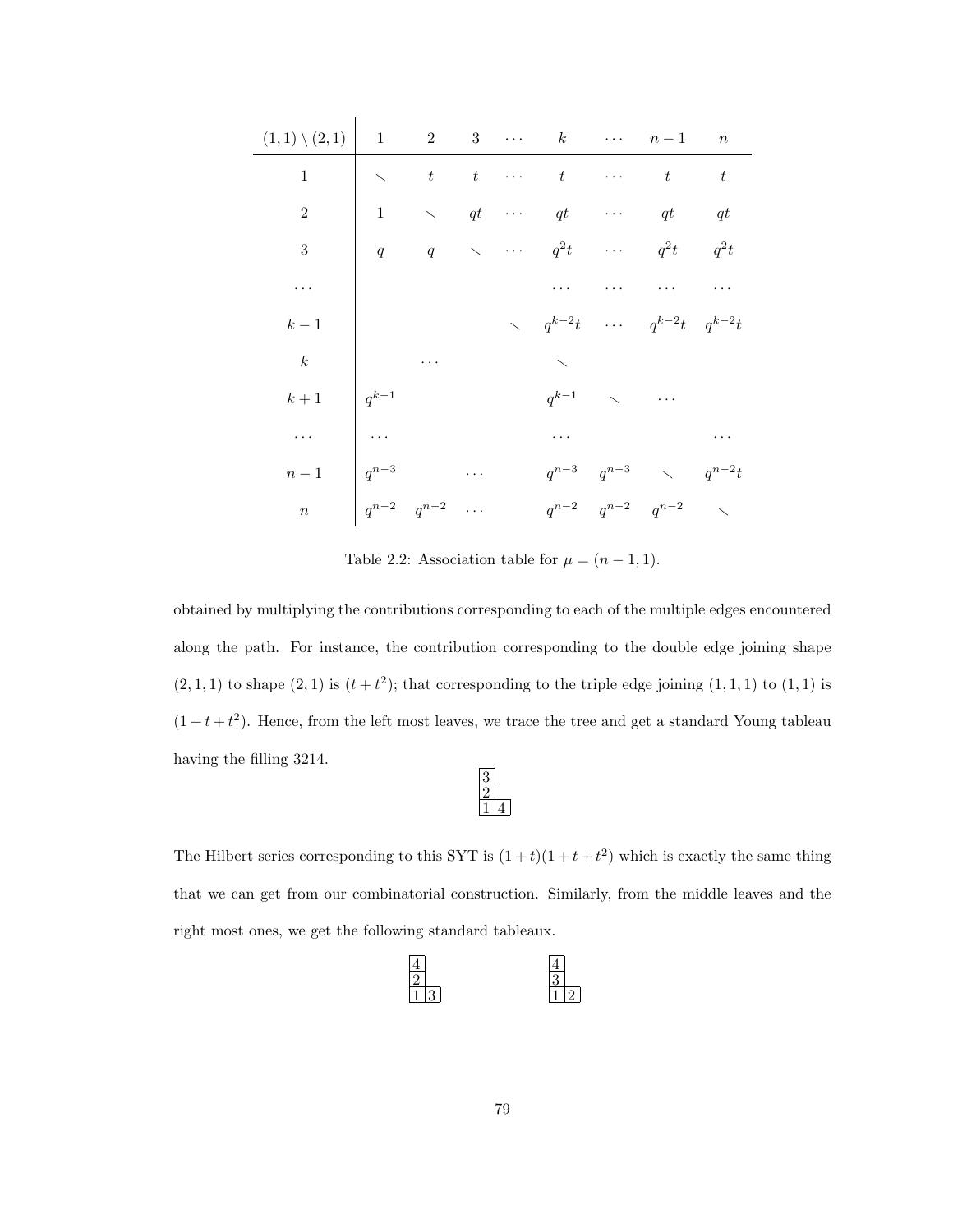| $(1,1)\setminus(2,1)$ | 1 | 2 | 3 | $\cdots$ | $k$ | $\cdots$ | $n-1$ | $n$ |
|---|---|---|---|---|---|---|---|---|
| 1 | $\diagdown$ | $t$ | $t$ | $\cdots$ | $t$ | $\cdots$ | $t$ | $t$ |
| 2 | 1 | $\diagdown$ | $qt$ | $\cdots$ | $qt$ | $\cdots$ | $qt$ | $qt$ |
| 3 | $q$ | $q$ | $\diagdown$ | $\cdots$ | $q^2t$ | $\cdots$ | $q^2t$ | $q^2t$ |
| $\cdots$ | | | | | $\cdots$ | $\cdots$ | $\cdots$ | $\cdots$ |
| $k-1$ | | | | $\diagdown$ | $q^{k-2}t$ | $\cdots$ | $q^{k-2}t$ | $q^{k-2}t$ |
| $k$ | | $\cdots$ | | | $\diagdown$ | | | |
| $k+1$ | $q^{k-1}$ | | | | $q^{k-1}$ | $\diagdown$ | $\cdots$ | |
| $\cdots$ | $\cdots$ | | | | $\cdots$ | | | $\cdots$ |
| $n-1$ | $q^{n-3}$ | | $\cdots$ | | $q^{n-3}$ | $q^{n-3}$ | $\diagdown$ | $q^{n-2}t$ |
| $n$ | $q^{n-2}$ | $q^{n-2}$ | $\cdots$ | | $q^{n-2}$ | $q^{n-2}$ | $q^{n-2}$ | $\diagdown$ |

Table 2.2: Association table for $\mu = (n-1, 1)$.

obtained by multiplying the contributions corresponding to each of the multiple edges encountered along the path. For instance, the contribution corresponding to the double edge joining shape $(2,1,1)$ to shape $(2,1)$ is $(t+t^2)$; that corresponding to the triple edge joining $(1,1,1)$ to $(1,1)$ is $(1+t+t^2)$. Hence, from the left most leaves, we trace the tree and get a standard Young tableau having the filling 3214.

$$\begin{array}{|c|c}\hline 3 \\ \hline 2 \\ \hline 1 & \multicolumn{1}{|c|}{4} \\ \hline\end{array}$$

The Hilbert series corresponding to this SYT is $(1+t)(1+t+t^2)$ which is exactly the same thing that we can get from our combinatorial construction. Similarly, from the middle leaves and the right most ones, we get the following standard tableaux.

$$\begin{array}{|c|c}\hline 4 \\ \hline 2 \\ \hline 1 & \multicolumn{1}{|c|}{3} \\ \hline\end{array} \qquad\qquad \begin{array}{|c|c}\hline 4 \\ \hline 3 \\ \hline 1 & \multicolumn{1}{|c|}{2} \\ \hline\end{array}$$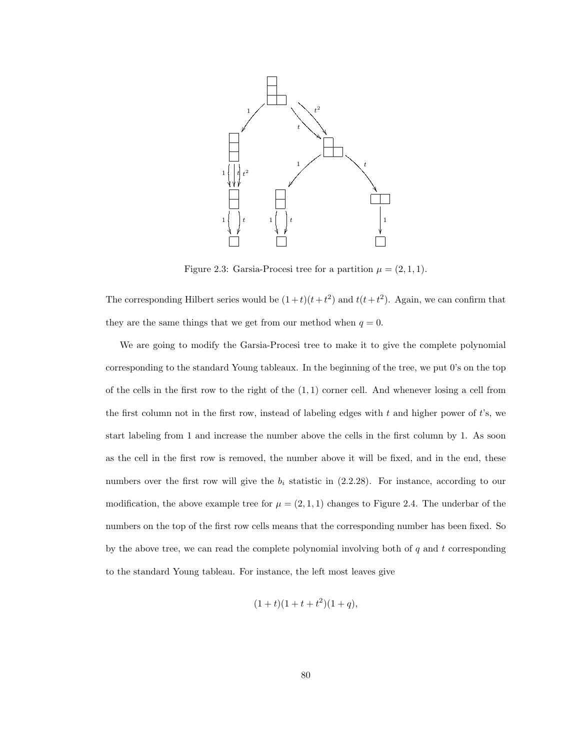Figure 2.3: Garsia-Procesi tree for a partition $\mu = (2, 1, 1)$.

The corresponding Hilbert series would be $(1+t)(t+t^2)$ and $t(t+t^2)$. Again, we can confirm that they are the same things that we get from our method when $q = 0$.

We are going to modify the Garsia-Procesi tree to make it to give the complete polynomial corresponding to the standard Young tableaux. In the beginning of the tree, we put 0's on the top of the cells in the first row to the right of the $(1, 1)$ corner cell. And whenever losing a cell from the first column not in the first row, instead of labeling edges with $t$ and higher power of $t$'s, we start labeling from 1 and increase the number above the cells in the first column by 1. As soon as the cell in the first row is removed, the number above it will be fixed, and in the end, these numbers over the first row will give the $b_i$ statistic in (2.2.28). For instance, according to our modification, the above example tree for $\mu = (2, 1, 1)$ changes to Figure 2.4. The underbar of the numbers on the top of the first row cells means that the corresponding number has been fixed. So by the above tree, we can read the complete polynomial involving both of $q$ and $t$ corresponding to the standard Young tableau. For instance, the left most leaves give

$$(1 + t)(1 + t + t^2)(1 + q),$$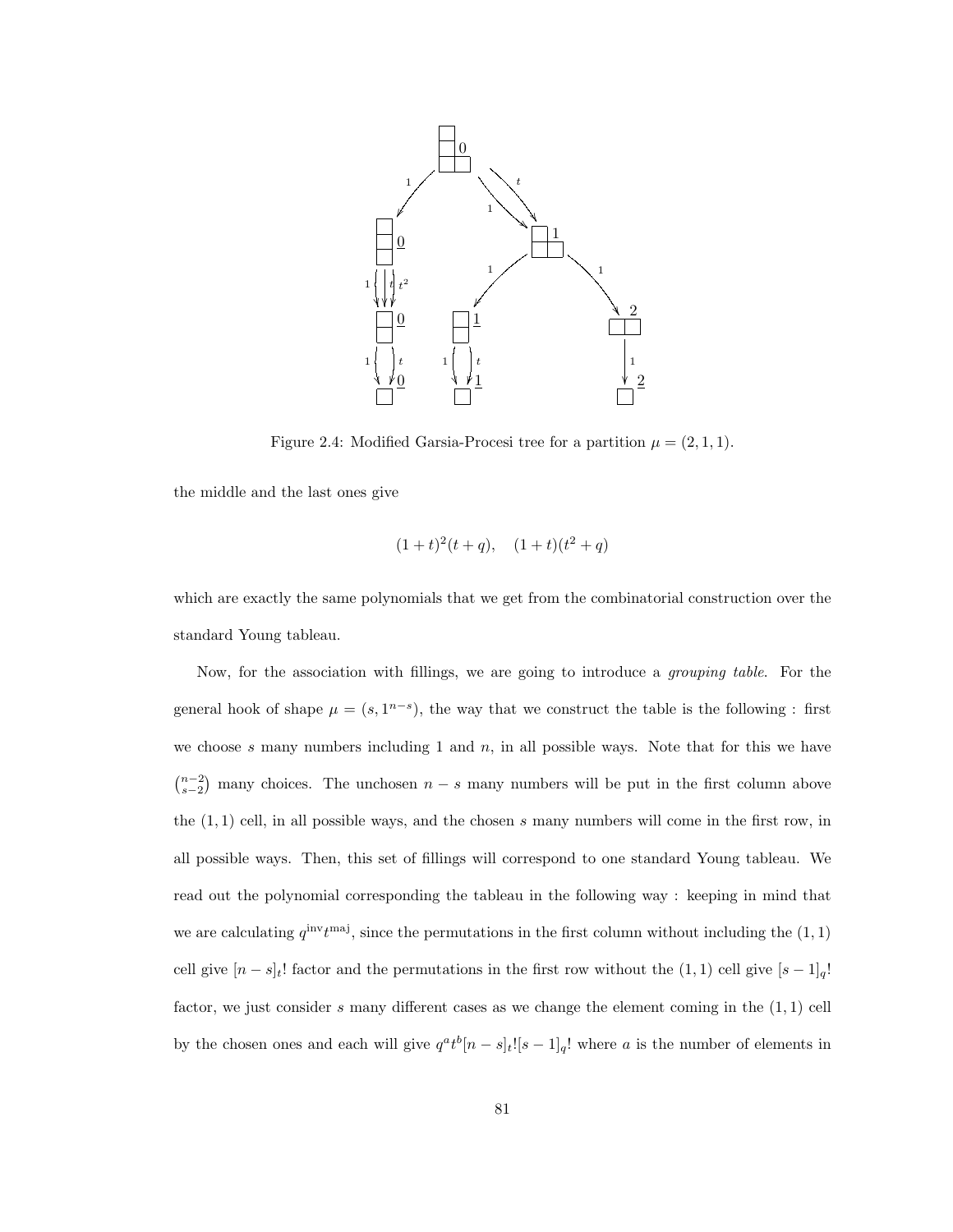Figure 2.4: Modified Garsia-Procesi tree for a partition $\mu = (2, 1, 1)$.

the middle and the last ones give

$$(1+t)^2(t+q), \quad (1+t)(t^2+q)$$

which are exactly the same polynomials that we get from the combinatorial construction over the standard Young tableau.

Now, for the association with fillings, we are going to introduce a *grouping table*. For the general hook of shape $\mu = (s, 1^{n-s})$, the way that we construct the table is the following : first we choose $s$ many numbers including 1 and $n$, in all possible ways. Note that for this we have $\binom{n-2}{s-2}$ many choices. The unchosen $n-s$ many numbers will be put in the first column above the $(1,1)$ cell, in all possible ways, and the chosen $s$ many numbers will come in the first row, in all possible ways. Then, this set of fillings will correspond to one standard Young tableau. We read out the polynomial corresponding the tableau in the following way : keeping in mind that we are calculating $q^{\text{inv}}t^{\text{maj}}$, since the permutations in the first column without including the $(1,1)$ cell give $[n-s]_t!$ factor and the permutations in the first row without the $(1,1)$ cell give $[s-1]_q!$ factor, we just consider $s$ many different cases as we change the element coming in the $(1,1)$ cell by the chosen ones and each will give $q^a t^b [n-s]_t! [s-1]_q!$ where $a$ is the number of elements in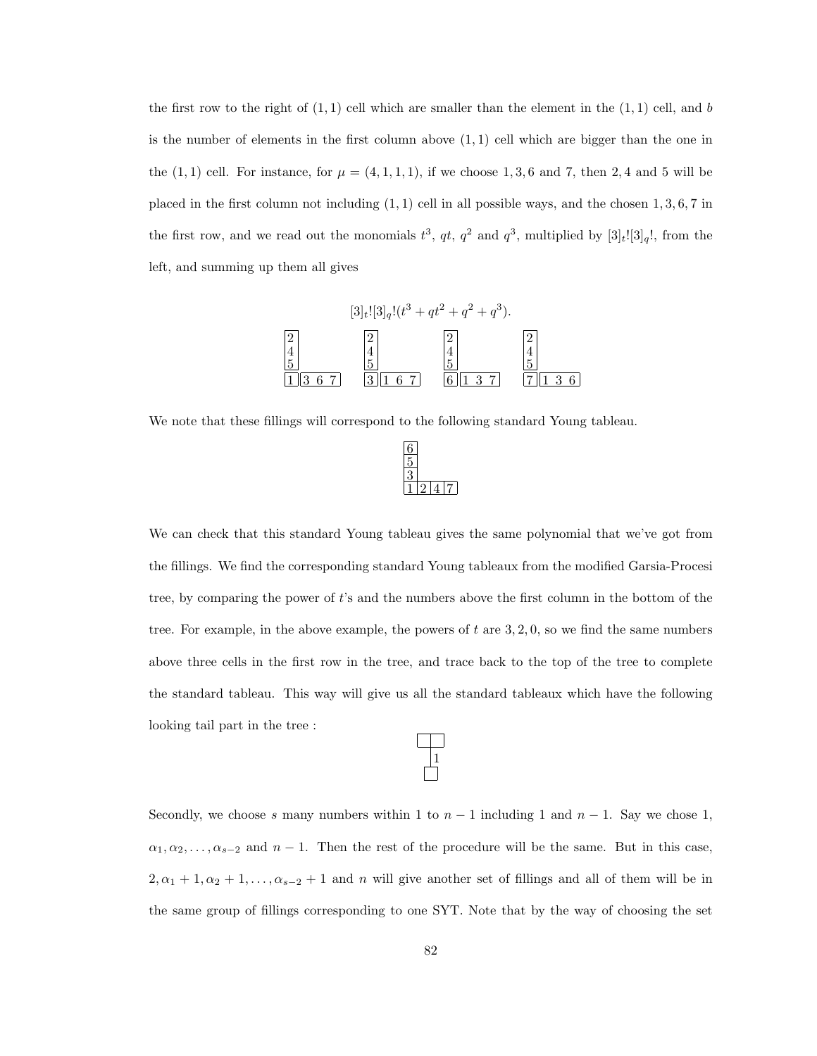the first row to the right of $(1,1)$ cell which are smaller than the element in the $(1,1)$ cell, and $b$ is the number of elements in the first column above $(1,1)$ cell which are bigger than the one in the $(1,1)$ cell. For instance, for $\mu = (4,1,1,1)$, if we choose $1,3,6$ and $7$, then $2,4$ and $5$ will be placed in the first column not including $(1,1)$ cell in all possible ways, and the chosen $1,3,6,7$ in the first row, and we read out the monomials $t^3$, $qt$, $q^2$ and $q^3$, multiplied by $[3]_t![3]_q!$, from the left, and summing up them all gives

$$[3]_t![3]_q!(t^3 + qt^2 + q^2 + q^3).$$

$$\begin{array}{c} 2 \\ 4 \\ 5 \\ 1 \end{array}\ \begin{array}{c} \\ \\ \\ 3\ 6\ 7 \end{array} \qquad \begin{array}{c} 2 \\ 4 \\ 5 \\ 3 \end{array}\ \begin{array}{c} \\ \\ \\ 1\ 6\ 7 \end{array} \qquad \begin{array}{c} 2 \\ 4 \\ 5 \\ 6 \end{array}\ \begin{array}{c} \\ \\ \\ 1\ 3\ 7 \end{array} \qquad \begin{array}{c} 2 \\ 4 \\ 5 \\ 7 \end{array}\ \begin{array}{c} \\ \\ \\ 1\ 3\ 6 \end{array}$$

We note that these fillings will correspond to the following standard Young tableau.

$$\begin{array}{llll} 6 & & & \\ 5 & & & \\ 3 & & & \\ 1 & 2 & 4 & 7 \end{array}$$

We can check that this standard Young tableau gives the same polynomial that we've got from the fillings. We find the corresponding standard Young tableaux from the modified Garsia-Procesi tree, by comparing the power of $t$'s and the numbers above the first column in the bottom of the tree. For example, in the above example, the powers of $t$ are $3,2,0$, so we find the same numbers above three cells in the first row in the tree, and trace back to the top of the tree to complete the standard tableau. This way will give us all the standard tableaux which have the following looking tail part in the tree :

$$\begin{array}{c} \square\square \\ \big|\,1 \\ \square \end{array}$$

Secondly, we choose $s$ many numbers within 1 to $n-1$ including 1 and $n-1$. Say we chose 1, $\alpha_1, \alpha_2, \ldots, \alpha_{s-2}$ and $n-1$. Then the rest of the procedure will be the same. But in this case, $2, \alpha_1+1, \alpha_2+1, \ldots, \alpha_{s-2}+1$ and $n$ will give another set of fillings and all of them will be in the same group of fillings corresponding to one SYT. Note that by the way of choosing the set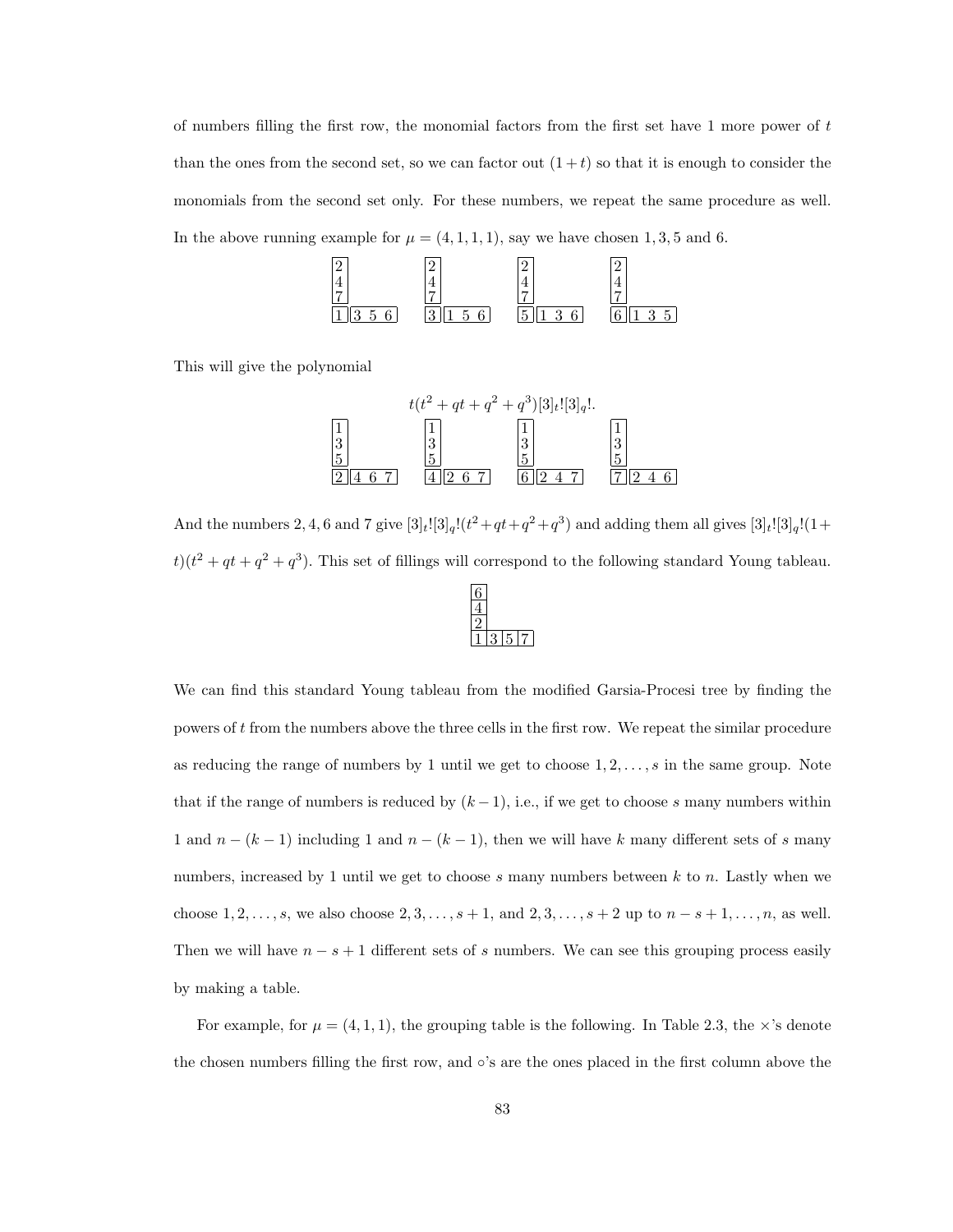of numbers filling the first row, the monomial factors from the first set have 1 more power of $t$ than the ones from the second set, so we can factor out $(1+t)$ so that it is enough to consider the monomials from the second set only. For these numbers, we repeat the same procedure as well. In the above running example for $\mu = (4,1,1,1)$, say we have chosen 1, 3, 5 and 6.

$$\begin{array}{llll}
\begin{array}{|l|}\hline 2\\ \hline 4\\ \hline 7\\ \hline 1\\ \hline\end{array}\!\begin{array}{|lll|}\hline 3 & 5 & 6\\ \hline\end{array} &
\begin{array}{|l|}\hline 2\\ \hline 4\\ \hline 7\\ \hline 3\\ \hline\end{array}\!\begin{array}{|lll|}\hline 1 & 5 & 6\\ \hline\end{array} &
\begin{array}{|l|}\hline 2\\ \hline 4\\ \hline 7\\ \hline 5\\ \hline\end{array}\!\begin{array}{|lll|}\hline 1 & 3 & 6\\ \hline\end{array} &
\begin{array}{|l|}\hline 2\\ \hline 4\\ \hline 7\\ \hline 6\\ \hline\end{array}\!\begin{array}{|lll|}\hline 1 & 3 & 5\\ \hline\end{array}
\end{array}$$

This will give the polynomial

$$t(t^2 + qt + q^2 + q^3)[3]_t![3]_q!.$$

$$\begin{array}{llll}
\begin{array}{|l|}\hline 1\\ \hline 3\\ \hline 5\\ \hline 2\\ \hline\end{array}\!\begin{array}{|lll|}\hline 4 & 6 & 7\\ \hline\end{array} &
\begin{array}{|l|}\hline 1\\ \hline 3\\ \hline 5\\ \hline 4\\ \hline\end{array}\!\begin{array}{|lll|}\hline 2 & 6 & 7\\ \hline\end{array} &
\begin{array}{|l|}\hline 1\\ \hline 3\\ \hline 5\\ \hline 6\\ \hline\end{array}\!\begin{array}{|lll|}\hline 2 & 4 & 7\\ \hline\end{array} &
\begin{array}{|l|}\hline 1\\ \hline 3\\ \hline 5\\ \hline 7\\ \hline\end{array}\!\begin{array}{|lll|}\hline 2 & 4 & 6\\ \hline\end{array}
\end{array}$$

And the numbers 2, 4, 6 and 7 give $[3]_t![3]_q!(t^2+qt+q^2+q^3)$ and adding them all gives $[3]_t![3]_q!(1+t)(t^2 + qt + q^2 + q^3)$. This set of fillings will correspond to the following standard Young tableau.

$$\begin{array}{|l|lll}\hline 6 \\ \cline{1-1} 4 \\ \cline{1-1} 2 \\ \hline 1 & \multicolumn{1}{|l|}{3} & \multicolumn{1}{l|}{5} & \multicolumn{1}{l|}{7} \\ \hline\end{array}$$

We can find this standard Young tableau from the modified Garsia-Procesi tree by finding the powers of $t$ from the numbers above the three cells in the first row. We repeat the similar procedure as reducing the range of numbers by 1 until we get to choose $1, 2, \ldots, s$ in the same group. Note that if the range of numbers is reduced by $(k-1)$, i.e., if we get to choose $s$ many numbers within 1 and $n-(k-1)$ including 1 and $n-(k-1)$, then we will have $k$ many different sets of $s$ many numbers, increased by 1 until we get to choose $s$ many numbers between $k$ to $n$. Lastly when we choose $1, 2, \ldots, s$, we also choose $2, 3, \ldots, s+1$, and $2, 3, \ldots, s+2$ up to $n-s+1, \ldots, n$, as well. Then we will have $n-s+1$ different sets of $s$ numbers. We can see this grouping process easily by making a table.

For example, for $\mu = (4,1,1)$, the grouping table is the following. In Table 2.3, the $\times$'s denote the chosen numbers filling the first row, and $\circ$'s are the ones placed in the first column above the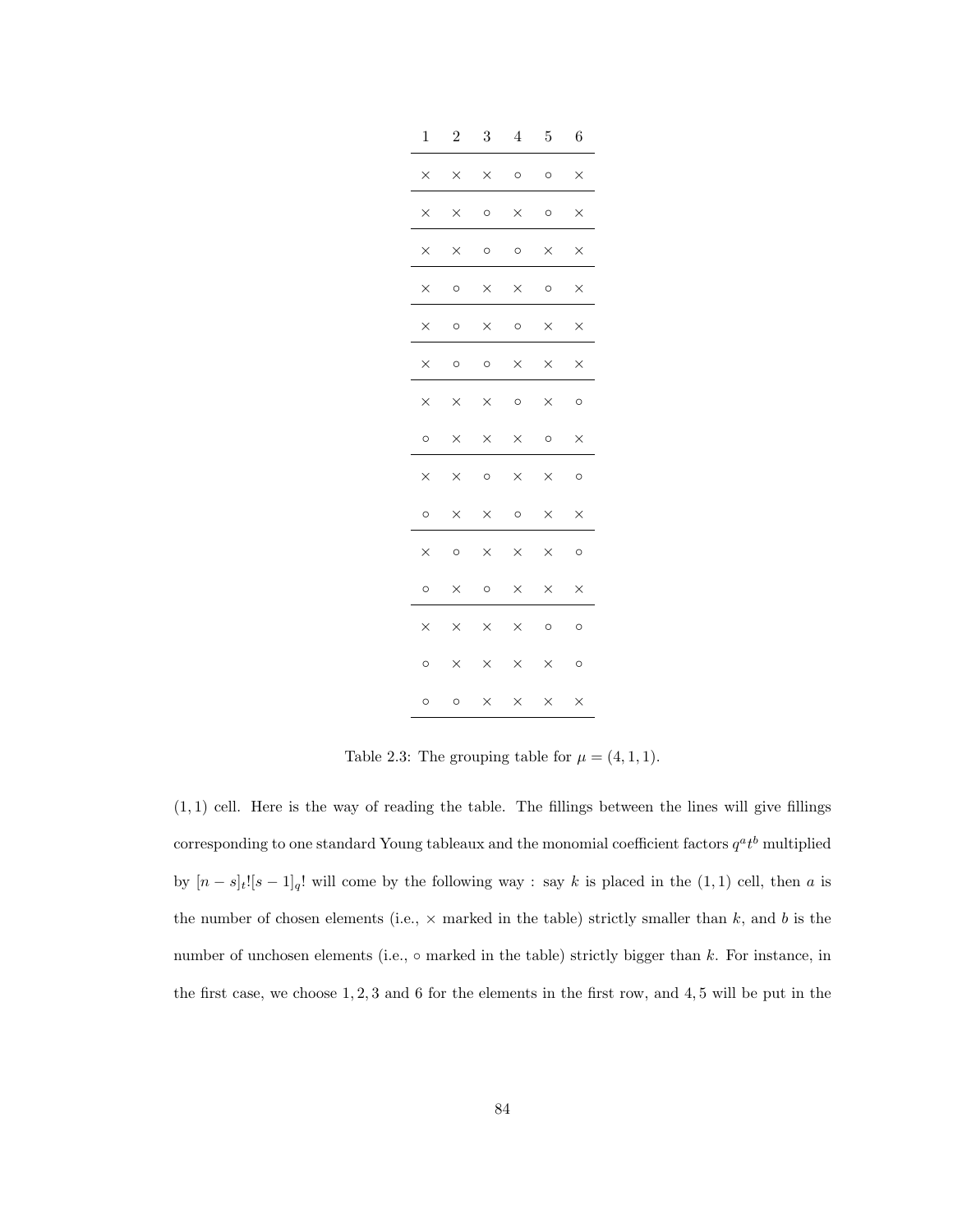| 1 | 2 | 3 | 4 | 5 | 6 |
|---|---|---|---|---|---|
| $\times$ | $\times$ | $\times$ | $\circ$ | $\circ$ | $\times$ |
| $\times$ | $\times$ | $\circ$ | $\times$ | $\circ$ | $\times$ |
| $\times$ | $\times$ | $\circ$ | $\circ$ | $\times$ | $\times$ |
| $\times$ | $\circ$ | $\times$ | $\times$ | $\circ$ | $\times$ |
| $\times$ | $\circ$ | $\times$ | $\circ$ | $\times$ | $\times$ |
| $\times$ | $\circ$ | $\circ$ | $\times$ | $\times$ | $\times$ |
| $\times$ | $\times$ | $\times$ | $\circ$ | $\times$ | $\circ$ |
| $\circ$ | $\times$ | $\times$ | $\times$ | $\circ$ | $\times$ |
| $\times$ | $\times$ | $\circ$ | $\times$ | $\times$ | $\circ$ |
| $\circ$ | $\times$ | $\times$ | $\circ$ | $\times$ | $\times$ |
| $\times$ | $\circ$ | $\times$ | $\times$ | $\times$ | $\circ$ |
| $\circ$ | $\times$ | $\circ$ | $\times$ | $\times$ | $\times$ |
| $\times$ | $\times$ | $\times$ | $\times$ | $\circ$ | $\circ$ |
| $\circ$ | $\times$ | $\times$ | $\times$ | $\times$ | $\circ$ |
| $\circ$ | $\circ$ | $\times$ | $\times$ | $\times$ | $\times$ |

Table 2.3: The grouping table for $\mu = (4, 1, 1)$.

$(1, 1)$ cell. Here is the way of reading the table. The fillings between the lines will give fillings corresponding to one standard Young tableaux and the monomial coefficient factors $q^a t^b$ multiplied by $[n-s]_t![s-1]_q!$ will come by the following way : say $k$ is placed in the $(1, 1)$ cell, then $a$ is the number of chosen elements (i.e., $\times$ marked in the table) strictly smaller than $k$, and $b$ is the number of unchosen elements (i.e., $\circ$ marked in the table) strictly bigger than $k$. For instance, in the first case, we choose $1, 2, 3$ and $6$ for the elements in the first row, and $4, 5$ will be put in the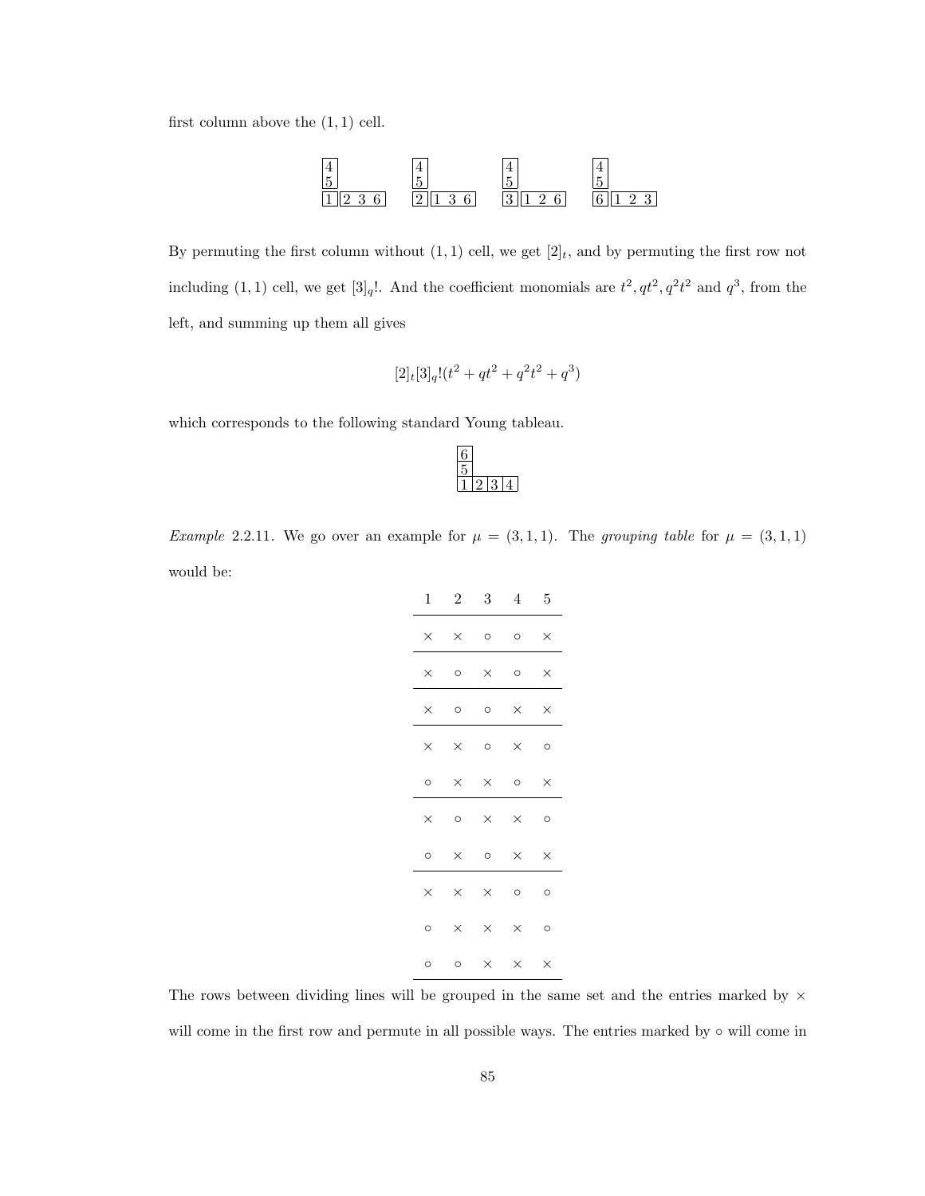first column above the $(1,1)$ cell.

$$\begin{array}{cccc}
\begin{array}{l} \boxed{4} \\ \boxed{5} \\ \boxed{1}\boxed{2\ 3\ 6} \end{array} &
\begin{array}{l} \boxed{4} \\ \boxed{5} \\ \boxed{2}\boxed{1\ 3\ 6} \end{array} &
\begin{array}{l} \boxed{4} \\ \boxed{5} \\ \boxed{3}\boxed{1\ 2\ 6} \end{array} &
\begin{array}{l} \boxed{4} \\ \boxed{5} \\ \boxed{6}\boxed{1\ 2\ 3} \end{array}
\end{array}$$

By permuting the first column without $(1,1)$ cell, we get $[2]_t$, and by permuting the first row not including $(1,1)$ cell, we get $[3]_q!$. And the coefficient monomials are $t^2, qt^2, q^2t^2$ and $q^3$, from the left, and summing up them all gives

$$[2]_t[3]_q!(t^2 + qt^2 + q^2t^2 + q^3)$$

which corresponds to the following standard Young tableau.

$$\begin{array}{l} \boxed{6} \\ \boxed{5} \\ \boxed{1}\boxed{2}\boxed{3}\boxed{4} \end{array}$$

*Example* 2.2.11. We go over an example for $\mu = (3,1,1)$. The *grouping table* for $\mu = (3,1,1)$ would be:

| 1 | 2 | 3 | 4 | 5 |
|---|---|---|---|---|
| × | × | ◦ | ◦ | × |
| × | ◦ | × | ◦ | × |
| × | ◦ | ◦ | × | × |
| × | × | ◦ | × | ◦ |
| ◦ | × | × | ◦ | × |
| × | ◦ | × | × | ◦ |
| ◦ | × | ◦ | × | × |
| × | × | × | ◦ | ◦ |
| ◦ | × | × | × | ◦ |
| ◦ | ◦ | × | × | × |

The rows between dividing lines will be grouped in the same set and the entries marked by × will come in the first row and permute in all possible ways. The entries marked by ◦ will come in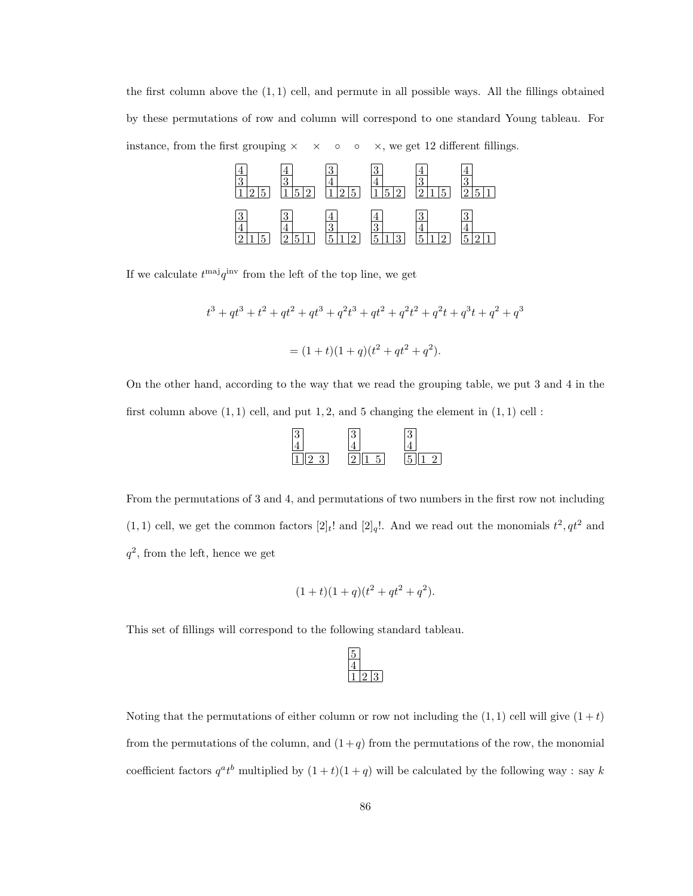the first column above the $(1,1)$ cell, and permute in all possible ways. All the fillings obtained by these permutations of row and column will correspond to one standard Young tableau. For instance, from the first grouping $\times \quad \times \quad \circ \quad \circ \quad \times$, we get 12 different fillings.

$$
\begin{array}{cccccc}
\begin{array}{|c|cc}\hline 4 \\ \hline 3 \\ \hline 1 & 2 & 5 \\ \hline\end{array} &
\begin{array}{|c|cc}\hline 4 \\ \hline 3 \\ \hline 1 & 5 & 2 \\ \hline\end{array} &
\begin{array}{|c|cc}\hline 3 \\ \hline 4 \\ \hline 1 & 2 & 5 \\ \hline\end{array} &
\begin{array}{|c|cc}\hline 3 \\ \hline 4 \\ \hline 1 & 5 & 2 \\ \hline\end{array} &
\begin{array}{|c|cc}\hline 4 \\ \hline 3 \\ \hline 2 & 1 & 5 \\ \hline\end{array} &
\begin{array}{|c|cc}\hline 4 \\ \hline 3 \\ \hline 2 & 5 & 1 \\ \hline\end{array}
\\[2ex]
\begin{array}{|c|cc}\hline 3 \\ \hline 4 \\ \hline 2 & 1 & 5 \\ \hline\end{array} &
\begin{array}{|c|cc}\hline 3 \\ \hline 4 \\ \hline 2 & 5 & 1 \\ \hline\end{array} &
\begin{array}{|c|cc}\hline 4 \\ \hline 3 \\ \hline 5 & 1 & 2 \\ \hline\end{array} &
\begin{array}{|c|cc}\hline 4 \\ \hline 3 \\ \hline 5 & 1 & 3 \\ \hline\end{array} &
\begin{array}{|c|cc}\hline 3 \\ \hline 4 \\ \hline 5 & 1 & 2 \\ \hline\end{array} &
\begin{array}{|c|cc}\hline 3 \\ \hline 4 \\ \hline 5 & 2 & 1 \\ \hline\end{array}
\end{array}
$$

If we calculate $t^{\text{maj}}q^{\text{inv}}$ from the left of the top line, we get

$$
t^3 + qt^3 + t^2 + qt^2 + qt^3 + q^2t^3 + qt^2 + q^2t^2 + q^2t + q^3t + q^2 + q^3
$$

$$
= (1+t)(1+q)(t^2 + qt^2 + q^2).
$$

On the other hand, according to the way that we read the grouping table, we put 3 and 4 in the first column above $(1,1)$ cell, and put $1, 2$, and 5 changing the element in $(1,1)$ cell :

$$
\begin{array}{ccc}
\begin{array}{|c|cc}\hline 3 \\ \hline 4 \\ \hline 1 & 2 & 3 \\ \hline\end{array} &
\begin{array}{|c|cc}\hline 3 \\ \hline 4 \\ \hline 2 & 1 & 5 \\ \hline\end{array} &
\begin{array}{|c|cc}\hline 3 \\ \hline 4 \\ \hline 5 & 1 & 2 \\ \hline\end{array}
\end{array}
$$

From the permutations of 3 and 4, and permutations of two numbers in the first row not including $(1,1)$ cell, we get the common factors $[2]_t!$ and $[2]_q!$. And we read out the monomials $t^2, qt^2$ and $q^2$, from the left, hence we get

$$
(1+t)(1+q)(t^2 + qt^2 + q^2).
$$

This set of fillings will correspond to the following standard tableau.

$$
\begin{array}{|c|c|c|}\hline 5 \\ \hline 4 \\ \hline 1 & 2 & 3 \\ \hline\end{array}
$$

Noting that the permutations of either column or row not including the $(1,1)$ cell will give $(1+t)$ from the permutations of the column, and $(1+q)$ from the permutations of the row, the monomial coefficient factors $q^at^b$ multiplied by $(1+t)(1+q)$ will be calculated by the following way : say $k$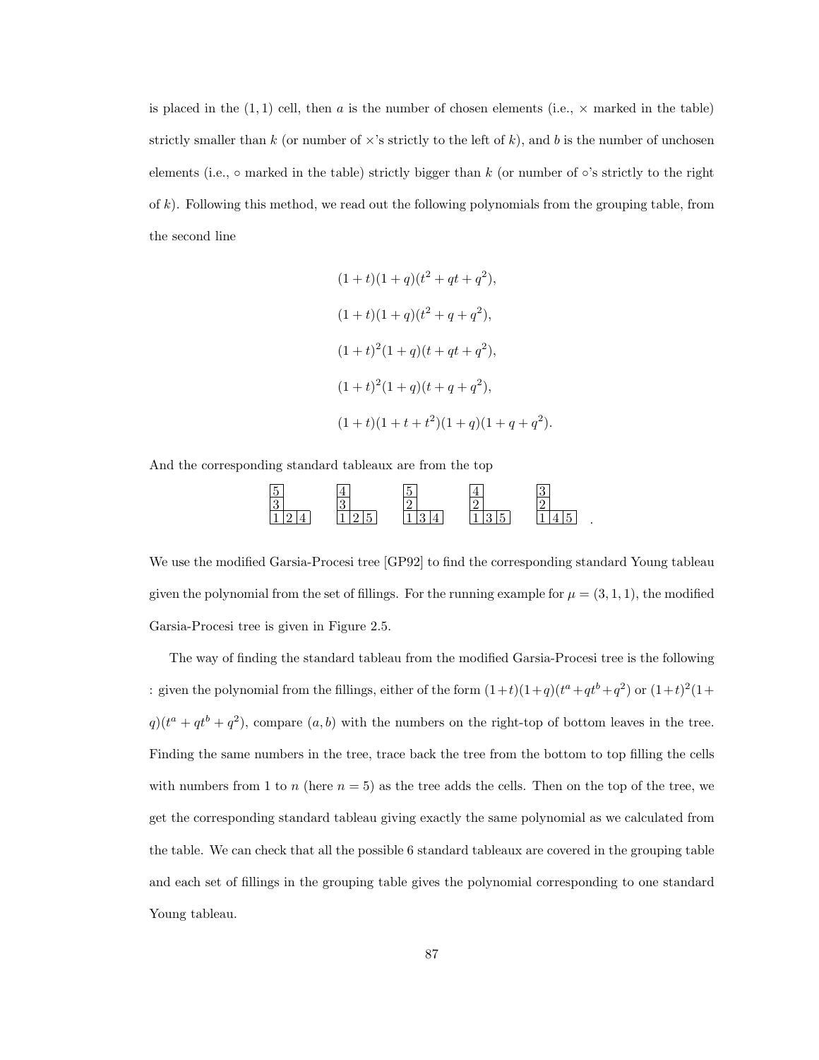is placed in the $(1,1)$ cell, then $a$ is the number of chosen elements (i.e., $\times$ marked in the table) strictly smaller than $k$ (or number of $\times$'s strictly to the left of $k$), and $b$ is the number of unchosen elements (i.e., $\circ$ marked in the table) strictly bigger than $k$ (or number of $\circ$'s strictly to the right of $k$). Following this method, we read out the following polynomials from the grouping table, from the second line

$$(1+t)(1+q)(t^2+qt+q^2),$$

$$(1+t)(1+q)(t^2+q+q^2),$$

$$(1+t)^2(1+q)(t+qt+q^2),$$

$$(1+t)^2(1+q)(t+q+q^2),$$

$$(1+t)(1+t+t^2)(1+q)(1+q+q^2).$$

And the corresponding standard tableaux are from the top

$$\begin{array}{l}5\\3\\1\,2\,4\end{array}\qquad \begin{array}{l}4\\3\\1\,2\,5\end{array}\qquad \begin{array}{l}5\\2\\1\,3\,4\end{array}\qquad \begin{array}{l}4\\2\\1\,3\,5\end{array}\qquad \begin{array}{l}3\\2\\1\,4\,5\end{array}\ .$$

We use the modified Garsia-Procesi tree [GP92] to find the corresponding standard Young tableau given the polynomial from the set of fillings. For the running example for $\mu = (3,1,1)$, the modified Garsia-Procesi tree is given in Figure 2.5.

The way of finding the standard tableau from the modified Garsia-Procesi tree is the following : given the polynomial from the fillings, either of the form $(1+t)(1+q)(t^a+qt^b+q^2)$ or $(1+t)^2(1+q)(t^a+qt^b+q^2)$, compare $(a,b)$ with the numbers on the right-top of bottom leaves in the tree. Finding the same numbers in the tree, trace back the tree from the bottom to top filling the cells with numbers from 1 to $n$ (here $n=5$) as the tree adds the cells. Then on the top of the tree, we get the corresponding standard tableau giving exactly the same polynomial as we calculated from the table. We can check that all the possible 6 standard tableaux are covered in the grouping table and each set of fillings in the grouping table gives the polynomial corresponding to one standard Young tableau.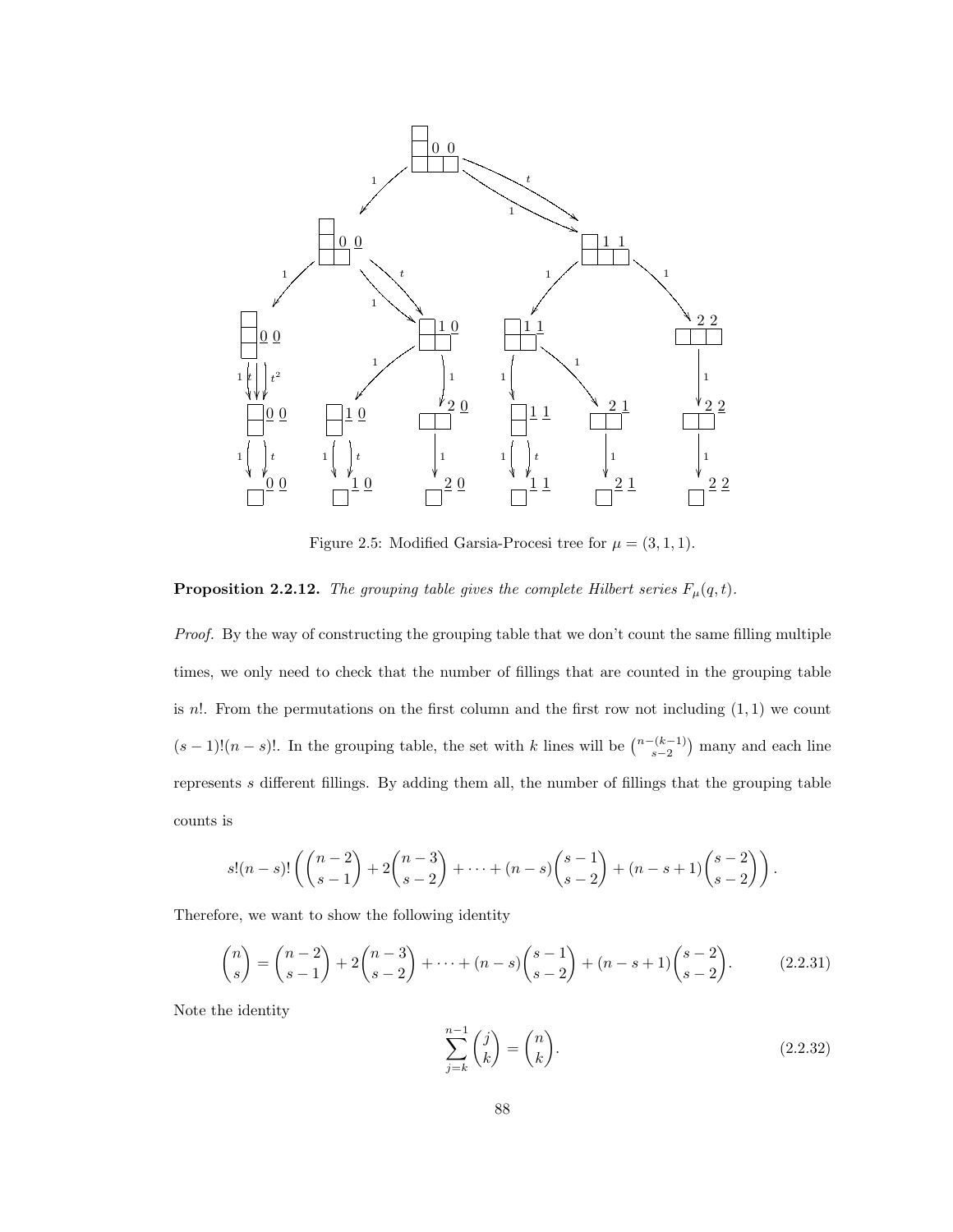Figure 2.5: Modified Garsia-Procesi tree for $\mu = (3, 1, 1)$.

**Proposition 2.2.12.** *The grouping table gives the complete Hilbert series $F_\mu(q,t)$.*

*Proof.* By the way of constructing the grouping table that we don't count the same filling multiple times, we only need to check that the number of fillings that are counted in the grouping table is $n!$. From the permutations on the first column and the first row not including $(1,1)$ we count $(s-1)!(n-s)!$. In the grouping table, the set with $k$ lines will be $\binom{n-(k-1)}{s-2}$ many and each line represents $s$ different fillings. By adding them all, the number of fillings that the grouping table counts is

$$s!(n-s)!\left(\binom{n-2}{s-1} + 2\binom{n-3}{s-2} + \cdots + (n-s)\binom{s-1}{s-2} + (n-s+1)\binom{s-2}{s-2}\right).$$

Therefore, we want to show the following identity

$$\binom{n}{s} = \binom{n-2}{s-1} + 2\binom{n-3}{s-2} + \cdots + (n-s)\binom{s-1}{s-2} + (n-s+1)\binom{s-2}{s-2}. \tag{2.2.31}$$

Note the identity

$$\sum_{j=k}^{n-1}\binom{j}{k} = \binom{n}{k}. \tag{2.2.32}$$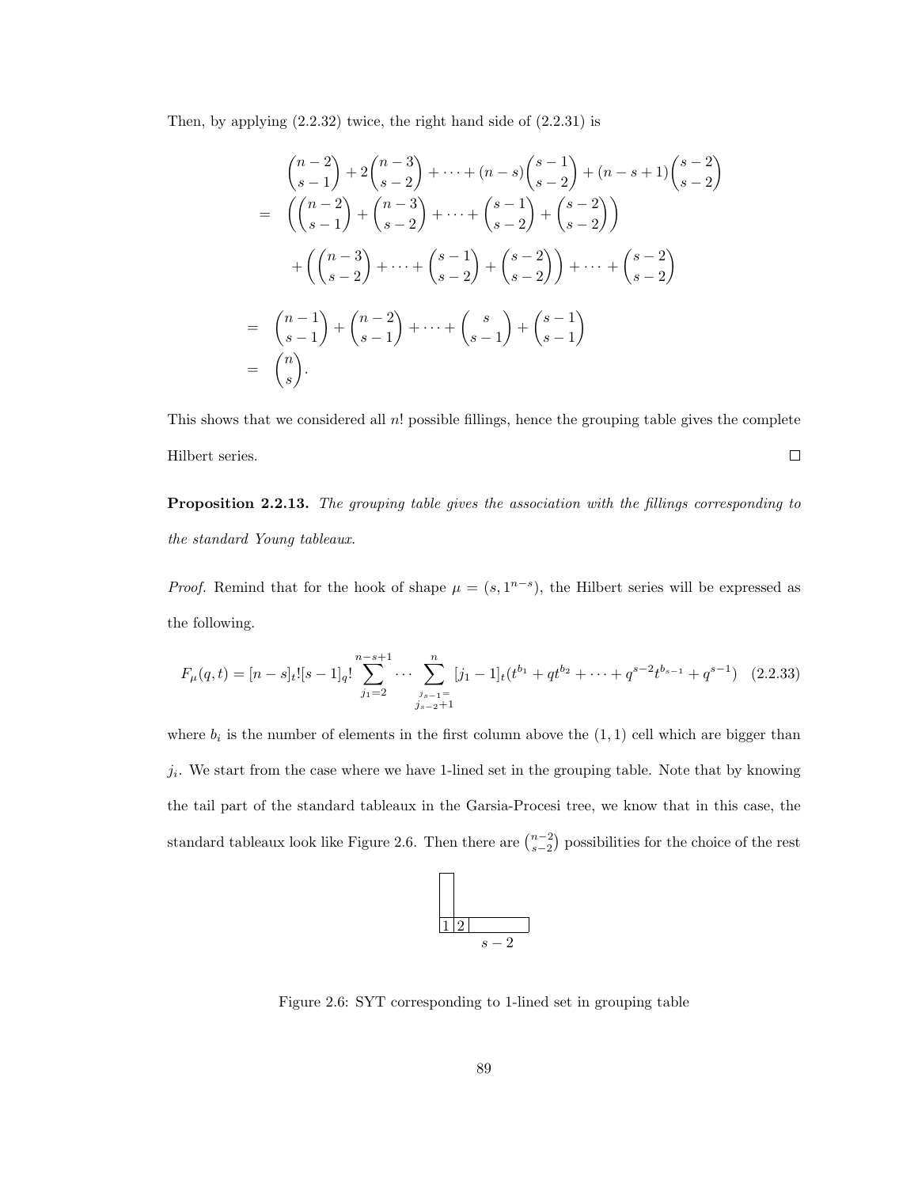Then, by applying (2.2.32) twice, the right hand side of (2.2.31) is

$$
\begin{aligned}
& \binom{n-2}{s-1} + 2\binom{n-3}{s-2} + \cdots + (n-s)\binom{s-1}{s-2} + (n-s+1)\binom{s-2}{s-2} \\
= \;& \left( \binom{n-2}{s-1} + \binom{n-3}{s-2} + \cdots + \binom{s-1}{s-2} + \binom{s-2}{s-2} \right) \\
& + \left( \binom{n-3}{s-2} + \cdots + \binom{s-1}{s-2} + \binom{s-2}{s-2} \right) + \cdots + \binom{s-2}{s-2} \\
= \;& \binom{n-1}{s-1} + \binom{n-2}{s-1} + \cdots + \binom{s}{s-1} + \binom{s-1}{s-1} \\
= \;& \binom{n}{s}.
\end{aligned}
$$

This shows that we considered all $n!$ possible fillings, hence the grouping table gives the complete Hilbert series. $\square$

**Proposition 2.2.13.** *The grouping table gives the association with the fillings corresponding to the standard Young tableaux.*

*Proof.* Remind that for the hook of shape $\mu = (s, 1^{n-s})$, the Hilbert series will be expressed as the following.

$$
F_\mu(q,t) = [n-s]_t![s-1]_q! \sum_{j_1=2}^{n-s+1} \cdots \sum_{\substack{j_{s-1}= \\ j_{s-2}+1}}^{n} [j_1 - 1]_t (t^{b_1} + qt^{b_2} + \cdots + q^{s-2}t^{b_{s-1}} + q^{s-1}) \quad (2.2.33)
$$

where $b_i$ is the number of elements in the first column above the $(1,1)$ cell which are bigger than $j_i$. We start from the case where we have 1-lined set in the grouping table. Note that by knowing the tail part of the standard tableaux in the Garsia-Procesi tree, we know that in this case, the standard tableaux look like Figure 2.6. Then there are $\binom{n-2}{s-2}$ possibilities for the choice of the rest

Figure 2.6: SYT corresponding to 1-lined set in grouping table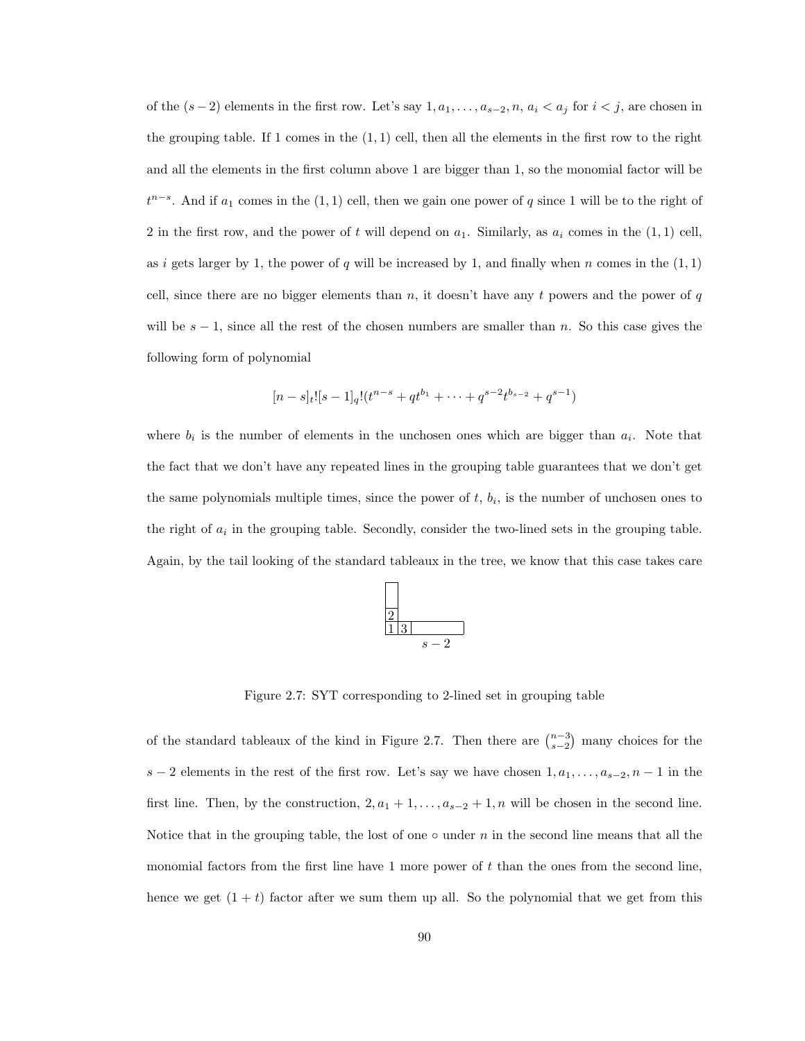of the $(s-2)$ elements in the first row. Let's say $1, a_1, \ldots, a_{s-2}, n$, $a_i < a_j$ for $i < j$, are chosen in the grouping table. If 1 comes in the $(1,1)$ cell, then all the elements in the first row to the right and all the elements in the first column above 1 are bigger than 1, so the monomial factor will be $t^{n-s}$. And if $a_1$ comes in the $(1,1)$ cell, then we gain one power of $q$ since 1 will be to the right of 2 in the first row, and the power of $t$ will depend on $a_1$. Similarly, as $a_i$ comes in the $(1,1)$ cell, as $i$ gets larger by 1, the power of $q$ will be increased by 1, and finally when $n$ comes in the $(1,1)$ cell, since there are no bigger elements than $n$, it doesn't have any $t$ powers and the power of $q$ will be $s-1$, since all the rest of the chosen numbers are smaller than $n$. So this case gives the following form of polynomial

$$[n-s]_t![s-1]_q!(t^{n-s} + qt^{b_1} + \cdots + q^{s-2}t^{b_{s-2}} + q^{s-1})$$

where $b_i$ is the number of elements in the unchosen ones which are bigger than $a_i$. Note that the fact that we don't have any repeated lines in the grouping table guarantees that we don't get the same polynomials multiple times, since the power of $t$, $b_i$, is the number of unchosen ones to the right of $a_i$ in the grouping table. Secondly, consider the two-lined sets in the grouping table. Again, by the tail looking of the standard tableaux in the tree, we know that this case takes care

Figure 2.7: SYT corresponding to 2-lined set in grouping table

of the standard tableaux of the kind in Figure 2.7. Then there are $\binom{n-3}{s-2}$ many choices for the $s-2$ elements in the rest of the first row. Let's say we have chosen $1, a_1, \ldots, a_{s-2}, n-1$ in the first line. Then, by the construction, $2, a_1+1, \ldots, a_{s-2}+1, n$ will be chosen in the second line. Notice that in the grouping table, the lost of one $\circ$ under $n$ in the second line means that all the monomial factors from the first line have 1 more power of $t$ than the ones from the second line, hence we get $(1+t)$ factor after we sum them up all. So the polynomial that we get from this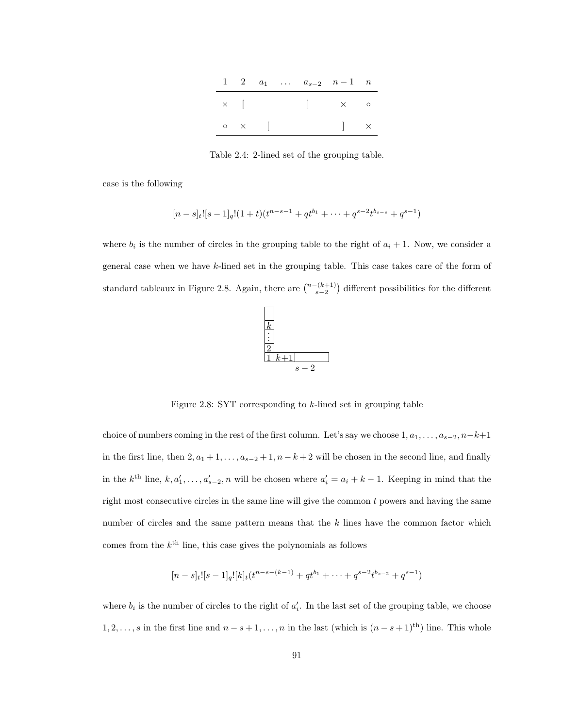| 1 | 2 | $a_1$ | $\dots$ | $a_{s-2}$ | $n-1$ | $n$ |
|---|---|---|---|---|---|---|
| $\times$ | [ | | | ] | $\times$ | $\circ$ |
| $\circ$ | $\times$ | [ | | | ] | $\times$ |

Table 2.4: 2-lined set of the grouping table.

case is the following

$$[n-s]_t![s-1]_q!(1+t)(t^{n-s-1}+qt^{b_1}+\cdots+q^{s-2}t^{b_{s-s}}+q^{s-1})$$

where $b_i$ is the number of circles in the grouping table to the right of $a_i+1$. Now, we consider a general case when we have $k$-lined set in the grouping table. This case takes care of the form of standard tableaux in Figure 2.8. Again, there are $\binom{n-(k+1)}{s-2}$ different possibilities for the different

| | | |
|---|---|---|
| | | |
| $k$ | | |
| $\vdots$ | | |
| 2 | | |
| 1 | $k+1$ | |
| | | $s-2$ |

Figure 2.8: SYT corresponding to $k$-lined set in grouping table

choice of numbers coming in the rest of the first column. Let's say we choose $1, a_1, \dots, a_{s-2}, n-k+1$ in the first line, then $2, a_1+1, \dots, a_{s-2}+1, n-k+2$ will be chosen in the second line, and finally in the $k^{\text{th}}$ line, $k, a'_1, \dots, a'_{s-2}, n$ will be chosen where $a'_i = a_i + k - 1$. Keeping in mind that the right most consecutive circles in the same line will give the common $t$ powers and having the same number of circles and the same pattern means that the $k$ lines have the common factor which comes from the $k^{\text{th}}$ line, this case gives the polynomials as follows

$$[n-s]_t![s-1]_q![k]_t(t^{n-s-(k-1)}+qt^{b_1}+\cdots+q^{s-2}t^{b_{s-2}}+q^{s-1})$$

where $b_i$ is the number of circles to the right of $a'_i$. In the last set of the grouping table, we choose $1, 2, \dots, s$ in the first line and $n-s+1, \dots, n$ in the last (which is $(n-s+1)^{\text{th}}$) line. This whole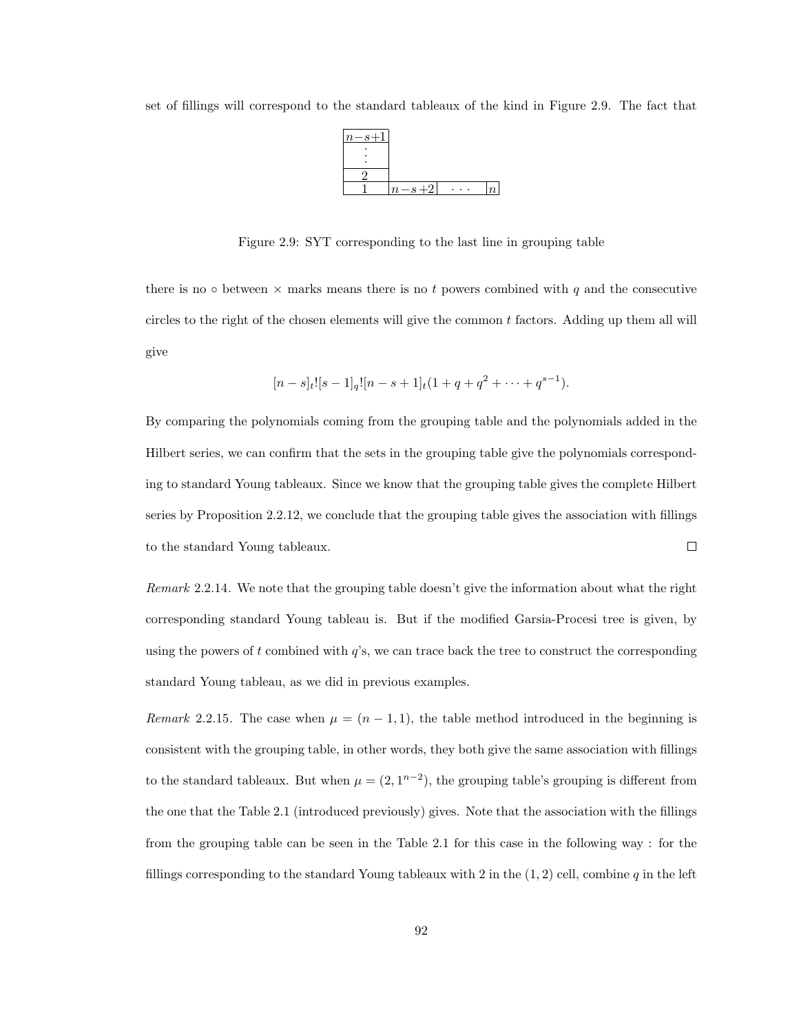set of fillings will correspond to the standard tableaux of the kind in Figure 2.9. The fact that

| $n-s+1$ | | | |
|---|---|---|---|
| $\vdots$ | | | |
| 2 | | | |
| 1 | $n-s+2$ | $\cdots$ | $n$ |

Figure 2.9: SYT corresponding to the last line in grouping table

there is no $\circ$ between $\times$ marks means there is no $t$ powers combined with $q$ and the consecutive circles to the right of the chosen elements will give the common $t$ factors. Adding up them all will give

$$[n-s]_t![s-1]_q![n-s+1]_t(1+q+q^2+\cdots+q^{s-1}).$$

By comparing the polynomials coming from the grouping table and the polynomials added in the Hilbert series, we can confirm that the sets in the grouping table give the polynomials corresponding to standard Young tableaux. Since we know that the grouping table gives the complete Hilbert series by Proposition 2.2.12, we conclude that the grouping table gives the association with fillings to the standard Young tableaux. $\square$

*Remark* 2.2.14. We note that the grouping table doesn't give the information about what the right corresponding standard Young tableau is. But if the modified Garsia-Procesi tree is given, by using the powers of $t$ combined with $q$'s, we can trace back the tree to construct the corresponding standard Young tableau, as we did in previous examples.

*Remark* 2.2.15. The case when $\mu = (n-1, 1)$, the table method introduced in the beginning is consistent with the grouping table, in other words, they both give the same association with fillings to the standard tableaux. But when $\mu = (2, 1^{n-2})$, the grouping table's grouping is different from the one that the Table 2.1 (introduced previously) gives. Note that the association with the fillings from the grouping table can be seen in the Table 2.1 for this case in the following way : for the fillings corresponding to the standard Young tableaux with 2 in the $(1, 2)$ cell, combine $q$ in the left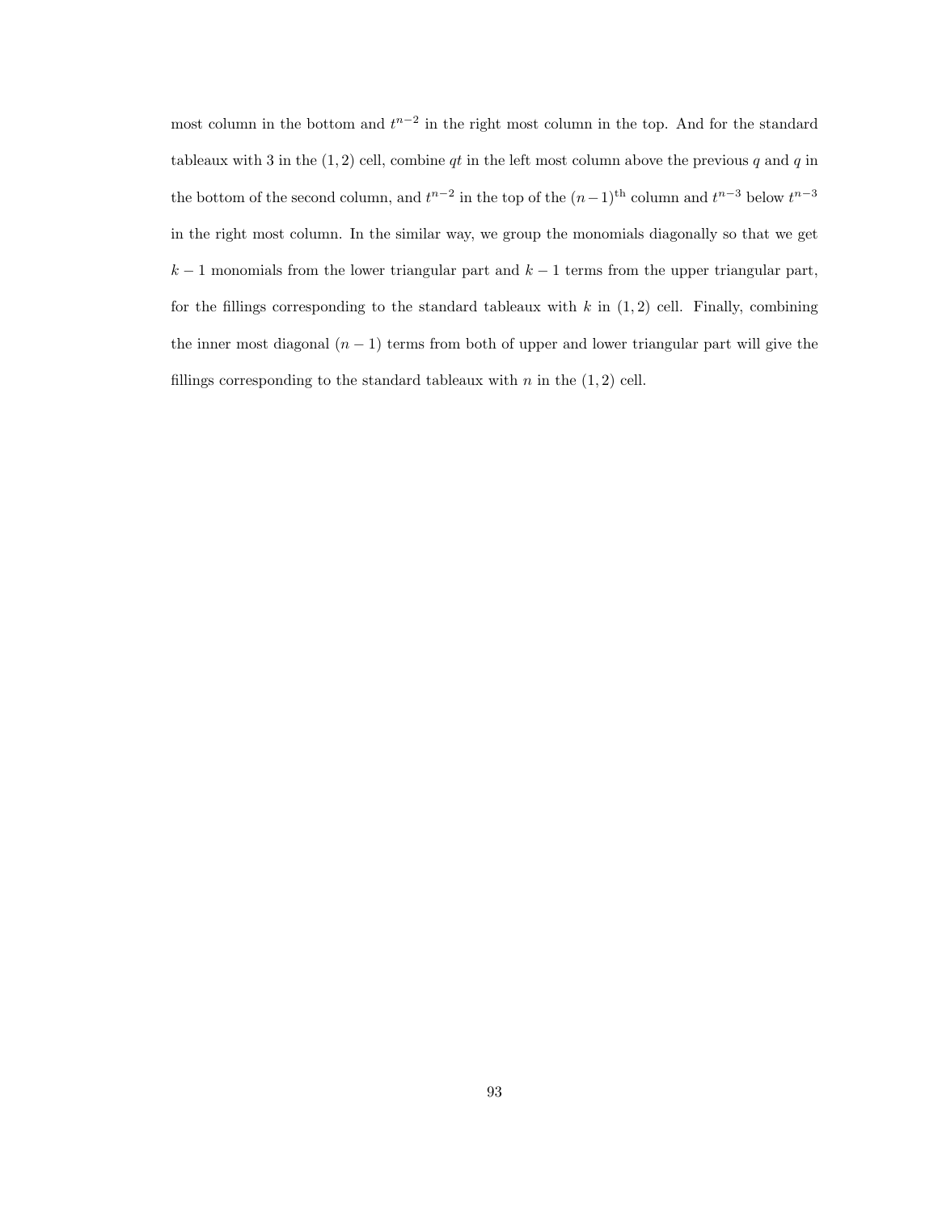most column in the bottom and $t^{n-2}$ in the right most column in the top. And for the standard tableaux with 3 in the $(1,2)$ cell, combine $qt$ in the left most column above the previous $q$ and $q$ in the bottom of the second column, and $t^{n-2}$ in the top of the $(n-1)^{\text{th}}$ column and $t^{n-3}$ below $t^{n-3}$ in the right most column. In the similar way, we group the monomials diagonally so that we get $k-1$ monomials from the lower triangular part and $k-1$ terms from the upper triangular part, for the fillings corresponding to the standard tableaux with $k$ in $(1,2)$ cell. Finally, combining the inner most diagonal $(n-1)$ terms from both of upper and lower triangular part will give the fillings corresponding to the standard tableaux with $n$ in the $(1,2)$ cell.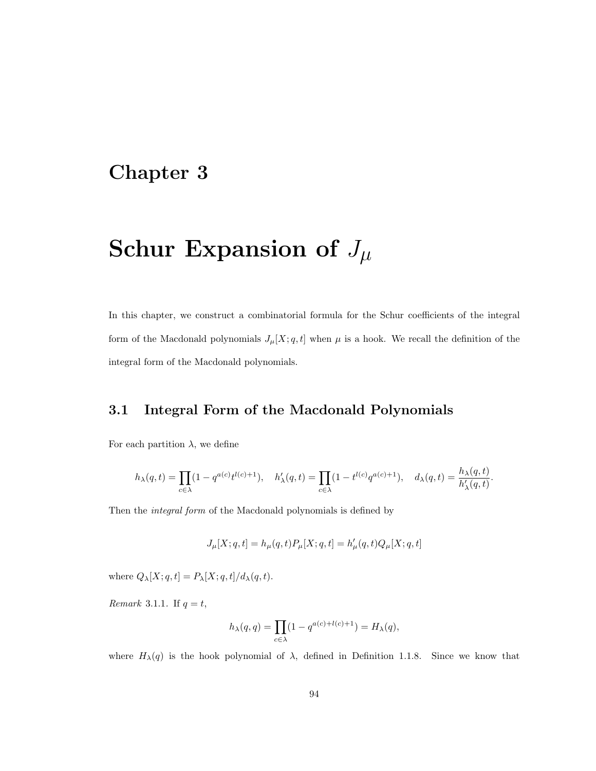# Chapter 3

# Schur Expansion of $J_\mu$

In this chapter, we construct a combinatorial formula for the Schur coefficients of the integral form of the Macdonald polynomials $J_\mu[X;q,t]$ when $\mu$ is a hook. We recall the definition of the integral form of the Macdonald polynomials.

## 3.1 Integral Form of the Macdonald Polynomials

For each partition $\lambda$, we define

$$h_\lambda(q,t) = \prod_{c\in\lambda}(1 - q^{a(c)}t^{l(c)+1}), \quad h'_\lambda(q,t) = \prod_{c\in\lambda}(1 - t^{l(c)}q^{a(c)+1}), \quad d_\lambda(q,t) = \frac{h_\lambda(q,t)}{h'_\lambda(q,t)}.$$

Then the *integral form* of the Macdonald polynomials is defined by

$$J_\mu[X;q,t] = h_\mu(q,t)P_\mu[X;q,t] = h'_\mu(q,t)Q_\mu[X;q,t]$$

where $Q_\lambda[X;q,t] = P_\lambda[X;q,t]/d_\lambda(q,t)$.

*Remark* 3.1.1. If $q = t$,

$$h_\lambda(q,q) = \prod_{c\in\lambda}(1 - q^{a(c)+l(c)+1}) = H_\lambda(q),$$

where $H_\lambda(q)$ is the hook polynomial of $\lambda$, defined in Definition 1.1.8. Since we know that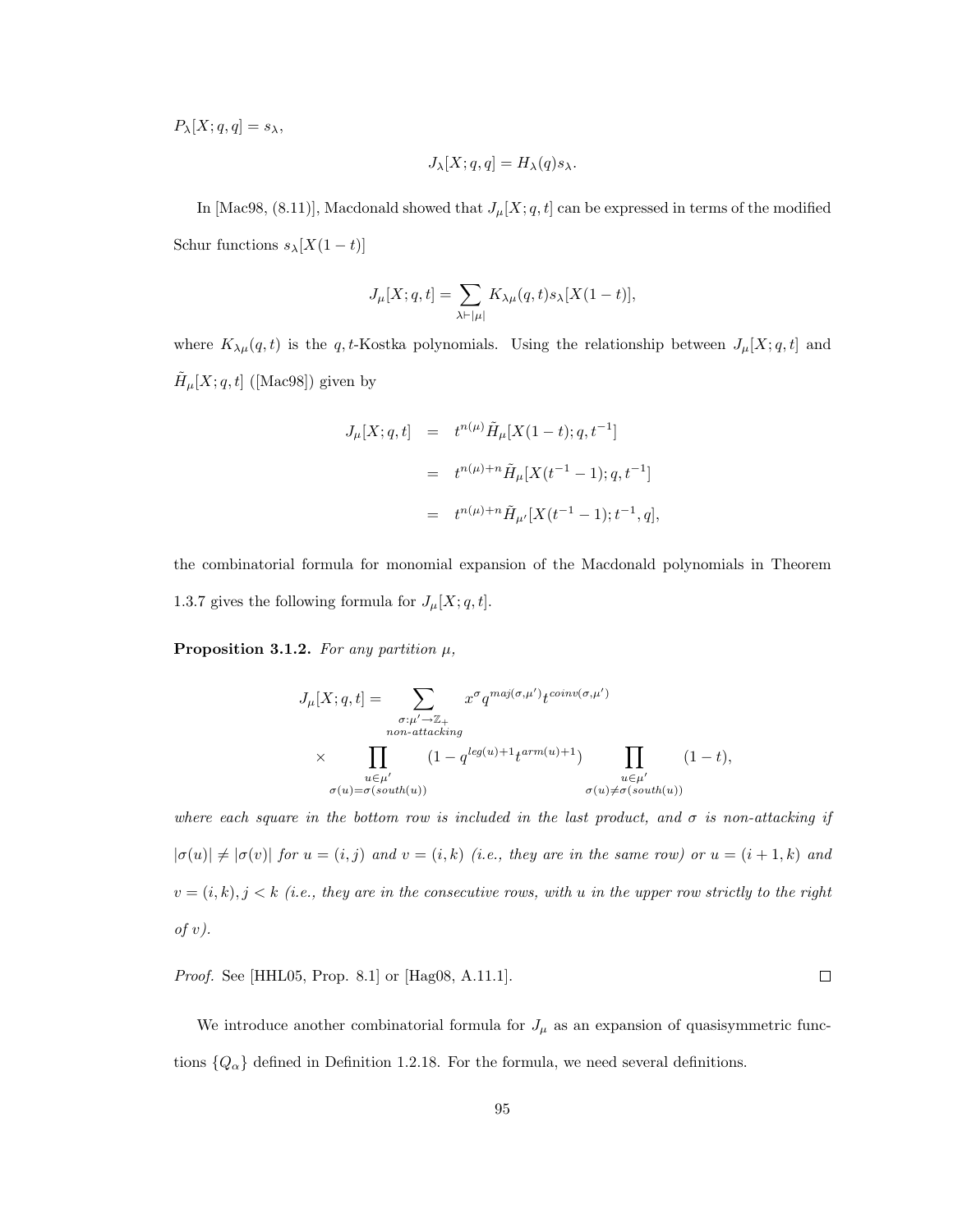$P_\lambda[X;q,q] = s_\lambda,$

$$J_\lambda[X;q,q] = H_\lambda(q) s_\lambda.$$

In [Mac98, (8.11)], Macdonald showed that $J_\mu[X;q,t]$ can be expressed in terms of the modified Schur functions $s_\lambda[X(1-t)]$

$$J_\mu[X;q,t] = \sum_{\lambda \vdash |\mu|} K_{\lambda\mu}(q,t) s_\lambda[X(1-t)],$$

where $K_{\lambda\mu}(q,t)$ is the $q,t$-Kostka polynomials. Using the relationship between $J_\mu[X;q,t]$ and $\tilde{H}_\mu[X;q,t]$ ([Mac98]) given by

$$\begin{aligned} J_\mu[X;q,t] &= t^{n(\mu)} \tilde{H}_\mu[X(1-t);q,t^{-1}] \\ &= t^{n(\mu)+n} \tilde{H}_\mu[X(t^{-1}-1);q,t^{-1}] \\ &= t^{n(\mu)+n} \tilde{H}_{\mu'}[X(t^{-1}-1);t^{-1},q], \end{aligned}$$

the combinatorial formula for monomial expansion of the Macdonald polynomials in Theorem 1.3.7 gives the following formula for $J_\mu[X;q,t]$.

**Proposition 3.1.2.** *For any partition $\mu$,*

$$\begin{aligned} J_\mu[X;q,t] = &\sum_{\substack{\sigma:\mu' \to \mathbb{Z}_+ \\ non\text{-}attacking}} x^\sigma q^{maj(\sigma,\mu')} t^{coinv(\sigma,\mu')} \\ &\times \prod_{\substack{u \in \mu' \\ \sigma(u)=\sigma(south(u))}} (1 - q^{leg(u)+1} t^{arm(u)+1}) \prod_{\substack{u \in \mu' \\ \sigma(u)\neq\sigma(south(u))}} (1-t), \end{aligned}$$

*where each square in the bottom row is included in the last product, and $\sigma$ is non-attacking if $|\sigma(u)| \neq |\sigma(v)|$ for $u = (i,j)$ and $v = (i,k)$ (i.e., they are in the same row) or $u = (i+1,k)$ and $v = (i,k), j < k$ (i.e., they are in the consecutive rows, with $u$ in the upper row strictly to the right of $v$).*

*Proof.* See [HHL05, Prop. 8.1] or [Hag08, A.11.1]. □

We introduce another combinatorial formula for $J_\mu$ as an expansion of quasisymmetric functions $\{Q_\alpha\}$ defined in Definition 1.2.18. For the formula, we need several definitions.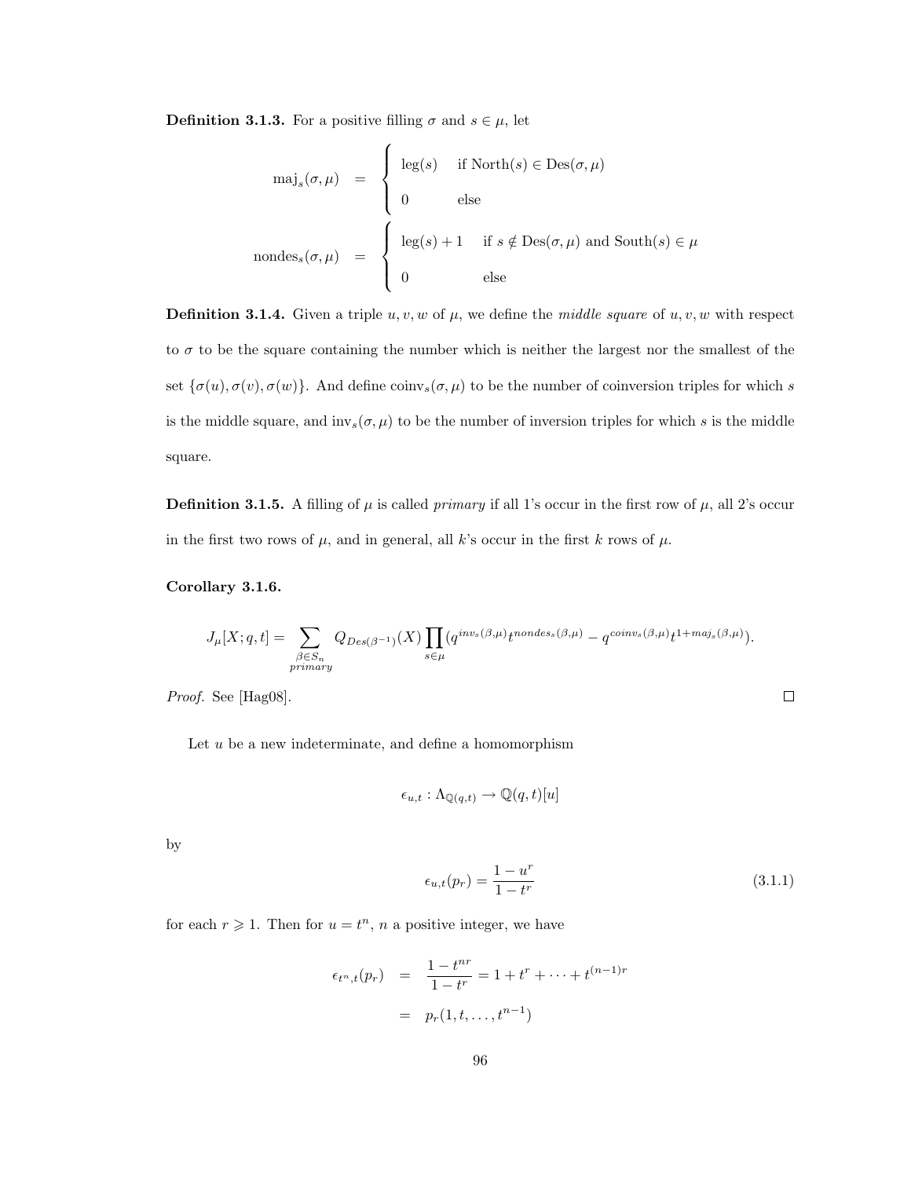**Definition 3.1.3.** For a positive filling $\sigma$ and $s \in \mu$, let

$$
\begin{aligned}
\operatorname{maj}_s(\sigma,\mu) &= \begin{cases} \operatorname{leg}(s) & \text{if North}(s) \in \operatorname{Des}(\sigma,\mu) \\ 0 & \text{else} \end{cases} \\
\operatorname{nondes}_s(\sigma,\mu) &= \begin{cases} \operatorname{leg}(s)+1 & \text{if } s \notin \operatorname{Des}(\sigma,\mu) \text{ and South}(s) \in \mu \\ 0 & \text{else} \end{cases}
\end{aligned}
$$

**Definition 3.1.4.** Given a triple $u, v, w$ of $\mu$, we define the *middle square* of $u, v, w$ with respect to $\sigma$ to be the square containing the number which is neither the largest nor the smallest of the set $\{\sigma(u), \sigma(v), \sigma(w)\}$. And define $\operatorname{coinv}_s(\sigma,\mu)$ to be the number of coinversion triples for which $s$ is the middle square, and $\operatorname{inv}_s(\sigma,\mu)$ to be the number of inversion triples for which $s$ is the middle square.

**Definition 3.1.5.** A filling of $\mu$ is called *primary* if all 1's occur in the first row of $\mu$, all 2's occur in the first two rows of $\mu$, and in general, all $k$'s occur in the first $k$ rows of $\mu$.

**Corollary 3.1.6.**

$$
J_\mu[X;q,t] = \sum_{\substack{\beta \in S_n \\ primary}} Q_{Des(\beta^{-1})}(X) \prod_{s \in \mu} (q^{inv_s(\beta,\mu)} t^{nondes_s(\beta,\mu)} - q^{coinv_s(\beta,\mu)} t^{1+maj_s(\beta,\mu)}).
$$

*Proof.* See [Hag08]. $\square$

Let $u$ be a new indeterminate, and define a homomorphism

$$
\epsilon_{u,t} : \Lambda_{\mathbb{Q}(q,t)} \to \mathbb{Q}(q,t)[u]
$$

by

$$
\epsilon_{u,t}(p_r) = \frac{1-u^r}{1-t^r} \tag{3.1.1}
$$

for each $r \geqslant 1$. Then for $u = t^n$, $n$ a positive integer, we have

$$
\begin{aligned}
\epsilon_{t^n,t}(p_r) &= \frac{1-t^{nr}}{1-t^r} = 1 + t^r + \cdots + t^{(n-1)r} \\
&= p_r(1, t, \ldots, t^{n-1})
\end{aligned}
$$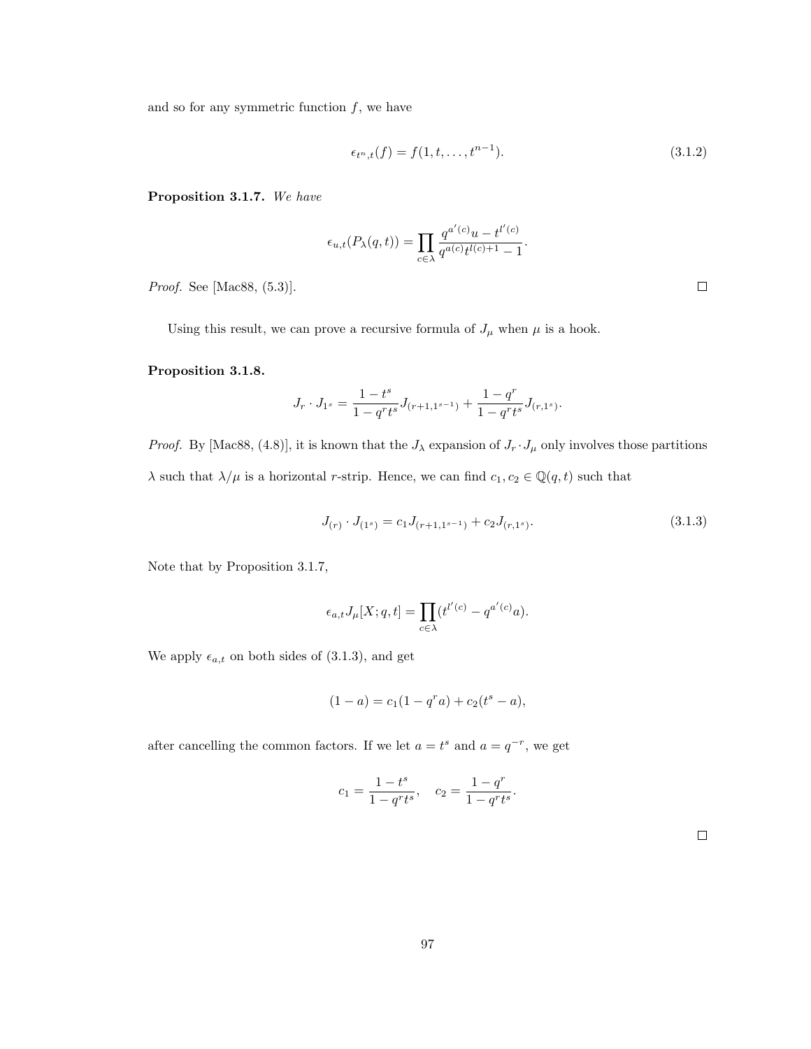and so for any symmetric function $f$, we have

$$\epsilon_{t^n,t}(f) = f(1, t, \ldots, t^{n-1}). \tag{3.1.2}$$

**Proposition 3.1.7.** *We have*

$$\epsilon_{u,t}(P_\lambda(q,t)) = \prod_{c\in\lambda} \frac{q^{a'(c)}u - t^{l'(c)}}{q^{a(c)}t^{l(c)+1} - 1}.$$

*Proof.* See [Mac88, (5.3)]. □

Using this result, we can prove a recursive formula of $J_\mu$ when $\mu$ is a hook.

**Proposition 3.1.8.**

$$J_r \cdot J_{1^s} = \frac{1-t^s}{1-q^r t^s} J_{(r+1,1^{s-1})} + \frac{1-q^r}{1-q^r t^s} J_{(r,1^s)}.$$

*Proof.* By [Mac88, (4.8)], it is known that the $J_\lambda$ expansion of $J_r \cdot J_\mu$ only involves those partitions $\lambda$ such that $\lambda/\mu$ is a horizontal $r$-strip. Hence, we can find $c_1, c_2 \in \mathbb{Q}(q,t)$ such that

$$J_{(r)} \cdot J_{(1^s)} = c_1 J_{(r+1,1^{s-1})} + c_2 J_{(r,1^s)}. \tag{3.1.3}$$

Note that by Proposition 3.1.7,

$$\epsilon_{a,t} J_\mu[X; q, t] = \prod_{c\in\lambda} (t^{l'(c)} - q^{a'(c)} a).$$

We apply $\epsilon_{a,t}$ on both sides of (3.1.3), and get

$$(1-a) = c_1(1 - q^r a) + c_2(t^s - a),$$

after cancelling the common factors. If we let $a = t^s$ and $a = q^{-r}$, we get

$$c_1 = \frac{1-t^s}{1-q^r t^s}, \quad c_2 = \frac{1-q^r}{1-q^r t^s}.$$

□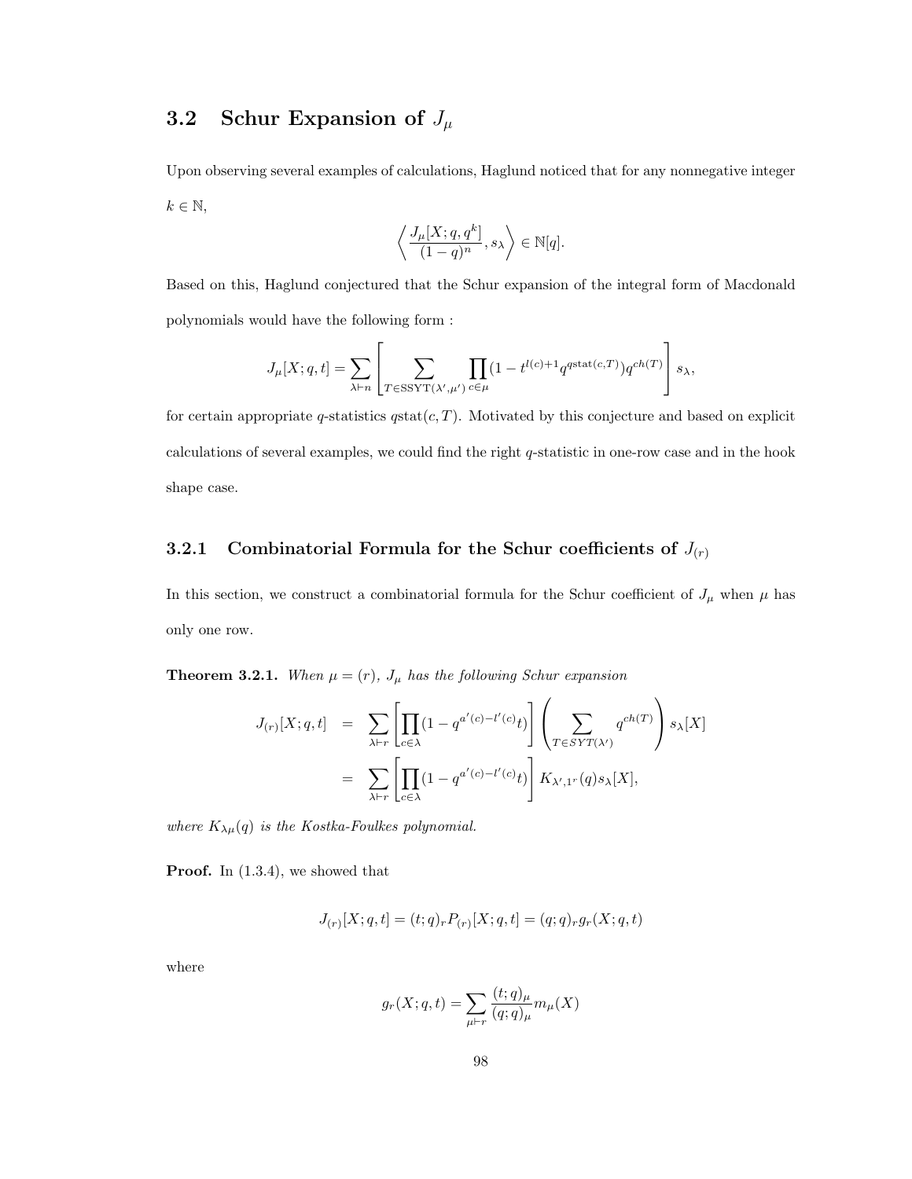## 3.2 Schur Expansion of $J_\mu$

Upon observing several examples of calculations, Haglund noticed that for any nonnegative integer $k \in \mathbb{N}$,

$$\left\langle \frac{J_\mu[X;q,q^k]}{(1-q)^n}, s_\lambda \right\rangle \in \mathbb{N}[q].$$

Based on this, Haglund conjectured that the Schur expansion of the integral form of Macdonald polynomials would have the following form :

$$J_\mu[X;q,t] = \sum_{\lambda \vdash n} \left[ \sum_{T \in \mathrm{SSYT}(\lambda',\mu')} \prod_{c \in \mu} (1 - t^{l(c)+1} q^{q\mathrm{stat}(c,T)}) q^{ch(T)} \right] s_\lambda,$$

for certain appropriate $q$-statistics $q\mathrm{stat}(c,T)$. Motivated by this conjecture and based on explicit calculations of several examples, we could find the right $q$-statistic in one-row case and in the hook shape case.

### 3.2.1 Combinatorial Formula for the Schur coefficients of $J_{(r)}$

In this section, we construct a combinatorial formula for the Schur coefficient of $J_\mu$ when $\mu$ has only one row.

**Theorem 3.2.1.** *When $\mu = (r)$, $J_\mu$ has the following Schur expansion*

$$\begin{aligned} J_{(r)}[X;q,t] &= \sum_{\lambda \vdash r} \left[ \prod_{c \in \lambda} (1 - q^{a'(c) - l'(c)} t) \right] \left( \sum_{T \in SYT(\lambda')} q^{ch(T)} \right) s_\lambda[X] \\ &= \sum_{\lambda \vdash r} \left[ \prod_{c \in \lambda} (1 - q^{a'(c) - l'(c)} t) \right] K_{\lambda', 1^r}(q) s_\lambda[X], \end{aligned}$$

*where $K_{\lambda\mu}(q)$ is the Kostka-Foulkes polynomial.*

**Proof.** In (1.3.4), we showed that

$$J_{(r)}[X;q,t] = (t;q)_r P_{(r)}[X;q,t] = (q;q)_r g_r(X;q,t)$$

where

$$g_r(X;q,t) = \sum_{\mu \vdash r} \frac{(t;q)_\mu}{(q;q)_\mu} m_\mu(X)$$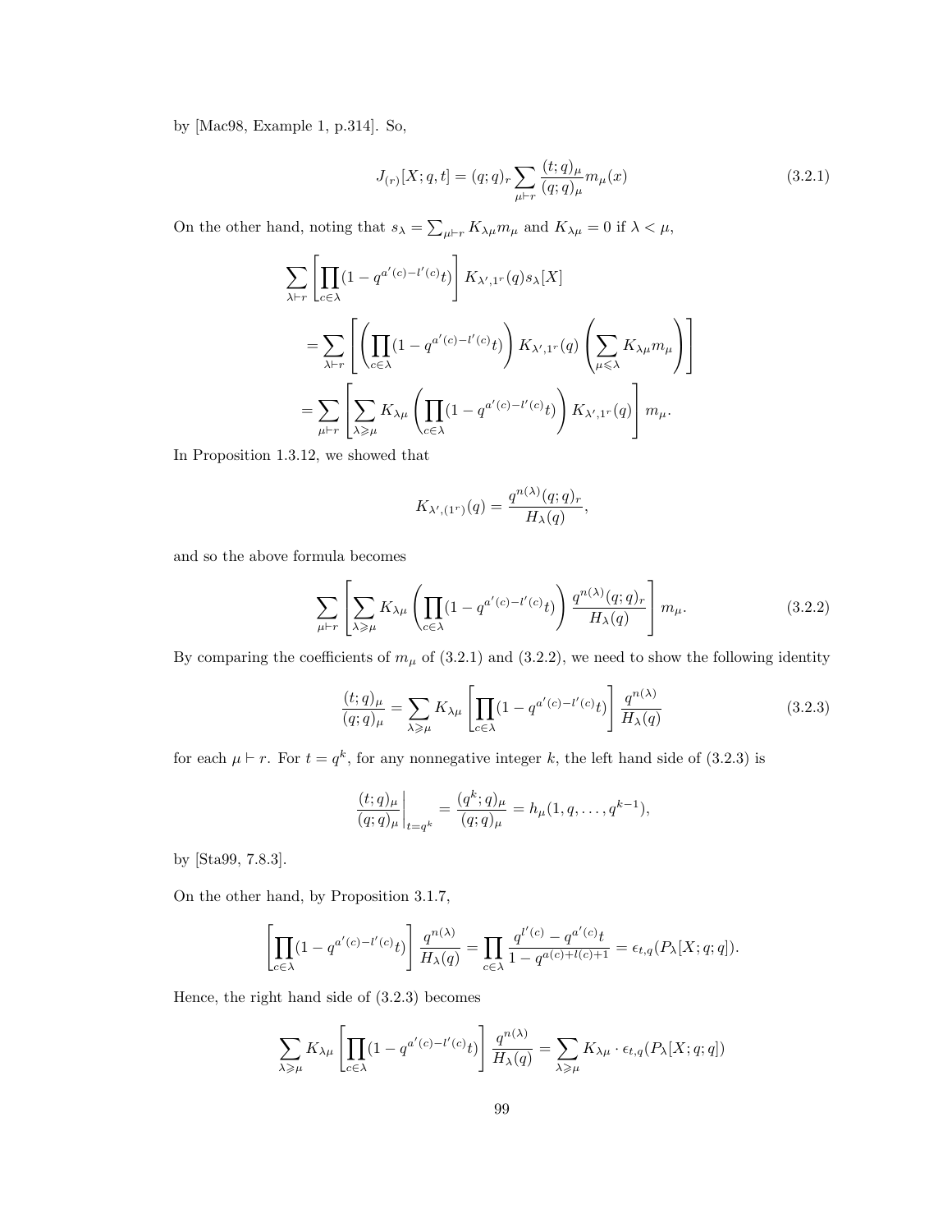by [Mac98, Example 1, p.314]. So,

$$J_{(r)}[X;q,t] = (q;q)_r \sum_{\mu \vdash r} \frac{(t;q)_\mu}{(q;q)_\mu} m_\mu(x) \tag{3.2.1}$$

On the other hand, noting that $s_\lambda = \sum_{\mu \vdash r} K_{\lambda\mu} m_\mu$ and $K_{\lambda\mu} = 0$ if $\lambda < \mu$,

$$\begin{aligned}
&\sum_{\lambda \vdash r} \left[ \prod_{c \in \lambda} (1 - q^{a'(c) - l'(c)} t) \right] K_{\lambda', 1^r}(q) s_\lambda[X] \\
&= \sum_{\lambda \vdash r} \left[ \left( \prod_{c \in \lambda} (1 - q^{a'(c) - l'(c)} t) \right) K_{\lambda', 1^r}(q) \left( \sum_{\mu \leqslant \lambda} K_{\lambda\mu} m_\mu \right) \right] \\
&= \sum_{\mu \vdash r} \left[ \sum_{\lambda \geqslant \mu} K_{\lambda\mu} \left( \prod_{c \in \lambda} (1 - q^{a'(c) - l'(c)} t) \right) K_{\lambda', 1^r}(q) \right] m_\mu.
\end{aligned}$$

In Proposition 1.3.12, we showed that

$$K_{\lambda', (1^r)}(q) = \frac{q^{n(\lambda)} (q;q)_r}{H_\lambda(q)},$$

and so the above formula becomes

$$\sum_{\mu \vdash r} \left[ \sum_{\lambda \geqslant \mu} K_{\lambda\mu} \left( \prod_{c \in \lambda} (1 - q^{a'(c) - l'(c)} t) \right) \frac{q^{n(\lambda)} (q;q)_r}{H_\lambda(q)} \right] m_\mu. \tag{3.2.2}$$

By comparing the coefficients of $m_\mu$ of (3.2.1) and (3.2.2), we need to show the following identity

$$\frac{(t;q)_\mu}{(q;q)_\mu} = \sum_{\lambda \geqslant \mu} K_{\lambda\mu} \left[ \prod_{c \in \lambda} (1 - q^{a'(c) - l'(c)} t) \right] \frac{q^{n(\lambda)}}{H_\lambda(q)} \tag{3.2.3}$$

for each $\mu \vdash r$. For $t = q^k$, for any nonnegative integer $k$, the left hand side of (3.2.3) is

$$\left. \frac{(t;q)_\mu}{(q;q)_\mu} \right|_{t = q^k} = \frac{(q^k;q)_\mu}{(q;q)_\mu} = h_\mu(1, q, \ldots, q^{k-1}),$$

by [Sta99, 7.8.3].

On the other hand, by Proposition 3.1.7,

$$\left[ \prod_{c \in \lambda} (1 - q^{a'(c) - l'(c)} t) \right] \frac{q^{n(\lambda)}}{H_\lambda(q)} = \prod_{c \in \lambda} \frac{q^{l'(c)} - q^{a'(c)} t}{1 - q^{a(c) + l(c) + 1}} = \epsilon_{t,q}(P_\lambda[X;q;q]).$$

Hence, the right hand side of (3.2.3) becomes

$$\sum_{\lambda \geqslant \mu} K_{\lambda\mu} \left[ \prod_{c \in \lambda} (1 - q^{a'(c) - l'(c)} t) \right] \frac{q^{n(\lambda)}}{H_\lambda(q)} = \sum_{\lambda \geqslant \mu} K_{\lambda\mu} \cdot \epsilon_{t,q}(P_\lambda[X;q;q])$$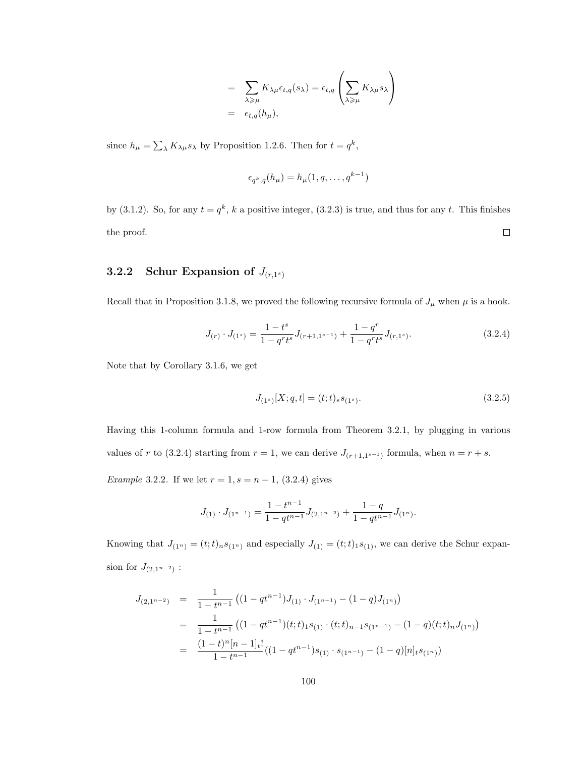$$
\begin{aligned}
&= \sum_{\lambda \geqslant \mu} K_{\lambda\mu} \epsilon_{t,q}(s_\lambda) = \epsilon_{t,q}\left( \sum_{\lambda \geqslant \mu} K_{\lambda\mu} s_\lambda \right) \\
&= \epsilon_{t,q}(h_\mu),
\end{aligned}
$$

since $h_\mu = \sum_\lambda K_{\lambda\mu} s_\lambda$ by Proposition 1.2.6. Then for $t = q^k$,

$$
\epsilon_{q^k,q}(h_\mu) = h_\mu(1, q, \ldots, q^{k-1})
$$

by (3.1.2). So, for any $t = q^k$, $k$ a positive integer, (3.2.3) is true, and thus for any $t$. This finishes the proof. □

### 3.2.2 Schur Expansion of $J_{(r,1^s)}$

Recall that in Proposition 3.1.8, we proved the following recursive formula of $J_\mu$ when $\mu$ is a hook.

$$
J_{(r)} \cdot J_{(1^s)} = \frac{1-t^s}{1-q^r t^s} J_{(r+1,1^{s-1})} + \frac{1-q^r}{1-q^r t^s} J_{(r,1^s)}. \tag{3.2.4}
$$

Note that by Corollary 3.1.6, we get

$$
J_{(1^s)}[X; q, t] = (t;t)_s s_{(1^s)}. \tag{3.2.5}
$$

Having this 1-column formula and 1-row formula from Theorem 3.2.1, by plugging in various values of $r$ to (3.2.4) starting from $r = 1$, we can derive $J_{(r+1,1^{s-1})}$ formula, when $n = r + s$.

*Example* 3.2.2. If we let $r = 1, s = n - 1$, (3.2.4) gives

$$
J_{(1)} \cdot J_{(1^{n-1})} = \frac{1-t^{n-1}}{1-qt^{n-1}} J_{(2,1^{n-2})} + \frac{1-q}{1-qt^{n-1}} J_{(1^n)}.
$$

Knowing that $J_{(1^n)} = (t;t)_n s_{(1^n)}$ and especially $J_{(1)} = (t;t)_1 s_{(1)}$, we can derive the Schur expansion for $J_{(2,1^{n-2})}$ :

$$
\begin{aligned}
J_{(2,1^{n-2})} &= \frac{1}{1-t^{n-1}} \left( (1-qt^{n-1}) J_{(1)} \cdot J_{(1^{n-1})} - (1-q) J_{(1^n)} \right) \\
&= \frac{1}{1-t^{n-1}} \left( (1-qt^{n-1})(t;t)_1 s_{(1)} \cdot (t;t)_{n-1} s_{(1^{n-1})} - (1-q)(t;t)_n J_{(1^n)} \right) \\
&= \frac{(1-t)^n [n-1]_t!}{1-t^{n-1}} ((1-qt^{n-1}) s_{(1)} \cdot s_{(1^{n-1})} - (1-q)[n]_t s_{(1^n)})
\end{aligned}
$$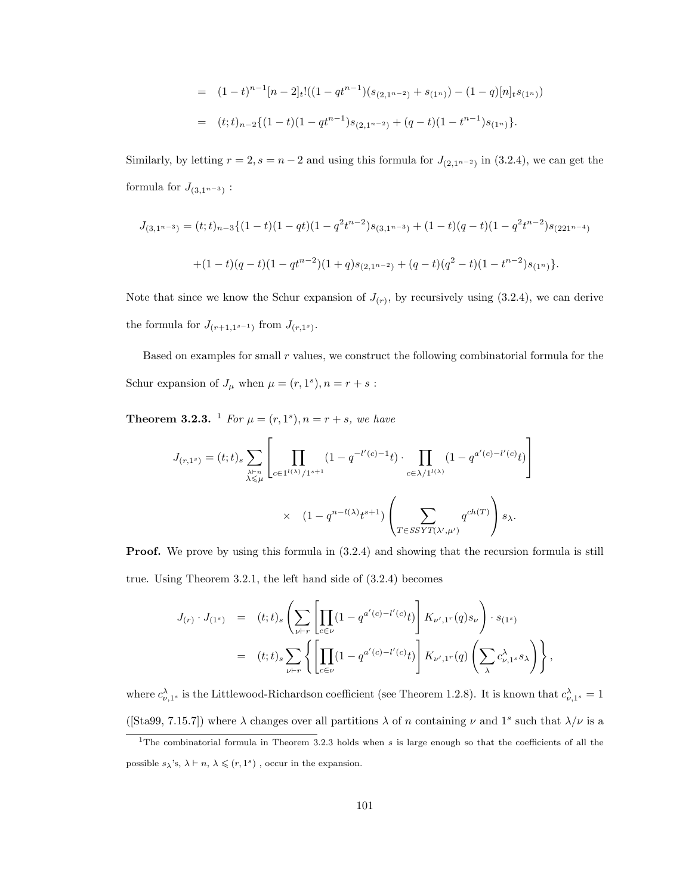$$= \quad (1-t)^{n-1}[n-2]_t!((1-qt^{n-1})(s_{(2,1^{n-2})}+s_{(1^n)})-(1-q)[n]_t s_{(1^n)})$$

$$= \quad (t;t)_{n-2}\{(1-t)(1-qt^{n-1})s_{(2,1^{n-2})}+(q-t)(1-t^{n-1})s_{(1^n)}\}.$$

Similarly, by letting $r=2, s=n-2$ and using this formula for $J_{(2,1^{n-2})}$ in (3.2.4), we can get the formula for $J_{(3,1^{n-3})}$ :

$$J_{(3,1^{n-3})} = (t;t)_{n-3}\{(1-t)(1-qt)(1-q^2t^{n-2})s_{(3,1^{n-3})}+(1-t)(q-t)(1-q^2t^{n-2})s_{(221^{n-4})}$$

$$+(1-t)(q-t)(1-qt^{n-2})(1+q)s_{(2,1^{n-2})}+(q-t)(q^2-t)(1-t^{n-2})s_{(1^n)}\}.$$

Note that since we know the Schur expansion of $J_{(r)}$, by recursively using (3.2.4), we can derive the formula for $J_{(r+1,1^{s-1})}$ from $J_{(r,1^s)}$.

Based on examples for small $r$ values, we construct the following combinatorial formula for the Schur expansion of $J_\mu$ when $\mu=(r,1^s), n=r+s$ :

**Theorem 3.2.3.** [1] *For $\mu=(r,1^s), n=r+s$, we have*

$$J_{(r,1^s)} = (t;t)_s \sum_{\substack{\lambda\vdash n\\ \lambda\leqslant\mu}} \left[\prod_{c\in 1^{l(\lambda)}/1^{s+1}} (1-q^{-l'(c)-1}t)\cdot \prod_{c\in\lambda/1^{l(\lambda)}}(1-q^{a'(c)-l'(c)}t)\right]$$

$$\times \quad (1-q^{n-l(\lambda)}t^{s+1})\left(\sum_{T\in SSYT(\lambda',\mu')} q^{ch(T)}\right)s_\lambda.$$

**Proof.** We prove by using this formula in (3.2.4) and showing that the recursion formula is still true. Using Theorem 3.2.1, the left hand side of (3.2.4) becomes

$$\begin{aligned} J_{(r)}\cdot J_{(1^s)} &= (t;t)_s\left(\sum_{\nu\vdash r}\left[\prod_{c\in\nu}(1-q^{a'(c)-l'(c)}t)\right]K_{\nu',1^r}(q)s_\nu\right)\cdot s_{(1^s)} \\ &= (t;t)_s\sum_{\nu\vdash r}\left\{\left[\prod_{c\in\nu}(1-q^{a'(c)-l'(c)}t)\right]K_{\nu',1^r}(q)\left(\sum_\lambda c^\lambda_{\nu,1^s}s_\lambda\right)\right\}, \end{aligned}$$

where $c^\lambda_{\nu,1^s}$ is the Littlewood-Richardson coefficient (see Theorem 1.2.8). It is known that $c^\lambda_{\nu,1^s}=1$ ([Sta99, 7.15.7]) where $\lambda$ changes over all partitions $\lambda$ of $n$ containing $\nu$ and $1^s$ such that $\lambda/\nu$ is a

[1] The combinatorial formula in Theorem 3.2.3 holds when $s$ is large enough so that the coefficients of all the possible $s_\lambda$'s, $\lambda\vdash n$, $\lambda\leqslant(r,1^s)$ , occur in the expansion.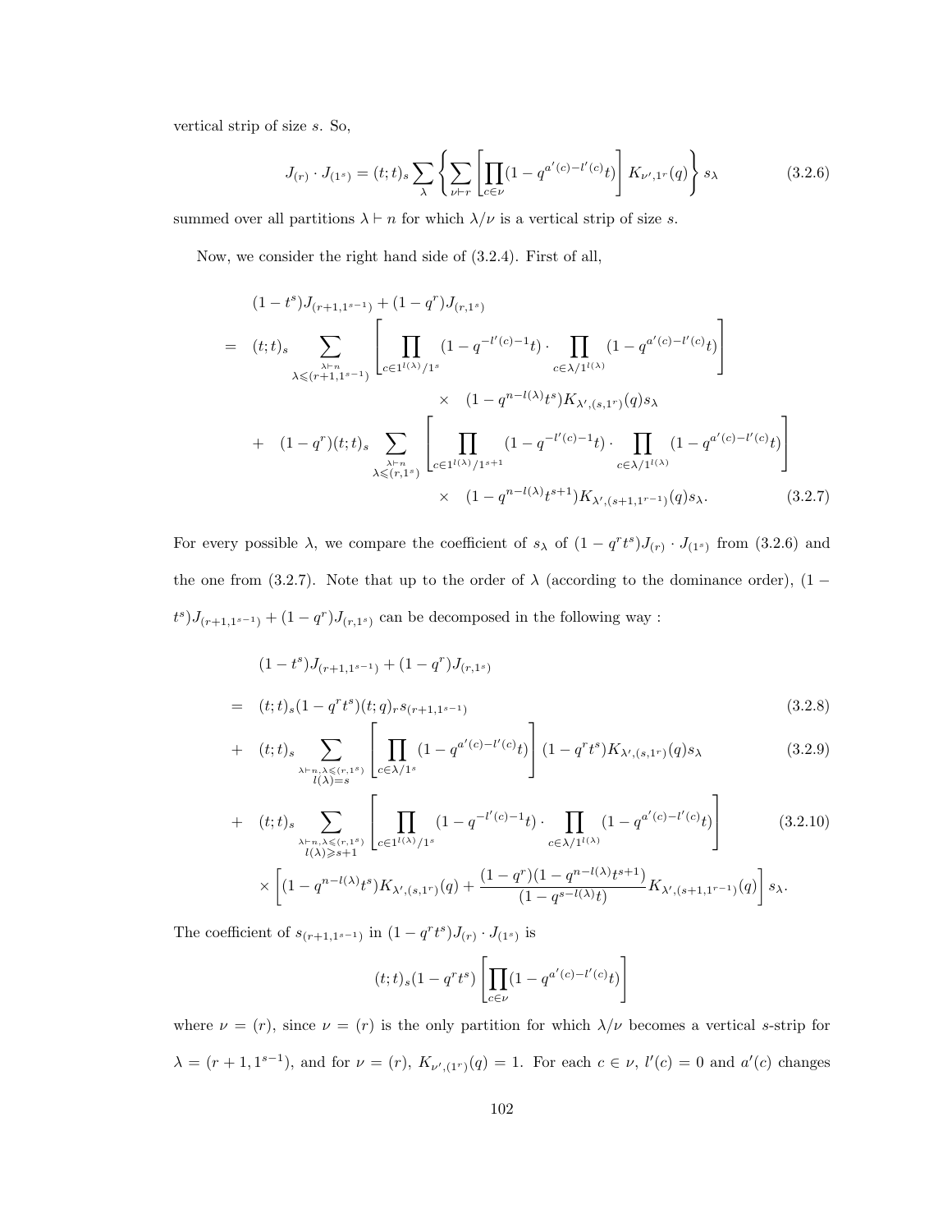vertical strip of size $s$. So,

$$J_{(r)} \cdot J_{(1^s)} = (t;t)_s \sum_{\lambda} \left\{ \sum_{\nu \vdash r} \left[ \prod_{c \in \nu} (1 - q^{a'(c) - l'(c)} t) \right] K_{\nu', 1^r}(q) \right\} s_\lambda \tag{3.2.6}$$

summed over all partitions $\lambda \vdash n$ for which $\lambda/\nu$ is a vertical strip of size $s$.

Now, we consider the right hand side of (3.2.4). First of all,

$$\begin{aligned}
&(1-t^s) J_{(r+1,1^{s-1})} + (1-q^r) J_{(r,1^s)} \\
= \quad & (t;t)_s \sum_{\substack{\lambda \vdash n \\ \lambda \leqslant (r+1,1^{s-1})}} \left[ \prod_{c \in 1^{l(\lambda)}/1^s} (1 - q^{-l'(c)-1} t) \cdot \prod_{c \in \lambda/1^{l(\lambda)}} (1 - q^{a'(c)-l'(c)} t) \right] \\
& \qquad \times \quad (1 - q^{n-l(\lambda)} t^s) K_{\lambda', (s,1^r)}(q) s_\lambda \\
+ \quad & (1-q^r)(t;t)_s \sum_{\substack{\lambda \vdash n \\ \lambda \leqslant (r,1^s)}} \left[ \prod_{c \in 1^{l(\lambda)}/1^{s+1}} (1 - q^{-l'(c)-1} t) \cdot \prod_{c \in \lambda/1^{l(\lambda)}} (1 - q^{a'(c)-l'(c)} t) \right] \\
& \qquad \times \quad (1 - q^{n-l(\lambda)} t^{s+1}) K_{\lambda', (s+1,1^{r-1})}(q) s_\lambda.
\end{aligned} \tag{3.2.7}$$

For every possible $\lambda$, we compare the coefficient of $s_\lambda$ of $(1-q^r t^s) J_{(r)} \cdot J_{(1^s)}$ from (3.2.6) and the one from (3.2.7). Note that up to the order of $\lambda$ (according to the dominance order), $(1 - t^s) J_{(r+1,1^{s-1})} + (1-q^r) J_{(r,1^s)}$ can be decomposed in the following way :

$$\begin{aligned}
& (1-t^s) J_{(r+1,1^{s-1})} + (1-q^r) J_{(r,1^s)} \\
= \quad & (t;t)_s (1 - q^r t^s)(t;q)_r s_{(r+1,1^{s-1})} && (3.2.8) \\
+ \quad & (t;t)_s \sum_{\substack{\lambda \vdash n, \lambda \leqslant (r,1^s) \\ l(\lambda) = s}} \left[ \prod_{c \in \lambda/1^s} (1 - q^{a'(c)-l'(c)} t) \right] (1 - q^r t^s) K_{\lambda', (s,1^r)}(q) s_\lambda && (3.2.9) \\
+ \quad & (t;t)_s \sum_{\substack{\lambda \vdash n, \lambda \leqslant (r,1^s) \\ l(\lambda) \geqslant s+1}} \left[ \prod_{c \in 1^{l(\lambda)}/1^s} (1 - q^{-l'(c)-1} t) \cdot \prod_{c \in \lambda/1^{l(\lambda)}} (1 - q^{a'(c)-l'(c)} t) \right] && (3.2.10) \\
& \times \left[ (1 - q^{n-l(\lambda)} t^s) K_{\lambda', (s,1^r)}(q) + \frac{(1-q^r)(1 - q^{n-l(\lambda)} t^{s+1})}{(1 - q^{s-l(\lambda)} t)} K_{\lambda', (s+1,1^{r-1})}(q) \right] s_\lambda.
\end{aligned}$$

The coefficient of $s_{(r+1,1^{s-1})}$ in $(1 - q^r t^s) J_{(r)} \cdot J_{(1^s)}$ is

$$(t;t)_s (1 - q^r t^s) \left[ \prod_{c \in \nu} (1 - q^{a'(c)-l'(c)} t) \right]$$

where $\nu = (r)$, since $\nu = (r)$ is the only partition for which $\lambda/\nu$ becomes a vertical $s$-strip for $\lambda = (r+1, 1^{s-1})$, and for $\nu = (r)$, $K_{\nu', (1^r)}(q) = 1$. For each $c \in \nu$, $l'(c) = 0$ and $a'(c)$ changes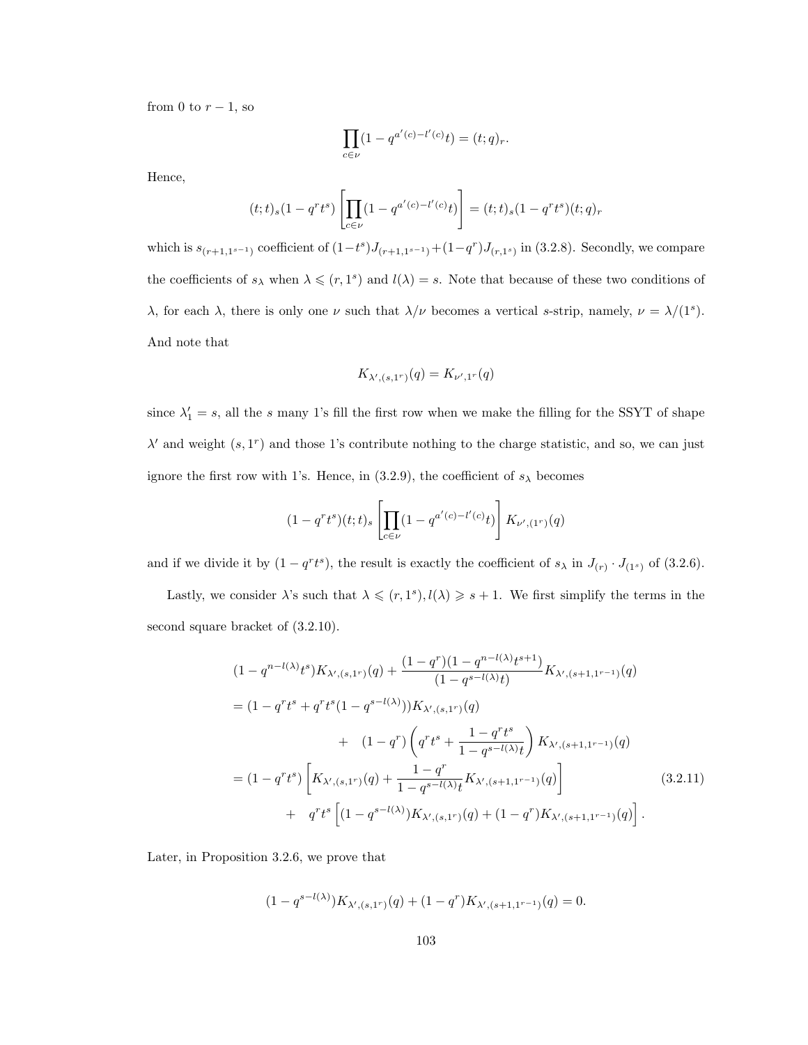from 0 to $r-1$, so

$$\prod_{c\in\nu}(1-q^{a'(c)-l'(c)}t)=(t;q)_r.$$

Hence,

$$(t;t)_s(1-q^rt^s)\left[\prod_{c\in\nu}(1-q^{a'(c)-l'(c)}t)\right]=(t;t)_s(1-q^rt^s)(t;q)_r$$

which is $s_{(r+1,1^{s-1})}$ coefficient of $(1-t^s)J_{(r+1,1^{s-1})}+(1-q^r)J_{(r,1^s)}$ in (3.2.8). Secondly, we compare the coefficients of $s_\lambda$ when $\lambda\leqslant(r,1^s)$ and $l(\lambda)=s$. Note that because of these two conditions of $\lambda$, for each $\lambda$, there is only one $\nu$ such that $\lambda/\nu$ becomes a vertical $s$-strip, namely, $\nu=\lambda/(1^s)$. And note that

$$K_{\lambda',(s,1^r)}(q)=K_{\nu',1^r}(q)$$

since $\lambda'_1=s$, all the $s$ many 1's fill the first row when we make the filling for the SSYT of shape $\lambda'$ and weight $(s,1^r)$ and those 1's contribute nothing to the charge statistic, and so, we can just ignore the first row with 1's. Hence, in (3.2.9), the coefficient of $s_\lambda$ becomes

$$(1-q^rt^s)(t;t)_s\left[\prod_{c\in\nu}(1-q^{a'(c)-l'(c)}t)\right]K_{\nu',(1^r)}(q)$$

and if we divide it by $(1-q^rt^s)$, the result is exactly the coefficient of $s_\lambda$ in $J_{(r)}\cdot J_{(1^s)}$ of (3.2.6).

Lastly, we consider $\lambda$'s such that $\lambda\leqslant(r,1^s), l(\lambda)\geqslant s+1$. We first simplify the terms in the second square bracket of (3.2.10).

$$\begin{aligned}
&(1-q^{n-l(\lambda)}t^s)K_{\lambda',(s,1^r)}(q)+\frac{(1-q^r)(1-q^{n-l(\lambda)}t^{s+1})}{(1-q^{s-l(\lambda)}t)}K_{\lambda',(s+1,1^{r-1})}(q)\\
&=(1-q^rt^s+q^rt^s(1-q^{s-l(\lambda)}))K_{\lambda',(s,1^r)}(q)\\
&\qquad\qquad+\quad(1-q^r)\left(q^rt^s+\frac{1-q^rt^s}{1-q^{s-l(\lambda)}t}\right)K_{\lambda',(s+1,1^{r-1})}(q)\\
&=(1-q^rt^s)\left[K_{\lambda',(s,1^r)}(q)+\frac{1-q^r}{1-q^{s-l(\lambda)}t}K_{\lambda',(s+1,1^{r-1})}(q)\right] \qquad\qquad (3.2.11)\\
&\qquad\quad+\quad q^rt^s\left[(1-q^{s-l(\lambda)})K_{\lambda',(s,1^r)}(q)+(1-q^r)K_{\lambda',(s+1,1^{r-1})}(q)\right].
\end{aligned}$$

Later, in Proposition 3.2.6, we prove that

$$(1-q^{s-l(\lambda)})K_{\lambda',(s,1^r)}(q)+(1-q^r)K_{\lambda',(s+1,1^{r-1})}(q)=0.$$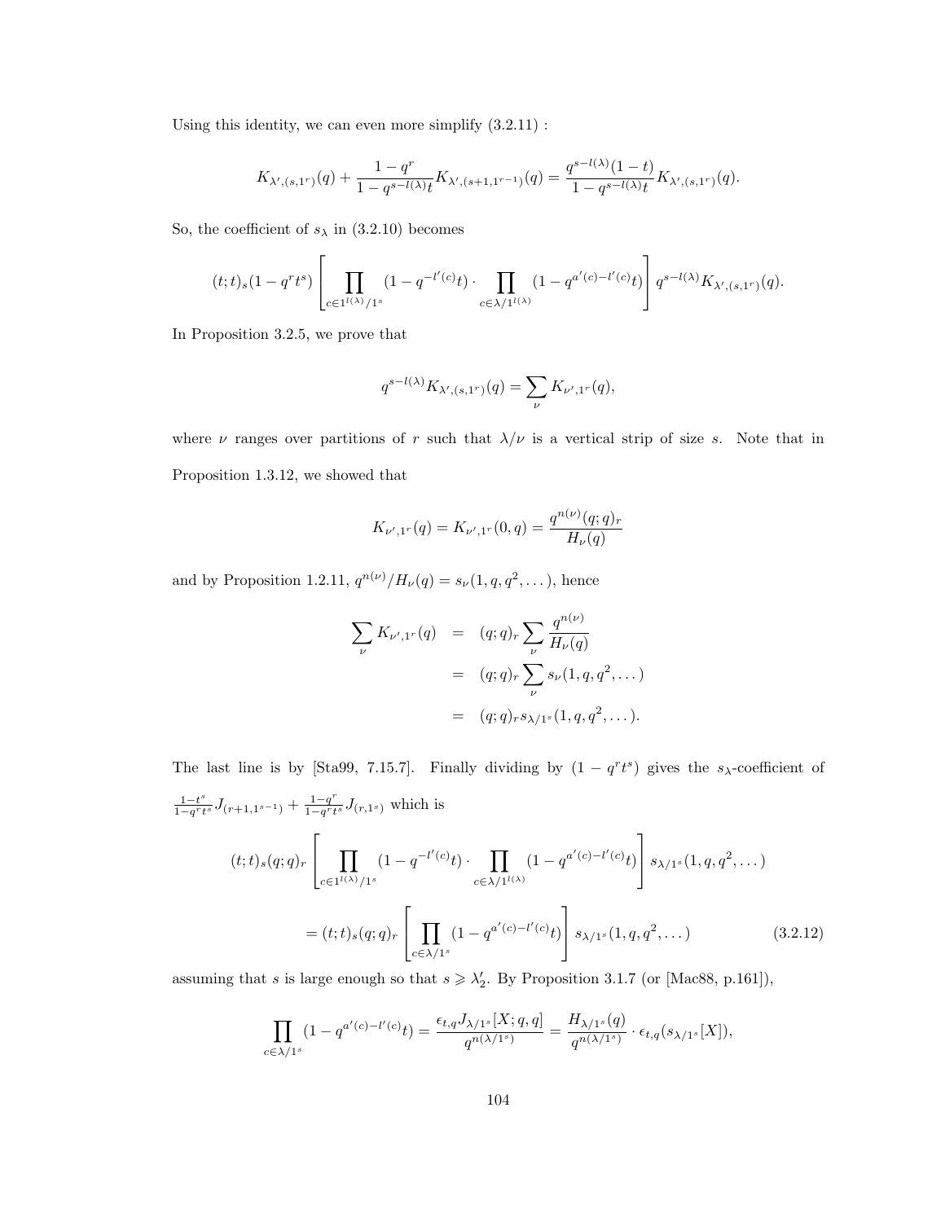Using this identity, we can even more simplify (3.2.11) :

$$K_{\lambda',(s,1^r)}(q) + \frac{1-q^r}{1-q^{s-l(\lambda)}t} K_{\lambda',(s+1,1^{r-1})}(q) = \frac{q^{s-l(\lambda)}(1-t)}{1-q^{s-l(\lambda)}t} K_{\lambda',(s,1^r)}(q).$$

So, the coefficient of $s_\lambda$ in (3.2.10) becomes

$$(t;t)_s(1-q^r t^s) \left[ \prod_{c \in 1^{l(\lambda)}/1^s} (1-q^{-l'(c)}t) \cdot \prod_{c \in \lambda/1^{l(\lambda)}} (1-q^{a'(c)-l'(c)}t) \right] q^{s-l(\lambda)} K_{\lambda',(s,1^r)}(q).$$

In Proposition 3.2.5, we prove that

$$q^{s-l(\lambda)} K_{\lambda',(s,1^r)}(q) = \sum_{\nu} K_{\nu',1^r}(q),$$

where $\nu$ ranges over partitions of $r$ such that $\lambda/\nu$ is a vertical strip of size $s$. Note that in Proposition 1.3.12, we showed that

$$K_{\nu',1^r}(q) = K_{\nu',1^r}(0,q) = \frac{q^{n(\nu)}(q;q)_r}{H_\nu(q)}$$

and by Proposition 1.2.11, $q^{n(\nu)}/H_\nu(q) = s_\nu(1,q,q^2,\dots)$, hence

$$\begin{aligned} \sum_{\nu} K_{\nu',1^r}(q) &= (q;q)_r \sum_{\nu} \frac{q^{n(\nu)}}{H_\nu(q)} \\ &= (q;q)_r \sum_{\nu} s_\nu(1,q,q^2,\dots) \\ &= (q;q)_r s_{\lambda/1^s}(1,q,q^2,\dots). \end{aligned}$$

The last line is by [Sta99, 7.15.7]. Finally dividing by $(1-q^r t^s)$ gives the $s_\lambda$-coefficient of $\frac{1-t^s}{1-q^r t^s} J_{(r+1,1^{s-1})} + \frac{1-q^r}{1-q^r t^s} J_{(r,1^s)}$ which is

$$\begin{aligned} (t;t)_s(q;q)_r &\left[ \prod_{c \in 1^{l(\lambda)}/1^s} (1-q^{-l'(c)}t) \cdot \prod_{c \in \lambda/1^{l(\lambda)}} (1-q^{a'(c)-l'(c)}t) \right] s_{\lambda/1^s}(1,q,q^2,\dots) \\ &= (t;t)_s(q;q)_r \left[ \prod_{c \in \lambda/1^s} (1-q^{a'(c)-l'(c)}t) \right] s_{\lambda/1^s}(1,q,q^2,\dots) \qquad (3.2.12) \end{aligned}$$

assuming that $s$ is large enough so that $s \geqslant \lambda_2'$. By Proposition 3.1.7 (or [Mac88, p.161]),

$$\prod_{c \in \lambda/1^s} (1-q^{a'(c)-l'(c)}t) = \frac{\epsilon_{t,q} J_{\lambda/1^s}[X;q,q]}{q^{n(\lambda/1^s)}} = \frac{H_{\lambda/1^s}(q)}{q^{n(\lambda/1^s)}} \cdot \epsilon_{t,q}(s_{\lambda/1^s}[X]),$$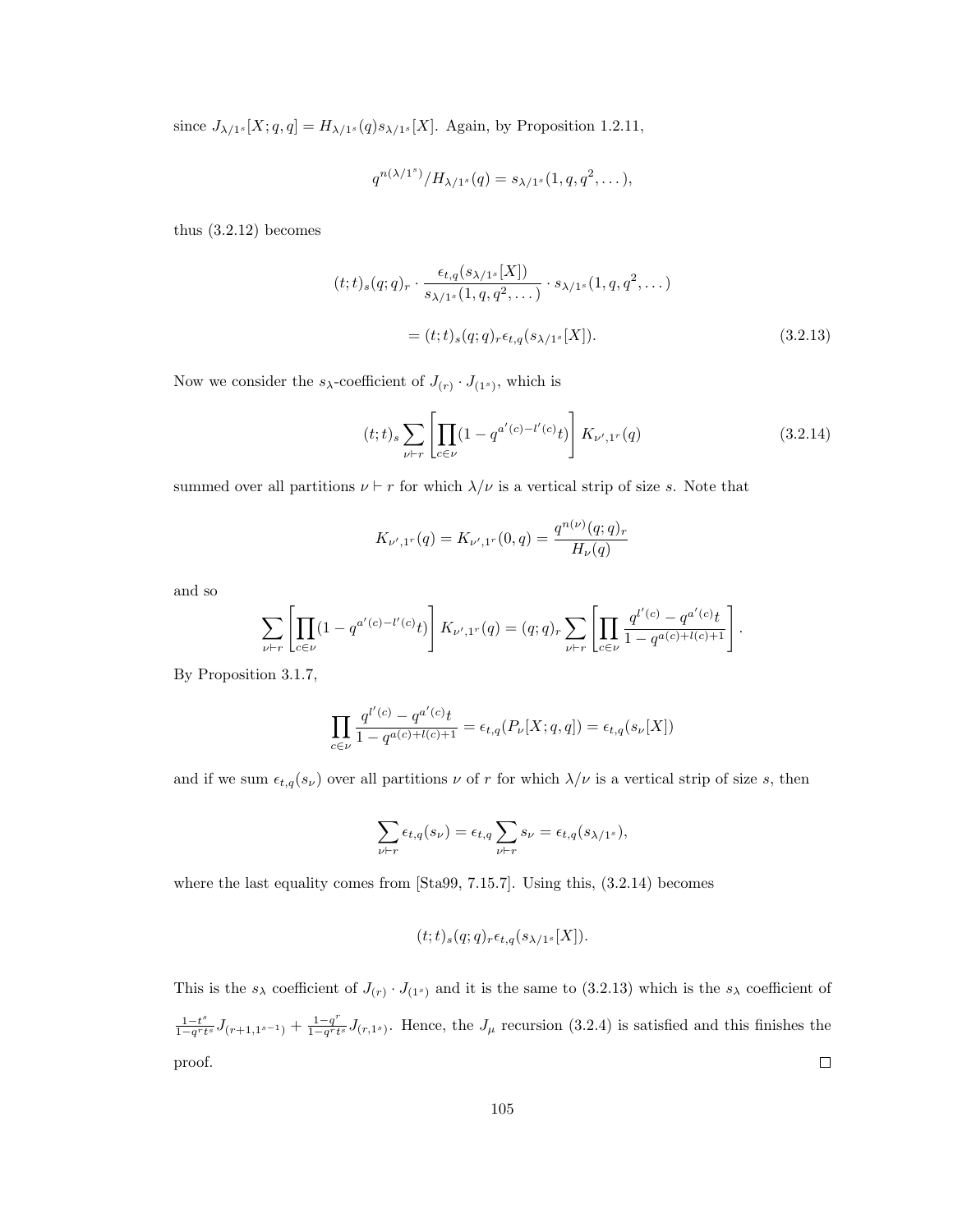since $J_{\lambda/1^s}[X; q, q] = H_{\lambda/1^s}(q) s_{\lambda/1^s}[X]$. Again, by Proposition 1.2.11,

$$q^{n(\lambda/1^s)}/H_{\lambda/1^s}(q) = s_{\lambda/1^s}(1, q, q^2, \dots),$$

thus (3.2.12) becomes

$$(t;t)_s (q;q)_r \cdot \frac{\epsilon_{t,q}(s_{\lambda/1^s}[X])}{s_{\lambda/1^s}(1, q, q^2, \dots)} \cdot s_{\lambda/1^s}(1, q, q^2, \dots)$$

$$= (t;t)_s (q;q)_r \epsilon_{t,q}(s_{\lambda/1^s}[X]). \tag{3.2.13}$$

Now we consider the $s_\lambda$-coefficient of $J_{(r)} \cdot J_{(1^s)}$, which is

$$(t;t)_s \sum_{\nu \vdash r} \left[ \prod_{c \in \nu} (1 - q^{a'(c) - l'(c)} t) \right] K_{\nu', 1^r}(q) \tag{3.2.14}$$

summed over all partitions $\nu \vdash r$ for which $\lambda/\nu$ is a vertical strip of size $s$. Note that

$$K_{\nu', 1^r}(q) = K_{\nu', 1^r}(0, q) = \frac{q^{n(\nu)}(q;q)_r}{H_\nu(q)}$$

and so

$$\sum_{\nu \vdash r} \left[ \prod_{c \in \nu} (1 - q^{a'(c) - l'(c)} t) \right] K_{\nu', 1^r}(q) = (q;q)_r \sum_{\nu \vdash r} \left[ \prod_{c \in \nu} \frac{q^{l'(c)} - q^{a'(c)} t}{1 - q^{a(c) + l(c) + 1}} \right].$$

By Proposition 3.1.7,

$$\prod_{c \in \nu} \frac{q^{l'(c)} - q^{a'(c)} t}{1 - q^{a(c) + l(c) + 1}} = \epsilon_{t,q}(P_\nu[X; q, q]) = \epsilon_{t,q}(s_\nu[X])$$

and if we sum $\epsilon_{t,q}(s_\nu)$ over all partitions $\nu$ of $r$ for which $\lambda/\nu$ is a vertical strip of size $s$, then

$$\sum_{\nu \vdash r} \epsilon_{t,q}(s_\nu) = \epsilon_{t,q} \sum_{\nu \vdash r} s_\nu = \epsilon_{t,q}(s_{\lambda/1^s}),$$

where the last equality comes from [Sta99, 7.15.7]. Using this, (3.2.14) becomes

$$(t;t)_s (q;q)_r \epsilon_{t,q}(s_{\lambda/1^s}[X]).$$

This is the $s_\lambda$ coefficient of $J_{(r)} \cdot J_{(1^s)}$ and it is the same to (3.2.13) which is the $s_\lambda$ coefficient of $\frac{1-t^s}{1-q^r t^s} J_{(r+1, 1^{s-1})} + \frac{1-q^r}{1-q^r t^s} J_{(r, 1^s)}$. Hence, the $J_\mu$ recursion (3.2.4) is satisfied and this finishes the proof. $\square$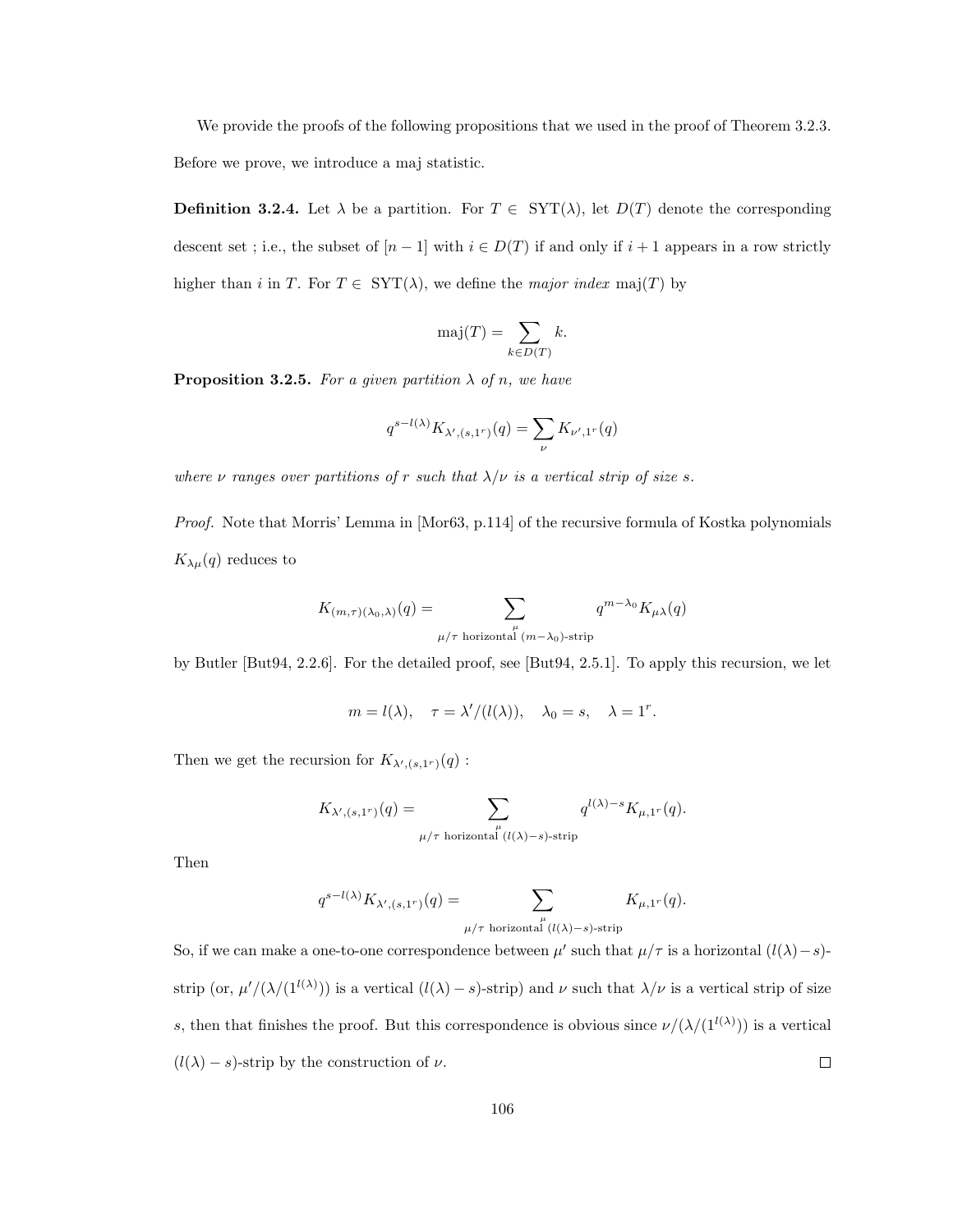We provide the proofs of the following propositions that we used in the proof of Theorem 3.2.3. Before we prove, we introduce a maj statistic.

**Definition 3.2.4.** Let $\lambda$ be a partition. For $T \in \mathrm{SYT}(\lambda)$, let $D(T)$ denote the corresponding descent set ; i.e., the subset of $[n-1]$ with $i \in D(T)$ if and only if $i+1$ appears in a row strictly higher than $i$ in $T$. For $T \in \mathrm{SYT}(\lambda)$, we define the *major index* $\mathrm{maj}(T)$ by

$$\mathrm{maj}(T) = \sum_{k \in D(T)} k.$$

**Proposition 3.2.5.** *For a given partition $\lambda$ of $n$, we have*

$$q^{s-l(\lambda)} K_{\lambda',(s,1^r)}(q) = \sum_{\nu} K_{\nu',1^r}(q)$$

*where $\nu$ ranges over partitions of $r$ such that $\lambda/\nu$ is a vertical strip of size $s$.*

*Proof.* Note that Morris' Lemma in [Mor63, p.114] of the recursive formula of Kostka polynomials $K_{\lambda\mu}(q)$ reduces to

$$K_{(m,\tau)(\lambda_0,\lambda)}(q) = \sum_{\substack{\mu \\ \mu/\tau \text{ horizontal } (m-\lambda_0)\text{-strip}}} q^{m-\lambda_0} K_{\mu\lambda}(q)$$

by Butler [But94, 2.2.6]. For the detailed proof, see [But94, 2.5.1]. To apply this recursion, we let

$$m = l(\lambda), \quad \tau = \lambda'/(l(\lambda)), \quad \lambda_0 = s, \quad \lambda = 1^r.$$

Then we get the recursion for $K_{\lambda',(s,1^r)}(q)$ :

$$K_{\lambda',(s,1^r)}(q) = \sum_{\substack{\mu \\ \mu/\tau \text{ horizontal } (l(\lambda)-s)\text{-strip}}} q^{l(\lambda)-s} K_{\mu,1^r}(q).$$

Then

$$q^{s-l(\lambda)} K_{\lambda',(s,1^r)}(q) = \sum_{\substack{\mu \\ \mu/\tau \text{ horizontal } (l(\lambda)-s)\text{-strip}}} K_{\mu,1^r}(q).$$

So, if we can make a one-to-one correspondence between $\mu'$ such that $\mu/\tau$ is a horizontal $(l(\lambda)-s)$-strip (or, $\mu'/(\lambda/(1^{l(\lambda)}))$ is a vertical $(l(\lambda)-s)$-strip) and $\nu$ such that $\lambda/\nu$ is a vertical strip of size $s$, then that finishes the proof. But this correspondence is obvious since $\nu/(\lambda/(1^{l(\lambda)}))$ is a vertical $(l(\lambda)-s)$-strip by the construction of $\nu$. $\square$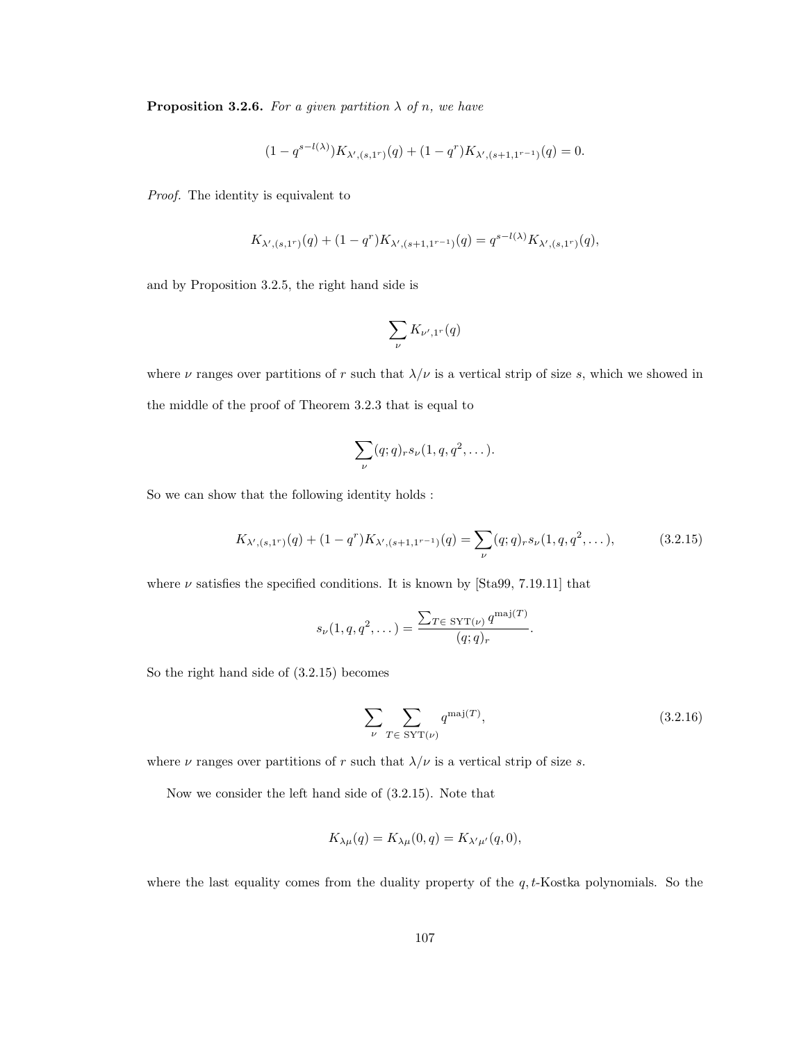**Proposition 3.2.6.** *For a given partition $\lambda$ of $n$, we have*

$$(1 - q^{s-l(\lambda)})K_{\lambda',(s,1^r)}(q) + (1 - q^r)K_{\lambda',(s+1,1^{r-1})}(q) = 0.$$

*Proof.* The identity is equivalent to

$$K_{\lambda',(s,1^r)}(q) + (1 - q^r)K_{\lambda',(s+1,1^{r-1})}(q) = q^{s-l(\lambda)}K_{\lambda',(s,1^r)}(q),$$

and by Proposition 3.2.5, the right hand side is

$$\sum_{\nu} K_{\nu',1^r}(q)$$

where $\nu$ ranges over partitions of $r$ such that $\lambda/\nu$ is a vertical strip of size $s$, which we showed in the middle of the proof of Theorem 3.2.3 that is equal to

$$\sum_{\nu} (q;q)_r s_\nu(1, q, q^2, \dots).$$

So we can show that the following identity holds :

$$K_{\lambda',(s,1^r)}(q) + (1 - q^r)K_{\lambda',(s+1,1^{r-1})}(q) = \sum_{\nu} (q;q)_r s_\nu(1, q, q^2, \dots), \tag{3.2.15}$$

where $\nu$ satisfies the specified conditions. It is known by [Sta99, 7.19.11] that

$$s_\nu(1, q, q^2, \dots) = \frac{\sum_{T \in \text{ SYT}(\nu)} q^{\text{maj}(T)}}{(q;q)_r}.$$

So the right hand side of (3.2.15) becomes

$$\sum_{\nu} \sum_{T \in \text{ SYT}(\nu)} q^{\text{maj}(T)}, \tag{3.2.16}$$

where $\nu$ ranges over partitions of $r$ such that $\lambda/\nu$ is a vertical strip of size $s$.

Now we consider the left hand side of (3.2.15). Note that

$$K_{\lambda\mu}(q) = K_{\lambda\mu}(0, q) = K_{\lambda'\mu'}(q, 0),$$

where the last equality comes from the duality property of the $q, t$-Kostka polynomials. So the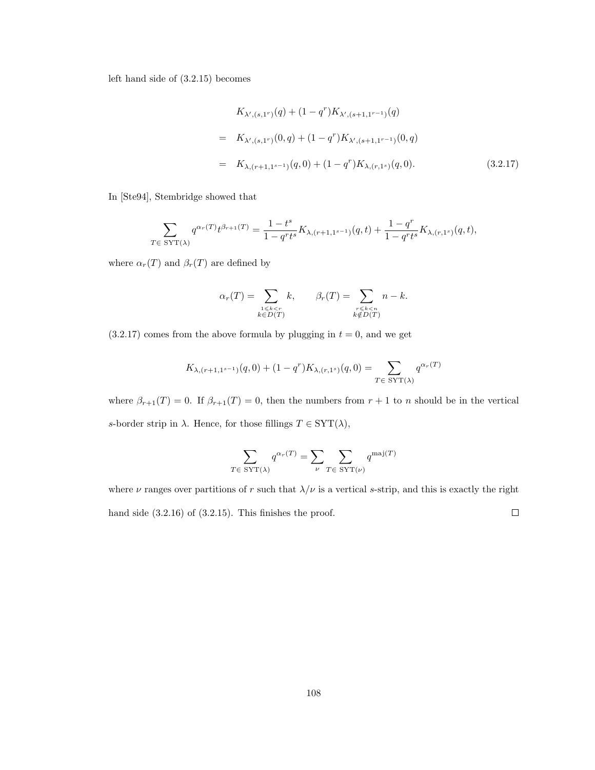left hand side of (3.2.15) becomes

$$
\begin{aligned}
& K_{\lambda',(s,1^r)}(q) + (1-q^r)K_{\lambda',(s+1,1^{r-1})}(q) \\
= \;& K_{\lambda',(s,1^r)}(0,q) + (1-q^r)K_{\lambda',(s+1,1^{r-1})}(0,q) \\
= \;& K_{\lambda,(r+1,1^{s-1})}(q,0) + (1-q^r)K_{\lambda,(r,1^s)}(q,0). \qquad (3.2.17)
\end{aligned}
$$

In [Ste94], Stembridge showed that

$$
\sum_{T \in \operatorname{SYT}(\lambda)} q^{\alpha_r(T)} t^{\beta_{r+1}(T)} = \frac{1-t^s}{1-q^r t^s} K_{\lambda,(r+1,1^{s-1})}(q,t) + \frac{1-q^r}{1-q^r t^s} K_{\lambda,(r,1^s)}(q,t),
$$

where $\alpha_r(T)$ and $\beta_r(T)$ are defined by

$$
\alpha_r(T) = \sum_{\substack{1 \leqslant k < r \\ k \in D(T)}} k, \qquad \beta_r(T) = \sum_{\substack{r \leqslant k < n \\ k \notin D(T)}} n-k.
$$

(3.2.17) comes from the above formula by plugging in $t = 0$, and we get

$$
K_{\lambda,(r+1,1^{s-1})}(q,0) + (1-q^r)K_{\lambda,(r,1^s)}(q,0) = \sum_{T \in \operatorname{SYT}(\lambda)} q^{\alpha_r(T)}
$$

where $\beta_{r+1}(T) = 0$. If $\beta_{r+1}(T) = 0$, then the numbers from $r+1$ to $n$ should be in the vertical $s$-border strip in $\lambda$. Hence, for those fillings $T \in \operatorname{SYT}(\lambda)$,

$$
\sum_{T \in \operatorname{SYT}(\lambda)} q^{\alpha_r(T)} = \sum_{\nu} \sum_{T \in \operatorname{SYT}(\nu)} q^{\operatorname{maj}(T)}
$$

where $\nu$ ranges over partitions of $r$ such that $\lambda/\nu$ is a vertical $s$-strip, and this is exactly the right hand side (3.2.16) of (3.2.15). This finishes the proof. □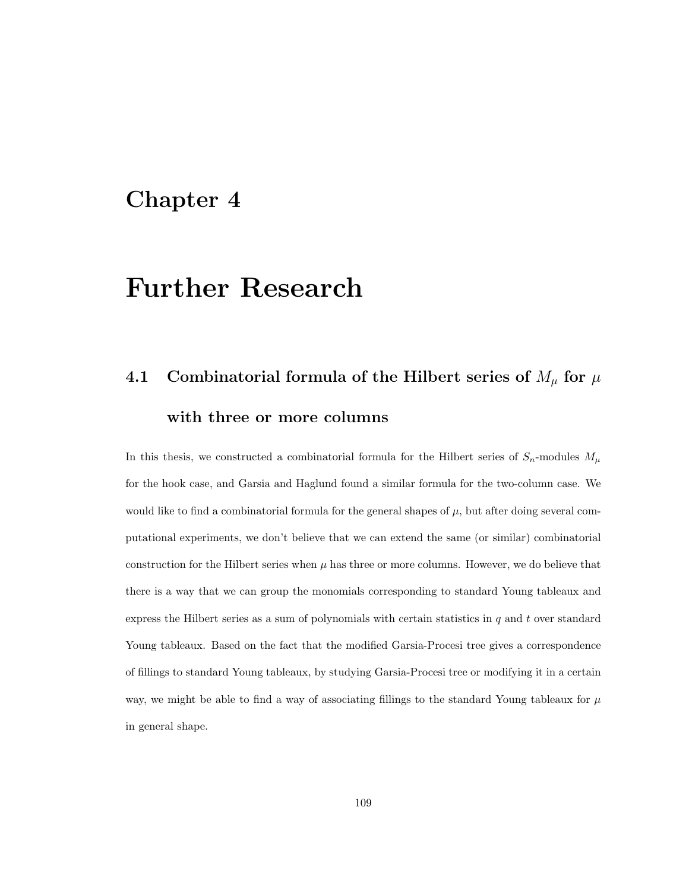# Chapter 4

# Further Research

## 4.1 Combinatorial formula of the Hilbert series of $M_\mu$ for $\mu$ with three or more columns

In this thesis, we constructed a combinatorial formula for the Hilbert series of $S_n$-modules $M_\mu$ for the hook case, and Garsia and Haglund found a similar formula for the two-column case. We would like to find a combinatorial formula for the general shapes of $\mu$, but after doing several computational experiments, we don't believe that we can extend the same (or similar) combinatorial construction for the Hilbert series when $\mu$ has three or more columns. However, we do believe that there is a way that we can group the monomials corresponding to standard Young tableaux and express the Hilbert series as a sum of polynomials with certain statistics in $q$ and $t$ over standard Young tableaux. Based on the fact that the modified Garsia-Procesi tree gives a correspondence of fillings to standard Young tableaux, by studying Garsia-Procesi tree or modifying it in a certain way, we might be able to find a way of associating fillings to the standard Young tableaux for $\mu$ in general shape.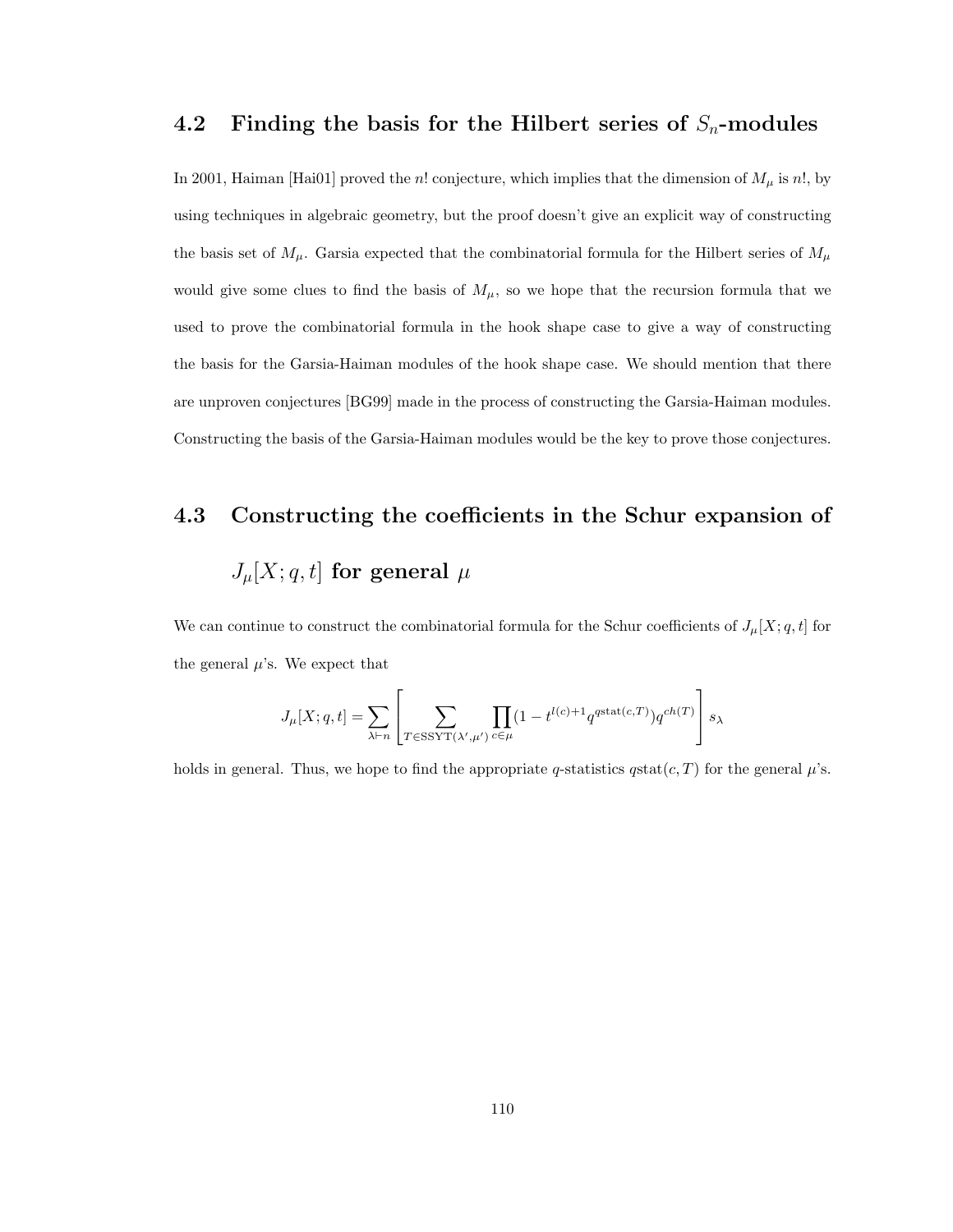## 4.2 Finding the basis for the Hilbert series of $S_n$-modules

In 2001, Haiman [Hai01] proved the $n!$ conjecture, which implies that the dimension of $M_\mu$ is $n!$, by using techniques in algebraic geometry, but the proof doesn't give an explicit way of constructing the basis set of $M_\mu$. Garsia expected that the combinatorial formula for the Hilbert series of $M_\mu$ would give some clues to find the basis of $M_\mu$, so we hope that the recursion formula that we used to prove the combinatorial formula in the hook shape case to give a way of constructing the basis for the Garsia-Haiman modules of the hook shape case. We should mention that there are unproven conjectures [BG99] made in the process of constructing the Garsia-Haiman modules. Constructing the basis of the Garsia-Haiman modules would be the key to prove those conjectures.

## 4.3 Constructing the coefficients in the Schur expansion of $J_\mu[X; q, t]$ for general $\mu$

We can continue to construct the combinatorial formula for the Schur coefficients of $J_\mu[X; q, t]$ for the general $\mu$'s. We expect that

$$J_\mu[X; q, t] = \sum_{\lambda \vdash n} \left[ \sum_{T \in \mathrm{SSYT}(\lambda', \mu')} \prod_{c \in \mu} (1 - t^{l(c)+1} q^{\mathrm{qstat}(c,T)}) q^{ch(T)} \right] s_\lambda$$

holds in general. Thus, we hope to find the appropriate $q$-statistics $q\mathrm{stat}(c, T)$ for the general $\mu$'s.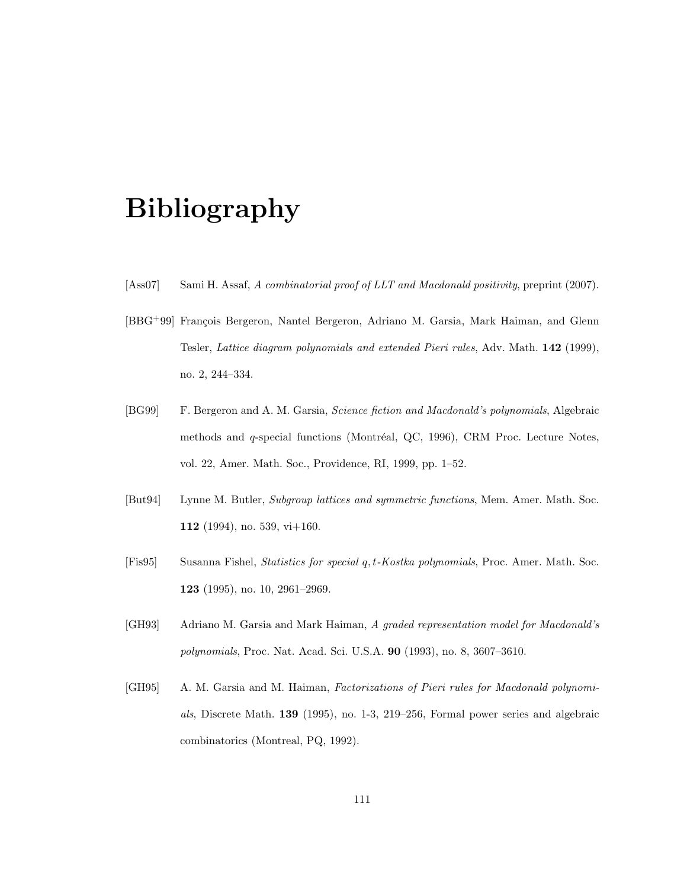# Bibliography

[Ass07] Sami H. Assaf, *A combinatorial proof of LLT and Macdonald positivity*, preprint (2007).

[BBG+99] François Bergeron, Nantel Bergeron, Adriano M. Garsia, Mark Haiman, and Glenn Tesler, *Lattice diagram polynomials and extended Pieri rules*, Adv. Math. **142** (1999), no. 2, 244–334.

[BG99] F. Bergeron and A. M. Garsia, *Science fiction and Macdonald's polynomials*, Algebraic methods and $q$-special functions (Montréal, QC, 1996), CRM Proc. Lecture Notes, vol. 22, Amer. Math. Soc., Providence, RI, 1999, pp. 1–52.

[But94] Lynne M. Butler, *Subgroup lattices and symmetric functions*, Mem. Amer. Math. Soc. **112** (1994), no. 539, vi+160.

[Fis95] Susanna Fishel, *Statistics for special $q,t$-Kostka polynomials*, Proc. Amer. Math. Soc. **123** (1995), no. 10, 2961–2969.

[GH93] Adriano M. Garsia and Mark Haiman, *A graded representation model for Macdonald's polynomials*, Proc. Nat. Acad. Sci. U.S.A. **90** (1993), no. 8, 3607–3610.

[GH95] A. M. Garsia and M. Haiman, *Factorizations of Pieri rules for Macdonald polynomials*, Discrete Math. **139** (1995), no. 1-3, 219–256, Formal power series and algebraic combinatorics (Montreal, PQ, 1992).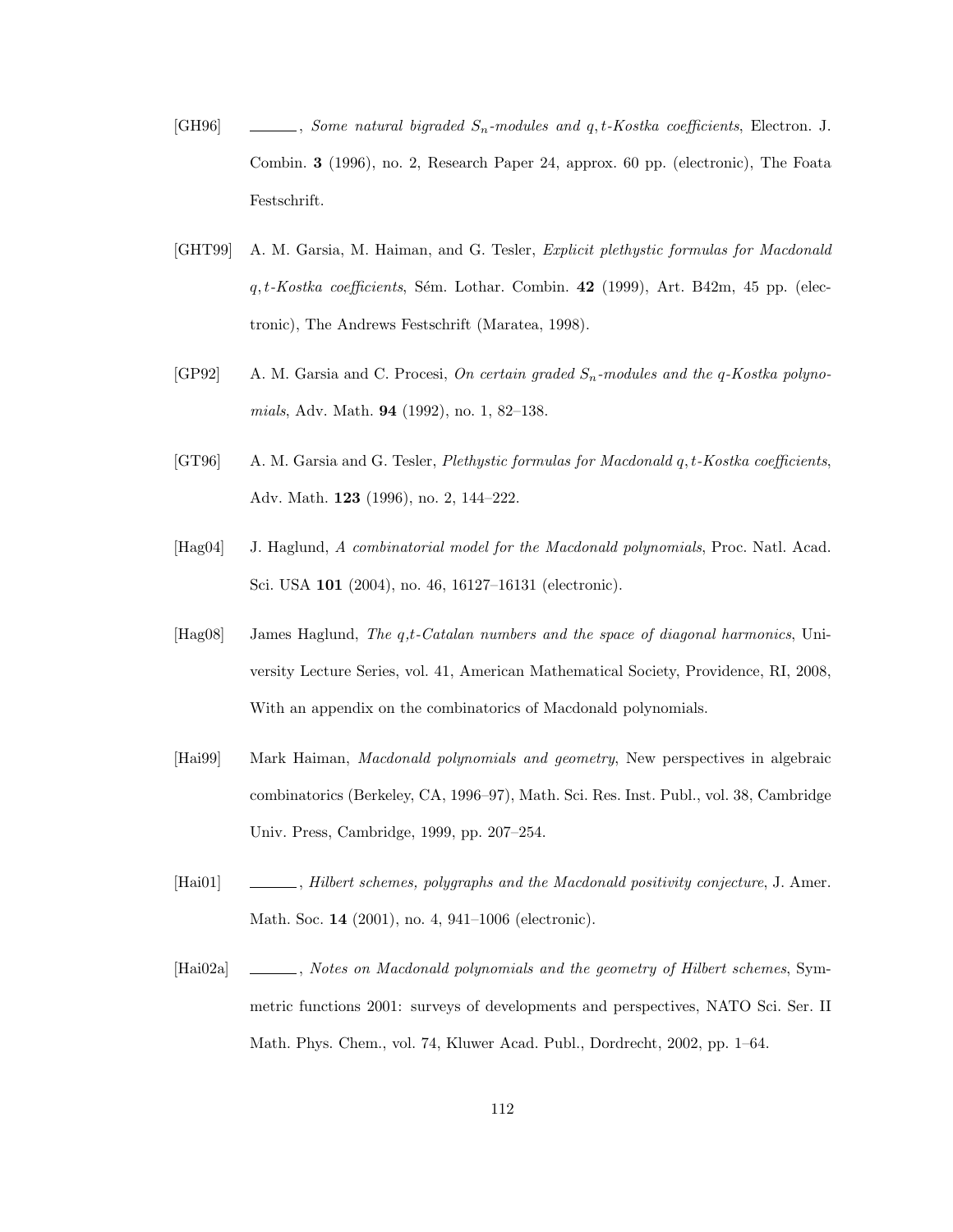[GH96] ______, *Some natural bigraded $S_n$-modules and $q,t$-Kostka coefficients*, Electron. J. Combin. **3** (1996), no. 2, Research Paper 24, approx. 60 pp. (electronic), The Foata Festschrift.

[GHT99] A. M. Garsia, M. Haiman, and G. Tesler, *Explicit plethystic formulas for Macdonald $q,t$-Kostka coefficients*, Sém. Lothar. Combin. **42** (1999), Art. B42m, 45 pp. (electronic), The Andrews Festschrift (Maratea, 1998).

[GP92] A. M. Garsia and C. Procesi, *On certain graded $S_n$-modules and the $q$-Kostka polynomials*, Adv. Math. **94** (1992), no. 1, 82–138.

[GT96] A. M. Garsia and G. Tesler, *Plethystic formulas for Macdonald $q,t$-Kostka coefficients*, Adv. Math. **123** (1996), no. 2, 144–222.

[Hag04] J. Haglund, *A combinatorial model for the Macdonald polynomials*, Proc. Natl. Acad. Sci. USA **101** (2004), no. 46, 16127–16131 (electronic).

[Hag08] James Haglund, *The q,t-Catalan numbers and the space of diagonal harmonics*, University Lecture Series, vol. 41, American Mathematical Society, Providence, RI, 2008, With an appendix on the combinatorics of Macdonald polynomials.

[Hai99] Mark Haiman, *Macdonald polynomials and geometry*, New perspectives in algebraic combinatorics (Berkeley, CA, 1996–97), Math. Sci. Res. Inst. Publ., vol. 38, Cambridge Univ. Press, Cambridge, 1999, pp. 207–254.

[Hai01] ______, *Hilbert schemes, polygraphs and the Macdonald positivity conjecture*, J. Amer. Math. Soc. **14** (2001), no. 4, 941–1006 (electronic).

[Hai02a] ______, *Notes on Macdonald polynomials and the geometry of Hilbert schemes*, Symmetric functions 2001: surveys of developments and perspectives, NATO Sci. Ser. II Math. Phys. Chem., vol. 74, Kluwer Acad. Publ., Dordrecht, 2002, pp. 1–64.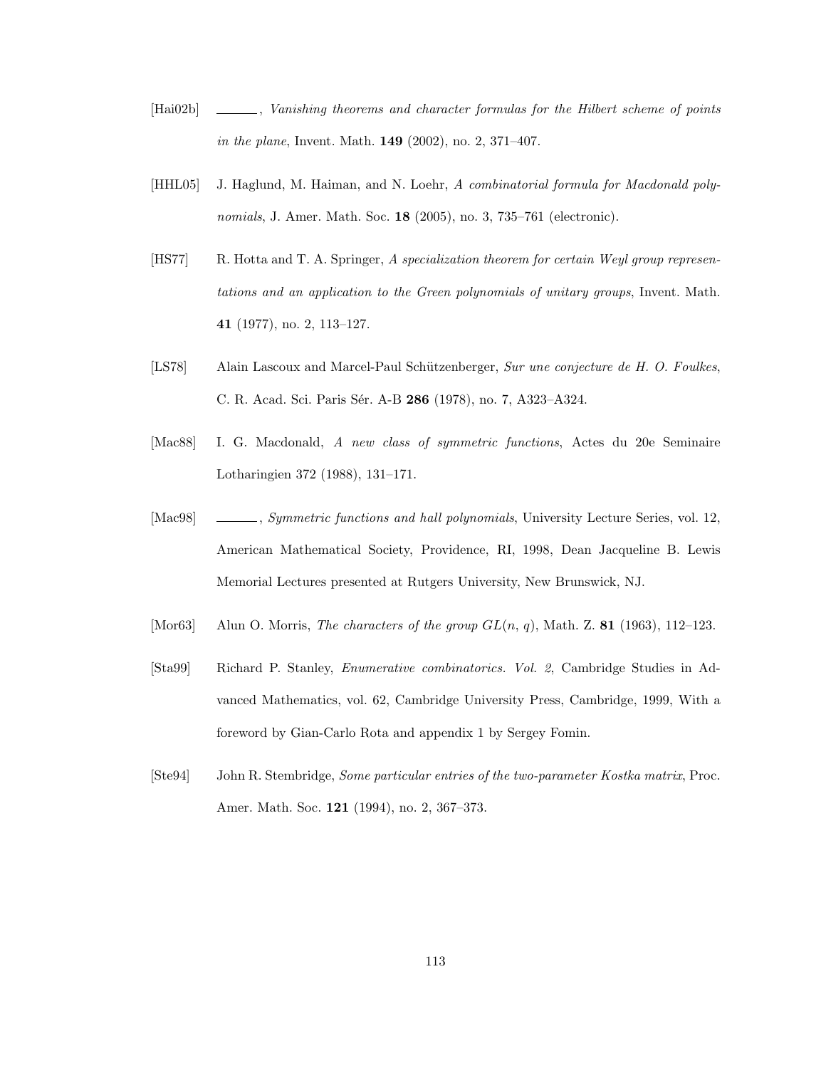[Hai02b] ———, *Vanishing theorems and character formulas for the Hilbert scheme of points in the plane*, Invent. Math. **149** (2002), no. 2, 371–407.

[HHL05] J. Haglund, M. Haiman, and N. Loehr, *A combinatorial formula for Macdonald polynomials*, J. Amer. Math. Soc. **18** (2005), no. 3, 735–761 (electronic).

[HS77] R. Hotta and T. A. Springer, *A specialization theorem for certain Weyl group representations and an application to the Green polynomials of unitary groups*, Invent. Math. **41** (1977), no. 2, 113–127.

[LS78] Alain Lascoux and Marcel-Paul Schützenberger, *Sur une conjecture de H. O. Foulkes*, C. R. Acad. Sci. Paris Sér. A-B **286** (1978), no. 7, A323–A324.

[Mac88] I. G. Macdonald, *A new class of symmetric functions*, Actes du 20e Seminaire Lotharingien 372 (1988), 131–171.

[Mac98] ———, *Symmetric functions and hall polynomials*, University Lecture Series, vol. 12, American Mathematical Society, Providence, RI, 1998, Dean Jacqueline B. Lewis Memorial Lectures presented at Rutgers University, New Brunswick, NJ.

[Mor63] Alun O. Morris, *The characters of the group $GL(n, q)$*, Math. Z. **81** (1963), 112–123.

[Sta99] Richard P. Stanley, *Enumerative combinatorics. Vol. 2*, Cambridge Studies in Advanced Mathematics, vol. 62, Cambridge University Press, Cambridge, 1999, With a foreword by Gian-Carlo Rota and appendix 1 by Sergey Fomin.

[Ste94] John R. Stembridge, *Some particular entries of the two-parameter Kostka matrix*, Proc. Amer. Math. Soc. **121** (1994), no. 2, 367–373.